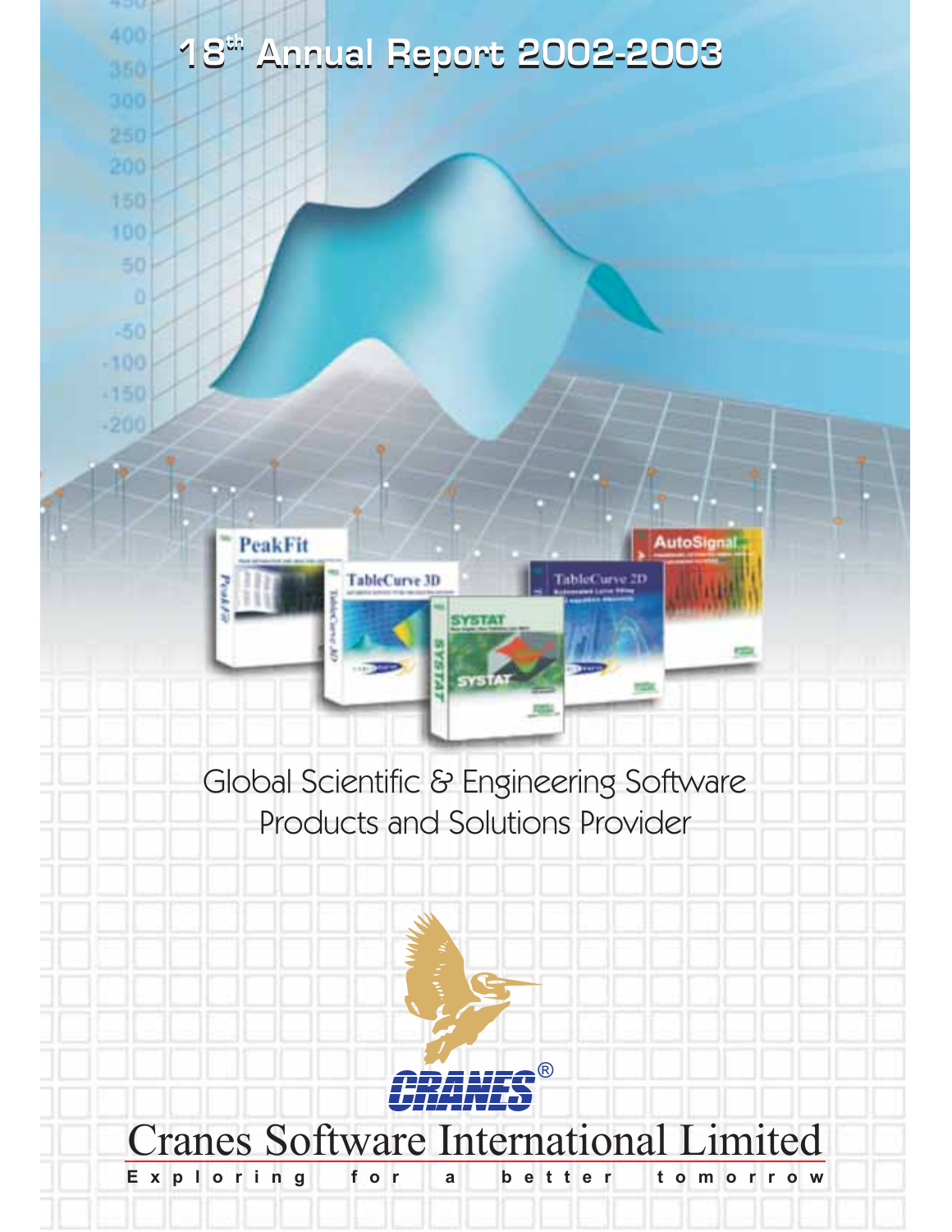# 18th Annual Report 2002-2003

Global Scientific & Engineering Software Products and Solutions Provider

CRANES®

# Cranes Software International Limited

Exploring for a better tomorrow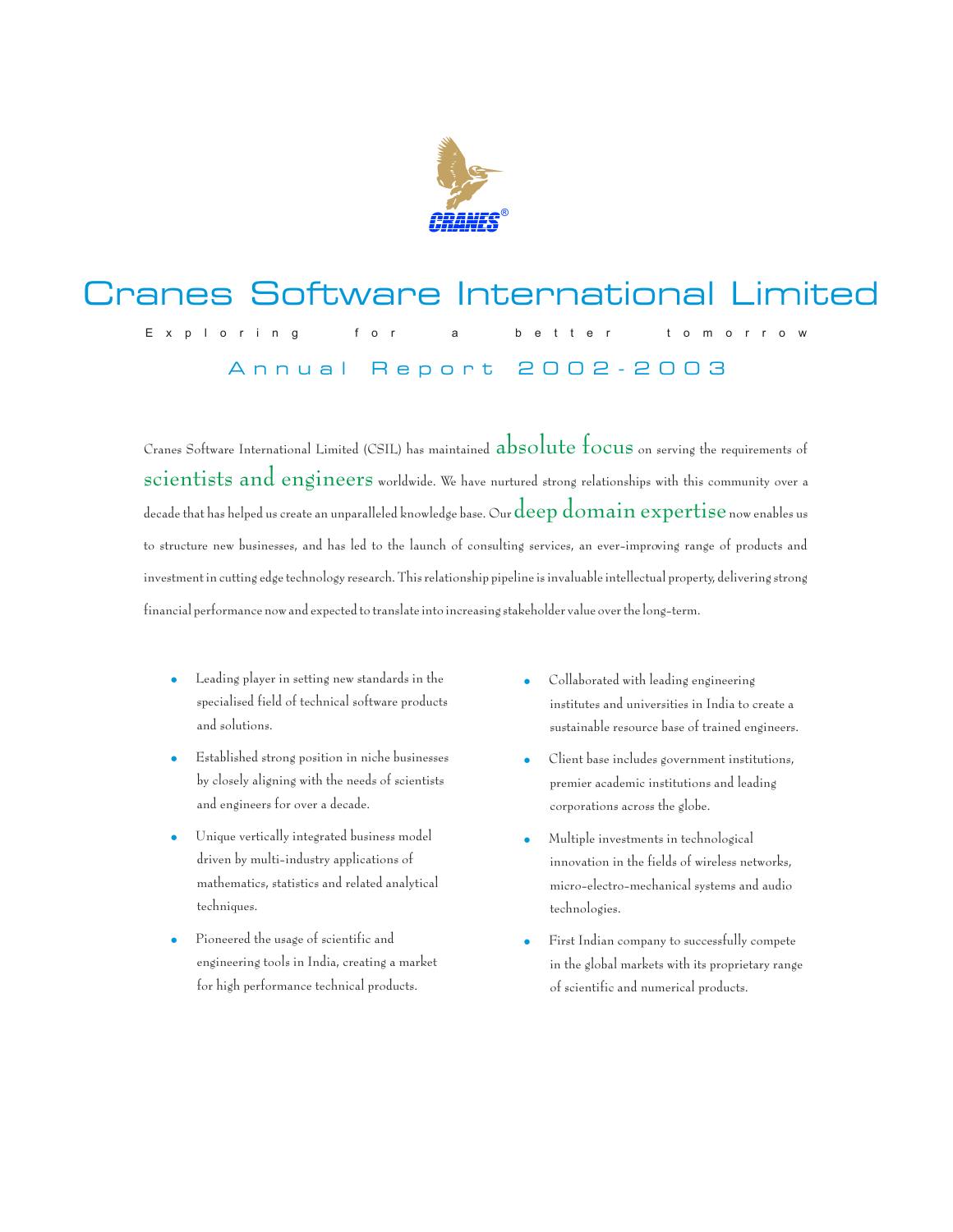# Cranes Software International Limited

Exploring for a better tomorrow

## Annual Report 2002-2003

Cranes Software International Limited (CSIL) has maintained absolute focus on serving the requirements of scientists and engineers worldwide. We have nurtured strong relationships with this community over a decade that has helped us create an unparalleled knowledge base. Our deep domain expertise now enables us to structure new businesses, and has led to the launch of consulting services, an ever-improving range of products and investment in cutting edge technology research. This relationship pipeline is invaluable intellectual property, delivering strong financial performance now and expected to translate into increasing stakeholder value over the long-term.

- Leading player in setting new standards in the specialised field of technical software products and solutions.
- Established strong position in niche businesses by closely aligning with the needs of scientists and engineers for over a decade.
- Unique vertically integrated business model driven by multi-industry applications of mathematics, statistics and related analytical techniques.
- Pioneered the usage of scientific and engineering tools in India, creating a market for high performance technical products.
- Collaborated with leading engineering institutes and universities in India to create a sustainable resource base of trained engineers.
- Client base includes government institutions, premier academic institutions and leading corporations across the globe.
- Multiple investments in technological innovation in the fields of wireless networks, micro-electro-mechanical systems and audio technologies.
- First Indian company to successfully compete in the global markets with its proprietary range of scientific and numerical products.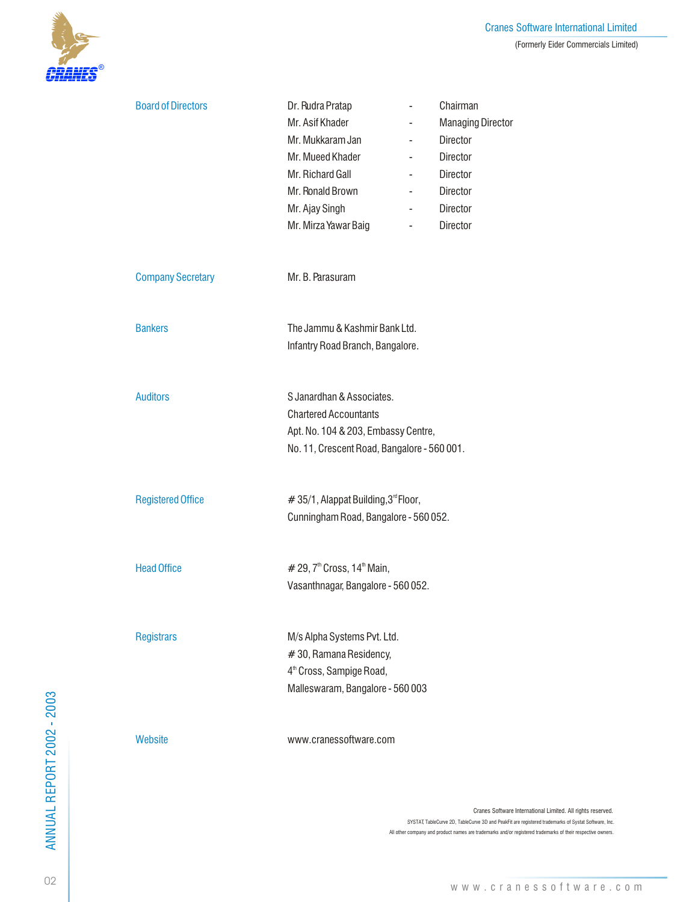| | | | |
|---|---|---|---|
| **Board of Directors** | Dr. Rudra Pratap | - | Chairman |
| | Mr. Asif Khader | - | Managing Director |
| | Mr. Mukkaram Jan | - | Director |
| | Mr. Mueed Khader | - | Director |
| | Mr. Richard Gall | - | Director |
| | Mr. Ronald Brown | - | Director |
| | Mr. Ajay Singh | - | Director |
| | Mr. Mirza Yawar Baig | - | Director |

**Company Secretary**

Mr. B. Parasuram

**Bankers**

The Jammu & Kashmir Bank Ltd.
Infantry Road Branch, Bangalore.

**Auditors**

S Janardhan & Associates.
Chartered Accountants
Apt. No. 104 & 203, Embassy Centre,
No. 11, Crescent Road, Bangalore - 560 001.

**Registered Office**

# 35/1, Alappat Building, 3rd Floor,
Cunningham Road, Bangalore - 560 052.

**Head Office**

# 29, 7th Cross, 14th Main,
Vasanthnagar, Bangalore - 560 052.

**Registrars**

M/s Alpha Systems Pvt. Ltd.
# 30, Ramana Residency,
4th Cross, Sampige Road,
Malleswaram, Bangalore - 560 003

**Website**

www.cranessoftware.com

Cranes Software International Limited. All rights reserved.
SYSTAT, TableCurve 2D, TableCurve 3D and PeakFit are registered trademarks of Systat Software, Inc.
All other company and product names are trademarks and/or registered trademarks of their respective owners.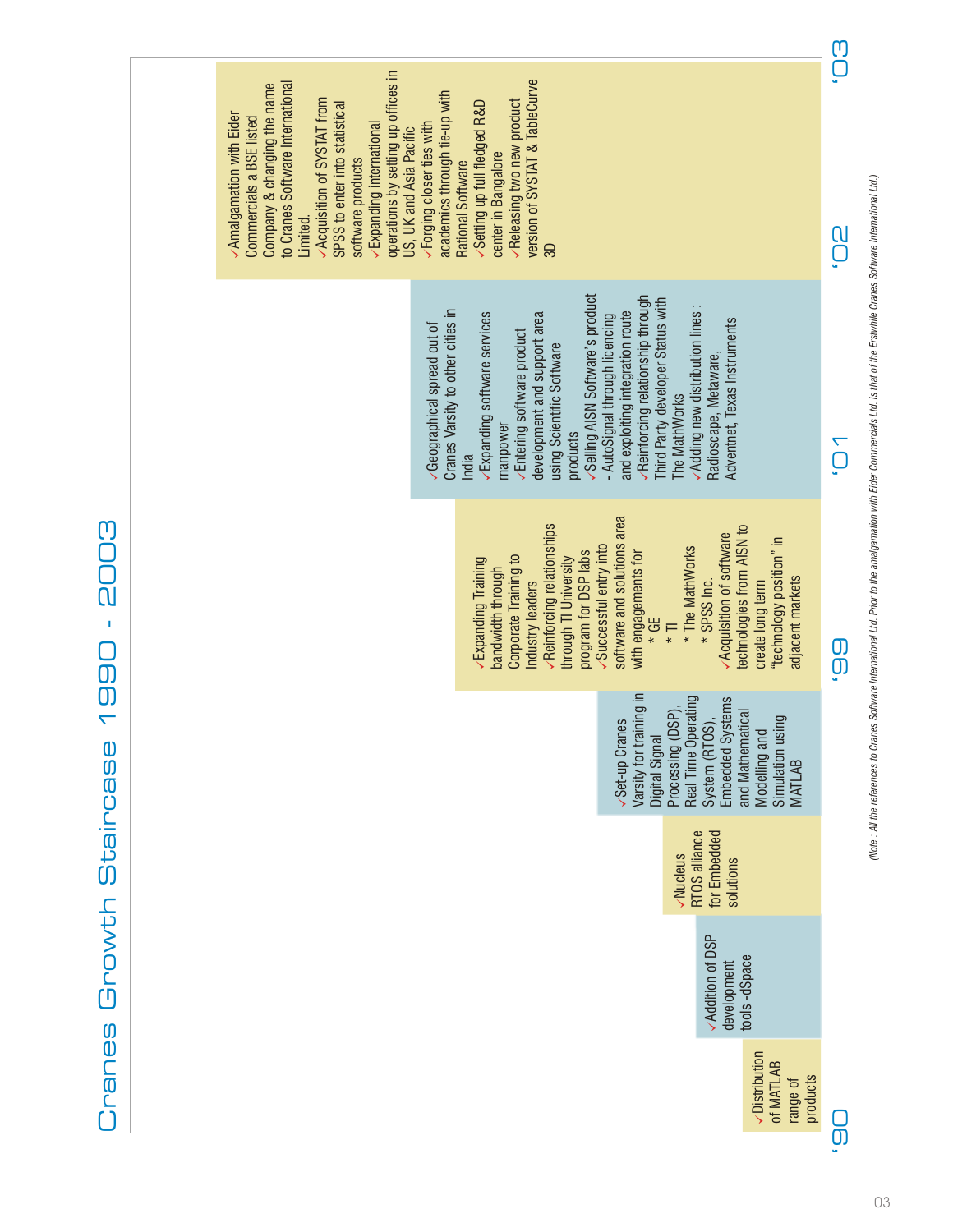# Cranes Growth Staircase 1990 - 2003

**'90**

- ✓Distribution of MATLAB range of products
- ✓Addition of DSP development tools -dSpace
- ✓Nucleus RTOS alliance for Embedded solutions
- ✓Set-up Cranes Varsity for training in Digital Signal Processing (DSP), Real Time Operating System (RTOS), Embedded Systems and Mathematical Modelling and Simulation using MATLAB

**'99**

- ✓Expanding Training bandwidth through Corporate Training to Industry leaders
- ✓Reinforcing relationships through TI University program for DSP labs
- ✓Successful entry into software and solutions area with engagements for
  - * GE
  - * TI
  - * The MathWorks
  - * SPSS Inc.
- ✓Acquisition of software technologies from AISN to create long term "technology position" in adjacent markets

**'01**

- ✓Geographical spread out of Cranes Varsity to other cities in India
- ✓Expanding software services manpower
- ✓Entering software product development and support area using Scientific Software products
- ✓Selling AISN Software's product - AutoSignal through licencing and exploiting integration route
- ✓Reinforcing relationship through Third Party developer Status with The MathWorks
- ✓Adding new distribution lines : Radioscape, Metaware, Adventnet, Texas Instruments

**'02**

- ✓Amalgamation with Eider Commercials a BSE listed Company & changing the name to Cranes Software International Limited.
- ✓Acquisition of SYSTAT from SPSS to enter into statistical software products
- ✓Expanding international operations by setting up offices in US, UK and Asia Pacific
- ✓Forging closer ties with academics through tie-up with Rational Software
- ✓Setting up full fledged R&D center in Bangalore
- ✓Releasing two new product version of SYSTAT & TableCurve 3D

**'03**

*(Note : All the references to Cranes Software International Ltd. Prior to the amalgamation with Eider Commercials Ltd. is that of the Erstwhile Cranes Software International Ltd.)*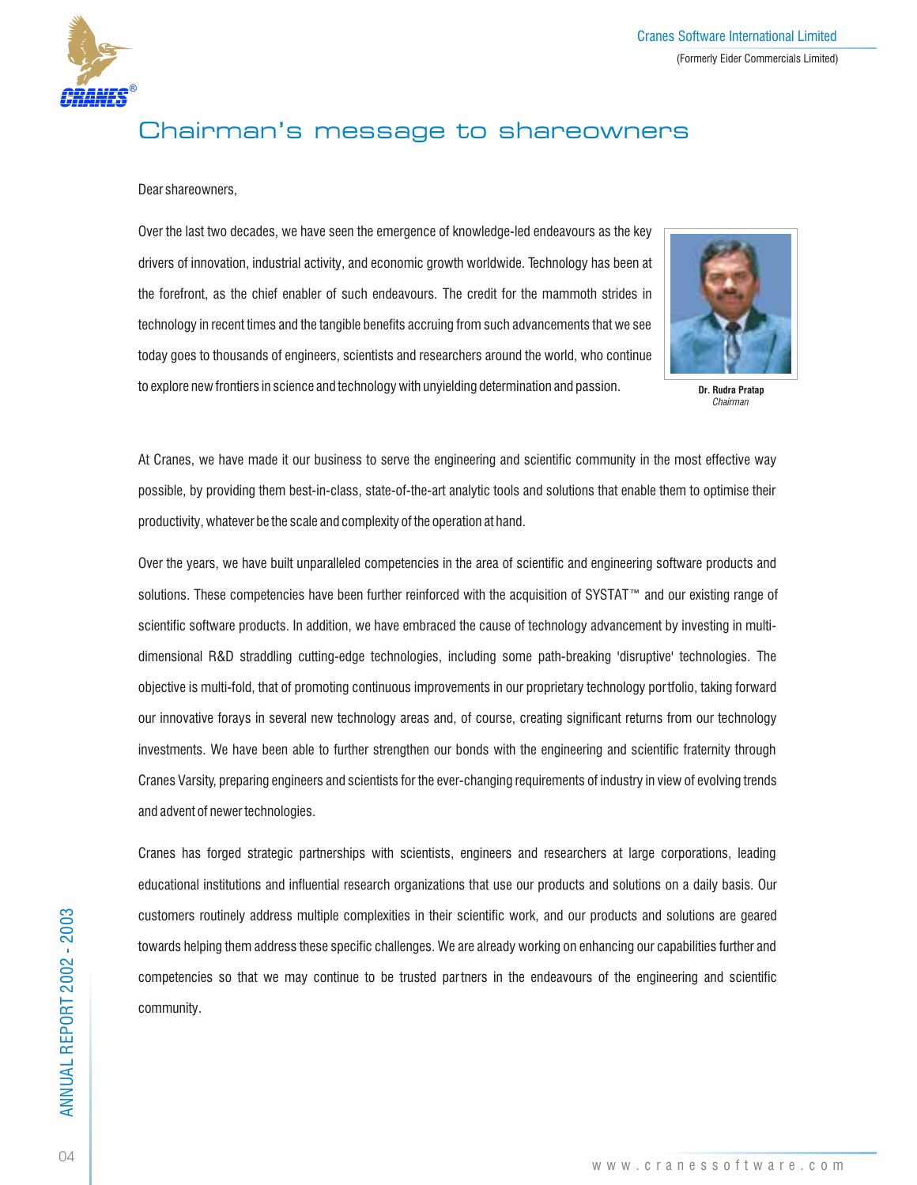# Chairman's message to shareowners

Dear shareowners,

Over the last two decades, we have seen the emergence of knowledge-led endeavours as the key drivers of innovation, industrial activity, and economic growth worldwide. Technology has been at the forefront, as the chief enabler of such endeavours. The credit for the mammoth strides in technology in recent times and the tangible benefits accruing from such advancements that we see today goes to thousands of engineers, scientists and researchers around the world, who continue to explore new frontiers in science and technology with unyielding determination and passion.

**Dr. Rudra Pratap**
*Chairman*

At Cranes, we have made it our business to serve the engineering and scientific community in the most effective way possible, by providing them best-in-class, state-of-the-art analytic tools and solutions that enable them to optimise their productivity, whatever be the scale and complexity of the operation at hand.

Over the years, we have built unparalleled competencies in the area of scientific and engineering software products and solutions. These competencies have been further reinforced with the acquisition of SYSTAT™ and our existing range of scientific software products. In addition, we have embraced the cause of technology advancement by investing in multi-dimensional R&D straddling cutting-edge technologies, including some path-breaking 'disruptive' technologies. The objective is multi-fold, that of promoting continuous improvements in our proprietary technology portfolio, taking forward our innovative forays in several new technology areas and, of course, creating significant returns from our technology investments. We have been able to further strengthen our bonds with the engineering and scientific fraternity through Cranes Varsity, preparing engineers and scientists for the ever-changing requirements of industry in view of evolving trends and advent of newer technologies.

Cranes has forged strategic partnerships with scientists, engineers and researchers at large corporations, leading educational institutions and influential research organizations that use our products and solutions on a daily basis. Our customers routinely address multiple complexities in their scientific work, and our products and solutions are geared towards helping them address these specific challenges. We are already working on enhancing our capabilities further and competencies so that we may continue to be trusted partners in the endeavours of the engineering and scientific community.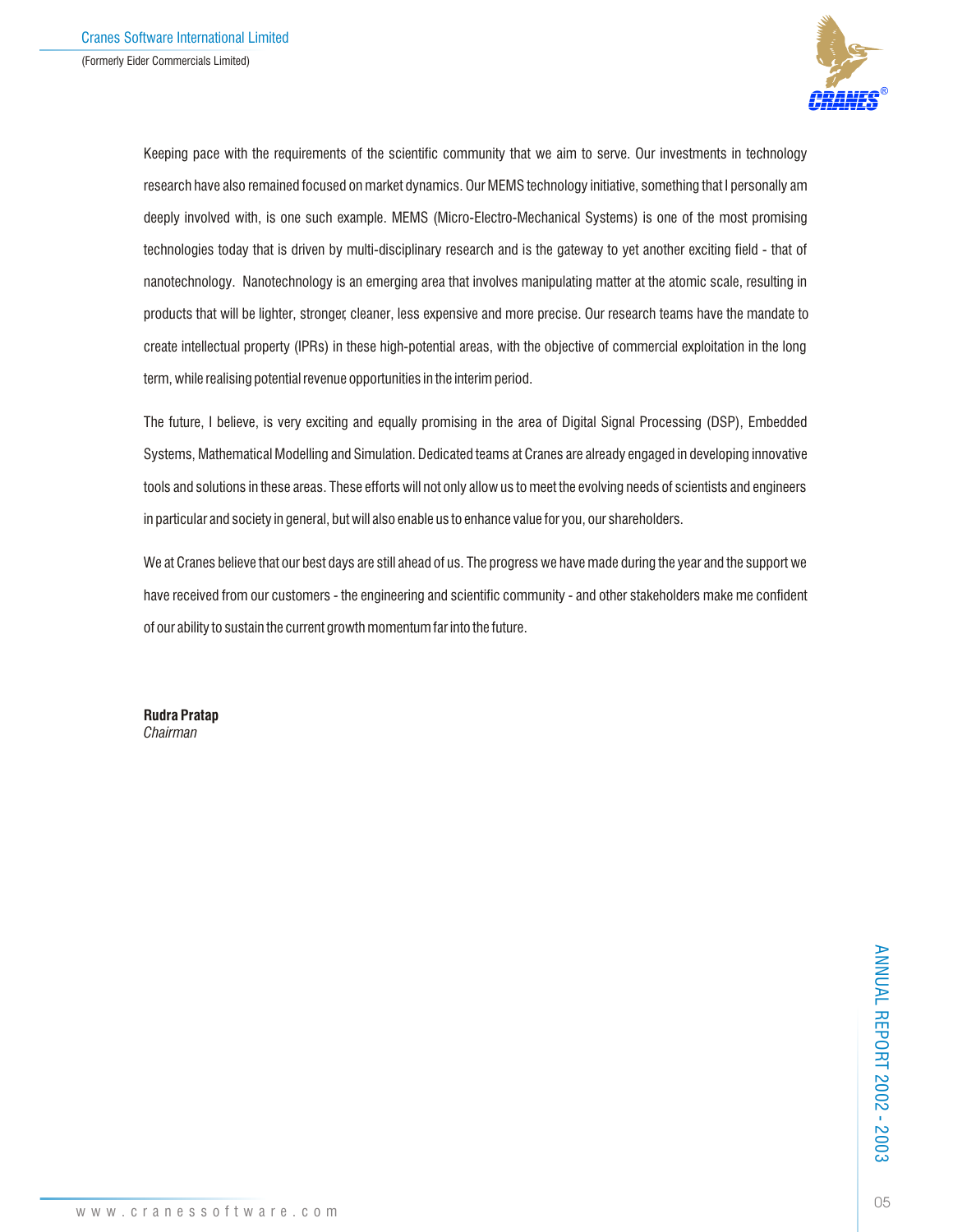Keeping pace with the requirements of the scientific community that we aim to serve. Our investments in technology research have also remained focused on market dynamics. Our MEMS technology initiative, something that I personally am deeply involved with, is one such example. MEMS (Micro-Electro-Mechanical Systems) is one of the most promising technologies today that is driven by multi-disciplinary research and is the gateway to yet another exciting field - that of nanotechnology. Nanotechnology is an emerging area that involves manipulating matter at the atomic scale, resulting in products that will be lighter, stronger, cleaner, less expensive and more precise. Our research teams have the mandate to create intellectual property (IPRs) in these high-potential areas, with the objective of commercial exploitation in the long term, while realising potential revenue opportunities in the interim period.

The future, I believe, is very exciting and equally promising in the area of Digital Signal Processing (DSP), Embedded Systems, Mathematical Modelling and Simulation. Dedicated teams at Cranes are already engaged in developing innovative tools and solutions in these areas. These efforts will not only allow us to meet the evolving needs of scientists and engineers in particular and society in general, but will also enable us to enhance value for you, our shareholders.

We at Cranes believe that our best days are still ahead of us. The progress we have made during the year and the support we have received from our customers - the engineering and scientific community - and other stakeholders make me confident of our ability to sustain the current growth momentum far into the future.

**Rudra Pratap**
*Chairman*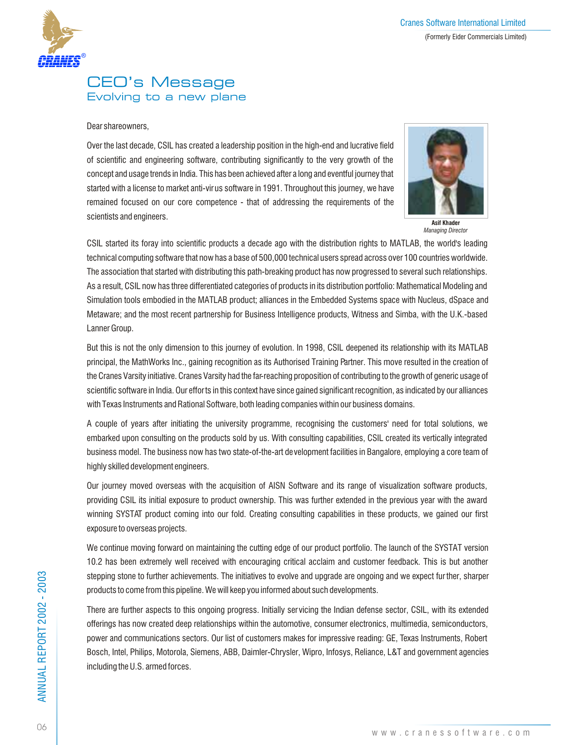# CEO's Message

## Evolving to a new plane

Dear shareowners,

Over the last decade, CSIL has created a leadership position in the high-end and lucrative field of scientific and engineering software, contributing significantly to the very growth of the concept and usage trends in India. This has been achieved after a long and eventful journey that started with a license to market anti-virus software in 1991. Throughout this journey, we have remained focused on our core competence - that of addressing the requirements of the scientists and engineers.

**Asif Khader**
*Managing Director*

CSIL started its foray into scientific products a decade ago with the distribution rights to MATLAB, the world's leading technical computing software that now has a base of 500,000 technical users spread across over 100 countries worldwide. The association that started with distributing this path-breaking product has now progressed to several such relationships. As a result, CSIL now has three differentiated categories of products in its distribution portfolio: Mathematical Modeling and Simulation tools embodied in the MATLAB product; alliances in the Embedded Systems space with Nucleus, dSpace and Metaware; and the most recent partnership for Business Intelligence products, Witness and Simba, with the U.K.-based Lanner Group.

But this is not the only dimension to this journey of evolution. In 1998, CSIL deepened its relationship with its MATLAB principal, the MathWorks Inc., gaining recognition as its Authorised Training Partner. This move resulted in the creation of the Cranes Varsity initiative. Cranes Varsity had the far-reaching proposition of contributing to the growth of generic usage of scientific software in India. Our efforts in this context have since gained significant recognition, as indicated by our alliances with Texas Instruments and Rational Software, both leading companies within our business domains.

A couple of years after initiating the university programme, recognising the customers' need for total solutions, we embarked upon consulting on the products sold by us. With consulting capabilities, CSIL created its vertically integrated business model. The business now has two state-of-the-art development facilities in Bangalore, employing a core team of highly skilled development engineers.

Our journey moved overseas with the acquisition of AISN Software and its range of visualization software products, providing CSIL its initial exposure to product ownership. This was further extended in the previous year with the award winning SYSTAT product coming into our fold. Creating consulting capabilities in these products, we gained our first exposure to overseas projects.

We continue moving forward on maintaining the cutting edge of our product portfolio. The launch of the SYSTAT version 10.2 has been extremely well received with encouraging critical acclaim and customer feedback. This is but another stepping stone to further achievements. The initiatives to evolve and upgrade are ongoing and we expect further, sharper products to come from this pipeline. We will keep you informed about such developments.

There are further aspects to this ongoing progress. Initially servicing the Indian defense sector, CSIL, with its extended offerings has now created deep relationships within the automotive, consumer electronics, multimedia, semiconductors, power and communications sectors. Our list of customers makes for impressive reading: GE, Texas Instruments, Robert Bosch, Intel, Philips, Motorola, Siemens, ABB, Daimler-Chrysler, Wipro, Infosys, Reliance, L&T and government agencies including the U.S. armed forces.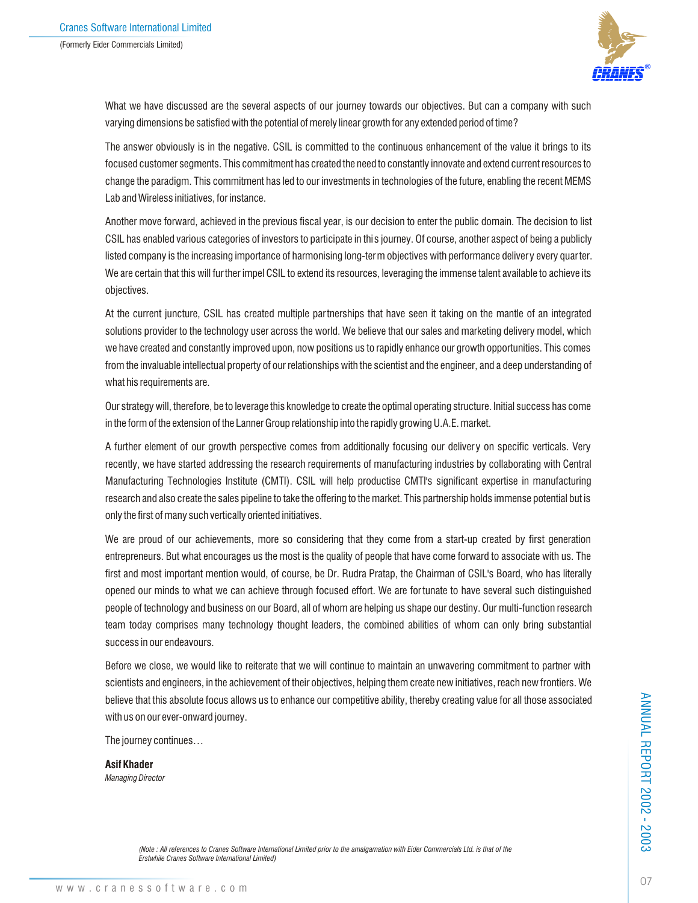What we have discussed are the several aspects of our journey towards our objectives. But can a company with such varying dimensions be satisfied with the potential of merely linear growth for any extended period of time?

The answer obviously is in the negative. CSIL is committed to the continuous enhancement of the value it brings to its focused customer segments. This commitment has created the need to constantly innovate and extend current resources to change the paradigm. This commitment has led to our investments in technologies of the future, enabling the recent MEMS Lab and Wireless initiatives, for instance.

Another move forward, achieved in the previous fiscal year, is our decision to enter the public domain. The decision to list CSIL has enabled various categories of investors to participate in this journey. Of course, another aspect of being a publicly listed company is the increasing importance of harmonising long-term objectives with performance delivery every quarter. We are certain that this will further impel CSIL to extend its resources, leveraging the immense talent available to achieve its objectives.

At the current juncture, CSIL has created multiple partnerships that have seen it taking on the mantle of an integrated solutions provider to the technology user across the world. We believe that our sales and marketing delivery model, which we have created and constantly improved upon, now positions us to rapidly enhance our growth opportunities. This comes from the invaluable intellectual property of our relationships with the scientist and the engineer, and a deep understanding of what his requirements are.

Our strategy will, therefore, be to leverage this knowledge to create the optimal operating structure. Initial success has come in the form of the extension of the Lanner Group relationship into the rapidly growing U.A.E. market.

A further element of our growth perspective comes from additionally focusing our delivery on specific verticals. Very recently, we have started addressing the research requirements of manufacturing industries by collaborating with Central Manufacturing Technologies Institute (CMTI). CSIL will help productise CMTI's significant expertise in manufacturing research and also create the sales pipeline to take the offering to the market. This partnership holds immense potential but is only the first of many such vertically oriented initiatives.

We are proud of our achievements, more so considering that they come from a start-up created by first generation entrepreneurs. But what encourages us the most is the quality of people that have come forward to associate with us. The first and most important mention would, of course, be Dr. Rudra Pratap, the Chairman of CSIL's Board, who has literally opened our minds to what we can achieve through focused effort. We are fortunate to have several such distinguished people of technology and business on our Board, all of whom are helping us shape our destiny. Our multi-function research team today comprises many technology thought leaders, the combined abilities of whom can only bring substantial success in our endeavours.

Before we close, we would like to reiterate that we will continue to maintain an unwavering commitment to partner with scientists and engineers, in the achievement of their objectives, helping them create new initiatives, reach new frontiers. We believe that this absolute focus allows us to enhance our competitive ability, thereby creating value for all those associated with us on our ever-onward journey.

The journey continues…

**Asif Khader**
*Managing Director*

*(Note : All references to Cranes Software International Limited prior to the amalgamation with Eider Commercials Ltd. is that of the Erstwhile Cranes Software International Limited)*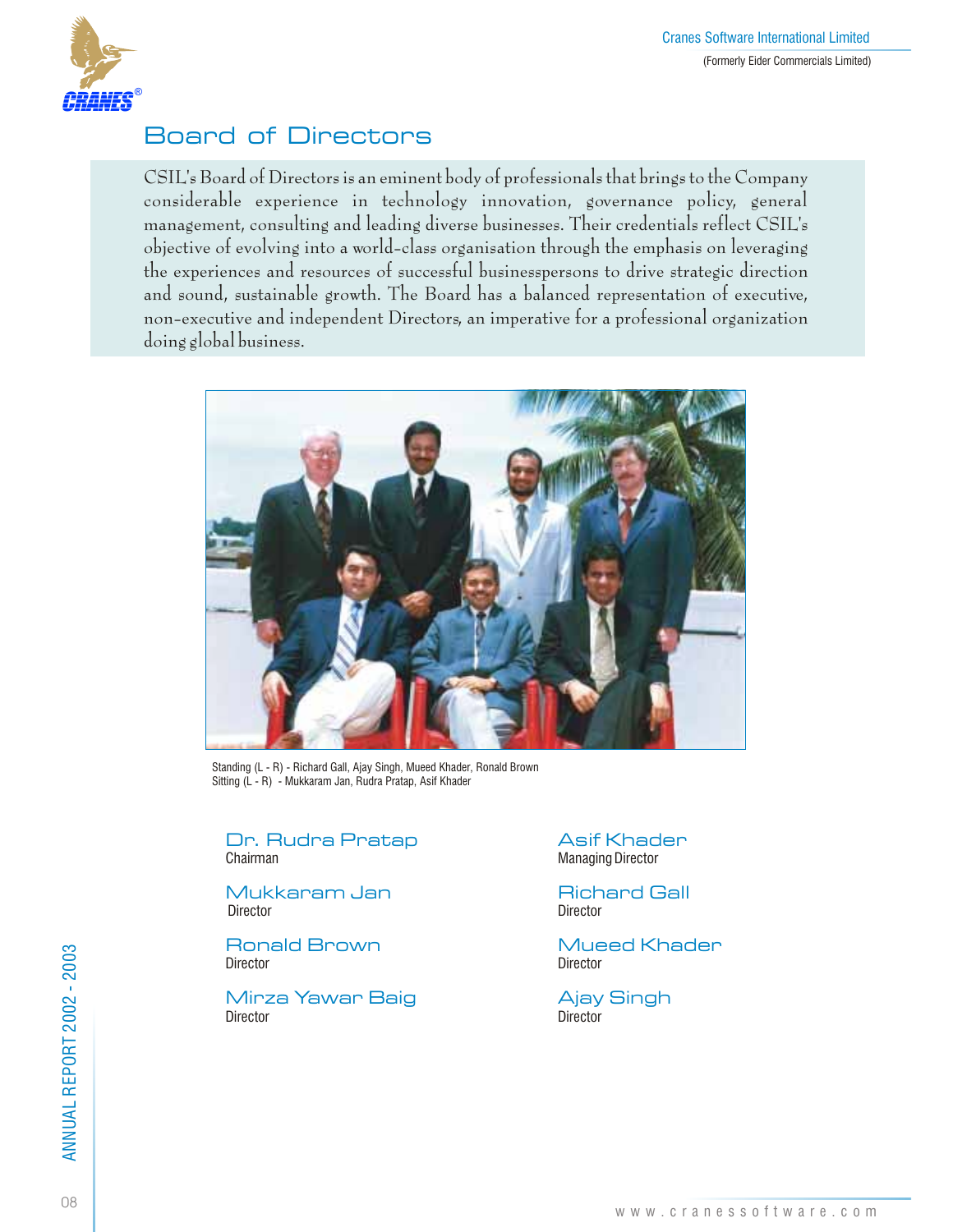# Board of Directors

CSIL's Board of Directors is an eminent body of professionals that brings to the Company considerable experience in technology innovation, governance policy, general management, consulting and leading diverse businesses. Their credentials reflect CSIL's objective of evolving into a world-class organisation through the emphasis on leveraging the experiences and resources of successful businesspersons to drive strategic direction and sound, sustainable growth. The Board has a balanced representation of executive, non-executive and independent Directors, an imperative for a professional organization doing global business.

Standing (L - R) - Richard Gall, Ajay Singh, Mueed Khader, Ronald Brown
Sitting (L - R) - Mukkaram Jan, Rudra Pratap, Asif Khader

**Dr. Rudra Pratap**
Chairman

**Mukkaram Jan**
Director

**Ronald Brown**
Director

**Mirza Yawar Baig**
Director

**Asif Khader**
Managing Director

**Richard Gall**
Director

**Mueed Khader**
Director

**Ajay Singh**
Director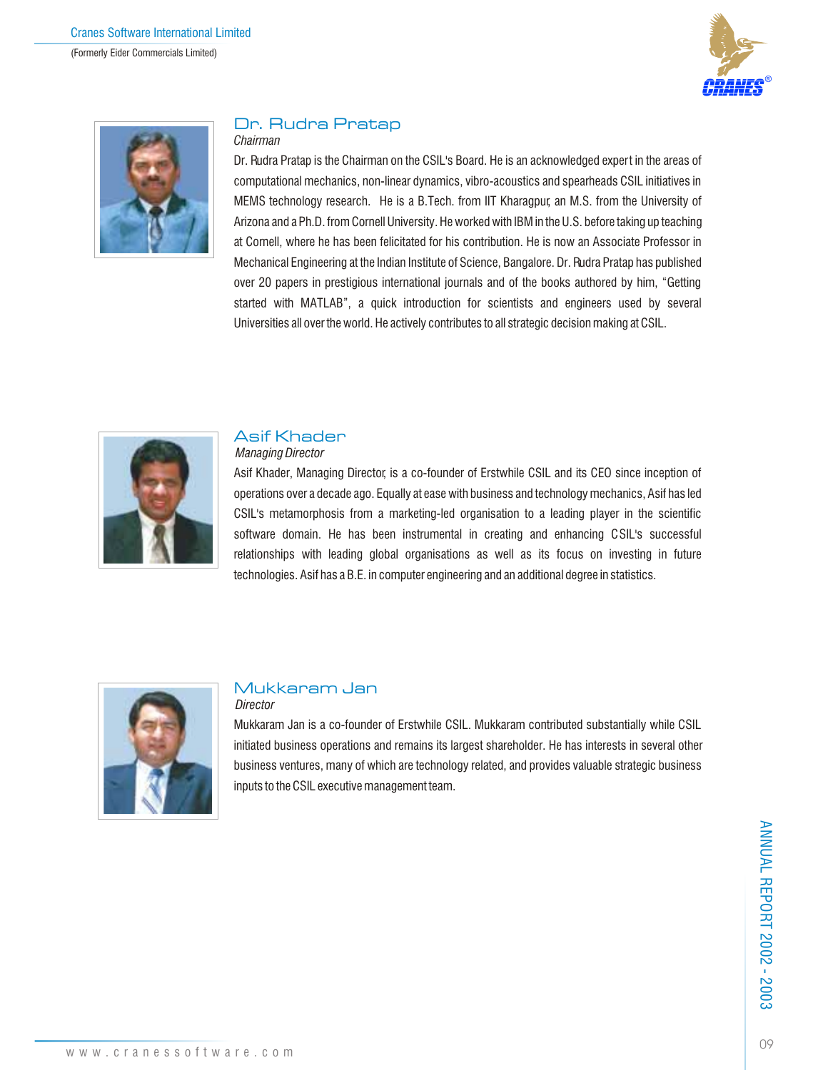## Dr. Rudra Pratap

*Chairman*

Dr. Rudra Pratap is the Chairman on the CSIL's Board. He is an acknowledged expert in the areas of computational mechanics, non-linear dynamics, vibro-acoustics and spearheads CSIL initiatives in MEMS technology research. He is a B.Tech. from IIT Kharagpur, an M.S. from the University of Arizona and a Ph.D. from Cornell University. He worked with IBM in the U.S. before taking up teaching at Cornell, where he has been felicitated for his contribution. He is now an Associate Professor in Mechanical Engineering at the Indian Institute of Science, Bangalore. Dr. Rudra Pratap has published over 20 papers in prestigious international journals and of the books authored by him, "Getting started with MATLAB", a quick introduction for scientists and engineers used by several Universities all over the world. He actively contributes to all strategic decision making at CSIL.

## Asif Khader

*Managing Director*

Asif Khader, Managing Director, is a co-founder of Erstwhile CSIL and its CEO since inception of operations over a decade ago. Equally at ease with business and technology mechanics, Asif has led CSIL's metamorphosis from a marketing-led organisation to a leading player in the scientific software domain. He has been instrumental in creating and enhancing CSIL's successful relationships with leading global organisations as well as its focus on investing in future technologies. Asif has a B.E. in computer engineering and an additional degree in statistics.

## Mukkaram Jan

*Director*

Mukkaram Jan is a co-founder of Erstwhile CSIL. Mukkaram contributed substantially while CSIL initiated business operations and remains its largest shareholder. He has interests in several other business ventures, many of which are technology related, and provides valuable strategic business inputs to the CSIL executive management team.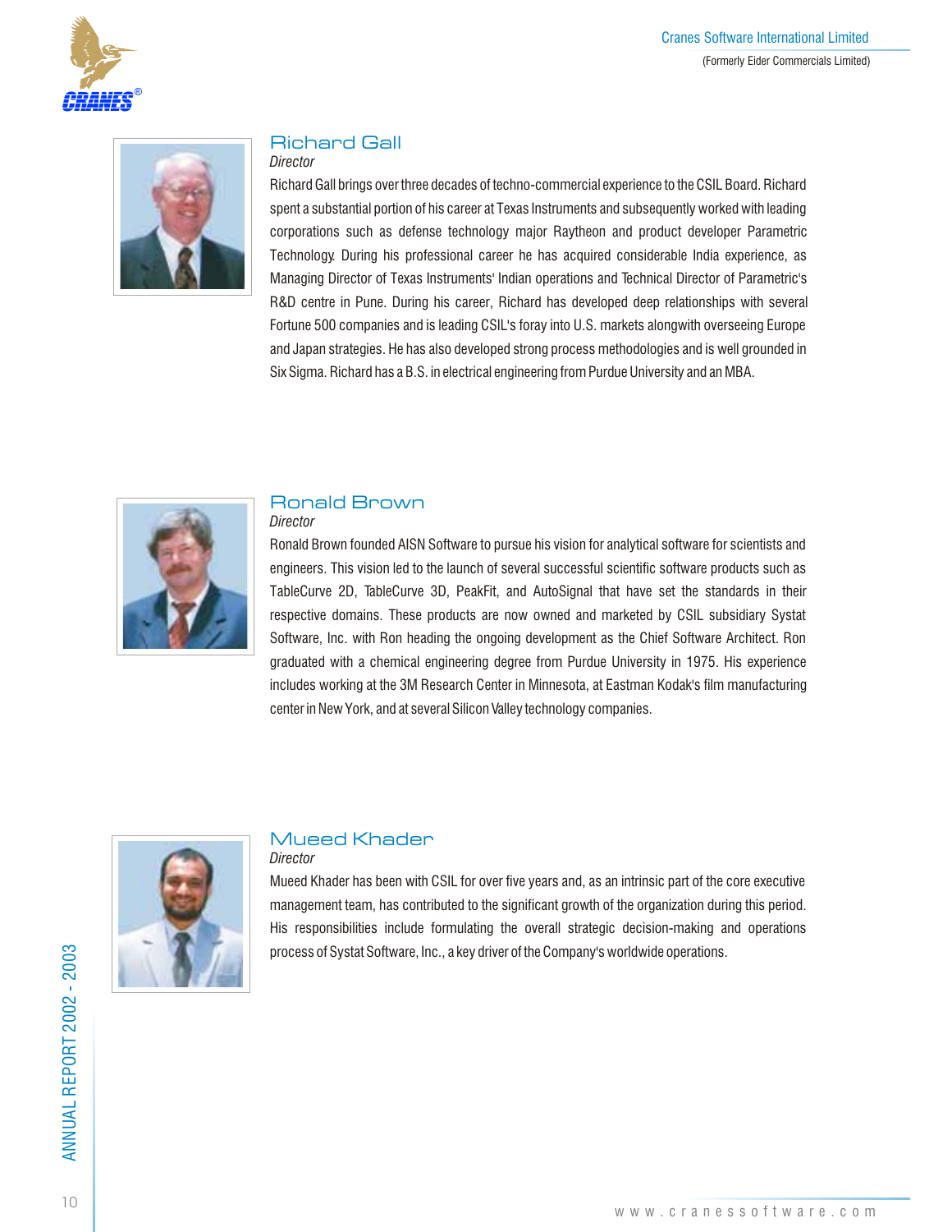## Richard Gall

*Director*

Richard Gall brings over three decades of techno-commercial experience to the CSIL Board. Richard spent a substantial portion of his career at Texas Instruments and subsequently worked with leading corporations such as defense technology major Raytheon and product developer Parametric Technology. During his professional career he has acquired considerable India experience, as Managing Director of Texas Instruments' Indian operations and Technical Director of Parametric's R&D centre in Pune. During his career, Richard has developed deep relationships with several Fortune 500 companies and is leading CSIL's foray into U.S. markets alongwith overseeing Europe and Japan strategies. He has also developed strong process methodologies and is well grounded in Six Sigma. Richard has a B.S. in electrical engineering from Purdue University and an MBA.

## Ronald Brown

*Director*

Ronald Brown founded AISN Software to pursue his vision for analytical software for scientists and engineers. This vision led to the launch of several successful scientific software products such as TableCurve 2D, TableCurve 3D, PeakFit, and AutoSignal that have set the standards in their respective domains. These products are now owned and marketed by CSIL subsidiary Systat Software, Inc. with Ron heading the ongoing development as the Chief Software Architect. Ron graduated with a chemical engineering degree from Purdue University in 1975. His experience includes working at the 3M Research Center in Minnesota, at Eastman Kodak's film manufacturing center in New York, and at several Silicon Valley technology companies.

## Mueed Khader

*Director*

Mueed Khader has been with CSIL for over five years and, as an intrinsic part of the core executive management team, has contributed to the significant growth of the organization during this period. His responsibilities include formulating the overall strategic decision-making and operations process of Systat Software, Inc., a key driver of the Company's worldwide operations.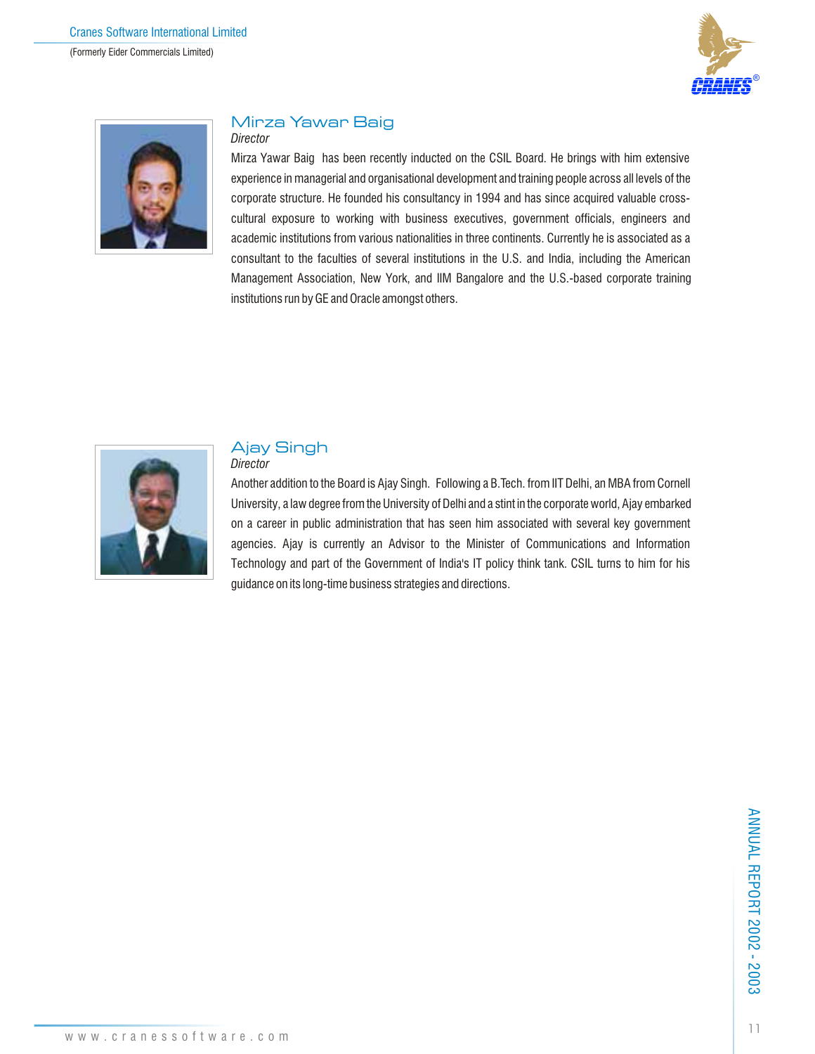## Mirza Yawar Baig

*Director*

Mirza Yawar Baig has been recently inducted on the CSIL Board. He brings with him extensive experience in managerial and organisational development and training people across all levels of the corporate structure. He founded his consultancy in 1994 and has since acquired valuable cross-cultural exposure to working with business executives, government officials, engineers and academic institutions from various nationalities in three continents. Currently he is associated as a consultant to the faculties of several institutions in the U.S. and India, including the American Management Association, New York, and IIM Bangalore and the U.S.-based corporate training institutions run by GE and Oracle amongst others.

## Ajay Singh

*Director*

Another addition to the Board is Ajay Singh. Following a B.Tech. from IIT Delhi, an MBA from Cornell University, a law degree from the University of Delhi and a stint in the corporate world, Ajay embarked on a career in public administration that has seen him associated with several key government agencies. Ajay is currently an Advisor to the Minister of Communications and Information Technology and part of the Government of India's IT policy think tank. CSIL turns to him for his guidance on its long-time business strategies and directions.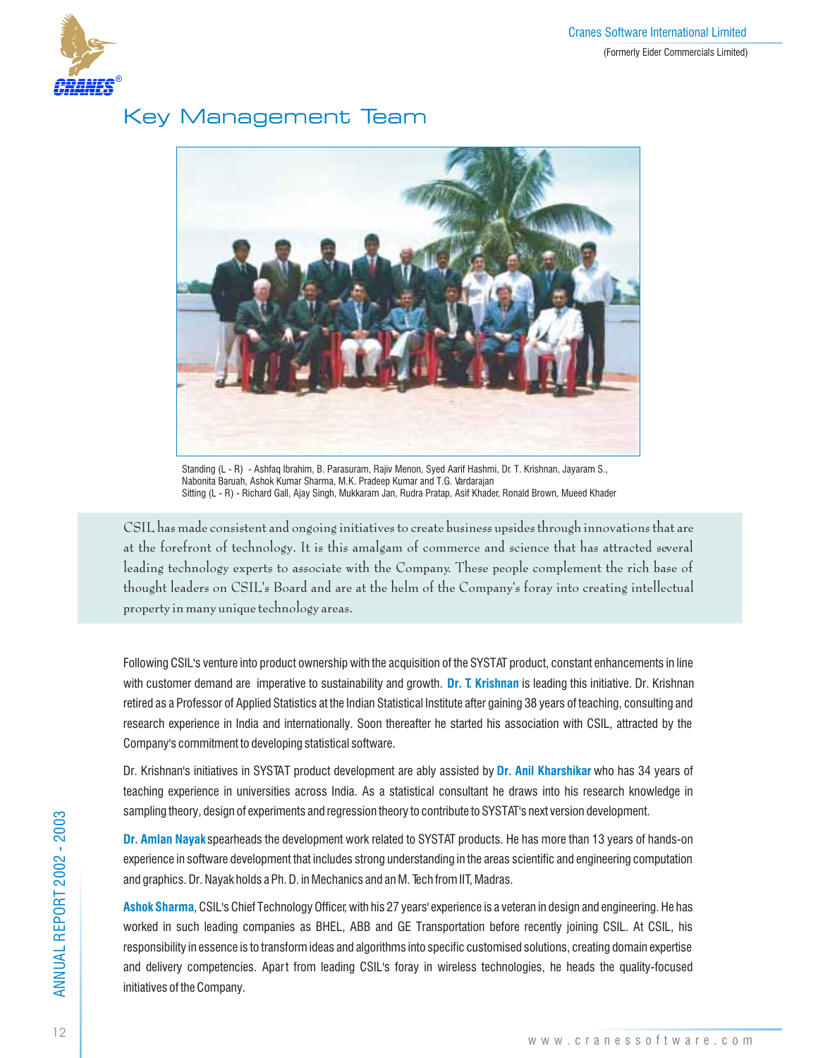# Key Management Team

Standing (L - R) - Ashfaq Ibrahim, B. Parasuram, Rajiv Menon, Syed Aarif Hashmi, Dr. T. Krishnan, Jayaram S., Nabonita Baruah, Ashok Kumar Sharma, M.K. Pradeep Kumar and T.G. Vardarajan
Sitting (L - R) - Richard Gall, Ajay Singh, Mukkaram Jan, Rudra Pratap, Asif Khader, Ronald Brown, Mueed Khader

CSIL has made consistent and ongoing initiatives to create business upsides through innovations that are at the forefront of technology. It is this amalgam of commerce and science that has attracted several leading technology experts to associate with the Company. These people complement the rich base of thought leaders on CSIL's Board and are at the helm of the Company's foray into creating intellectual property in many unique technology areas.

Following CSIL's venture into product ownership with the acquisition of the SYSTAT product, constant enhancements in line with customer demand are imperative to sustainability and growth. **Dr. T. Krishnan** is leading this initiative. Dr. Krishnan retired as a Professor of Applied Statistics at the Indian Statistical Institute after gaining 38 years of teaching, consulting and research experience in India and internationally. Soon thereafter he started his association with CSIL, attracted by the Company's commitment to developing statistical software.

Dr. Krishnan's initiatives in SYSTAT product development are ably assisted by **Dr. Anil Kharshikar** who has 34 years of teaching experience in universities across India. As a statistical consultant he draws into his research knowledge in sampling theory, design of experiments and regression theory to contribute to SYSTAT's next version development.

**Dr. Amlan Nayak** spearheads the development work related to SYSTAT products. He has more than 13 years of hands-on experience in software development that includes strong understanding in the areas scientific and engineering computation and graphics. Dr. Nayak holds a Ph. D. in Mechanics and an M. Tech from IIT, Madras.

**Ashok Sharma**, CSIL's Chief Technology Officer, with his 27 years' experience is a veteran in design and engineering. He has worked in such leading companies as BHEL, ABB and GE Transportation before recently joining CSIL. At CSIL, his responsibility in essence is to transform ideas and algorithms into specific customised solutions, creating domain expertise and delivery competencies. Apart from leading CSIL's foray in wireless technologies, he heads the quality-focused initiatives of the Company.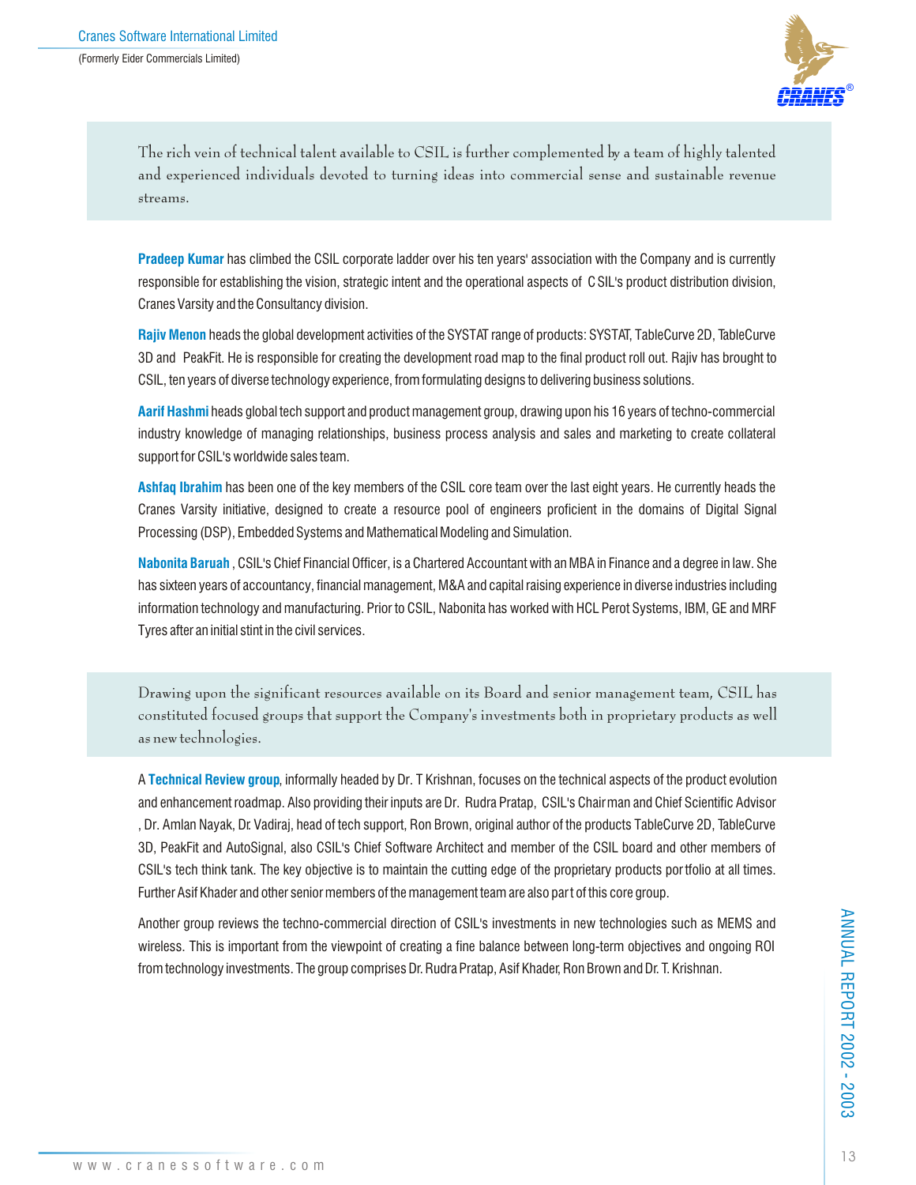The rich vein of technical talent available to CSIL is further complemented by a team of highly talented and experienced individuals devoted to turning ideas into commercial sense and sustainable revenue streams.

**Pradeep Kumar** has climbed the CSIL corporate ladder over his ten years' association with the Company and is currently responsible for establishing the vision, strategic intent and the operational aspects of C SIL's product distribution division, Cranes Varsity and the Consultancy division.

**Rajiv Menon** heads the global development activities of the SYSTAT range of products: SYSTAT, TableCurve 2D, TableCurve 3D and PeakFit. He is responsible for creating the development road map to the final product roll out. Rajiv has brought to CSIL, ten years of diverse technology experience, from formulating designs to delivering business solutions.

**Aarif Hashmi** heads global tech support and product management group, drawing upon his 16 years of techno-commercial industry knowledge of managing relationships, business process analysis and sales and marketing to create collateral support for CSIL's worldwide sales team.

**Ashfaq Ibrahim** has been one of the key members of the CSIL core team over the last eight years. He currently heads the Cranes Varsity initiative, designed to create a resource pool of engineers proficient in the domains of Digital Signal Processing (DSP), Embedded Systems and Mathematical Modeling and Simulation.

**Nabonita Baruah** , CSIL's Chief Financial Officer, is a Chartered Accountant with an MBA in Finance and a degree in law. She has sixteen years of accountancy, financial management, M&A and capital raising experience in diverse industries including information technology and manufacturing. Prior to CSIL, Nabonita has worked with HCL Perot Systems, IBM, GE and MRF Tyres after an initial stint in the civil services.

Drawing upon the significant resources available on its Board and senior management team, CSIL has constituted focused groups that support the Company's investments both in proprietary products as well as new technologies.

A **Technical Review group**, informally headed by Dr. T Krishnan, focuses on the technical aspects of the product evolution and enhancement roadmap. Also providing their inputs are Dr. Rudra Pratap, CSIL's Chairman and Chief Scientific Advisor , Dr. Amlan Nayak, Dr. Vadiraj, head of tech support, Ron Brown, original author of the products TableCurve 2D, TableCurve 3D, PeakFit and AutoSignal, also CSIL's Chief Software Architect and member of the CSIL board and other members of CSIL's tech think tank. The key objective is to maintain the cutting edge of the proprietary products portfolio at all times. Further Asif Khader and other senior members of the management team are also part of this core group.

Another group reviews the techno-commercial direction of CSIL's investments in new technologies such as MEMS and wireless. This is important from the viewpoint of creating a fine balance between long-term objectives and ongoing ROI from technology investments. The group comprises Dr. Rudra Pratap, Asif Khader, Ron Brown and Dr. T. Krishnan.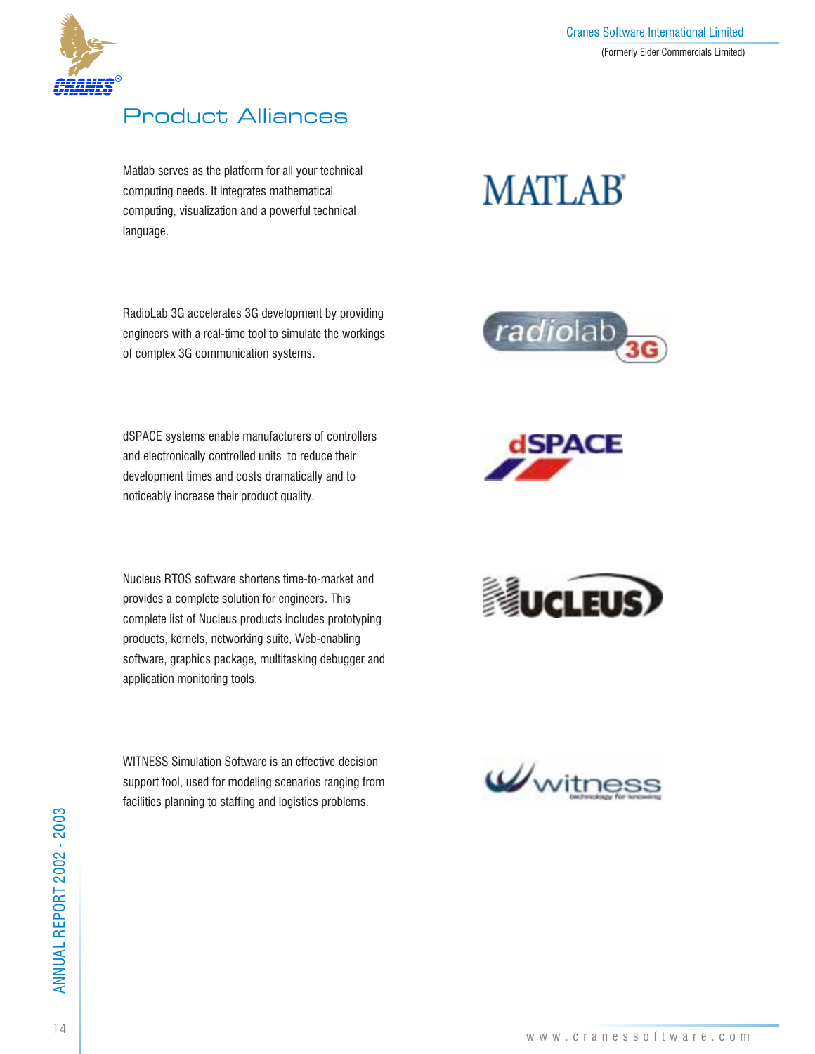# Product Alliances

Matlab serves as the platform for all your technical computing needs. It integrates mathematical computing, visualization and a powerful technical language.

RadioLab 3G accelerates 3G development by providing engineers with a real-time tool to simulate the workings of complex 3G communication systems.

dSPACE systems enable manufacturers of controllers and electronically controlled units to reduce their development times and costs dramatically and to noticeably increase their product quality.

Nucleus RTOS software shortens time-to-market and provides a complete solution for engineers. This complete list of Nucleus products includes prototyping products, kernels, networking suite, Web-enabling software, graphics package, multitasking debugger and application monitoring tools.

WITNESS Simulation Software is an effective decision support tool, used for modeling scenarios ranging from facilities planning to staffing and logistics problems.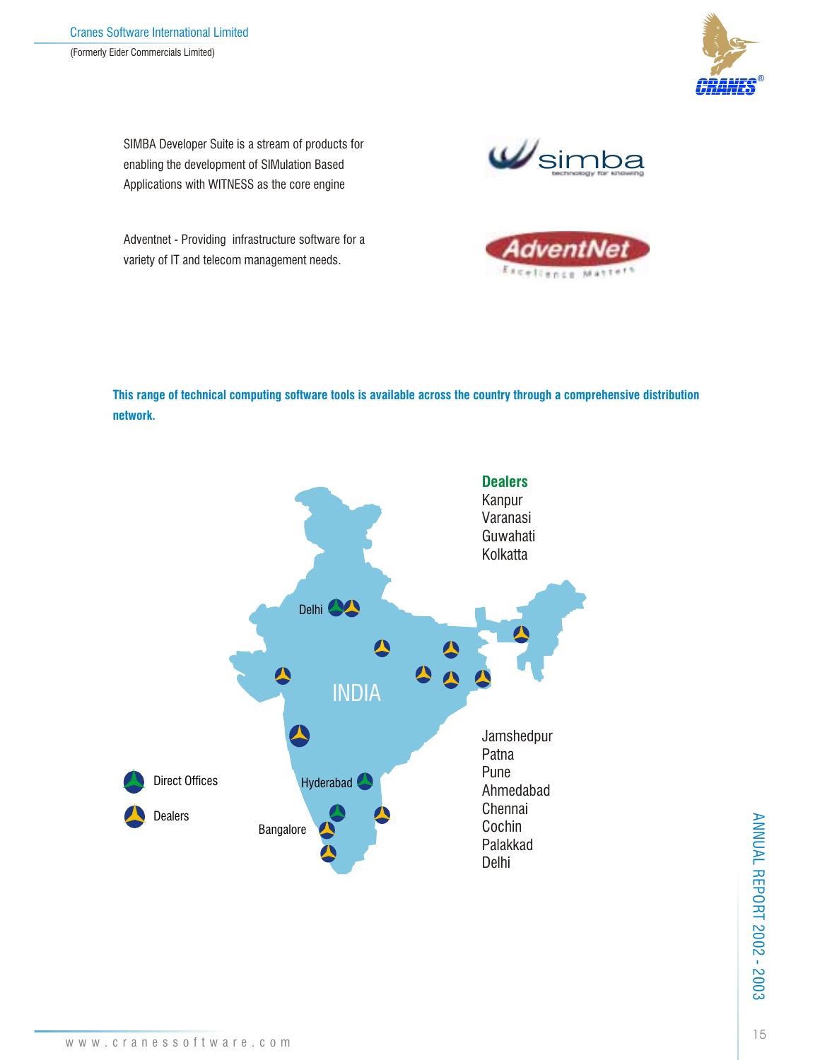SIMBA Developer Suite is a stream of products for enabling the development of SIMulation Based Applications with WITNESS as the core engine

Adventnet - Providing infrastructure software for a variety of IT and telecom management needs.

**This range of technical computing software tools is available across the country through a comprehensive distribution network.**

**Dealers**

Kanpur
Varanasi
Guwahati
Kolkatta
Jamshedpur
Patna
Pune
Ahmedabad
Chennai
Cochin
Palakkad
Delhi

Direct Offices: Delhi, Hyderabad, Bangalore

Legend: Direct Offices, Dealers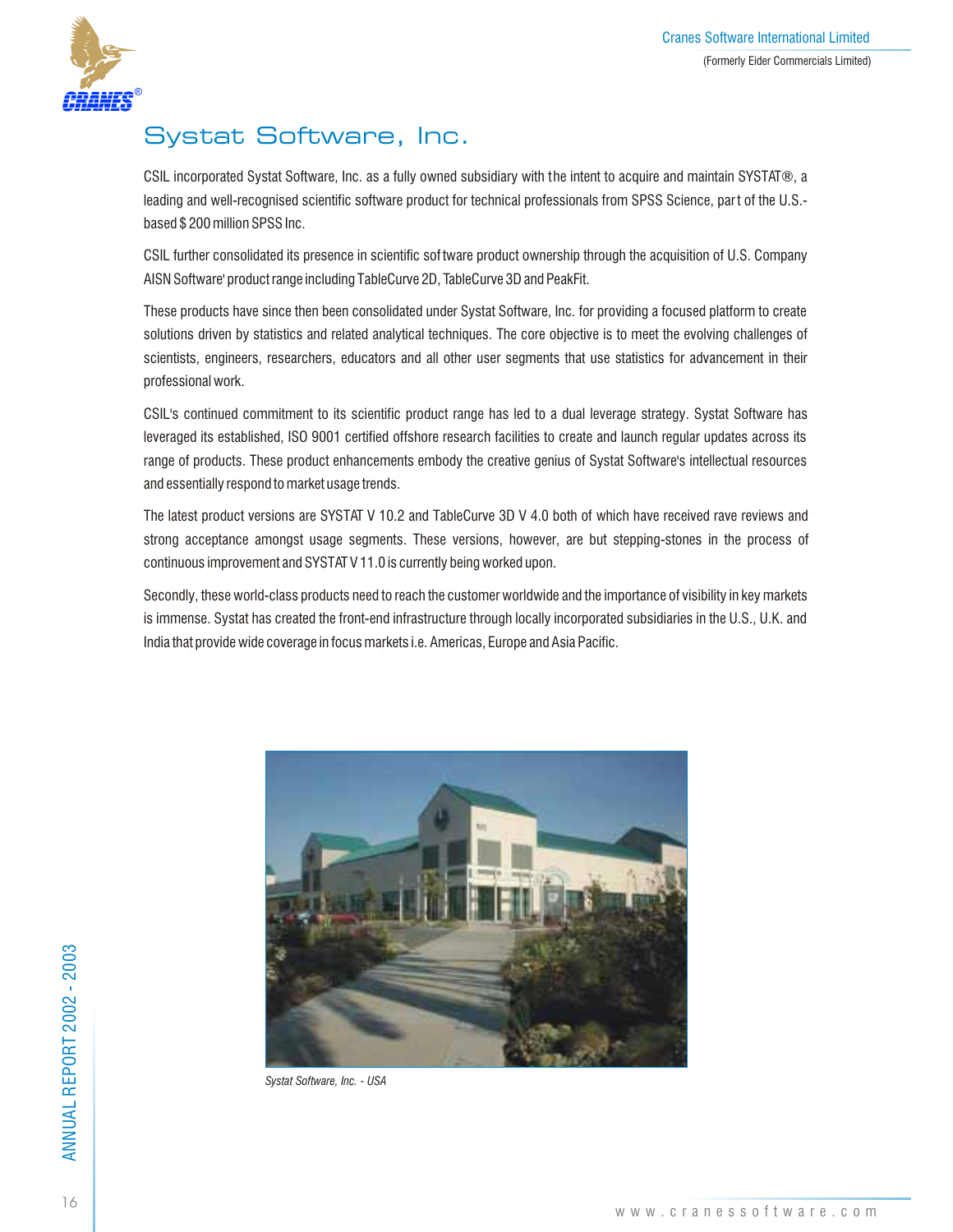# Systat Software, Inc.

CSIL incorporated Systat Software, Inc. as a fully owned subsidiary with the intent to acquire and maintain SYSTAT®, a leading and well-recognised scientific software product for technical professionals from SPSS Science, part of the U.S.-based $ 200 million SPSS Inc.

CSIL further consolidated its presence in scientific software product ownership through the acquisition of U.S. Company AISN Software' product range including TableCurve 2D, TableCurve 3D and PeakFit.

These products have since then been consolidated under Systat Software, Inc. for providing a focused platform to create solutions driven by statistics and related analytical techniques. The core objective is to meet the evolving challenges of scientists, engineers, researchers, educators and all other user segments that use statistics for advancement in their professional work.

CSIL's continued commitment to its scientific product range has led to a dual leverage strategy. Systat Software has leveraged its established, ISO 9001 certified offshore research facilities to create and launch regular updates across its range of products. These product enhancements embody the creative genius of Systat Software's intellectual resources and essentially respond to market usage trends.

The latest product versions are SYSTAT V 10.2 and TableCurve 3D V 4.0 both of which have received rave reviews and strong acceptance amongst usage segments. These versions, however, are but stepping-stones in the process of continuous improvement and SYSTAT V 11.0 is currently being worked upon.

Secondly, these world-class products need to reach the customer worldwide and the importance of visibility in key markets is immense. Systat has created the front-end infrastructure through locally incorporated subsidiaries in the U.S., U.K. and India that provide wide coverage in focus markets i.e. Americas, Europe and Asia Pacific.

*Systat Software, Inc. - USA*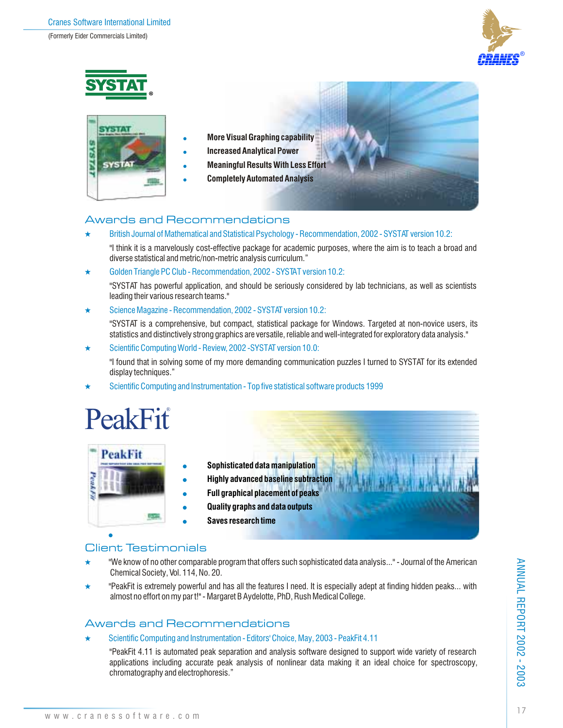# SYSTAT®

- More Visual Graphing capability
- Increased Analytical Power
- Meaningful Results With Less Effort
- Completely Automated Analysis

## Awards and Recommendations

★ British Journal of Mathematical and Statistical Psychology - Recommendation, 2002 - SYSTAT version 10.2:

"I think it is a marvelously cost-effective package for academic purposes, where the aim is to teach a broad and diverse statistical and metric/non-metric analysis curriculum."

★ Golden Triangle PC Club - Recommendation, 2002 - SYSTAT version 10.2:

"SYSTAT has powerful application, and should be seriously considered by lab technicians, as well as scientists leading their various research teams."

★ Science Magazine - Recommendation, 2002 - SYSTAT version 10.2:

"SYSTAT is a comprehensive, but compact, statistical package for Windows. Targeted at non-novice users, its statistics and distinctively strong graphics are versatile, reliable and well-integrated for exploratory data analysis."

★ Scientific Computing World - Review, 2002 -SYSTAT version 10.0:

"I found that in solving some of my more demanding communication puzzles I turned to SYSTAT for its extended display techniques."

★ Scientific Computing and Instrumentation - Top five statistical software products 1999

# PeakFit®

- Sophisticated data manipulation
- Highly advanced baseline subtraction
- Full graphical placement of peaks
- Quality graphs and data outputs
- Saves research time

## Client Testimonials

★ "We know of no other comparable program that offers such sophisticated data analysis..." - Journal of the American Chemical Society, Vol. 114, No. 20.

★ "PeakFit is extremely powerful and has all the features I need. It is especially adept at finding hidden peaks... with almost no effort on my par t!" - Margaret B Aydelotte, PhD, Rush Medical College.

## Awards and Recommendations

★ Scientific Computing and Instrumentation - Editors' Choice, May, 2003 - PeakFit 4.11

"PeakFit 4.11 is automated peak separation and analysis software designed to support wide variety of research applications including accurate peak analysis of nonlinear data making it an ideal choice for spectroscopy, chromatography and electrophoresis."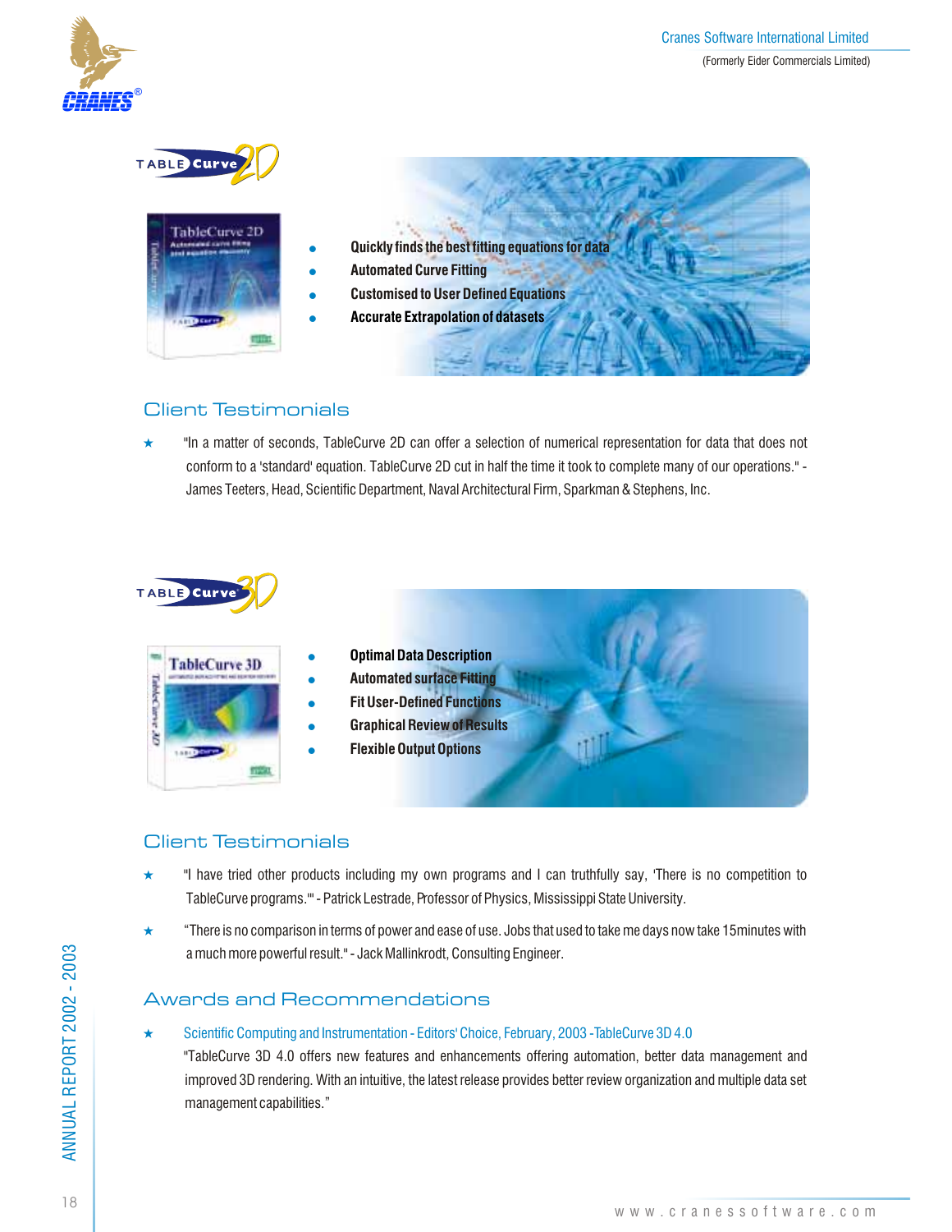## TableCurve 2D

- Quickly finds the best fitting equations for data
- Automated Curve Fitting
- Customised to User Defined Equations
- Accurate Extrapolation of datasets

### Client Testimonials

★ "In a matter of seconds, TableCurve 2D can offer a selection of numerical representation for data that does not conform to a 'standard' equation. TableCurve 2D cut in half the time it took to complete many of our operations." - James Teeters, Head, Scientific Department, Naval Architectural Firm, Sparkman & Stephens, Inc.

## TableCurve 3D

- Optimal Data Description
- Automated surface Fitting
- Fit User-Defined Functions
- Graphical Review of Results
- Flexible Output Options

### Client Testimonials

★ "I have tried other products including my own programs and I can truthfully say, 'There is no competition to TableCurve programs.'" - Patrick Lestrade, Professor of Physics, Mississippi State University.

★ "There is no comparison in terms of power and ease of use. Jobs that used to take me days now take 15minutes with a much more powerful result." - Jack Mallinkrodt, Consulting Engineer.

### Awards and Recommendations

★ Scientific Computing and Instrumentation - Editors' Choice, February, 2003 -TableCurve 3D 4.0

"TableCurve 3D 4.0 offers new features and enhancements offering automation, better data management and improved 3D rendering. With an intuitive, the latest release provides better review organization and multiple data set management capabilities."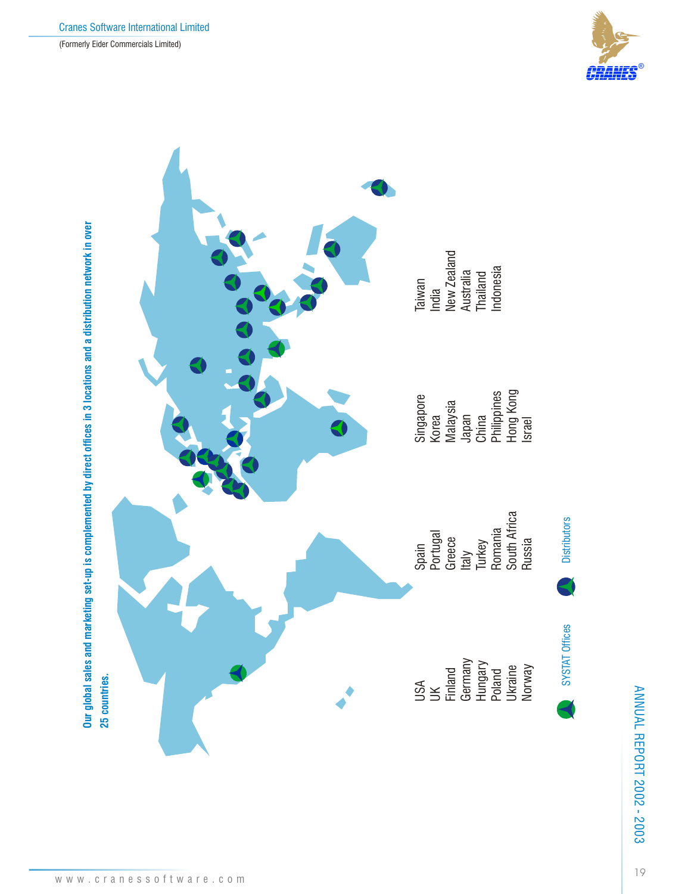**Our global sales and marketing set-up is complemented by direct offices in 3 locations and a distribution network in over 25 countries.**

USA
UK
Finland
Germany
Hungary
Poland
Ukraine
Norway

Spain
Portugal
Greece
Italy
Turkey
Romania
South Africa
Russia

Singapore
Korea
Malaysia
Japan
China
Philippines
Hong Kong
Israel

Taiwan
India
New Zealand
Australia
Thailand
Indonesia

SYSTAT Offices

Distributors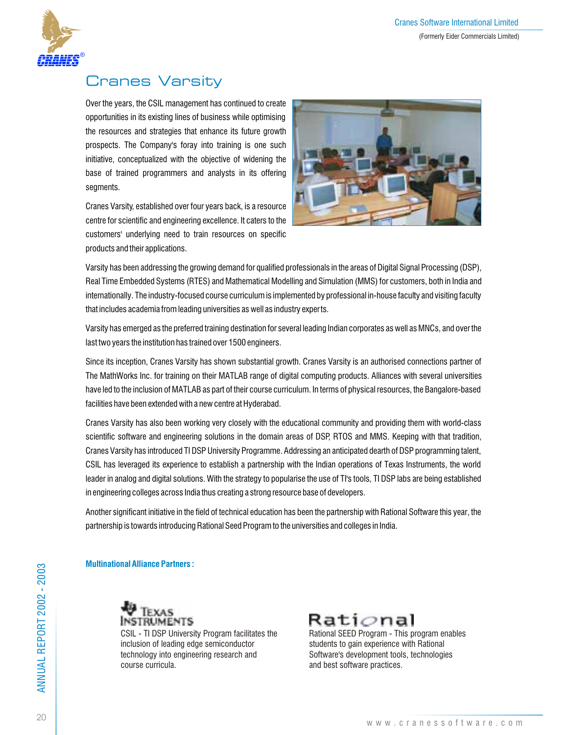# Cranes Varsity

Over the years, the CSIL management has continued to create opportunities in its existing lines of business while optimising the resources and strategies that enhance its future growth prospects. The Company's foray into training is one such initiative, conceptualized with the objective of widening the base of trained programmers and analysts in its offering segments.

Cranes Varsity, established over four years back, is a resource centre for scientific and engineering excellence. It caters to the customers' underlying need to train resources on specific products and their applications.

Varsity has been addressing the growing demand for qualified professionals in the areas of Digital Signal Processing (DSP), Real Time Embedded Systems (RTES) and Mathematical Modelling and Simulation (MMS) for customers, both in India and internationally. The industry-focused course curriculum is implemented by professional in-house faculty and visiting faculty that includes academia from leading universities as well as industry experts.

Varsity has emerged as the preferred training destination for several leading Indian corporates as well as MNCs, and over the last two years the institution has trained over 1500 engineers.

Since its inception, Cranes Varsity has shown substantial growth. Cranes Varsity is an authorised connections partner of The MathWorks Inc. for training on their MATLAB range of digital computing products. Alliances with several universities have led to the inclusion of MATLAB as part of their course curriculum. In terms of physical resources, the Bangalore-based facilities have been extended with a new centre at Hyderabad.

Cranes Varsity has also been working very closely with the educational community and providing them with world-class scientific software and engineering solutions in the domain areas of DSP, RTOS and MMS. Keeping with that tradition, Cranes Varsity has introduced TI DSP University Programme. Addressing an anticipated dearth of DSP programming talent, CSIL has leveraged its experience to establish a partnership with the Indian operations of Texas Instruments, the world leader in analog and digital solutions. With the strategy to popularise the use of TI's tools, TI DSP labs are being established in engineering colleges across India thus creating a strong resource base of developers.

Another significant initiative in the field of technical education has been the partnership with Rational Software this year, the partnership is towards introducing Rational Seed Program to the universities and colleges in India.

**Multinational Alliance Partners :**

Texas Instruments

CSIL - TI DSP University Program facilitates the inclusion of leading edge semiconductor technology into engineering research and course curricula.

Rational

Rational SEED Program - This program enables students to gain experience with Rational Software's development tools, technologies and best software practices.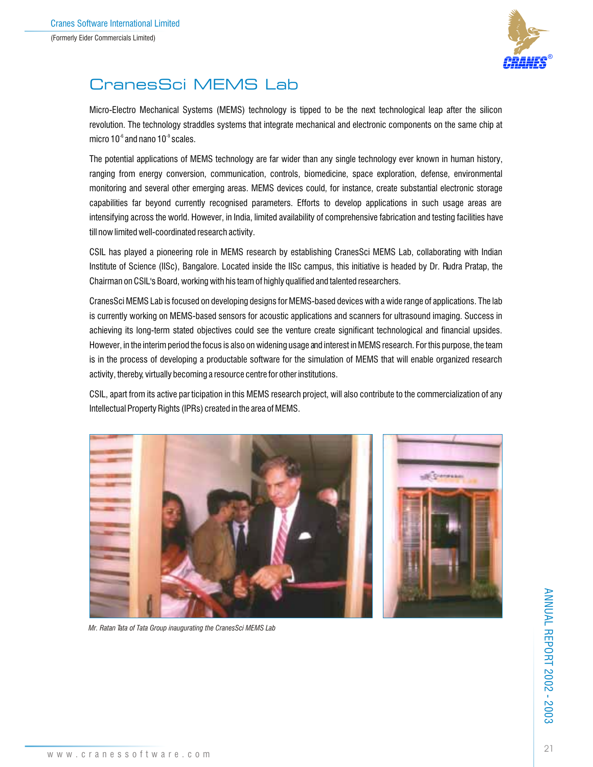# CranesSci MEMS Lab

Micro-Electro Mechanical Systems (MEMS) technology is tipped to be the next technological leap after the silicon revolution. The technology straddles systems that integrate mechanical and electronic components on the same chip at micro $10^{-6}$ and nano $10^{-9}$ scales.

The potential applications of MEMS technology are far wider than any single technology ever known in human history, ranging from energy conversion, communication, controls, biomedicine, space exploration, defense, environmental monitoring and several other emerging areas. MEMS devices could, for instance, create substantial electronic storage capabilities far beyond currently recognised parameters. Efforts to develop applications in such usage areas are intensifying across the world. However, in India, limited availability of comprehensive fabrication and testing facilities have till now limited well-coordinated research activity.

CSIL has played a pioneering role in MEMS research by establishing CranesSci MEMS Lab, collaborating with Indian Institute of Science (IISc), Bangalore. Located inside the IISc campus, this initiative is headed by Dr. Rudra Pratap, the Chairman on CSIL's Board, working with his team of highly qualified and talented researchers.

CranesSci MEMS Lab is focused on developing designs for MEMS-based devices with a wide range of applications. The lab is currently working on MEMS-based sensors for acoustic applications and scanners for ultrasound imaging. Success in achieving its long-term stated objectives could see the venture create significant technological and financial upsides. However, in the interim period the focus is also on widening usage and interest in MEMS research. For this purpose, the team is in the process of developing a productable software for the simulation of MEMS that will enable organized research activity, thereby, virtually becoming a resource centre for other institutions.

CSIL, apart from its active participation in this MEMS research project, will also contribute to the commercialization of any Intellectual Property Rights (IPRs) created in the area of MEMS.

*Mr. Ratan Tata of Tata Group inaugurating the CranesSci MEMS Lab*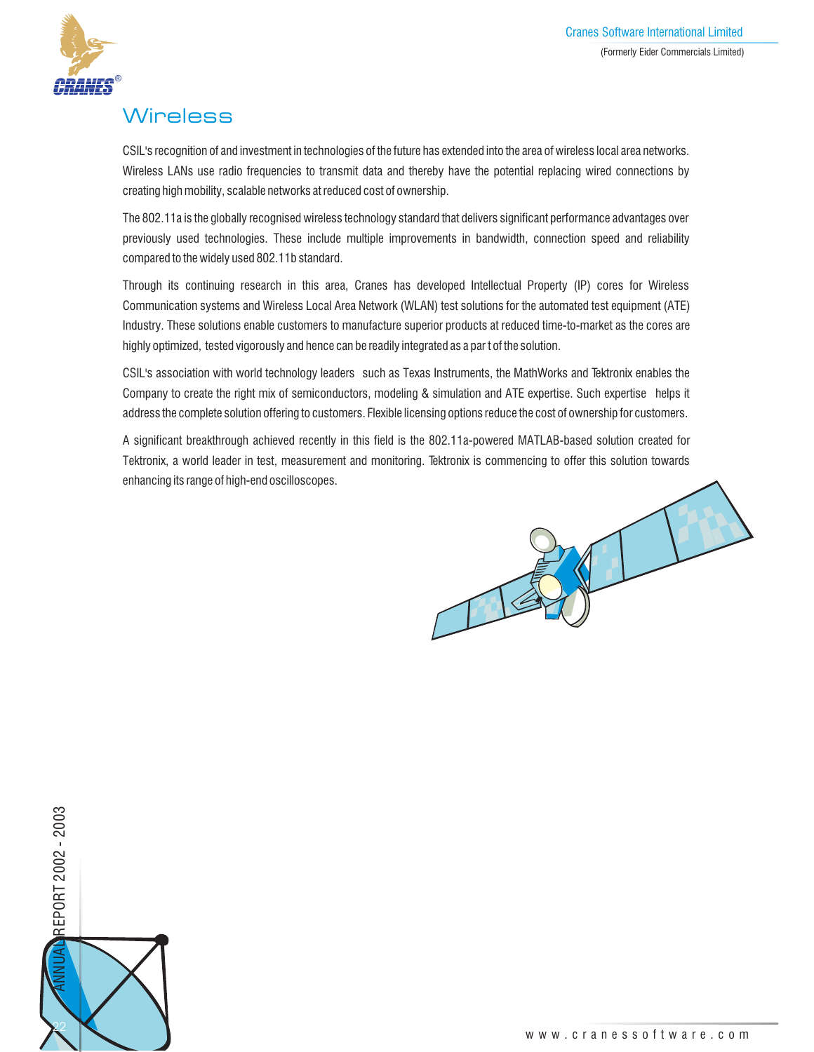# Wireless

CSIL's recognition of and investment in technologies of the future has extended into the area of wireless local area networks. Wireless LANs use radio frequencies to transmit data and thereby have the potential replacing wired connections by creating high mobility, scalable networks at reduced cost of ownership.

The 802.11a is the globally recognised wireless technology standard that delivers significant performance advantages over previously used technologies. These include multiple improvements in bandwidth, connection speed and reliability compared to the widely used 802.11b standard.

Through its continuing research in this area, Cranes has developed Intellectual Property (IP) cores for Wireless Communication systems and Wireless Local Area Network (WLAN) test solutions for the automated test equipment (ATE) Industry. These solutions enable customers to manufacture superior products at reduced time-to-market as the cores are highly optimized, tested vigorously and hence can be readily integrated as a par t of the solution.

CSIL's association with world technology leaders such as Texas Instruments, the MathWorks and Tektronix enables the Company to create the right mix of semiconductors, modeling & simulation and ATE expertise. Such expertise helps it address the complete solution offering to customers. Flexible licensing options reduce the cost of ownership for customers.

A significant breakthrough achieved recently in this field is the 802.11a-powered MATLAB-based solution created for Tektronix, a world leader in test, measurement and monitoring. Tektronix is commencing to offer this solution towards enhancing its range of high-end oscilloscopes.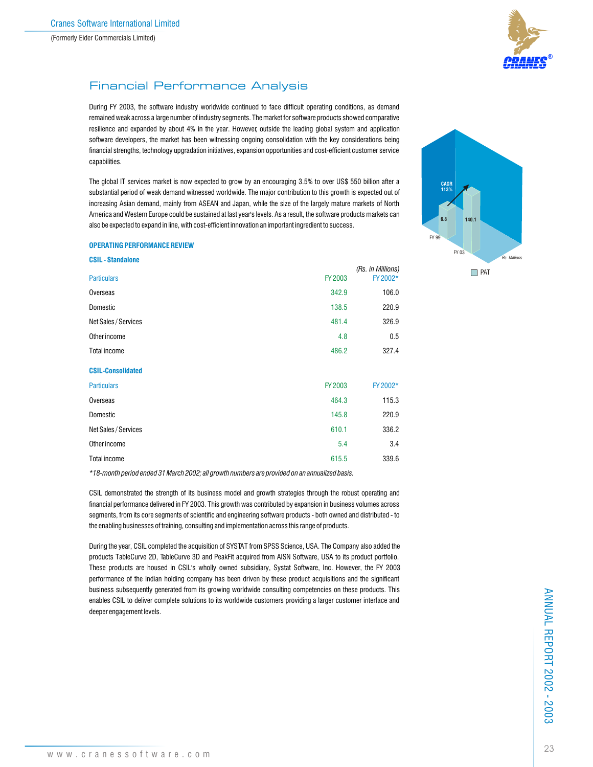# Financial Performance Analysis

During FY 2003, the software industry worldwide continued to face difficult operating conditions, as demand remained weak across a large number of industry segments. The market for software products showed comparative resilience and expanded by about 4% in the year. However, outside the leading global system and application software developers, the market has been witnessing ongoing consolidation with the key considerations being financial strengths, technology upgradation initiatives, expansion opportunities and cost-efficient customer service capabilities.

The global IT services market is now expected to grow by an encouraging 3.5% to over US$ 550 billion after a substantial period of weak demand witnessed worldwide. The major contribution to this growth is expected out of increasing Asian demand, mainly from ASEAN and Japan, while the size of the largely mature markets of North America and Western Europe could be sustained at last year's levels. As a result, the software products markets can also be expected to expand in line, with cost-efficient innovation an important ingredient to success.

CAGR 113%

6.8 — FY 99

140.1 — FY 03

Rs. Millions

PAT

### OPERATING PERFORMANCE REVIEW

#### CSIL - Standalone

*(Rs. in Millions)*

| Particulars | FY 2003 | FY 2002* |
|---|---|---|
| Overseas | 342.9 | 106.0 |
| Domestic | 138.5 | 220.9 |
| Net Sales / Services | 481.4 | 326.9 |
| Other income | 4.8 | 0.5 |
| Total income | 486.2 | 327.4 |

#### CSIL-Consolidated

| Particulars | FY 2003 | FY 2002* |
|---|---|---|
| Overseas | 464.3 | 115.3 |
| Domestic | 145.8 | 220.9 |
| Net Sales / Services | 610.1 | 336.2 |
| Other income | 5.4 | 3.4 |
| Total income | 615.5 | 339.6 |

*\*18-month period ended 31 March 2002; all growth numbers are provided on an annualized basis.*

CSIL demonstrated the strength of its business model and growth strategies through the robust operating and financial performance delivered in FY 2003. This growth was contributed by expansion in business volumes across segments, from its core segments of scientific and engineering software products - both owned and distributed - to the enabling businesses of training, consulting and implementation across this range of products.

During the year, CSIL completed the acquisition of SYSTAT from SPSS Science, USA. The Company also added the products TableCurve 2D, TableCurve 3D and PeakFit acquired from AISN Software, USA to its product portfolio. These products are housed in CSIL's wholly owned subsidiary, Systat Software, Inc. However, the FY 2003 performance of the Indian holding company has been driven by these product acquisitions and the significant business subsequently generated from its growing worldwide consulting competencies on these products. This enables CSIL to deliver complete solutions to its worldwide customers providing a larger customer interface and deeper engagement levels.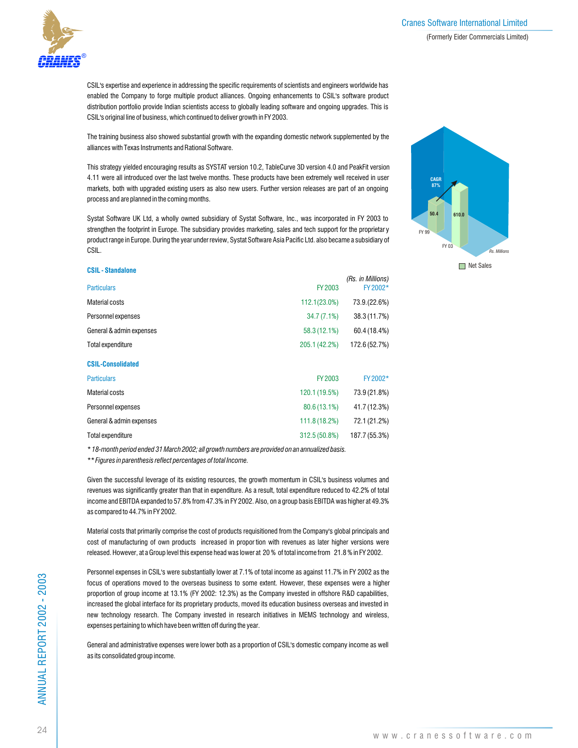CSIL's expertise and experience in addressing the specific requirements of scientists and engineers worldwide has enabled the Company to forge multiple product alliances. Ongoing enhancements to CSIL's software product distribution portfolio provide Indian scientists access to globally leading software and ongoing upgrades. This is CSIL's original line of business, which continued to deliver growth in FY 2003.

The training business also showed substantial growth with the expanding domestic network supplemented by the alliances with Texas Instruments and Rational Software.

This strategy yielded encouraging results as SYSTAT version 10.2, TableCurve 3D version 4.0 and PeakFit version 4.11 were all introduced over the last twelve months. These products have been extremely well received in user markets, both with upgraded existing users as also new users. Further version releases are part of an ongoing process and are planned in the coming months.

Systat Software UK Ltd, a wholly owned subsidiary of Systat Software, Inc., was incorporated in FY 2003 to strengthen the footprint in Europe. The subsidiary provides marketing, sales and tech support for the proprietary product range in Europe. During the year under review, Systat Software Asia Pacific Ltd. also became a subsidiary of CSIL.

CAGR 87%

| | Net Sales (Rs. Millions) |
|---|---|
| FY 99 | 50.4 |
| FY 03 | 610.0 |

### CSIL - Standalone

*(Rs. in Millions)*

| Particulars | FY 2003 | FY 2002* |
|---|---|---|
| Material costs | 112.1 (23.0%) | 73.9 (22.6%) |
| Personnel expenses | 34.7 (7.1%) | 38.3 (11.7%) |
| General & admin expenses | 58.3 (12.1%) | 60.4 (18.4%) |
| Total expenditure | 205.1 (42.2%) | 172.6 (52.7%) |

### CSIL-Consolidated

| Particulars | FY 2003 | FY 2002* |
|---|---|---|
| Material costs | 120.1 (19.5%) | 73.9 (21.8%) |
| Personnel expenses | 80.6 (13.1%) | 41.7 (12.3%) |
| General & admin expenses | 111.8 (18.2%) | 72.1 (21.2%) |
| Total expenditure | 312.5 (50.8%) | 187.7 (55.3%) |

*\* 18-month period ended 31 March 2002; all growth numbers are provided on an annualized basis.*

*\*\* Figures in parenthesis reflect percentages of total Income.*

Given the successful leverage of its existing resources, the growth momentum in CSIL's business volumes and revenues was significantly greater than that in expenditure. As a result, total expenditure reduced to 42.2% of total income and EBITDA expanded to 57.8% from 47.3% in FY 2002. Also, on a group basis EBITDA was higher at 49.3% as compared to 44.7% in FY 2002.

Material costs that primarily comprise the cost of products requisitioned from the Company's global principals and cost of manufacturing of own products increased in proportion with revenues as later higher versions were released. However, at a Group level this expense head was lower at 20 % of total income from 21.8 % in FY 2002.

Personnel expenses in CSIL's were substantially lower at 7.1% of total income as against 11.7% in FY 2002 as the focus of operations moved to the overseas business to some extent. However, these expenses were a higher proportion of group income at 13.1% (FY 2002: 12.3%) as the Company invested in offshore R&D capabilities, increased the global interface for its proprietary products, moved its education business overseas and invested in new technology research. The Company invested in research initiatives in MEMS technology and wireless, expenses pertaining to which have been written off during the year.

General and administrative expenses were lower both as a proportion of CSIL's domestic company income as well as its consolidated group income.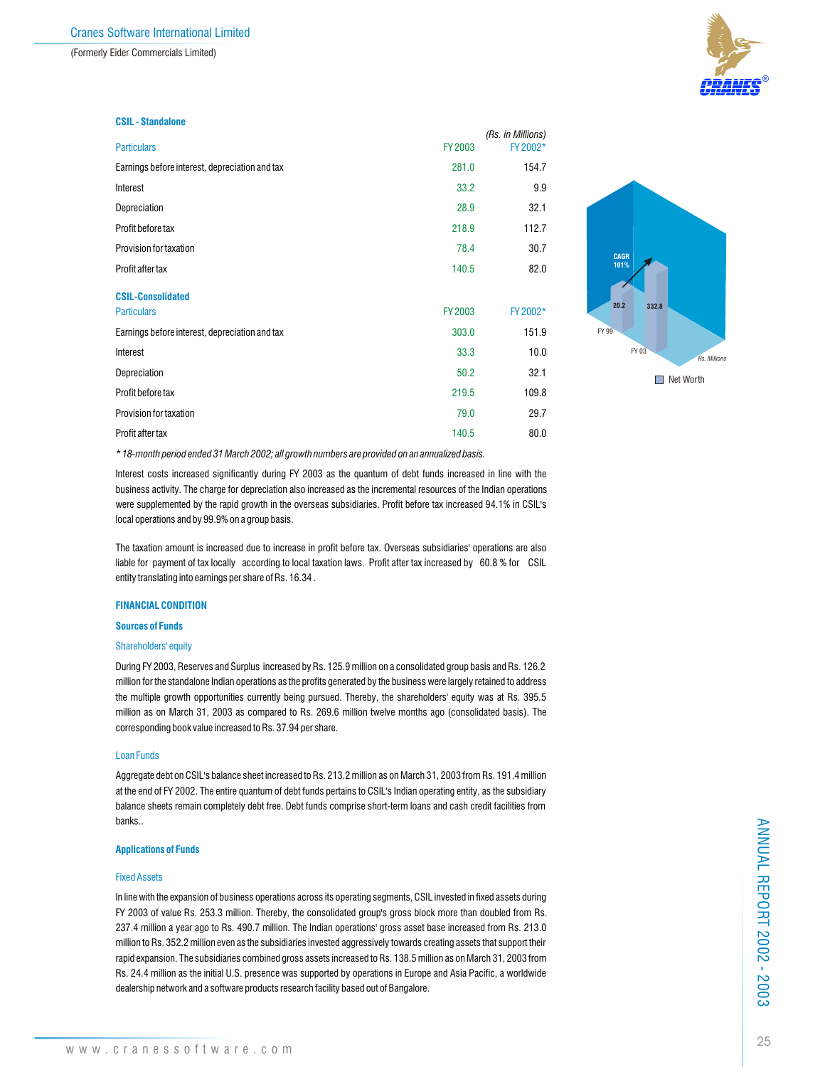### CSIL - Standalone

| Particulars | FY 2003 | FY 2002* |
|---|---|---|
| | | *(Rs. in Millions)* |
| Earnings before interest, depreciation and tax | 281.0 | 154.7 |
| Interest | 33.2 | 9.9 |
| Depreciation | 28.9 | 32.1 |
| Profit before tax | 218.9 | 112.7 |
| Provision for taxation | 78.4 | 30.7 |
| Profit after tax | 140.5 | 82.0 |

### CSIL-Consolidated

| Particulars | FY 2003 | FY 2002* |
|---|---|---|
| Earnings before interest, depreciation and tax | 303.0 | 151.9 |
| Interest | 33.3 | 10.0 |
| Depreciation | 50.2 | 32.1 |
| Profit before tax | 219.5 | 109.8 |
| Provision for taxation | 79.0 | 29.7 |
| Profit after tax | 140.5 | 80.0 |

*\* 18-month period ended 31 March 2002; all growth numbers are provided on an annualized basis.*

CAGR 101%

20.2 FY 99 332.8 FY 03 Rs. Millions

Net Worth

Interest costs increased significantly during FY 2003 as the quantum of debt funds increased in line with the business activity. The charge for depreciation also increased as the incremental resources of the Indian operations were supplemented by the rapid growth in the overseas subsidiaries. Profit before tax increased 94.1% in CSIL's local operations and by 99.9% on a group basis.

The taxation amount is increased due to increase in profit before tax. Overseas subsidiaries' operations are also liable for payment of tax locally according to local taxation laws. Profit after tax increased by 60.8 % for CSIL entity translating into earnings per share of Rs. 16.34 .

### FINANCIAL CONDITION

#### Sources of Funds

##### Shareholders' equity

During FY 2003, Reserves and Surplus increased by Rs. 125.9 million on a consolidated group basis and Rs. 126.2 million for the standalone Indian operations as the profits generated by the business were largely retained to address the multiple growth opportunities currently being pursued. Thereby, the shareholders' equity was at Rs. 395.5 million as on March 31, 2003 as compared to Rs. 269.6 million twelve months ago (consolidated basis). The corresponding book value increased to Rs. 37.94 per share.

##### Loan Funds

Aggregate debt on CSIL's balance sheet increased to Rs. 213.2 million as on March 31, 2003 from Rs. 191.4 million at the end of FY 2002. The entire quantum of debt funds pertains to CSIL's Indian operating entity, as the subsidiary balance sheets remain completely debt free. Debt funds comprise short-term loans and cash credit facilities from banks..

#### Applications of Funds

##### Fixed Assets

In line with the expansion of business operations across its operating segments, CSIL invested in fixed assets during FY 2003 of value Rs. 253.3 million. Thereby, the consolidated group's gross block more than doubled from Rs. 237.4 million a year ago to Rs. 490.7 million. The Indian operations' gross asset base increased from Rs. 213.0 million to Rs. 352.2 million even as the subsidiaries invested aggressively towards creating assets that support their rapid expansion. The subsidiaries combined gross assets increased to Rs. 138.5 million as on March 31, 2003 from Rs. 24.4 million as the initial U.S. presence was supported by operations in Europe and Asia Pacific, a worldwide dealership network and a software products research facility based out of Bangalore.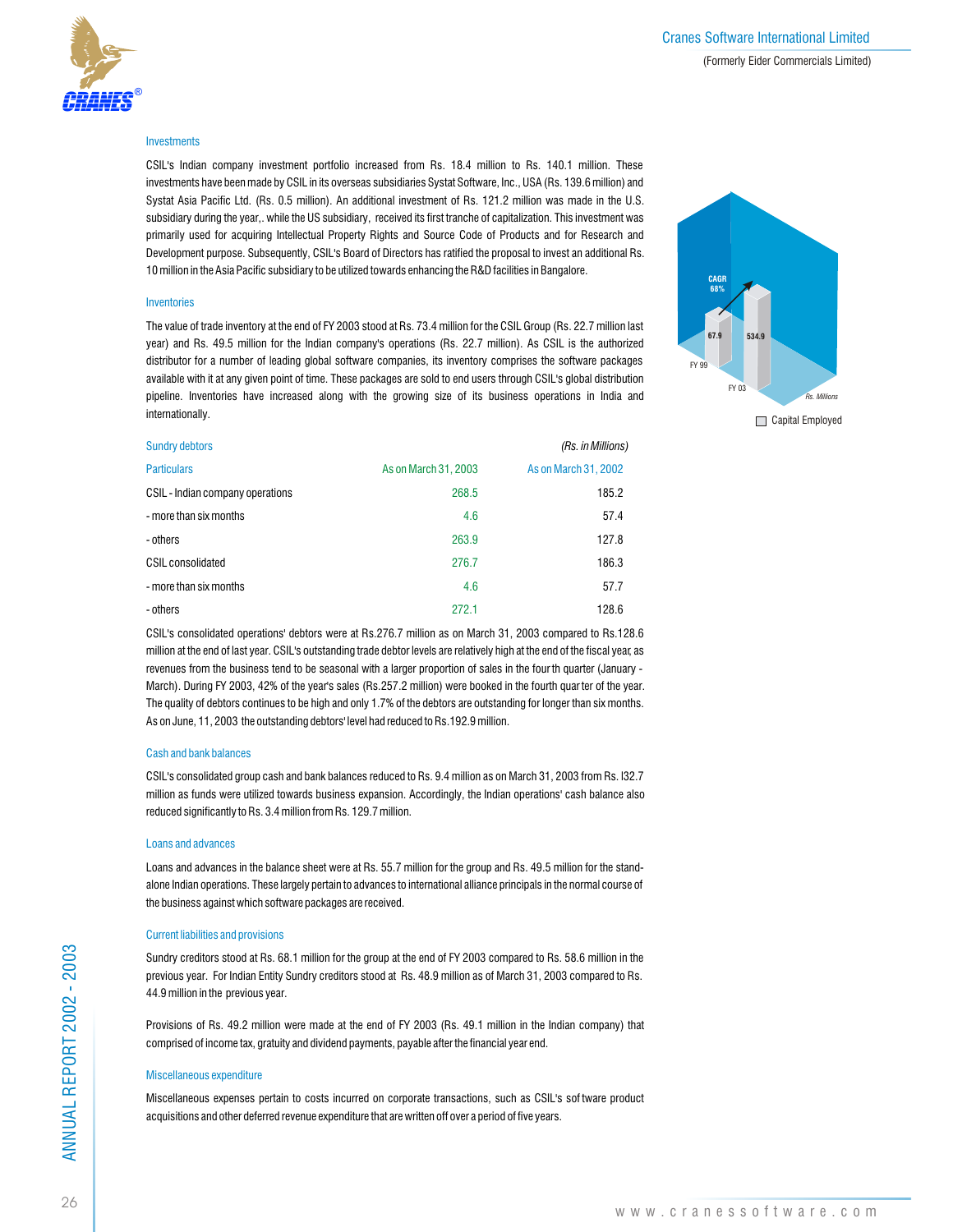### Investments

CSIL's Indian company investment portfolio increased from Rs. 18.4 million to Rs. 140.1 million. These investments have been made by CSIL in its overseas subsidiaries Systat Software, Inc., USA (Rs. 139.6 million) and Systat Asia Pacific Ltd. (Rs. 0.5 million). An additional investment of Rs. 121.2 million was made in the U.S. subsidiary during the year,. while the US subsidiary, received its first tranche of capitalization. This investment was primarily used for acquiring Intellectual Property Rights and Source Code of Products and for Research and Development purpose. Subsequently, CSIL's Board of Directors has ratified the proposal to invest an additional Rs. 10 million in the Asia Pacific subsidiary to be utilized towards enhancing the R&D facilities in Bangalore.

### Inventories

The value of trade inventory at the end of FY 2003 stood at Rs. 73.4 million for the CSIL Group (Rs. 22.7 million last year) and Rs. 49.5 million for the Indian company's operations (Rs. 22.7 million). As CSIL is the authorized distributor for a number of leading global software companies, its inventory comprises the software packages available with it at any given point of time. These packages are sold to end users through CSIL's global distribution pipeline. Inventories have increased along with the growing size of its business operations in India and internationally.

CAGR 68%

FY 99: 67.9 | FY 03: 534.9 | Rs. Millions

Capital Employed

### Sundry debtors

*(Rs. in Millions)*

| Particulars | As on March 31, 2003 | As on March 31, 2002 |
|---|---|---|
| CSIL - Indian company operations | 268.5 | 185.2 |
| - more than six months | 4.6 | 57.4 |
| - others | 263.9 | 127.8 |
| CSIL consolidated | 276.7 | 186.3 |
| - more than six months | 4.6 | 57.7 |
| - others | 272.1 | 128.6 |

CSIL's consolidated operations' debtors were at Rs.276.7 million as on March 31, 2003 compared to Rs.128.6 million at the end of last year. CSIL's outstanding trade debtor levels are relatively high at the end of the fiscal year, as revenues from the business tend to be seasonal with a larger proportion of sales in the fourth quarter (January - March). During FY 2003, 42% of the year's sales (Rs.257.2 million) were booked in the fourth quarter of the year. The quality of debtors continues to be high and only 1.7% of the debtors are outstanding for longer than six months. As on June, 11, 2003 the outstanding debtors' level had reduced to Rs.192.9 million.

### Cash and bank balances

CSIL's consolidated group cash and bank balances reduced to Rs. 9.4 million as on March 31, 2003 from Rs. I32.7 million as funds were utilized towards business expansion. Accordingly, the Indian operations' cash balance also reduced significantly to Rs. 3.4 million from Rs. 129.7 million.

### Loans and advances

Loans and advances in the balance sheet were at Rs. 55.7 million for the group and Rs. 49.5 million for the stand-alone Indian operations. These largely pertain to advances to international alliance principals in the normal course of the business against which software packages are received.

### Current liabilities and provisions

Sundry creditors stood at Rs. 68.1 million for the group at the end of FY 2003 compared to Rs. 58.6 million in the previous year. For Indian Entity Sundry creditors stood at Rs. 48.9 million as of March 31, 2003 compared to Rs. 44.9 million in the previous year.

Provisions of Rs. 49.2 million were made at the end of FY 2003 (Rs. 49.1 million in the Indian company) that comprised of income tax, gratuity and dividend payments, payable after the financial year end.

### Miscellaneous expenditure

Miscellaneous expenses pertain to costs incurred on corporate transactions, such as CSIL's software product acquisitions and other deferred revenue expenditure that are written off over a period of five years.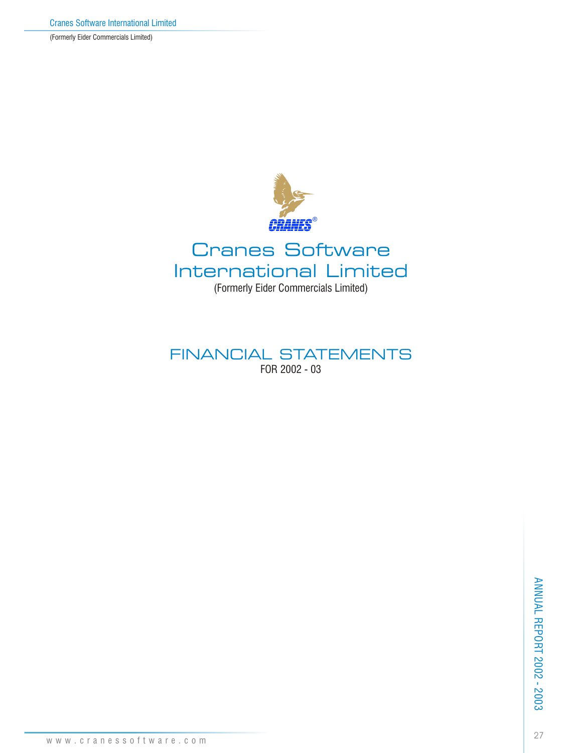# Cranes Software International Limited

(Formerly Eider Commercials Limited)

## FINANCIAL STATEMENTS

FOR 2002 - 03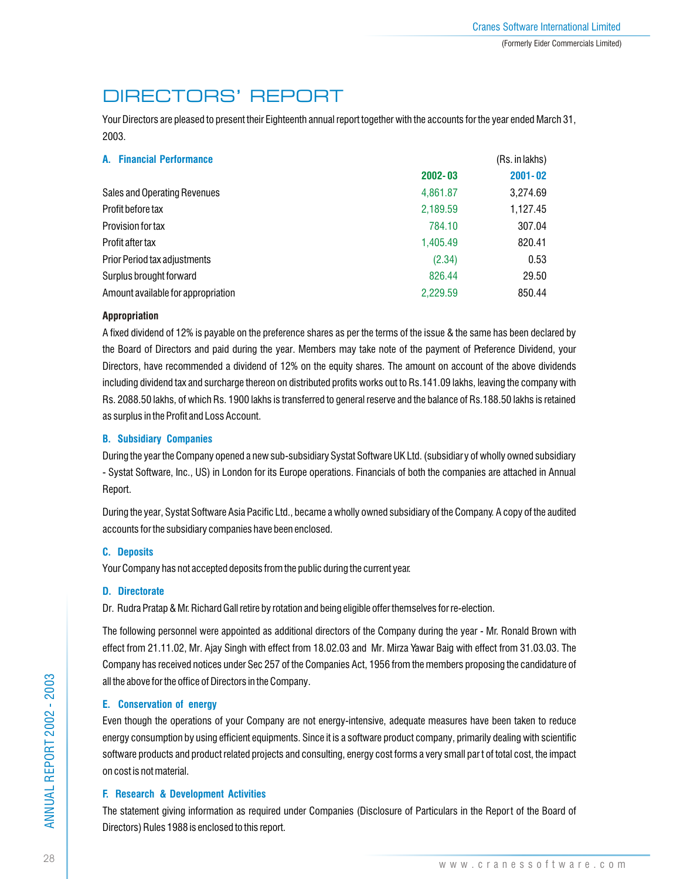# DIRECTORS' REPORT

Your Directors are pleased to present their Eighteenth annual report together with the accounts for the year ended March 31, 2003.

## A. Financial Performance

| | 2002-03 | 2001-02 |
|---|---|---|
| | | (Rs. in lakhs) |
| Sales and Operating Revenues | 4,861.87 | 3,274.69 |
| Profit before tax | 2,189.59 | 1,127.45 |
| Provision for tax | 784.10 | 307.04 |
| Profit after tax | 1,405.49 | 820.41 |
| Prior Period tax adjustments | (2.34) | 0.53 |
| Surplus brought forward | 826.44 | 29.50 |
| Amount available for appropriation | 2,229.59 | 850.44 |

**Appropriation**

A fixed dividend of 12% is payable on the preference shares as per the terms of the issue & the same has been declared by the Board of Directors and paid during the year. Members may take note of the payment of Preference Dividend, your Directors, have recommended a dividend of 12% on the equity shares. The amount on account of the above dividends including dividend tax and surcharge thereon on distributed profits works out to Rs.141.09 lakhs, leaving the company with Rs. 2088.50 lakhs, of which Rs. 1900 lakhs is transferred to general reserve and the balance of Rs.188.50 lakhs is retained as surplus in the Profit and Loss Account.

## B. Subsidiary Companies

During the year the Company opened a new sub-subsidiary Systat Software UK Ltd. (subsidiary of wholly owned subsidiary - Systat Software, Inc., US) in London for its Europe operations. Financials of both the companies are attached in Annual Report.

During the year, Systat Software Asia Pacific Ltd., became a wholly owned subsidiary of the Company. A copy of the audited accounts for the subsidiary companies have been enclosed.

## C. Deposits

Your Company has not accepted deposits from the public during the current year.

## D. Directorate

Dr. Rudra Pratap & Mr. Richard Gall retire by rotation and being eligible offer themselves for re-election.

The following personnel were appointed as additional directors of the Company during the year - Mr. Ronald Brown with effect from 21.11.02, Mr. Ajay Singh with effect from 18.02.03 and Mr. Mirza Yawar Baig with effect from 31.03.03. The Company has received notices under Sec 257 of the Companies Act, 1956 from the members proposing the candidature of all the above for the office of Directors in the Company.

## E. Conservation of energy

Even though the operations of your Company are not energy-intensive, adequate measures have been taken to reduce energy consumption by using efficient equipments. Since it is a software product company, primarily dealing with scientific software products and product related projects and consulting, energy cost forms a very small part of total cost, the impact on cost is not material.

## F. Research & Development Activities

The statement giving information as required under Companies (Disclosure of Particulars in the Report of the Board of Directors) Rules 1988 is enclosed to this report.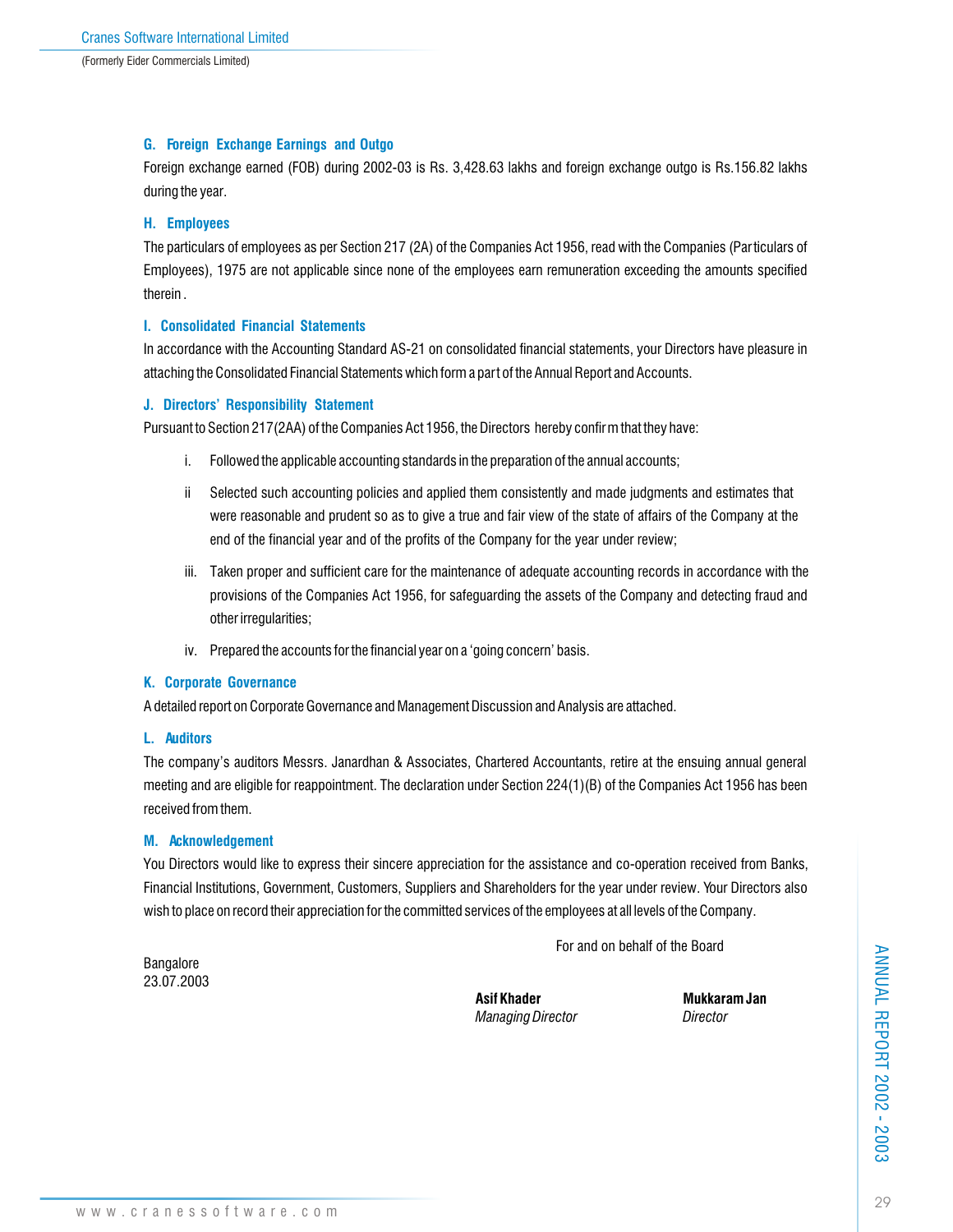### G. Foreign Exchange Earnings and Outgo

Foreign exchange earned (FOB) during 2002-03 is Rs. 3,428.63 lakhs and foreign exchange outgo is Rs.156.82 lakhs during the year.

### H. Employees

The particulars of employees as per Section 217 (2A) of the Companies Act 1956, read with the Companies (Particulars of Employees), 1975 are not applicable since none of the employees earn remuneration exceeding the amounts specified therein .

### I. Consolidated Financial Statements

In accordance with the Accounting Standard AS-21 on consolidated financial statements, your Directors have pleasure in attaching the Consolidated Financial Statements which form a part of the Annual Report and Accounts.

### J. Directors' Responsibility Statement

Pursuant to Section 217(2AA) of the Companies Act 1956, the Directors hereby confirm that they have:

i. Followed the applicable accounting standards in the preparation of the annual accounts;

ii Selected such accounting policies and applied them consistently and made judgments and estimates that were reasonable and prudent so as to give a true and fair view of the state of affairs of the Company at the end of the financial year and of the profits of the Company for the year under review;

iii. Taken proper and sufficient care for the maintenance of adequate accounting records in accordance with the provisions of the Companies Act 1956, for safeguarding the assets of the Company and detecting fraud and other irregularities;

iv. Prepared the accounts for the financial year on a 'going concern' basis.

### K. Corporate Governance

A detailed report on Corporate Governance and Management Discussion and Analysis are attached.

### L. Auditors

The company's auditors Messrs. Janardhan & Associates, Chartered Accountants, retire at the ensuing annual general meeting and are eligible for reappointment. The declaration under Section 224(1)(B) of the Companies Act 1956 has been received from them.

### M. Acknowledgement

You Directors would like to express their sincere appreciation for the assistance and co-operation received from Banks, Financial Institutions, Government, Customers, Suppliers and Shareholders for the year under review. Your Directors also wish to place on record their appreciation for the committed services of the employees at all levels of the Company.

For and on behalf of the Board

Bangalore
23.07.2003

**Asif Khader**
*Managing Director*

**Mukkaram Jan**
*Director*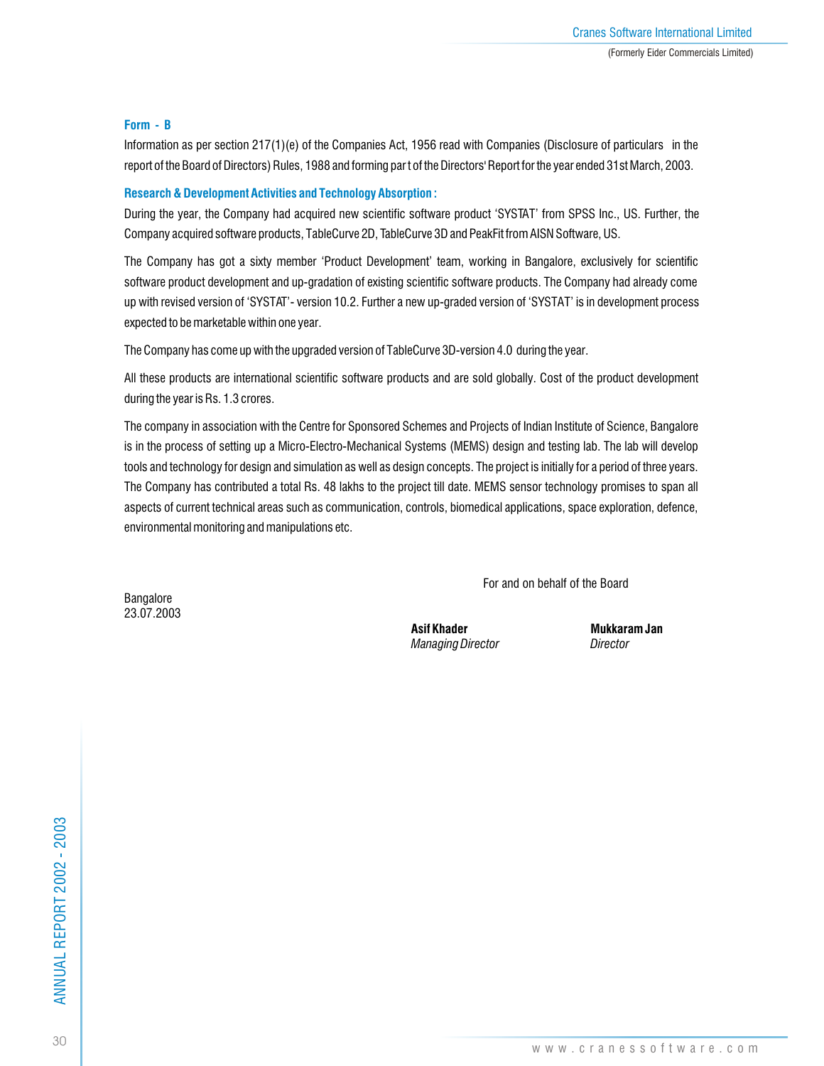## Form - B

Information as per section 217(1)(e) of the Companies Act, 1956 read with Companies (Disclosure of particulars in the report of the Board of Directors) Rules, 1988 and forming part of the Directors' Report for the year ended 31st March, 2003.

### Research & Development Activities and Technology Absorption :

During the year, the Company had acquired new scientific software product 'SYSTAT' from SPSS Inc., US. Further, the Company acquired software products, TableCurve 2D, TableCurve 3D and PeakFit from AISN Software, US.

The Company has got a sixty member 'Product Development' team, working in Bangalore, exclusively for scientific software product development and up-gradation of existing scientific software products. The Company had already come up with revised version of 'SYSTAT'- version 10.2. Further a new up-graded version of 'SYSTAT' is in development process expected to be marketable within one year.

The Company has come up with the upgraded version of TableCurve 3D-version 4.0 during the year.

All these products are international scientific software products and are sold globally. Cost of the product development during the year is Rs. 1.3 crores.

The company in association with the Centre for Sponsored Schemes and Projects of Indian Institute of Science, Bangalore is in the process of setting up a Micro-Electro-Mechanical Systems (MEMS) design and testing lab. The lab will develop tools and technology for design and simulation as well as design concepts. The project is initially for a period of three years. The Company has contributed a total Rs. 48 lakhs to the project till date. MEMS sensor technology promises to span all aspects of current technical areas such as communication, controls, biomedical applications, space exploration, defence, environmental monitoring and manipulations etc.

For and on behalf of the Board

Bangalore
23.07.2003

**Asif Khader**
*Managing Director*

**Mukkaram Jan**
*Director*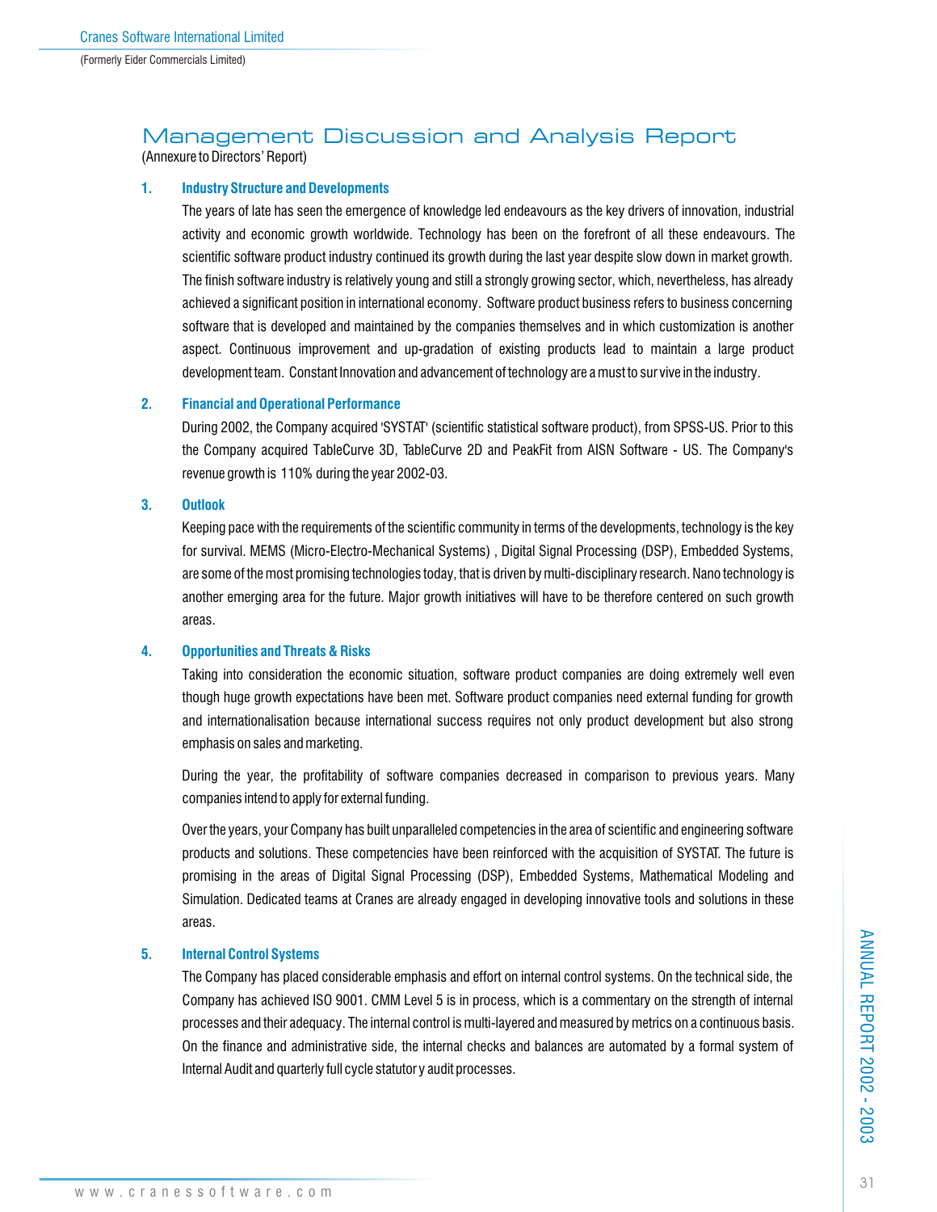# Management Discussion and Analysis Report

(Annexure to Directors' Report)

## 1. Industry Structure and Developments

The years of late has seen the emergence of knowledge led endeavours as the key drivers of innovation, industrial activity and economic growth worldwide. Technology has been on the forefront of all these endeavours. The scientific software product industry continued its growth during the last year despite slow down in market growth. The finish software industry is relatively young and still a strongly growing sector, which, nevertheless, has already achieved a significant position in international economy. Software product business refers to business concerning software that is developed and maintained by the companies themselves and in which customization is another aspect. Continuous improvement and up-gradation of existing products lead to maintain a large product development team. Constant Innovation and advancement of technology are a must to sur vive in the industry.

## 2. Financial and Operational Performance

During 2002, the Company acquired 'SYSTAT' (scientific statistical software product), from SPSS-US. Prior to this the Company acquired TableCurve 3D, TableCurve 2D and PeakFit from AISN Software - US. The Company's revenue growth is 110% during the year 2002-03.

## 3. Outlook

Keeping pace with the requirements of the scientific community in terms of the developments, technology is the key for survival. MEMS (Micro-Electro-Mechanical Systems) , Digital Signal Processing (DSP), Embedded Systems, are some of the most promising technologies today, that is driven by multi-disciplinary research. Nano technology is another emerging area for the future. Major growth initiatives will have to be therefore centered on such growth areas.

## 4. Opportunities and Threats & Risks

Taking into consideration the economic situation, software product companies are doing extremely well even though huge growth expectations have been met. Software product companies need external funding for growth and internationalisation because international success requires not only product development but also strong emphasis on sales and marketing.

During the year, the profitability of software companies decreased in comparison to previous years. Many companies intend to apply for external funding.

Over the years, your Company has built unparalleled competencies in the area of scientific and engineering software products and solutions. These competencies have been reinforced with the acquisition of SYSTAT. The future is promising in the areas of Digital Signal Processing (DSP), Embedded Systems, Mathematical Modeling and Simulation. Dedicated teams at Cranes are already engaged in developing innovative tools and solutions in these areas.

## 5. Internal Control Systems

The Company has placed considerable emphasis and effort on internal control systems. On the technical side, the Company has achieved ISO 9001. CMM Level 5 is in process, which is a commentary on the strength of internal processes and their adequacy. The internal control is multi-layered and measured by metrics on a continuous basis. On the finance and administrative side, the internal checks and balances are automated by a formal system of Internal Audit and quarterly full cycle statutor y audit processes.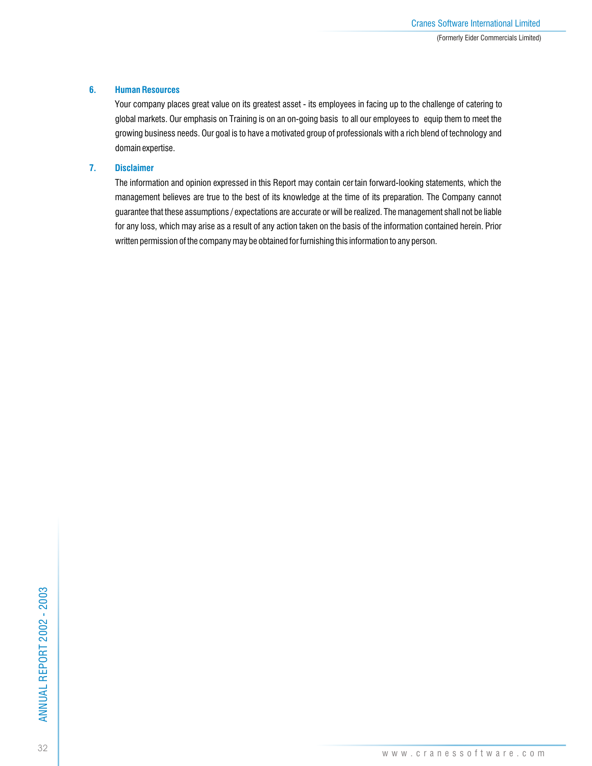### 6. Human Resources

Your company places great value on its greatest asset - its employees in facing up to the challenge of catering to global markets. Our emphasis on Training is on an on-going basis to all our employees to equip them to meet the growing business needs. Our goal is to have a motivated group of professionals with a rich blend of technology and domain expertise.

### 7. Disclaimer

The information and opinion expressed in this Report may contain certain forward-looking statements, which the management believes are true to the best of its knowledge at the time of its preparation. The Company cannot guarantee that these assumptions / expectations are accurate or will be realized. The management shall not be liable for any loss, which may arise as a result of any action taken on the basis of the information contained herein. Prior written permission of the company may be obtained for furnishing this information to any person.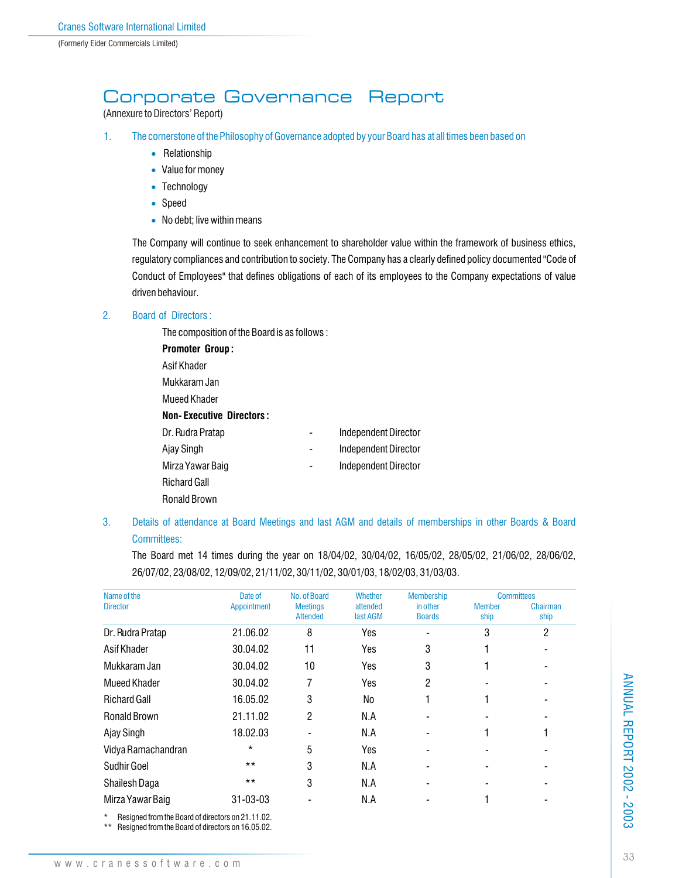# Corporate Governance Report

(Annexure to Directors' Report)

1. The cornerstone of the Philosophy of Governance adopted by your Board has at all times been based on

    - Relationship
    - Value for money
    - Technology
    - Speed
    - No debt; live within means

    The Company will continue to seek enhancement to shareholder value within the framework of business ethics, regulatory compliances and contribution to society. The Company has a clearly defined policy documented "Code of Conduct of Employees" that defines obligations of each of its employees to the Company expectations of value driven behaviour.

2. Board of Directors :

    The composition of the Board is as follows :

    **Promoter Group :**

    Asif Khader

    Mukkaram Jan

    Mueed Khader

    **Non- Executive Directors :**

    Dr. Rudra Pratap - Independent Director

    Ajay Singh - Independent Director

    Mirza Yawar Baig - Independent Director

    Richard Gall

    Ronald Brown

3. Details of attendance at Board Meetings and last AGM and details of memberships in other Boards & Board Committees:

    The Board met 14 times during the year on 18/04/02, 30/04/02, 16/05/02, 28/05/02, 21/06/02, 28/06/02, 26/07/02, 23/08/02, 12/09/02, 21/11/02, 30/11/02, 30/01/03, 18/02/03, 31/03/03.

| Name of the Director | Date of Appointment | No. of Board Meetings Attended | Whether attended last AGM | Membership in other Boards | Committees | |
|---|---|---|---|---|---|---|
| | | | | | Member ship | Chairman ship |
| Dr. Rudra Pratap | 21.06.02 | 8 | Yes | - | 3 | 2 |
| Asif Khader | 30.04.02 | 11 | Yes | 3 | 1 | - |
| Mukkaram Jan | 30.04.02 | 10 | Yes | 3 | 1 | - |
| Mueed Khader | 30.04.02 | 7 | Yes | 2 | - | - |
| Richard Gall | 16.05.02 | 3 | No | 1 | 1 | - |
| Ronald Brown | 21.11.02 | 2 | N.A | - | - | - |
| Ajay Singh | 18.02.03 | - | N.A | - | 1 | 1 |
| Vidya Ramachandran | * | 5 | Yes | - | - | - |
| Sudhir Goel | ** | 3 | N.A | - | - | - |
| Shailesh Daga | ** | 3 | N.A | - | - | - |
| Mirza Yawar Baig | 31-03-03 | - | N.A | - | 1 | - |

\* Resigned from the Board of directors on 21.11.02.

\*\* Resigned from the Board of directors on 16.05.02.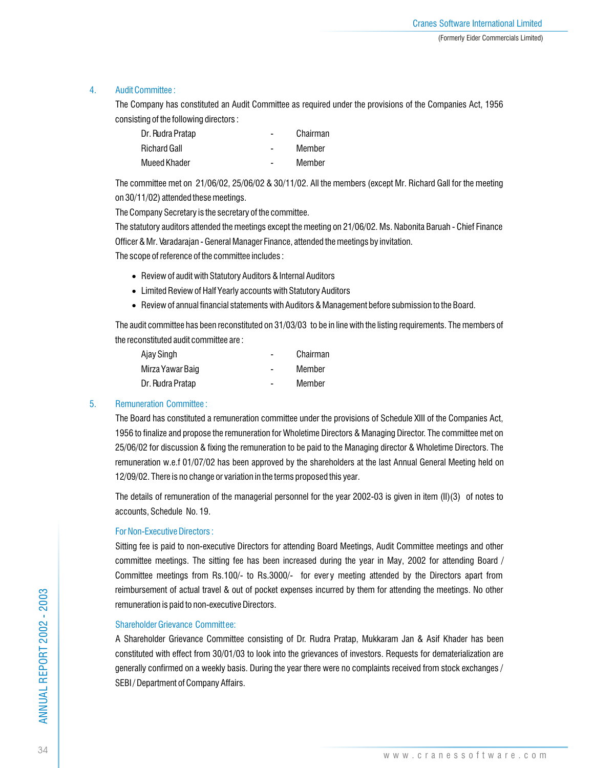## 4. Audit Committee :

The Company has constituted an Audit Committee as required under the provisions of the Companies Act, 1956 consisting of the following directors :

| | | |
|---|---|---|
| Dr. Rudra Pratap | - | Chairman |
| Richard Gall | - | Member |
| Mueed Khader | - | Member |

The committee met on 21/06/02, 25/06/02 & 30/11/02. All the members (except Mr. Richard Gall for the meeting on 30/11/02) attended these meetings.

The Company Secretary is the secretary of the committee.

The statutory auditors attended the meetings except the meeting on 21/06/02. Ms. Nabonita Baruah - Chief Finance Officer & Mr. Varadarajan - General Manager Finance, attended the meetings by invitation.

The scope of reference of the committee includes :

- Review of audit with Statutory Auditors & Internal Auditors
- Limited Review of Half Yearly accounts with Statutory Auditors
- Review of annual financial statements with Auditors & Management before submission to the Board.

The audit committee has been reconstituted on 31/03/03 to be in line with the listing requirements. The members of the reconstituted audit committee are :

| | | |
|---|---|---|
| Ajay Singh | - | Chairman |
| Mirza Yawar Baig | - | Member |
| Dr. Rudra Pratap | - | Member |

## 5. Remuneration Committee :

The Board has constituted a remuneration committee under the provisions of Schedule XIII of the Companies Act, 1956 to finalize and propose the remuneration for Wholetime Directors & Managing Director. The committee met on 25/06/02 for discussion & fixing the remuneration to be paid to the Managing director & Wholetime Directors. The remuneration w.e.f 01/07/02 has been approved by the shareholders at the last Annual General Meeting held on 12/09/02. There is no change or variation in the terms proposed this year.

The details of remuneration of the managerial personnel for the year 2002-03 is given in item (II)(3) of notes to accounts, Schedule No. 19.

### For Non-Executive Directors :

Sitting fee is paid to non-executive Directors for attending Board Meetings, Audit Committee meetings and other committee meetings. The sitting fee has been increased during the year in May, 2002 for attending Board / Committee meetings from Rs.100/- to Rs.3000/- for every meeting attended by the Directors apart from reimbursement of actual travel & out of pocket expenses incurred by them for attending the meetings. No other remuneration is paid to non-executive Directors.

### Shareholder Grievance Committee:

A Shareholder Grievance Committee consisting of Dr. Rudra Pratap, Mukkaram Jan & Asif Khader has been constituted with effect from 30/01/03 to look into the grievances of investors. Requests for dematerialization are generally confirmed on a weekly basis. During the year there were no complaints received from stock exchanges / SEBI / Department of Company Affairs.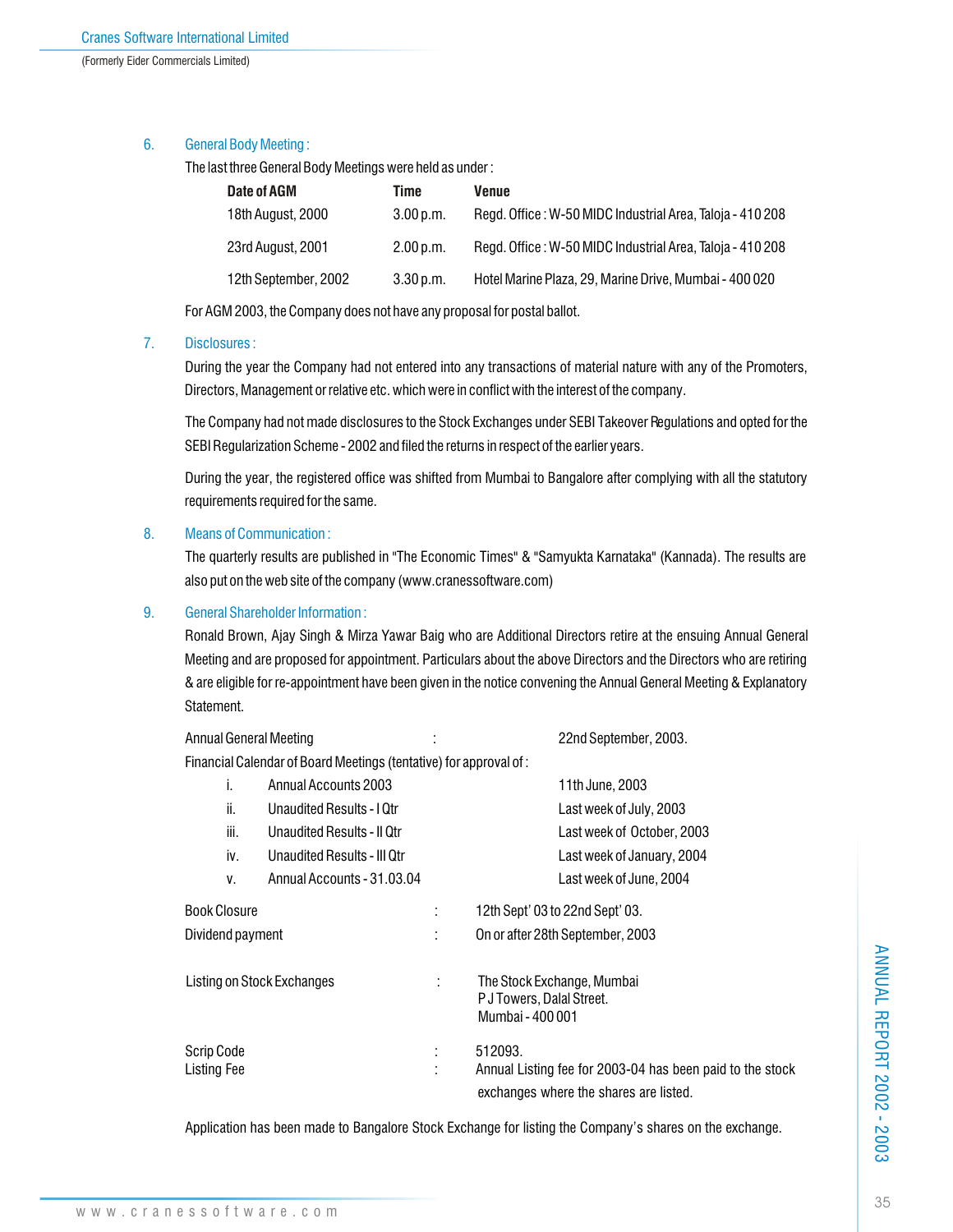6. General Body Meeting :

The last three General Body Meetings were held as under :

| Date of AGM | Time | Venue |
|---|---|---|
| 18th August, 2000 | 3.00 p.m. | Regd. Office : W-50 MIDC Industrial Area, Taloja - 410 208 |
| 23rd August, 2001 | 2.00 p.m. | Regd. Office : W-50 MIDC Industrial Area, Taloja - 410 208 |
| 12th September, 2002 | 3.30 p.m. | Hotel Marine Plaza, 29, Marine Drive, Mumbai - 400 020 |

For AGM 2003, the Company does not have any proposal for postal ballot.

7. Disclosures :

During the year the Company had not entered into any transactions of material nature with any of the Promoters, Directors, Management or relative etc. which were in conflict with the interest of the company.

The Company had not made disclosures to the Stock Exchanges under SEBI Takeover Regulations and opted for the SEBI Regularization Scheme - 2002 and filed the returns in respect of the earlier years.

During the year, the registered office was shifted from Mumbai to Bangalore after complying with all the statutory requirements required for the same.

8. Means of Communication :

The quarterly results are published in "The Economic Times" & "Samyukta Karnataka" (Kannada). The results are also put on the web site of the company (www.cranessoftware.com)

9. General Shareholder Information :

Ronald Brown, Ajay Singh & Mirza Yawar Baig who are Additional Directors retire at the ensuing Annual General Meeting and are proposed for appointment. Particulars about the above Directors and the Directors who are retiring & are eligible for re-appointment have been given in the notice convening the Annual General Meeting & Explanatory Statement.

Annual General Meeting : 22nd September, 2003.

Financial Calendar of Board Meetings (tentative) for approval of :

| | | |
|---|---|---|
| i. | Annual Accounts 2003 | 11th June, 2003 |
| ii. | Unaudited Results - I Qtr | Last week of July, 2003 |
| iii. | Unaudited Results - II Qtr | Last week of October, 2003 |
| iv. | Unaudited Results - III Qtr | Last week of January, 2004 |
| v. | Annual Accounts - 31.03.04 | Last week of June, 2004 |

Book Closure : 12th Sept' 03 to 22nd Sept' 03.

Dividend payment : On or after 28th September, 2003

Listing on Stock Exchanges : The Stock Exchange, Mumbai
P J Towers, Dalal Street.
Mumbai - 400 001

Scrip Code : 512093.

Listing Fee : Annual Listing fee for 2003-04 has been paid to the stock exchanges where the shares are listed.

Application has been made to Bangalore Stock Exchange for listing the Company's shares on the exchange.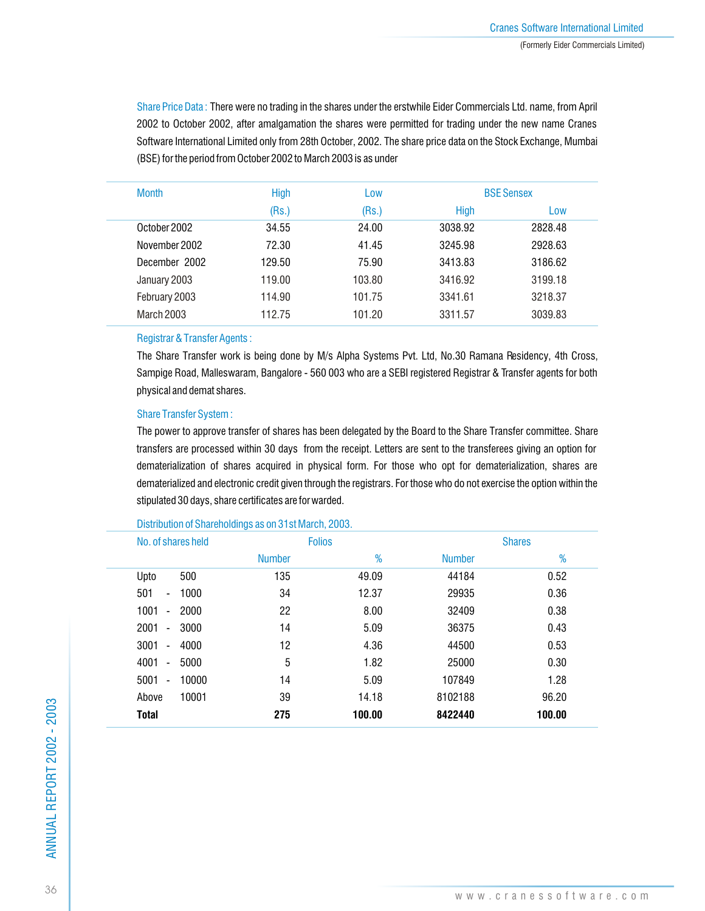**Share Price Data :** There were no trading in the shares under the erstwhile Eider Commercials Ltd. name, from April 2002 to October 2002, after amalgamation the shares were permitted for trading under the new name Cranes Software International Limited only from 28th October, 2002. The share price data on the Stock Exchange, Mumbai (BSE) for the period from October 2002 to March 2003 is as under

| Month | High (Rs.) | Low (Rs.) | BSE Sensex High | BSE Sensex Low |
|---|---|---|---|---|
| October 2002 | 34.55 | 24.00 | 3038.92 | 2828.48 |
| November 2002 | 72.30 | 41.45 | 3245.98 | 2928.63 |
| December 2002 | 129.50 | 75.90 | 3413.83 | 3186.62 |
| January 2003 | 119.00 | 103.80 | 3416.92 | 3199.18 |
| February 2003 | 114.90 | 101.75 | 3341.61 | 3218.37 |
| March 2003 | 112.75 | 101.20 | 3311.57 | 3039.83 |

**Registrar & Transfer Agents :**

The Share Transfer work is being done by M/s Alpha Systems Pvt. Ltd, No.30 Ramana Residency, 4th Cross, Sampige Road, Malleswaram, Bangalore - 560 003 who are a SEBI registered Registrar & Transfer agents for both physical and demat shares.

**Share Transfer System :**

The power to approve transfer of shares has been delegated by the Board to the Share Transfer committee. Share transfers are processed within 30 days from the receipt. Letters are sent to the transferees giving an option for dematerialization of shares acquired in physical form. For those who opt for dematerialization, shares are dematerialized and electronic credit given through the registrars. For those who do not exercise the option within the stipulated 30 days, share certificates are for warded.

**Distribution of Shareholdings as on 31st March, 2003.**

| No. of shares held | Folios Number | Folios % | Shares Number | Shares % |
|---|---|---|---|---|
| Upto 500 | 135 | 49.09 | 44184 | 0.52 |
| 501 - 1000 | 34 | 12.37 | 29935 | 0.36 |
| 1001 - 2000 | 22 | 8.00 | 32409 | 0.38 |
| 2001 - 3000 | 14 | 5.09 | 36375 | 0.43 |
| 3001 - 4000 | 12 | 4.36 | 44500 | 0.53 |
| 4001 - 5000 | 5 | 1.82 | 25000 | 0.30 |
| 5001 - 10000 | 14 | 5.09 | 107849 | 1.28 |
| Above 10001 | 39 | 14.18 | 8102188 | 96.20 |
| **Total** | **275** | **100.00** | **8422440** | **100.00** |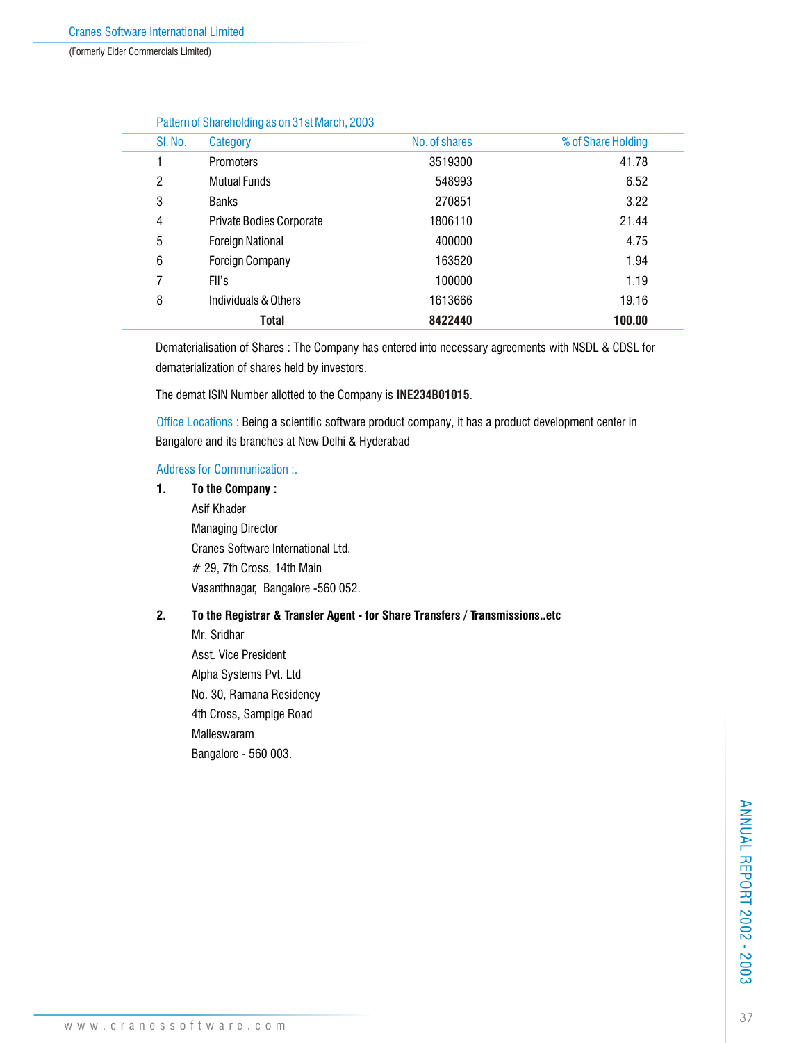Pattern of Shareholding as on 31st March, 2003

| Sl. No. | Category | No. of shares | % of Share Holding |
|---|---|---|---|
| 1 | Promoters | 3519300 | 41.78 |
| 2 | Mutual Funds | 548993 | 6.52 |
| 3 | Banks | 270851 | 3.22 |
| 4 | Private Bodies Corporate | 1806110 | 21.44 |
| 5 | Foreign National | 400000 | 4.75 |
| 6 | Foreign Company | 163520 | 1.94 |
| 7 | FII's | 100000 | 1.19 |
| 8 | Individuals & Others | 1613666 | 19.16 |
| | **Total** | **8422440** | **100.00** |

Dematerialisation of Shares : The Company has entered into necessary agreements with NSDL & CDSL for dematerialization of shares held by investors.

The demat ISIN Number allotted to the Company is **INE234B01015**.

Office Locations : Being a scientific software product company, it has a product development center in Bangalore and its branches at New Delhi & Hyderabad

Address for Communication :.

1. **To the Company :**
   Asif Khader
   Managing Director
   Cranes Software International Ltd.
   # 29, 7th Cross, 14th Main
   Vasanthnagar, Bangalore -560 052.

2. **To the Registrar & Transfer Agent - for Share Transfers / Transmissions..etc**
   Mr. Sridhar
   Asst. Vice President
   Alpha Systems Pvt. Ltd
   No. 30, Ramana Residency
   4th Cross, Sampige Road
   Malleswaram
   Bangalore - 560 003.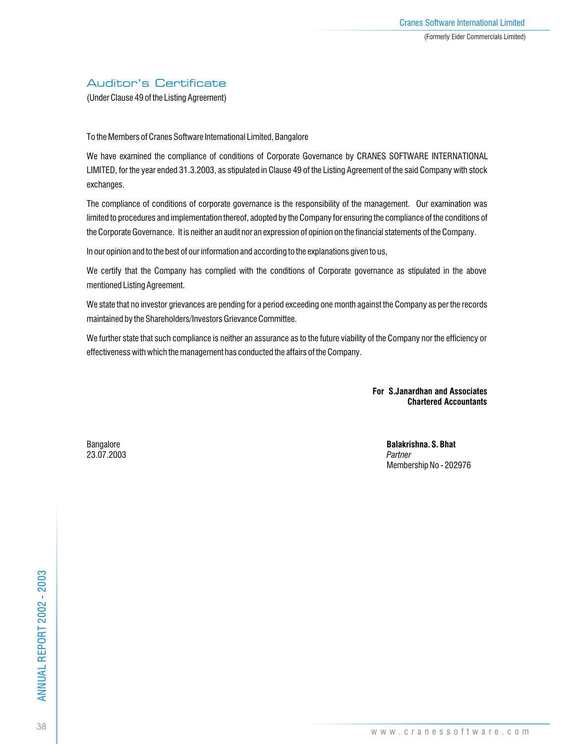## Auditor's Certificate

(Under Clause 49 of the Listing Agreement)

To the Members of Cranes Software International Limited, Bangalore

We have examined the compliance of conditions of Corporate Governance by CRANES SOFTWARE INTERNATIONAL LIMITED, for the year ended 31.3.2003, as stipulated in Clause 49 of the Listing Agreement of the said Company with stock exchanges.

The compliance of conditions of corporate governance is the responsibility of the management. Our examination was limited to procedures and implementation thereof, adopted by the Company for ensuring the compliance of the conditions of the Corporate Governance. It is neither an audit nor an expression of opinion on the financial statements of the Company.

In our opinion and to the best of our information and according to the explanations given to us,

We certify that the Company has complied with the conditions of Corporate governance as stipulated in the above mentioned Listing Agreement.

We state that no investor grievances are pending for a period exceeding one month against the Company as per the records maintained by the Shareholders/Investors Grievance Committee.

We further state that such compliance is neither an assurance as to the future viability of the Company nor the efficiency or effectiveness with which the management has conducted the affairs of the Company.

**For S.Janardhan and Associates**
**Chartered Accountants**

Bangalore
23.07.2003

**Balakrishna. S. Bhat**
*Partner*
Membership No - 202976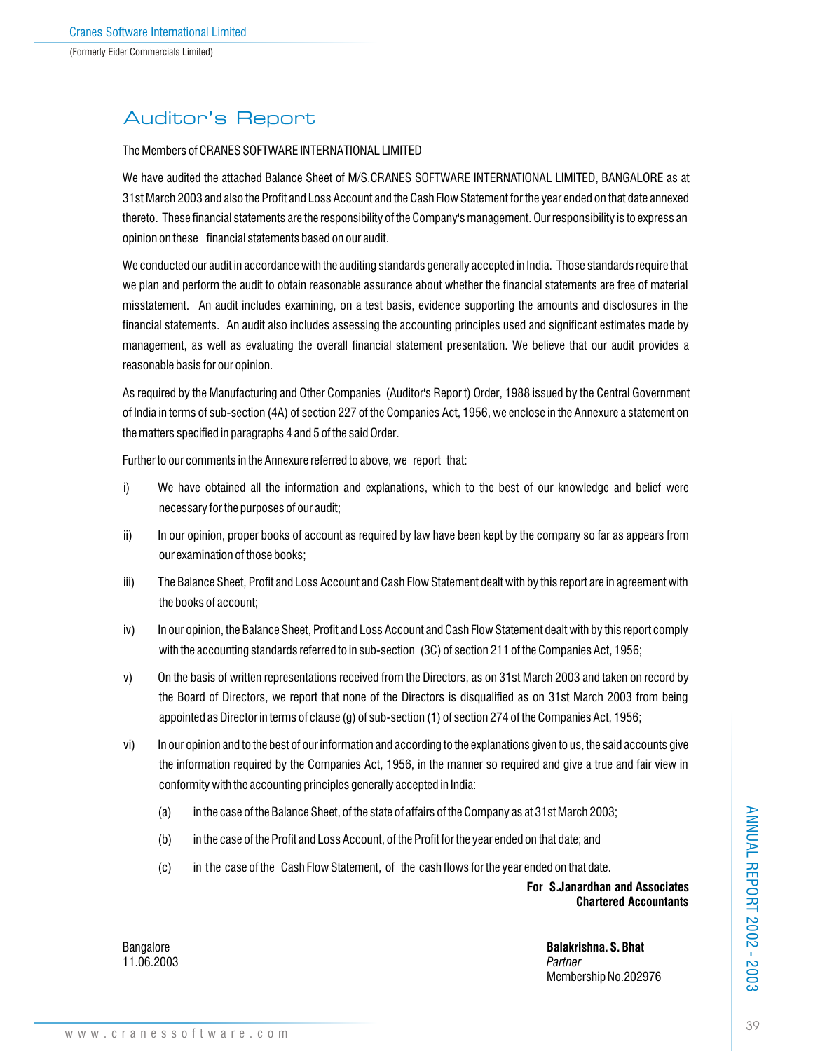# Auditor's Report

The Members of CRANES SOFTWARE INTERNATIONAL LIMITED

We have audited the attached Balance Sheet of M/S.CRANES SOFTWARE INTERNATIONAL LIMITED, BANGALORE as at 31st March 2003 and also the Profit and Loss Account and the Cash Flow Statement for the year ended on that date annexed thereto. These financial statements are the responsibility of the Company's management. Our responsibility is to express an opinion on these financial statements based on our audit.

We conducted our audit in accordance with the auditing standards generally accepted in India. Those standards require that we plan and perform the audit to obtain reasonable assurance about whether the financial statements are free of material misstatement. An audit includes examining, on a test basis, evidence supporting the amounts and disclosures in the financial statements. An audit also includes assessing the accounting principles used and significant estimates made by management, as well as evaluating the overall financial statement presentation. We believe that our audit provides a reasonable basis for our opinion.

As required by the Manufacturing and Other Companies (Auditor's Report) Order, 1988 issued by the Central Government of India in terms of sub-section (4A) of section 227 of the Companies Act, 1956, we enclose in the Annexure a statement on the matters specified in paragraphs 4 and 5 of the said Order.

Further to our comments in the Annexure referred to above, we report that:

i) We have obtained all the information and explanations, which to the best of our knowledge and belief were necessary for the purposes of our audit;

ii) In our opinion, proper books of account as required by law have been kept by the company so far as appears from our examination of those books;

iii) The Balance Sheet, Profit and Loss Account and Cash Flow Statement dealt with by this report are in agreement with the books of account;

iv) In our opinion, the Balance Sheet, Profit and Loss Account and Cash Flow Statement dealt with by this report comply with the accounting standards referred to in sub-section (3C) of section 211 of the Companies Act, 1956;

v) On the basis of written representations received from the Directors, as on 31st March 2003 and taken on record by the Board of Directors, we report that none of the Directors is disqualified as on 31st March 2003 from being appointed as Director in terms of clause (g) of sub-section (1) of section 274 of the Companies Act, 1956;

vi) In our opinion and to the best of our information and according to the explanations given to us, the said accounts give the information required by the Companies Act, 1956, in the manner so required and give a true and fair view in conformity with the accounting principles generally accepted in India:

   (a) in the case of the Balance Sheet, of the state of affairs of the Company as at 31st March 2003;

   (b) in the case of the Profit and Loss Account, of the Profit for the year ended on that date; and

   (c) in the case of the Cash Flow Statement, of the cash flows for the year ended on that date.

**For S.Janardhan and Associates**
**Chartered Accountants**

Bangalore
11.06.2003

**Balakrishna. S. Bhat**
*Partner*
Membership No.202976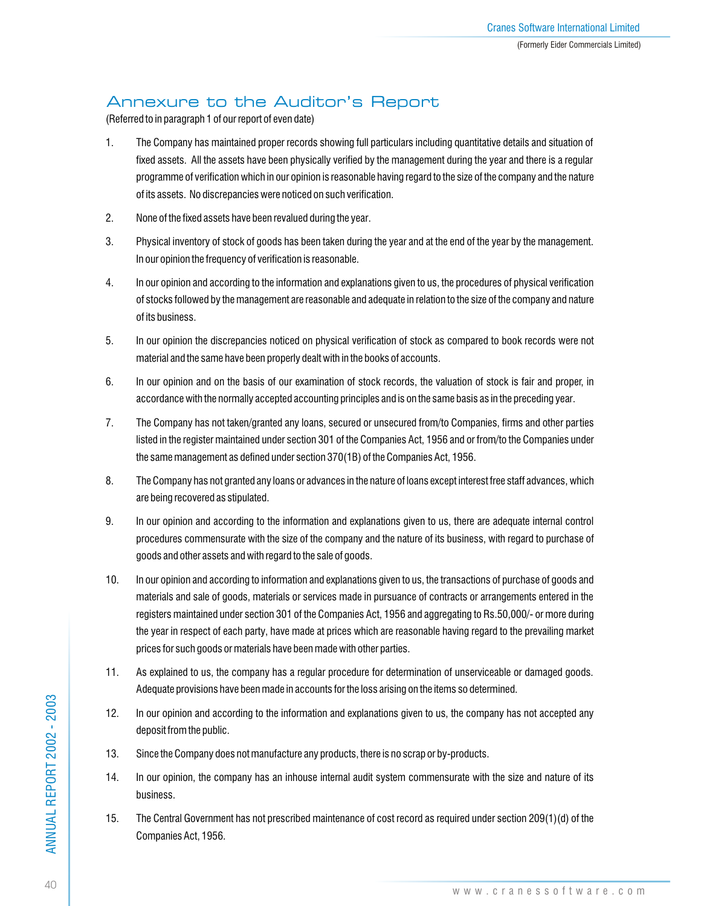## Annexure to the Auditor's Report

(Referred to in paragraph 1 of our report of even date)

1. The Company has maintained proper records showing full particulars including quantitative details and situation of fixed assets. All the assets have been physically verified by the management during the year and there is a regular programme of verification which in our opinion is reasonable having regard to the size of the company and the nature of its assets. No discrepancies were noticed on such verification.

2. None of the fixed assets have been revalued during the year.

3. Physical inventory of stock of goods has been taken during the year and at the end of the year by the management. In our opinion the frequency of verification is reasonable.

4. In our opinion and according to the information and explanations given to us, the procedures of physical verification of stocks followed by the management are reasonable and adequate in relation to the size of the company and nature of its business.

5. In our opinion the discrepancies noticed on physical verification of stock as compared to book records were not material and the same have been properly dealt with in the books of accounts.

6. In our opinion and on the basis of our examination of stock records, the valuation of stock is fair and proper, in accordance with the normally accepted accounting principles and is on the same basis as in the preceding year.

7. The Company has not taken/granted any loans, secured or unsecured from/to Companies, firms and other parties listed in the register maintained under section 301 of the Companies Act, 1956 and or from/to the Companies under the same management as defined under section 370(1B) of the Companies Act, 1956.

8. The Company has not granted any loans or advances in the nature of loans except interest free staff advances, which are being recovered as stipulated.

9. In our opinion and according to the information and explanations given to us, there are adequate internal control procedures commensurate with the size of the company and the nature of its business, with regard to purchase of goods and other assets and with regard to the sale of goods.

10. In our opinion and according to information and explanations given to us, the transactions of purchase of goods and materials and sale of goods, materials or services made in pursuance of contracts or arrangements entered in the registers maintained under section 301 of the Companies Act, 1956 and aggregating to Rs.50,000/- or more during the year in respect of each party, have made at prices which are reasonable having regard to the prevailing market prices for such goods or materials have been made with other parties.

11. As explained to us, the company has a regular procedure for determination of unserviceable or damaged goods. Adequate provisions have been made in accounts for the loss arising on the items so determined.

12. In our opinion and according to the information and explanations given to us, the company has not accepted any deposit from the public.

13. Since the Company does not manufacture any products, there is no scrap or by-products.

14. In our opinion, the company has an inhouse internal audit system commensurate with the size and nature of its business.

15. The Central Government has not prescribed maintenance of cost record as required under section 209(1)(d) of the Companies Act, 1956.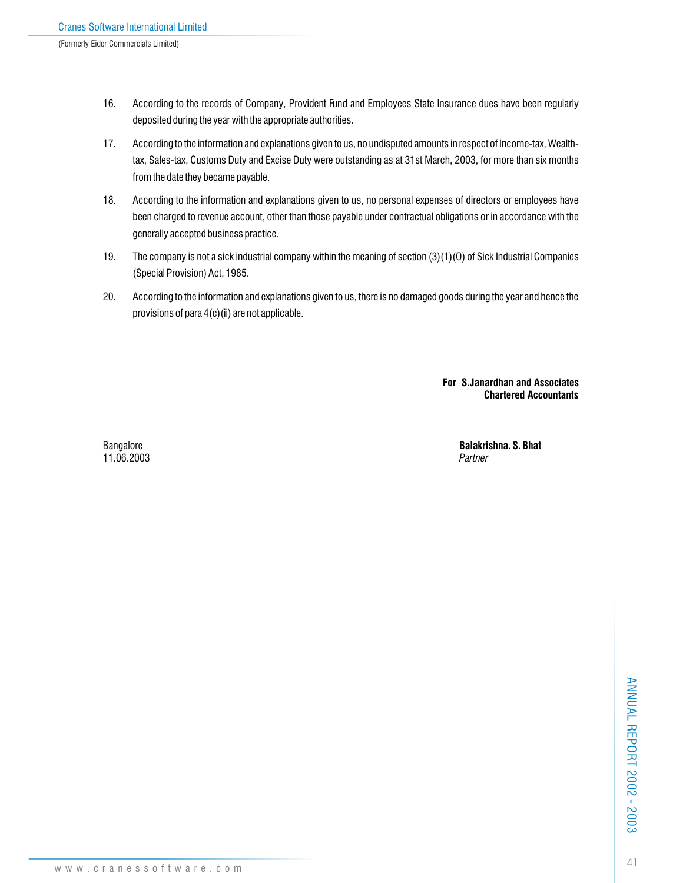16. According to the records of Company, Provident Fund and Employees State Insurance dues have been regularly deposited during the year with the appropriate authorities.

17. According to the information and explanations given to us, no undisputed amounts in respect of Income-tax, Wealth-tax, Sales-tax, Customs Duty and Excise Duty were outstanding as at 31st March, 2003, for more than six months from the date they became payable.

18. According to the information and explanations given to us, no personal expenses of directors or employees have been charged to revenue account, other than those payable under contractual obligations or in accordance with the generally accepted business practice.

19. The company is not a sick industrial company within the meaning of section (3)(1)(O) of Sick Industrial Companies (Special Provision) Act, 1985.

20. According to the information and explanations given to us, there is no damaged goods during the year and hence the provisions of para 4(c)(ii) are not applicable.

**For S.Janardhan and Associates**
**Chartered Accountants**

Bangalore
11.06.2003

**Balakrishna. S. Bhat**
*Partner*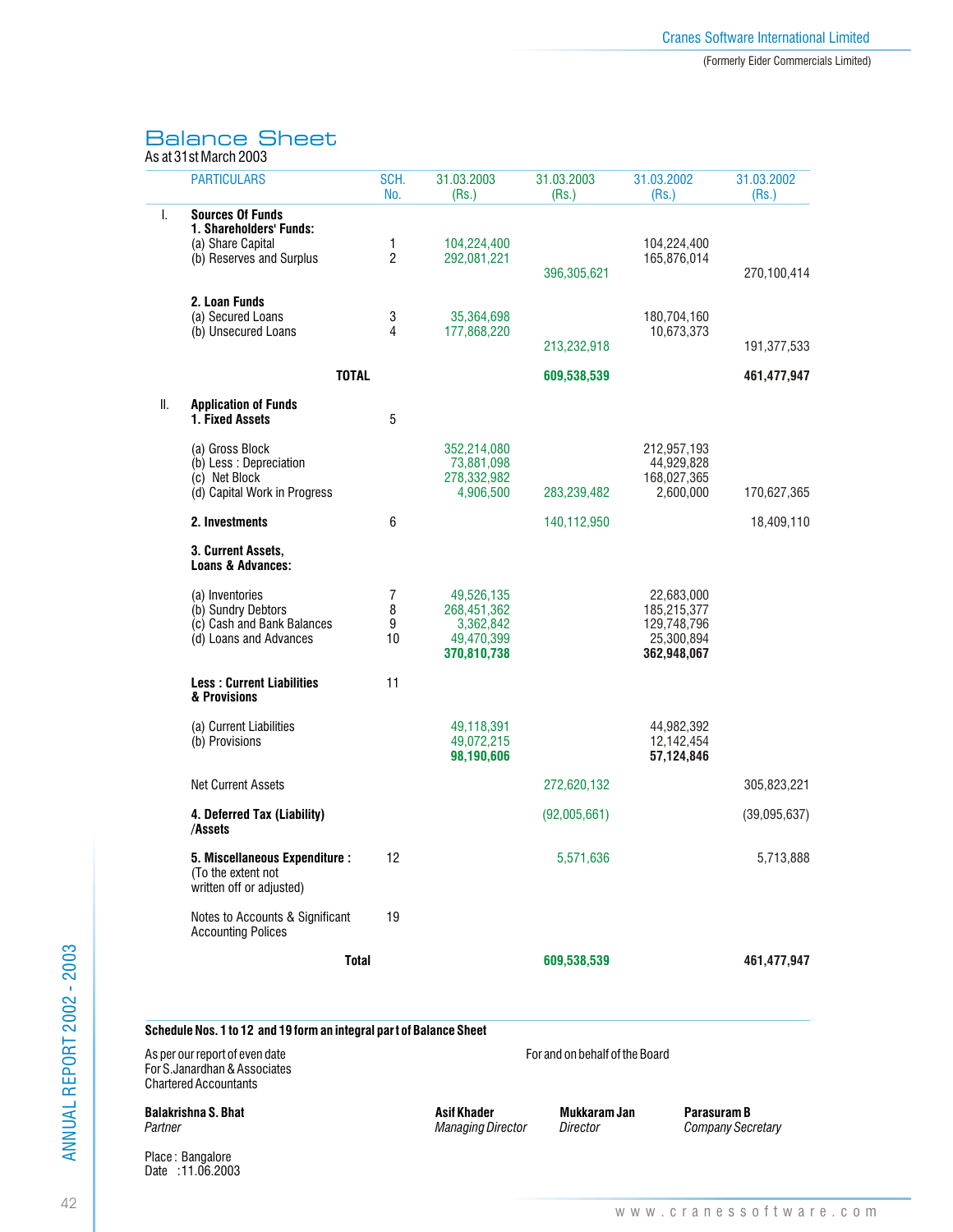# Balance Sheet

As at 31st March 2003

| | PARTICULARS | SCH. No. | 31.03.2003 (Rs.) | 31.03.2003 (Rs.) | 31.03.2002 (Rs.) | 31.03.2002 (Rs.) |
|---|---|---|---|---|---|---|
| I. | **Sources Of Funds** | | | | | |
| | **1. Shareholders' Funds:** | | | | | |
| | (a) Share Capital | 1 | 104,224,400 | | 104,224,400 | |
| | (b) Reserves and Surplus | 2 | 292,081,221 | | 165,876,014 | |
| | | | | 396,305,621 | | 270,100,414 |
| | **2. Loan Funds** | | | | | |
| | (a) Secured Loans | 3 | 35,364,698 | | 180,704,160 | |
| | (b) Unsecured Loans | 4 | 177,868,220 | | 10,673,373 | |
| | | | | 213,232,918 | | 191,377,533 |
| | **TOTAL** | | | **609,538,539** | | **461,477,947** |
| II. | **Application of Funds** | | | | | |
| | **1. Fixed Assets** | 5 | | | | |
| | (a) Gross Block | | 352,214,080 | | 212,957,193 | |
| | (b) Less : Depreciation | | 73,881,098 | | 44,929,828 | |
| | (c) Net Block | | 278,332,982 | | 168,027,365 | |
| | (d) Capital Work in Progress | | 4,906,500 | 283,239,482 | 2,600,000 | 170,627,365 |
| | **2. Investments** | 6 | | 140,112,950 | | 18,409,110 |
| | **3. Current Assets, Loans & Advances:** | | | | | |
| | (a) Inventories | 7 | 49,526,135 | | 22,683,000 | |
| | (b) Sundry Debtors | 8 | 268,451,362 | | 185,215,377 | |
| | (c) Cash and Bank Balances | 9 | 3,362,842 | | 129,748,796 | |
| | (d) Loans and Advances | 10 | 49,470,399 | | 25,300,894 | |
| | | | **370,810,738** | | **362,948,067** | |
| | **Less : Current Liabilities & Provisions** | 11 | | | | |
| | (a) Current Liabilities | | 49,118,391 | | 44,982,392 | |
| | (b) Provisions | | 49,072,215 | | 12,142,454 | |
| | | | **98,190,606** | | **57,124,846** | |
| | Net Current Assets | | | 272,620,132 | | 305,823,221 |
| | **4. Deferred Tax (Liability) /Assets** | | | (92,005,661) | | (39,095,637) |
| | **5. Miscellaneous Expenditure :** (To the extent not written off or adjusted) | 12 | | 5,571,636 | | 5,713,888 |
| | Notes to Accounts & Significant Accounting Polices | 19 | | | | |
| | **Total** | | | **609,538,539** | | **461,477,947** |

**Schedule Nos. 1 to 12 and 19 form an integral part of Balance Sheet**

As per our report of even date
For S.Janardhan & Associates
Chartered Accountants

For and on behalf of the Board

**Balakrishna S. Bhat**
*Partner*

**Asif Khader**
*Managing Director*

**Mukkaram Jan**
*Director*

**Parasuram B**
*Company Secretary*

Place : Bangalore
Date : 11.06.2003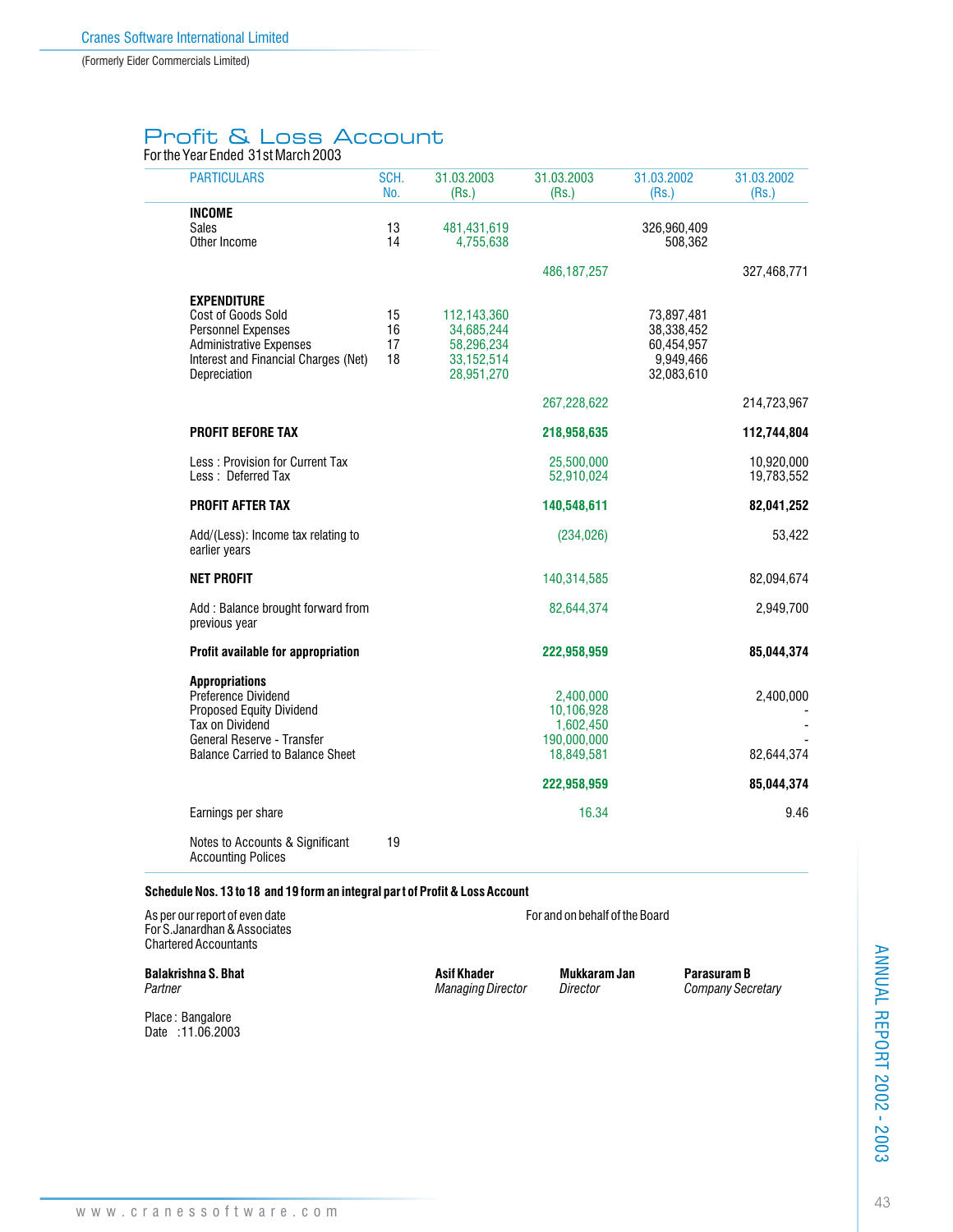Cranes Software International Limited

(Formerly Eider Commercials Limited)

# Profit & Loss Account

For the Year Ended 31st March 2003

| PARTICULARS | SCH. No. | 31.03.2003 (Rs.) | 31.03.2003 (Rs.) | 31.03.2002 (Rs.) | 31.03.2002 (Rs.) |
|---|---|---|---|---|---|
| **INCOME** | | | | | |
| Sales | 13 | 481,431,619 | | 326,960,409 | |
| Other Income | 14 | 4,755,638 | | 508,362 | |
| | | | 486,187,257 | | 327,468,771 |
| **EXPENDITURE** | | | | | |
| Cost of Goods Sold | 15 | 112,143,360 | | 73,897,481 | |
| Personnel Expenses | 16 | 34,685,244 | | 38,338,452 | |
| Administrative Expenses | 17 | 58,296,234 | | 60,454,957 | |
| Interest and Financial Charges (Net) | 18 | 33,152,514 | | 9,949,466 | |
| Depreciation | | 28,951,270 | | 32,083,610 | |
| | | | 267,228,622 | | 214,723,967 |
| **PROFIT BEFORE TAX** | | | **218,958,635** | | **112,744,804** |
| Less : Provision for Current Tax | | | 25,500,000 | | 10,920,000 |
| Less : Deferred Tax | | | 52,910,024 | | 19,783,552 |
| **PROFIT AFTER TAX** | | | **140,548,611** | | **82,041,252** |
| Add/(Less): Income tax relating to earlier years | | | (234,026) | | 53,422 |
| **NET PROFIT** | | | 140,314,585 | | 82,094,674 |
| Add : Balance brought forward from previous year | | | 82,644,374 | | 2,949,700 |
| **Profit available for appropriation** | | | **222,958,959** | | **85,044,374** |
| **Appropriations** | | | | | |
| Preference Dividend | | | 2,400,000 | | 2,400,000 |
| Proposed Equity Dividend | | | 10,106,928 | | - |
| Tax on Dividend | | | 1,602,450 | | - |
| General Reserve - Transfer | | | 190,000,000 | | - |
| Balance Carried to Balance Sheet | | | 18,849,581 | | 82,644,374 |
| | | | **222,958,959** | | **85,044,374** |
| Earnings per share | | | 16.34 | | 9.46 |
| Notes to Accounts & Significant Accounting Polices | 19 | | | | |

**Schedule Nos. 13 to 18 and 19 form an integral part of Profit & Loss Account**

As per our report of even date
For S.Janardhan & Associates
Chartered Accountants

For and on behalf of the Board

**Balakrishna S. Bhat**
*Partner*

**Asif Khader**
*Managing Director*

**Mukkaram Jan**
*Director*

**Parasuram B**
*Company Secretary*

Place : Bangalore
Date : 11.06.2003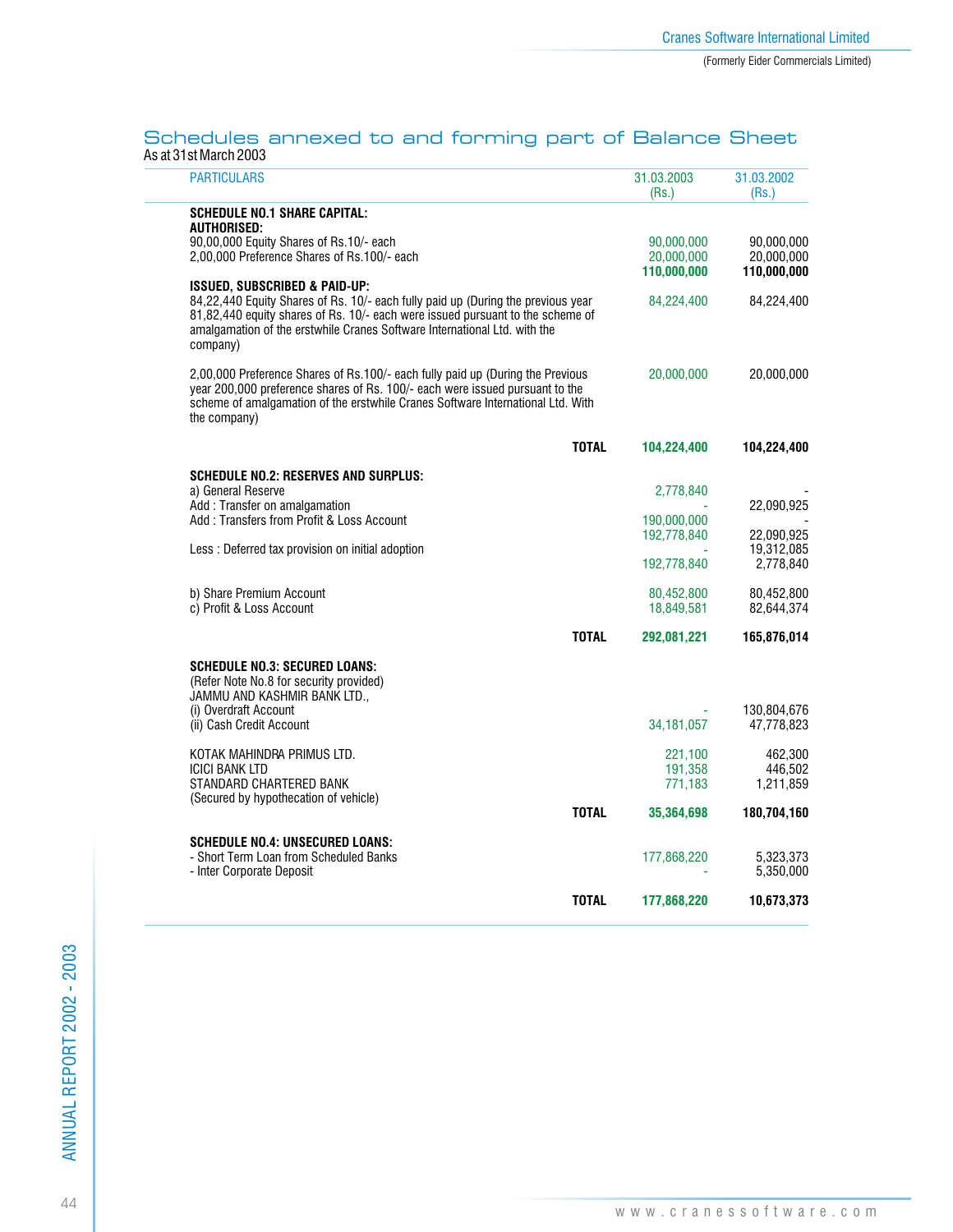## Schedules annexed to and forming part of Balance Sheet

As at 31st March 2003

| PARTICULARS | | 31.03.2003 (Rs.) | 31.03.2002 (Rs.) |
|---|---|---|---|
| **SCHEDULE NO.1 SHARE CAPITAL:** | | | |
| **AUTHORISED:** | | | |
| 90,00,000 Equity Shares of Rs.10/- each | | 90,000,000 | 90,000,000 |
| 2,00,000 Preference Shares of Rs.100/- each | | 20,000,000 | 20,000,000 |
| | | **110,000,000** | **110,000,000** |
| **ISSUED, SUBSCRIBED & PAID-UP:** | | | |
| 84,22,440 Equity Shares of Rs. 10/- each fully paid up (During the previous year 81,82,440 equity shares of Rs. 10/- each were issued pursuant to the scheme of amalgamation of the erstwhile Cranes Software International Ltd. with the company) | | 84,224,400 | 84,224,400 |
| 2,00,000 Preference Shares of Rs.100/- each fully paid up (During the Previous year 200,000 preference shares of Rs. 100/- each were issued pursuant to the scheme of amalgamation of the erstwhile Cranes Software International Ltd. With the company) | | 20,000,000 | 20,000,000 |
| | **TOTAL** | **104,224,400** | **104,224,400** |
| **SCHEDULE NO.2: RESERVES AND SURPLUS:** | | | |
| a) General Reserve | | 2,778,840 | - |
| Add : Transfer on amalgamation | | - | 22,090,925 |
| Add : Transfers from Profit & Loss Account | | 190,000,000 | - |
| | | 192,778,840 | 22,090,925 |
| Less : Deferred tax provision on initial adoption | | - | 19,312,085 |
| | | 192,778,840 | 2,778,840 |
| b) Share Premium Account | | 80,452,800 | 80,452,800 |
| c) Profit & Loss Account | | 18,849,581 | 82,644,374 |
| | **TOTAL** | **292,081,221** | **165,876,014** |
| **SCHEDULE NO.3: SECURED LOANS:** | | | |
| (Refer Note No.8 for security provided) | | | |
| JAMMU AND KASHMIR BANK LTD., | | | |
| (i) Overdraft Account | | - | 130,804,676 |
| (ii) Cash Credit Account | | 34,181,057 | 47,778,823 |
| KOTAK MAHINDRA PRIMUS LTD. | | 221,100 | 462,300 |
| ICICI BANK LTD | | 191,358 | 446,502 |
| STANDARD CHARTERED BANK | | 771,183 | 1,211,859 |
| (Secured by hypothecation of vehicle) | | | |
| | **TOTAL** | **35,364,698** | **180,704,160** |
| **SCHEDULE NO.4: UNSECURED LOANS:** | | | |
| - Short Term Loan from Scheduled Banks | | 177,868,220 | 5,323,373 |
| - Inter Corporate Deposit | | - | 5,350,000 |
| | **TOTAL** | **177,868,220** | **10,673,373** |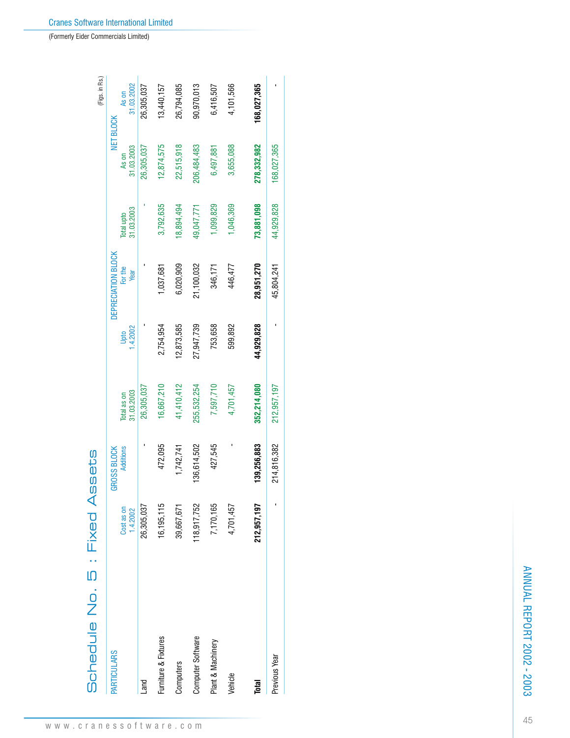# Schedule No. 5 : Fixed Assets

(Figs. in Rs.)

| PARTICULARS | GROSS BLOCK | | | DEPRECIATION BLOCK | | | NET BLOCK | |
|---|---|---|---|---|---|---|---|---|
| | Cost as on 1.4.2002 | Additions | Total as on 31.03.2003 | Upto 1.4.2002 | For the Year | Total upto 31.03.2003 | As on 31.03.2003 | As on 31.03.2002 |
| Land | 26,305,037 | - | 26,305,037 | - | - | - | 26,305,037 | 26,305,037 |
| Furniture & Fixtures | 16,195,115 | 472,095 | 16,667,210 | 2,754,954 | 1,037,681 | 3,792,635 | 12,874,575 | 13,440,157 |
| Computers | 39,667,671 | 1,742,741 | 41,410,412 | 12,873,585 | 6,020,909 | 18,894,494 | 22,515,918 | 26,794,085 |
| Computer Software | 118,917,752 | 136,614,502 | 255,532,254 | 27,947,739 | 21,100,032 | 49,047,771 | 206,484,483 | 90,970,013 |
| Plant & Machinery | 7,170,165 | 427,545 | 7,597,710 | 753,658 | 346,171 | 1,099,829 | 6,497,881 | 6,416,507 |
| Vehicle | 4,701,457 | - | 4,701,457 | 599,892 | 446,477 | 1,046,369 | 3,655,088 | 4,101,566 |
| **Total** | **212,957,197** | **139,256,883** | **352,214,080** | **44,929,828** | **28,951,270** | **73,881,098** | **278,332,982** | **168,027,365** |
| Previous Year | - | 214,816,382 | 212,957,197 | - | 45,804,241 | 44,929,828 | 168,027,365 | - |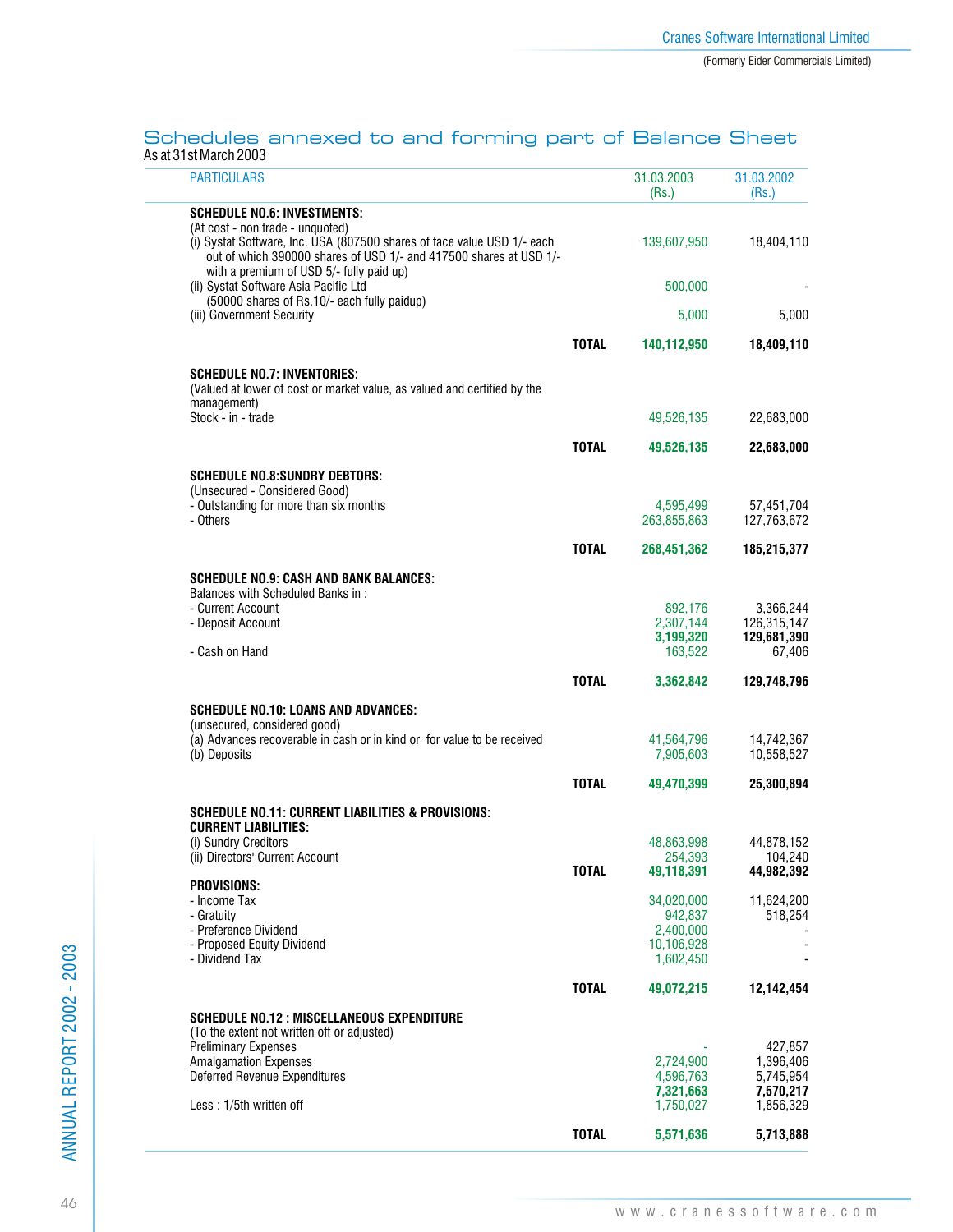## Schedules annexed to and forming part of Balance Sheet

As at 31st March 2003

| PARTICULARS | | 31.03.2003 (Rs.) | 31.03.2002 (Rs.) |
|---|---|---|---|
| **SCHEDULE NO.6: INVESTMENTS:** | | | |
| (At cost - non trade - unquoted) | | | |
| (i) Systat Software, Inc. USA (807500 shares of face value USD 1/- each out of which 390000 shares of USD 1/- and 417500 shares at USD 1/- with a premium of USD 5/- fully paid up) | | 139,607,950 | 18,404,110 |
| (ii) Systat Software Asia Pacific Ltd (50000 shares of Rs.10/- each fully paidup) | | 500,000 | - |
| (iii) Government Security | | 5,000 | 5,000 |
| | **TOTAL** | **140,112,950** | **18,409,110** |
| **SCHEDULE NO.7: INVENTORIES:** | | | |
| (Valued at lower of cost or market value, as valued and certified by the management) | | | |
| Stock - in - trade | | 49,526,135 | 22,683,000 |
| | **TOTAL** | **49,526,135** | **22,683,000** |
| **SCHEDULE NO.8:SUNDRY DEBTORS:** | | | |
| (Unsecured - Considered Good) | | | |
| - Outstanding for more than six months | | 4,595,499 | 57,451,704 |
| - Others | | 263,855,863 | 127,763,672 |
| | **TOTAL** | **268,451,362** | **185,215,377** |
| **SCHEDULE NO.9: CASH AND BANK BALANCES:** | | | |
| Balances with Scheduled Banks in : | | | |
| - Current Account | | 892,176 | 3,366,244 |
| - Deposit Account | | 2,307,144 | 126,315,147 |
| | | **3,199,320** | **129,681,390** |
| - Cash on Hand | | 163,522 | 67,406 |
| | **TOTAL** | **3,362,842** | **129,748,796** |
| **SCHEDULE NO.10: LOANS AND ADVANCES:** | | | |
| (unsecured, considered good) | | | |
| (a) Advances recoverable in cash or in kind or for value to be received | | 41,564,796 | 14,742,367 |
| (b) Deposits | | 7,905,603 | 10,558,527 |
| | **TOTAL** | **49,470,399** | **25,300,894** |
| **SCHEDULE NO.11: CURRENT LIABILITIES & PROVISIONS:** | | | |
| **CURRENT LIABILITIES:** | | | |
| (i) Sundry Creditors | | 48,863,998 | 44,878,152 |
| (ii) Directors' Current Account | | 254,393 | 104,240 |
| | **TOTAL** | **49,118,391** | **44,982,392** |
| **PROVISIONS:** | | | |
| - Income Tax | | 34,020,000 | 11,624,200 |
| - Gratuity | | 942,837 | 518,254 |
| - Preference Dividend | | 2,400,000 | - |
| - Proposed Equity Dividend | | 10,106,928 | - |
| - Dividend Tax | | 1,602,450 | - |
| | **TOTAL** | **49,072,215** | **12,142,454** |
| **SCHEDULE NO.12 : MISCELLANEOUS EXPENDITURE** | | | |
| (To the extent not written off or adjusted) | | | |
| Preliminary Expenses | | - | 427,857 |
| Amalgamation Expenses | | 2,724,900 | 1,396,406 |
| Deferred Revenue Expenditures | | 4,596,763 | 5,745,954 |
| | | **7,321,663** | **7,570,217** |
| Less : 1/5th written off | | 1,750,027 | 1,856,329 |
| | **TOTAL** | **5,571,636** | **5,713,888** |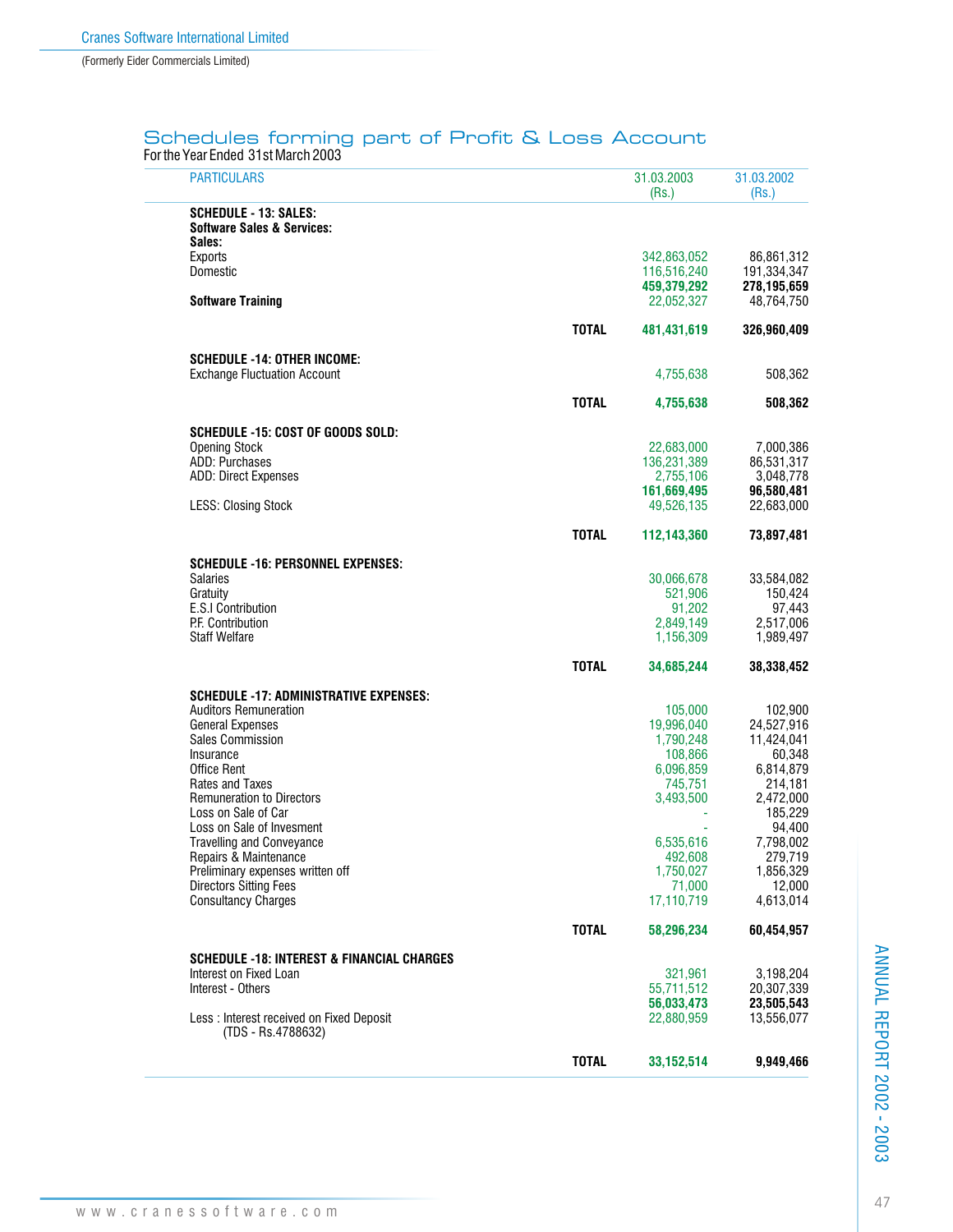# Schedules forming part of Profit & Loss Account

For the Year Ended 31st March 2003

| PARTICULARS | | 31.03.2003 (Rs.) | 31.03.2002 (Rs.) |
|---|---|---|---|
| **SCHEDULE - 13: SALES:** | | | |
| **Software Sales & Services:** | | | |
| **Sales:** | | | |
| Exports | | 342,863,052 | 86,861,312 |
| Domestic | | 116,516,240 | 191,334,347 |
| | | **459,379,292** | **278,195,659** |
| **Software Training** | | 22,052,327 | 48,764,750 |
| | **TOTAL** | **481,431,619** | **326,960,409** |
| **SCHEDULE -14: OTHER INCOME:** | | | |
| Exchange Fluctuation Account | | 4,755,638 | 508,362 |
| | **TOTAL** | **4,755,638** | **508,362** |
| **SCHEDULE -15: COST OF GOODS SOLD:** | | | |
| Opening Stock | | 22,683,000 | 7,000,386 |
| ADD: Purchases | | 136,231,389 | 86,531,317 |
| ADD: Direct Expenses | | 2,755,106 | 3,048,778 |
| | | **161,669,495** | **96,580,481** |
| LESS: Closing Stock | | 49,526,135 | 22,683,000 |
| | **TOTAL** | **112,143,360** | **73,897,481** |
| **SCHEDULE -16: PERSONNEL EXPENSES:** | | | |
| Salaries | | 30,066,678 | 33,584,082 |
| Gratuity | | 521,906 | 150,424 |
| E.S.I Contribution | | 91,202 | 97,443 |
| P.F. Contribution | | 2,849,149 | 2,517,006 |
| Staff Welfare | | 1,156,309 | 1,989,497 |
| | **TOTAL** | **34,685,244** | **38,338,452** |
| **SCHEDULE -17: ADMINISTRATIVE EXPENSES:** | | | |
| Auditors Remuneration | | 105,000 | 102,900 |
| General Expenses | | 19,996,040 | 24,527,916 |
| Sales Commission | | 1,790,248 | 11,424,041 |
| Insurance | | 108,866 | 60,348 |
| Office Rent | | 6,096,859 | 6,814,879 |
| Rates and Taxes | | 745,751 | 214,181 |
| Remuneration to Directors | | 3,493,500 | 2,472,000 |
| Loss on Sale of Car | | - | 185,229 |
| Loss on Sale of Invesment | | - | 94,400 |
| Travelling and Conveyance | | 6,535,616 | 7,798,002 |
| Repairs & Maintenance | | 492,608 | 279,719 |
| Preliminary expenses written off | | 1,750,027 | 1,856,329 |
| Directors Sitting Fees | | 71,000 | 12,000 |
| Consultancy Charges | | 17,110,719 | 4,613,014 |
| | **TOTAL** | **58,296,234** | **60,454,957** |
| **SCHEDULE -18: INTEREST & FINANCIAL CHARGES** | | | |
| Interest on Fixed Loan | | 321,961 | 3,198,204 |
| Interest - Others | | 55,711,512 | 20,307,339 |
| | | **56,033,473** | **23,505,543** |
| Less : Interest received on Fixed Deposit (TDS - Rs.4788632) | | 22,880,959 | 13,556,077 |
| | **TOTAL** | **33,152,514** | **9,949,466** |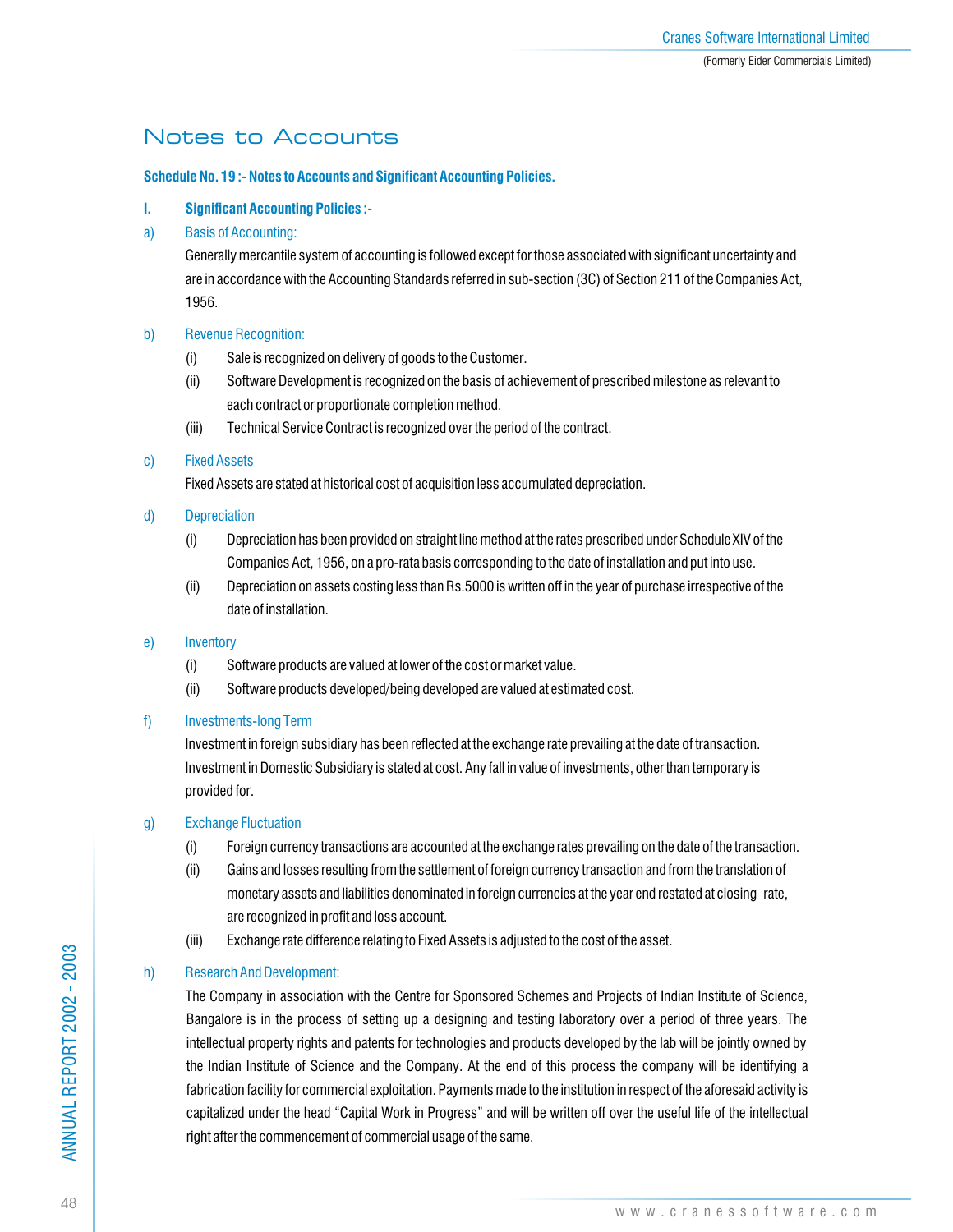# Notes to Accounts

**Schedule No. 19 :- Notes to Accounts and Significant Accounting Policies.**

**I. Significant Accounting Policies :-**

a) Basis of Accounting:

Generally mercantile system of accounting is followed except for those associated with significant uncertainty and are in accordance with the Accounting Standards referred in sub-section (3C) of Section 211 of the Companies Act, 1956.

b) Revenue Recognition:

(i) Sale is recognized on delivery of goods to the Customer.

(ii) Software Development is recognized on the basis of achievement of prescribed milestone as relevant to each contract or proportionate completion method.

(iii) Technical Service Contract is recognized over the period of the contract.

c) Fixed Assets

Fixed Assets are stated at historical cost of acquisition less accumulated depreciation.

d) Depreciation

(i) Depreciation has been provided on straight line method at the rates prescribed under Schedule XIV of the Companies Act, 1956, on a pro-rata basis corresponding to the date of installation and put into use.

(ii) Depreciation on assets costing less than Rs.5000 is written off in the year of purchase irrespective of the date of installation.

e) Inventory

(i) Software products are valued at lower of the cost or market value.

(ii) Software products developed/being developed are valued at estimated cost.

f) Investments-long Term

Investment in foreign subsidiary has been reflected at the exchange rate prevailing at the date of transaction. Investment in Domestic Subsidiary is stated at cost. Any fall in value of investments, other than temporary is provided for.

g) Exchange Fluctuation

(i) Foreign currency transactions are accounted at the exchange rates prevailing on the date of the transaction.

(ii) Gains and losses resulting from the settlement of foreign currency transaction and from the translation of monetary assets and liabilities denominated in foreign currencies at the year end restated at closing rate, are recognized in profit and loss account.

(iii) Exchange rate difference relating to Fixed Assets is adjusted to the cost of the asset.

h) Research And Development:

The Company in association with the Centre for Sponsored Schemes and Projects of Indian Institute of Science, Bangalore is in the process of setting up a designing and testing laboratory over a period of three years. The intellectual property rights and patents for technologies and products developed by the lab will be jointly owned by the Indian Institute of Science and the Company. At the end of this process the company will be identifying a fabrication facility for commercial exploitation. Payments made to the institution in respect of the aforesaid activity is capitalized under the head "Capital Work in Progress" and will be written off over the useful life of the intellectual right after the commencement of commercial usage of the same.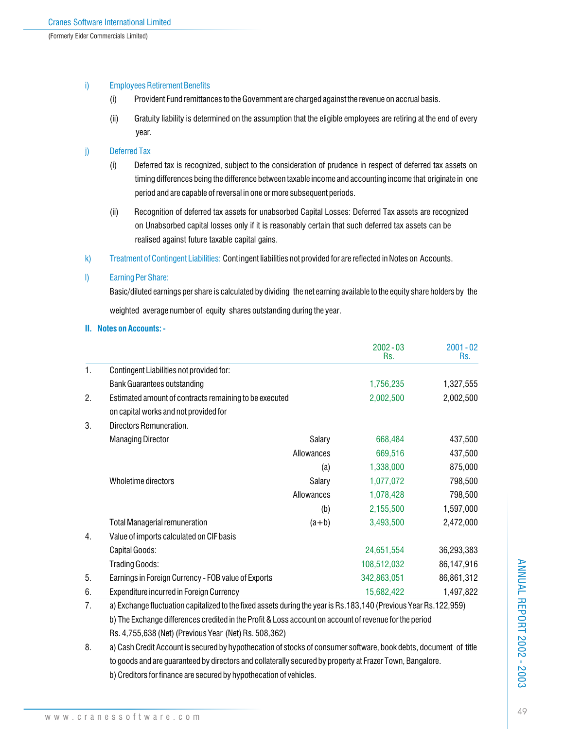i) Employees Retirement Benefits

(i) Provident Fund remittances to the Government are charged against the revenue on accrual basis.

(ii) Gratuity liability is determined on the assumption that the eligible employees are retiring at the end of every year.

j) Deferred Tax

(i) Deferred tax is recognized, subject to the consideration of prudence in respect of deferred tax assets on timing differences being the difference between taxable income and accounting income that originate in one period and are capable of reversal in one or more subsequent periods.

(ii) Recognition of deferred tax assets for unabsorbed Capital Losses: Deferred Tax assets are recognized on Unabsorbed capital losses only if it is reasonably certain that such deferred tax assets can be realised against future taxable capital gains.

k) Treatment of Contingent Liabilities: Contingent liabilities not provided for are reflected in Notes on Accounts.

l) Earning Per Share:

Basic/diluted earnings per share is calculated by dividing the net earning available to the equity share holders by the weighted average number of equity shares outstanding during the year.

## II. Notes on Accounts: -

| | | | 2002 - 03 Rs. | 2001 - 02 Rs. |
|---|---|---|---|---|
| 1. | Contingent Liabilities not provided for: | | | |
| | Bank Guarantees outstanding | | 1,756,235 | 1,327,555 |
| 2. | Estimated amount of contracts remaining to be executed on capital works and not provided for | | 2,002,500 | 2,002,500 |
| 3. | Directors Remuneration. | | | |
| | Managing Director | Salary | 668,484 | 437,500 |
| | | Allowances | 669,516 | 437,500 |
| | | (a) | 1,338,000 | 875,000 |
| | Wholetime directors | Salary | 1,077,072 | 798,500 |
| | | Allowances | 1,078,428 | 798,500 |
| | | (b) | 2,155,500 | 1,597,000 |
| | Total Managerial remuneration | (a+b) | 3,493,500 | 2,472,000 |
| 4. | Value of imports calculated on CIF basis | | | |
| | Capital Goods: | | 24,651,554 | 36,293,383 |
| | Trading Goods: | | 108,512,032 | 86,147,916 |
| 5. | Earnings in Foreign Currency - FOB value of Exports | | 342,863,051 | 86,861,312 |
| 6. | Expenditure incurred in Foreign Currency | | 15,682,422 | 1,497,822 |

7. a) Exchange fluctuation capitalized to the fixed assets during the year is Rs.183,140 (Previous Year Rs.122,959)

   b) The Exchange differences credited in the Profit & Loss account on account of revenue for the period Rs. 4,755,638 (Net) (Previous Year (Net) Rs. 508,362)

8. a) Cash Credit Account is secured by hypothecation of stocks of consumer software, book debts, document of title to goods and are guaranteed by directors and collaterally secured by property at Frazer Town, Bangalore.

   b) Creditors for finance are secured by hypothecation of vehicles.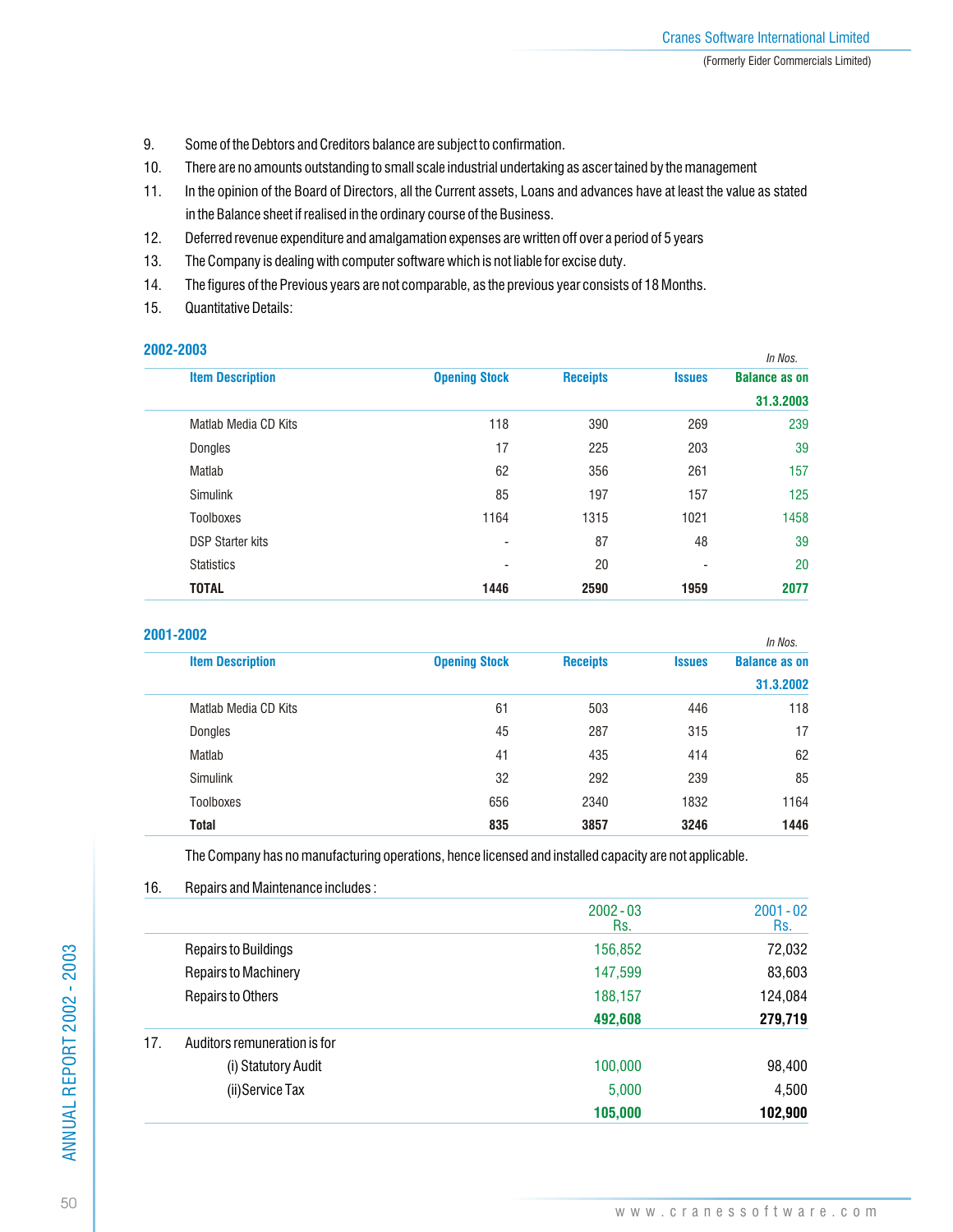9. Some of the Debtors and Creditors balance are subject to confirmation.
10. There are no amounts outstanding to small scale industrial undertaking as ascer tained by the management
11. In the opinion of the Board of Directors, all the Current assets, Loans and advances have at least the value as stated in the Balance sheet if realised in the ordinary course of the Business.
12. Deferred revenue expenditure and amalgamation expenses are written off over a period of 5 years
13. The Company is dealing with computer software which is not liable for excise duty.
14. The figures of the Previous years are not comparable, as the previous year consists of 18 Months.
15. Quantitative Details:

**2002-2003**

*In Nos.*

| Item Description | Opening Stock | Receipts | Issues | Balance as on 31.3.2003 |
|---|---|---|---|---|
| Matlab Media CD Kits | 118 | 390 | 269 | 239 |
| Dongles | 17 | 225 | 203 | 39 |
| Matlab | 62 | 356 | 261 | 157 |
| Simulink | 85 | 197 | 157 | 125 |
| Toolboxes | 1164 | 1315 | 1021 | 1458 |
| DSP Starter kits | - | 87 | 48 | 39 |
| Statistics | - | 20 | - | 20 |
| **TOTAL** | **1446** | **2590** | **1959** | **2077** |

**2001-2002**

*In Nos.*

| Item Description | Opening Stock | Receipts | Issues | Balance as on 31.3.2002 |
|---|---|---|---|---|
| Matlab Media CD Kits | 61 | 503 | 446 | 118 |
| Dongles | 45 | 287 | 315 | 17 |
| Matlab | 41 | 435 | 414 | 62 |
| Simulink | 32 | 292 | 239 | 85 |
| Toolboxes | 656 | 2340 | 1832 | 1164 |
| **Total** | **835** | **3857** | **3246** | **1446** |

The Company has no manufacturing operations, hence licensed and installed capacity are not applicable.

16. Repairs and Maintenance includes :

| | 2002 - 03 Rs. | 2001 - 02 Rs. |
|---|---|---|
| Repairs to Buildings | 156,852 | 72,032 |
| Repairs to Machinery | 147,599 | 83,603 |
| Repairs to Others | 188,157 | 124,084 |
| | **492,608** | **279,719** |

17. Auditors remuneration is for

| | 2002 - 03 Rs. | 2001 - 02 Rs. |
|---|---|---|
| (i) Statutory Audit | 100,000 | 98,400 |
| (ii) Service Tax | 5,000 | 4,500 |
| | **105,000** | **102,900** |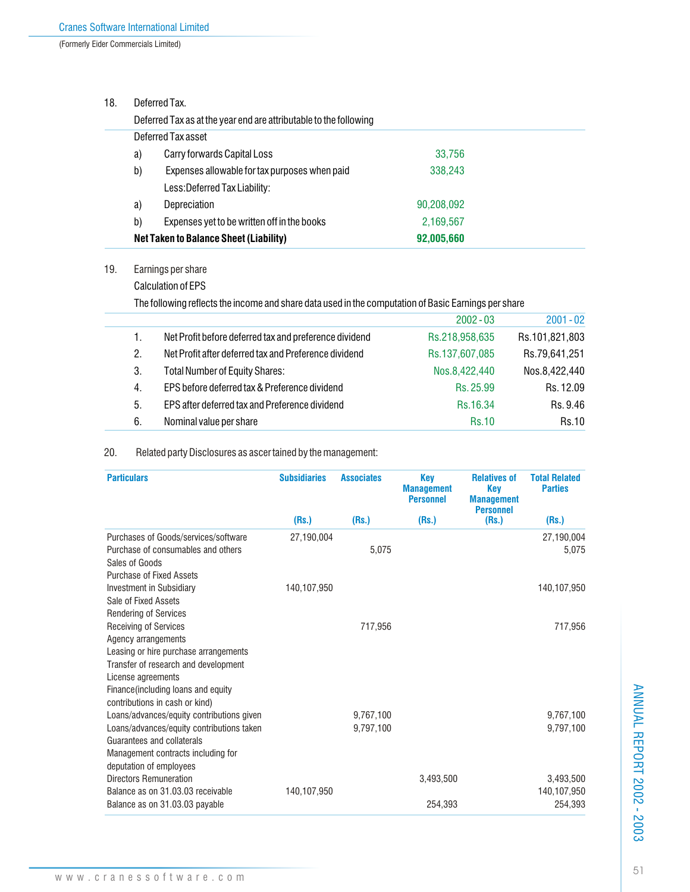## 18. Deferred Tax.

Deferred Tax as at the year end are attributable to the following

| | | |
|---|---|---|
| **Deferred Tax asset** | | |
| a) | Carry forwards Capital Loss | 33,756 |
| b) | Expenses allowable for tax purposes when paid | 338,243 |
| | Less:Deferred Tax Liability: | |
| a) | Depreciation | 90,208,092 |
| b) | Expenses yet to be written off in the books | 2,169,567 |
| **Net Taken to Balance Sheet (Liability)** | | **92,005,660** |

## 19. Earnings per share

Calculation of EPS

The following reflects the income and share data used in the computation of Basic Earnings per share

| | | 2002 - 03 | 2001 - 02 |
|---|---|---|---|
| 1. | Net Profit before deferred tax and preference dividend | Rs.218,958,635 | Rs.101,821,803 |
| 2. | Net Profit after deferred tax and Preference dividend | Rs.137,607,085 | Rs.79,641,251 |
| 3. | Total Number of Equity Shares: | Nos.8,422,440 | Nos.8,422,440 |
| 4. | EPS before deferred tax & Preference dividend | Rs. 25.99 | Rs. 12.09 |
| 5. | EPS after deferred tax and Preference dividend | Rs.16.34 | Rs. 9.46 |
| 6. | Nominal value per share | Rs.10 | Rs.10 |

## 20. Related party Disclosures as ascertained by the management:

| Particulars | Subsidiaries (Rs.) | Associates (Rs.) | Key Management Personnel (Rs.) | Relatives of Key Management Personnel (Rs.) | Total Related Parties (Rs.) |
|---|---|---|---|---|---|
| Purchases of Goods/services/software | 27,190,004 | | | | 27,190,004 |
| Purchase of consumables and others | | 5,075 | | | 5,075 |
| Sales of Goods | | | | | |
| Purchase of Fixed Assets | | | | | |
| Investment in Subsidiary | 140,107,950 | | | | 140,107,950 |
| Sale of Fixed Assets | | | | | |
| Rendering of Services | | | | | |
| Receiving of Services | | 717,956 | | | 717,956 |
| Agency arrangements | | | | | |
| Leasing or hire purchase arrangements | | | | | |
| Transfer of research and development | | | | | |
| License agreements | | | | | |
| Finance(including loans and equity contributions in cash or kind) | | | | | |
| Loans/advances/equity contributions given | | 9,767,100 | | | 9,767,100 |
| Loans/advances/equity contributions taken | | 9,797,100 | | | 9,797,100 |
| Guarantees and collaterals | | | | | |
| Management contracts including for deputation of employees | | | | | |
| Directors Remuneration | | | 3,493,500 | | 3,493,500 |
| Balance as on 31.03.03 receivable | 140,107,950 | | | | 140,107,950 |
| Balance as on 31.03.03 payable | | | 254,393 | | 254,393 |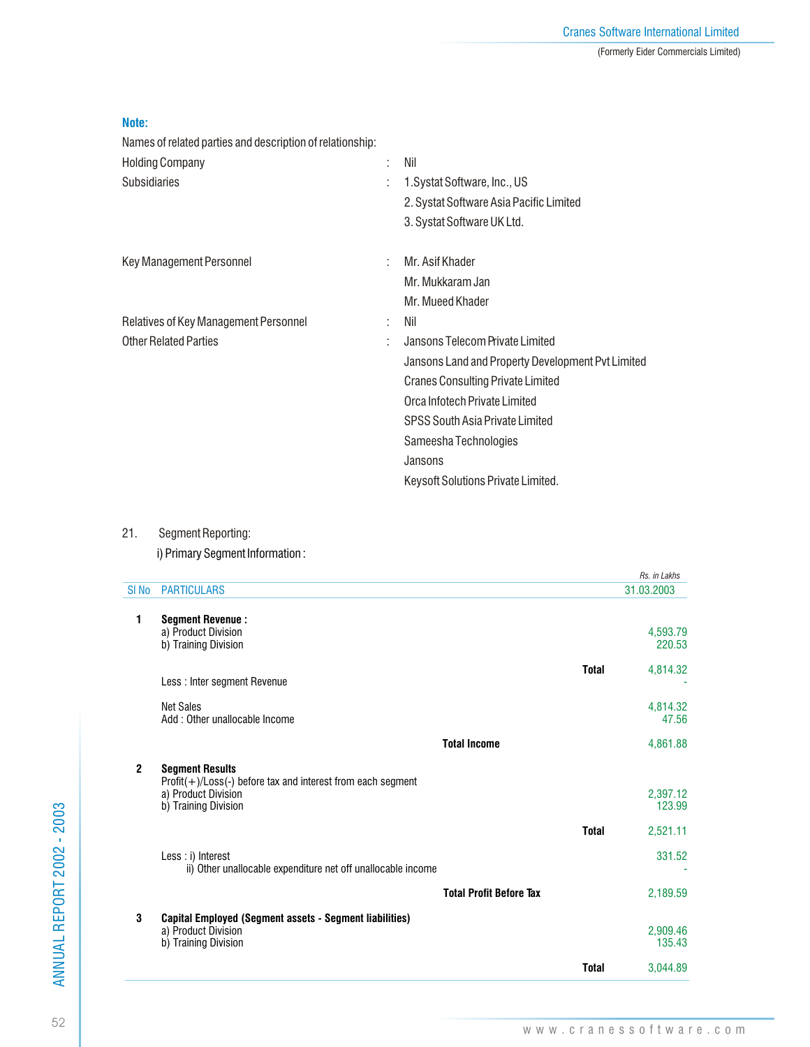**Note:**

Names of related parties and description of relationship:

| | | |
|---|---|---|
| Holding Company | : | Nil |
| Subsidiaries | : | 1.Systat Software, Inc., US<br>2. Systat Software Asia Pacific Limited<br>3. Systat Software UK Ltd. |
| Key Management Personnel | : | Mr. Asif Khader<br>Mr. Mukkaram Jan<br>Mr. Mueed Khader |
| Relatives of Key Management Personnel | : | Nil |
| Other Related Parties | : | Jansons Telecom Private Limited<br>Jansons Land and Property Development Pvt Limited<br>Cranes Consulting Private Limited<br>Orca Infotech Private Limited<br>SPSS South Asia Private Limited<br>Sameesha Technologies<br>Jansons<br>Keysoft Solutions Private Limited. |

21. Segment Reporting:

i) Primary Segment Information :

*Rs. in Lakhs*

| Sl No | PARTICULARS | | 31.03.2003 |
|---|---|---|---|
| 1 | **Segment Revenue :** | | |
| | a) Product Division | | 4,593.79 |
| | b) Training Division | | 220.53 |
| | | **Total** | 4,814.32 |
| | Less : Inter segment Revenue | | - |
| | Net Sales | | 4,814.32 |
| | Add : Other unallocable Income | | 47.56 |
| | | **Total Income** | 4,861.88 |
| 2 | **Segment Results** | | |
| | Profit(+)/Loss(-) before tax and interest from each segment | | |
| | a) Product Division | | 2,397.12 |
| | b) Training Division | | 123.99 |
| | | **Total** | 2,521.11 |
| | Less : i) Interest | | 331.52 |
| | ii) Other unallocable expenditure net off unallocable income | | - |
| | | **Total Profit Before Tax** | 2,189.59 |
| 3 | **Capital Employed (Segment assets - Segment liabilities)** | | |
| | a) Product Division | | 2,909.46 |
| | b) Training Division | | 135.43 |
| | | **Total** | 3,044.89 |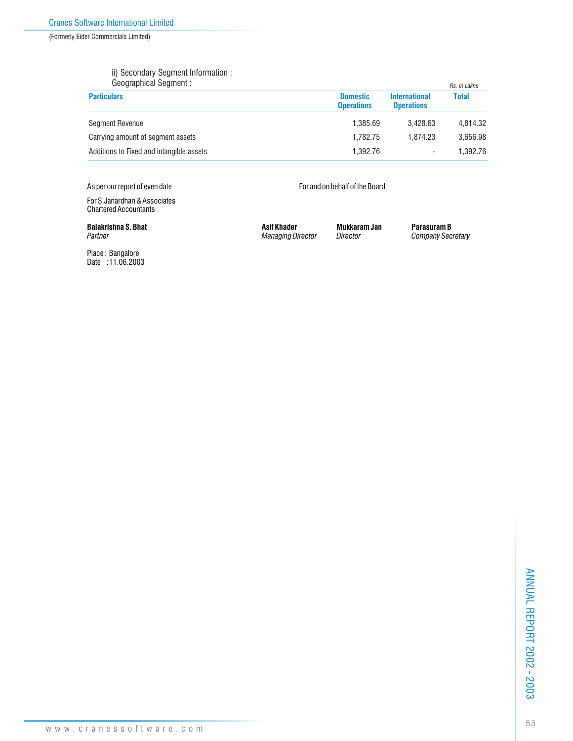ii) Secondary Segment Information :
Geographical Segment :

*Rs. In Lakhs*

| Particulars | Domestic Operations | International Operations | Total |
|---|---|---|---|
| Segment Revenue | 1,385.69 | 3,428.63 | 4,814.32 |
| Carrying amount of segment assets | 1,782.75 | 1,874.23 | 3,656.98 |
| Additions to Fixed and intangible assets | 1,392.76 | - | 1,392.76 |

As per our report of even date

For S.Janardhan & Associates
Chartered Accountants

**Balakrishna S. Bhat**
*Partner*

Place : Bangalore
Date : 11.06.2003

For and on behalf of the Board

**Asif Khader**
*Managing Director*

**Mukkaram Jan**
*Director*

**Parasuram B**
*Company Secretary*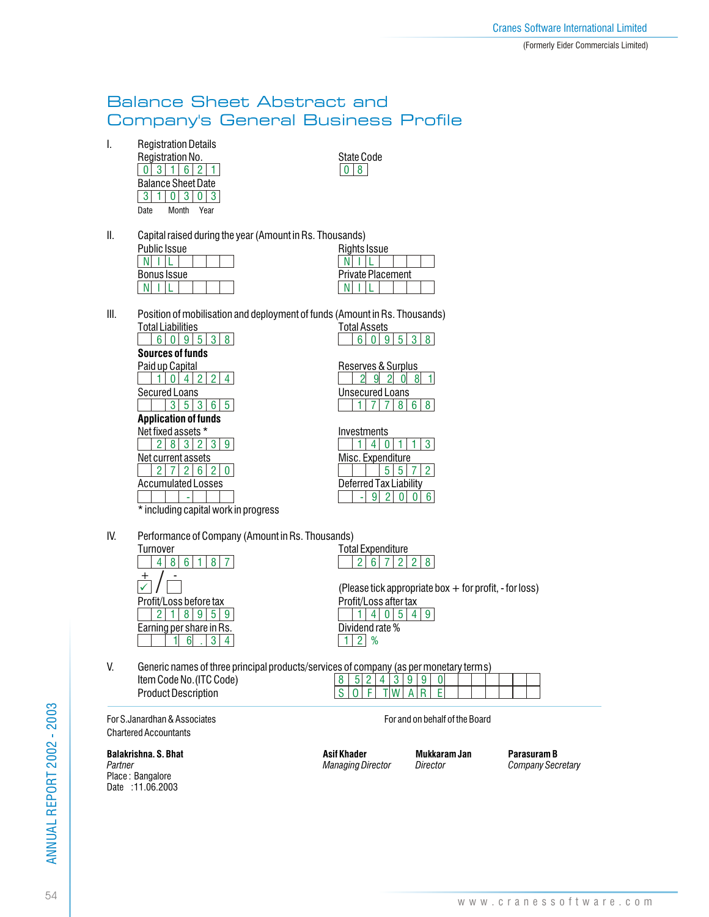# Balance Sheet Abstract and Company's General Business Profile

**I. Registration Details**

| | |
|---|---|
| Registration No. | 031621 |
| State Code | 08 |
| Balance Sheet Date (Date Month Year) | 31 03 03 |

**II. Capital raised during the year (Amount in Rs. Thousands)**

| | |
|---|---|
| Public Issue | NIL |
| Rights Issue | NIL |
| Bonus Issue | NIL |
| Private Placement | NIL |

**III. Position of mobilisation and deployment of funds (Amount in Rs. Thousands)**

| | |
|---|---|
| Total Liabilities | 609538 |
| Total Assets | 609538 |

**Sources of funds**

| | |
|---|---|
| Paid up Capital | 104224 |
| Reserves & Surplus | 292081 |
| Secured Loans | 35365 |
| Unsecured Loans | 177868 |

**Application of funds**

| | |
|---|---|
| Net fixed assets * | 283239 |
| Investments | 140113 |
| Net current assets | 272620 |
| Misc. Expenditure | 5572 |
| Accumulated Losses | - |
| Deferred Tax Liability | -92006 |

* including capital work in progress

**IV. Performance of Company (Amount in Rs. Thousands)**

| | |
|---|---|
| Turnover | 486187 |
| Total Expenditure | 267228 |
| + / - | ✓ (+) |
| Profit/Loss before tax | 218959 |
| Profit/Loss after tax | 140549 |
| Earning per share in Rs. | 16.34 |
| Dividend rate % | 12 % |

(Please tick appropriate box + for profit, - for loss)

**V. Generic names of three principal products/services of company (as per monetary terms)**

| | |
|---|---|
| Item Code No. (ITC Code) | 85243990 |
| Product Description | SOFTWARE |

For S.Janardhan & Associates
Chartered Accountants

For and on behalf of the Board

**Balakrishna. S. Bhat**
*Partner*
Place : Bangalore
Date : 11.06.2003

**Asif Khader**
*Managing Director*

**Mukkaram Jan**
*Director*

**Parasuram B**
*Company Secretary*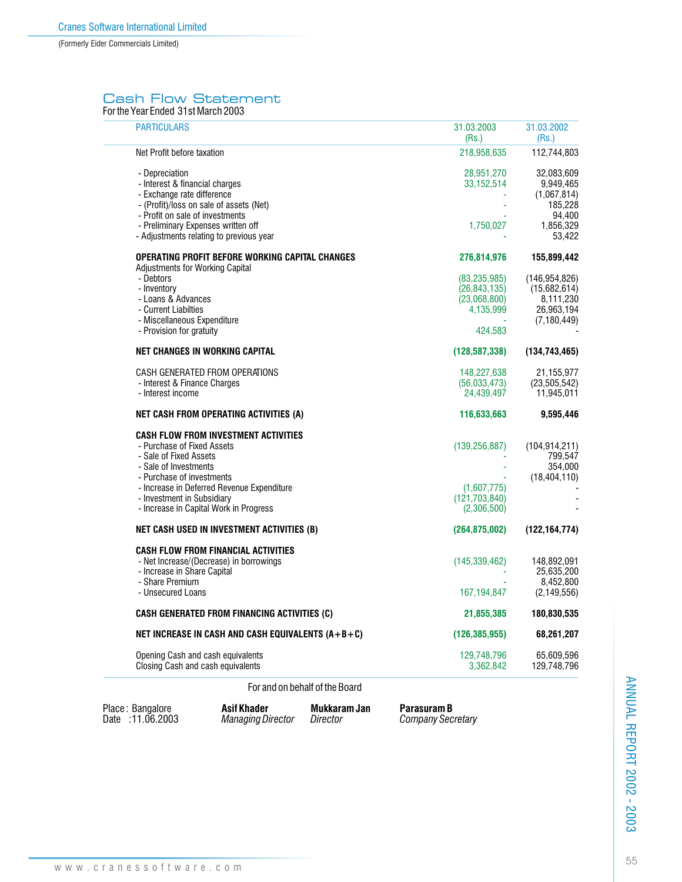Cranes Software International Limited

(Formerly Eider Commercials Limited)

## Cash Flow Statement

For the Year Ended 31st March 2003

| PARTICULARS | 31.03.2003 (Rs.) | 31.03.2002 (Rs.) |
|---|---|---|
| Net Profit before taxation | 218,958,635 | 112,744,803 |
| - Depreciation | 28,951,270 | 32,083,609 |
| - Interest & financial charges | 33,152,514 | 9,949,465 |
| - Exchange rate difference | - | (1,067,814) |
| - (Profit)/loss on sale of assets (Net) | - | 185,228 |
| - Profit on sale of investments | - | 94,400 |
| - Preliminary Expenses written off | 1,750,027 | 1,856,329 |
| - Adjustments relating to previous year | - | 53,422 |
| **OPERATING PROFIT BEFORE WORKING CAPITAL CHANGES** | **276,814,976** | **155,899,442** |
| Adjustments for Working Capital | | |
| - Debtors | (83,235,985) | (146,954,826) |
| - Inventory | (26,843,135) | (15,682,614) |
| - Loans & Advances | (23,068,800) | 8,111,230 |
| - Current Liabilties | 4,135,999 | 26,963,194 |
| - Miscellaneous Expenditure | - | (7,180,449) |
| - Provision for gratuity | 424,583 | - |
| **NET CHANGES IN WORKING CAPITAL** | **(128,587,338)** | **(134,743,465)** |
| CASH GENERATED FROM OPERATIONS | 148,227,638 | 21,155,977 |
| - Interest & Finance Charges | (56,033,473) | (23,505,542) |
| - Interest income | 24,439,497 | 11,945,011 |
| **NET CASH FROM OPERATING ACTIVITIES (A)** | **116,633,663** | **9,595,446** |
| **CASH FLOW FROM INVESTMENT ACTIVITIES** | | |
| - Purchase of Fixed Assets | (139,256,887) | (104,914,211) |
| - Sale of Fixed Assets | - | 799,547 |
| - Sale of Investments | - | 354,000 |
| - Purchase of investments | - | (18,404,110) |
| - Increase in Deferred Revenue Expenditure | (1,607,775) | - |
| - Investment in Subsidiary | (121,703,840) | - |
| - Increase in Capital Work in Progress | (2,306,500) | - |
| **NET CASH USED IN INVESTMENT ACTIVITIES (B)** | **(264,875,002)** | **(122,164,774)** |
| **CASH FLOW FROM FINANCIAL ACTIVITIES** | | |
| - Net Increase/(Decrease) in borrowings | (145,339,462) | 148,892,091 |
| - Increase in Share Capital | - | 25,635,200 |
| - Share Premium | - | 8,452,800 |
| - Unsecured Loans | 167,194,847 | (2,149,556) |
| **CASH GENERATED FROM FINANCING ACTIVITIES (C)** | **21,855,385** | **180,830,535** |
| **NET INCREASE IN CASH AND CASH EQUIVALENTS (A+B+C)** | **(126,385,955)** | **68,261,207** |
| Opening Cash and cash equivalents | 129,748,796 | 65,609,596 |
| Closing Cash and cash equivalents | 3,362,842 | 129,748,796 |

For and on behalf of the Board

Place : Bangalore
Date : 11.06.2003

**Asif Khader**
*Managing Director*

**Mukkaram Jan**
*Director*

**Parasuram B**
*Company Secretary*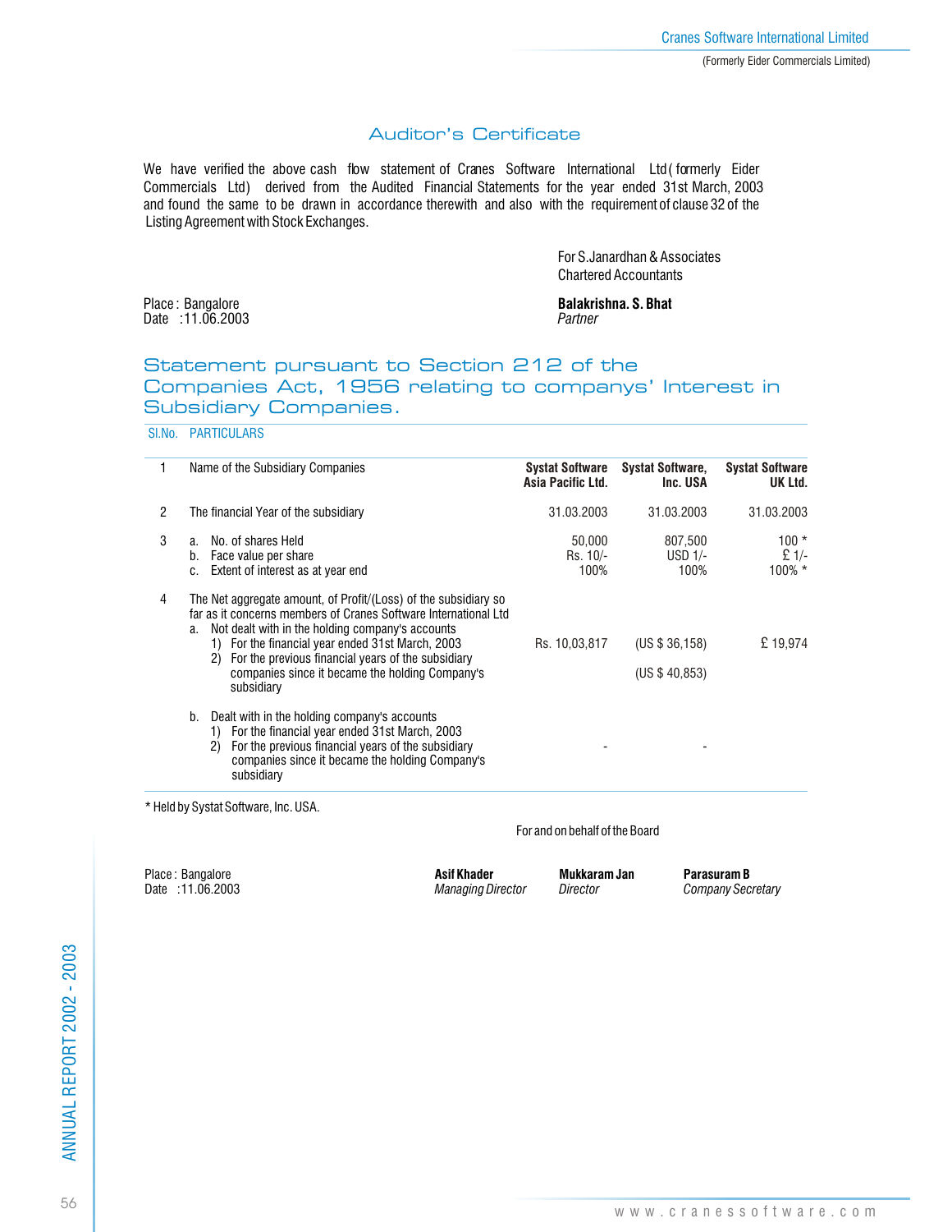## Auditor's Certificate

We have verified the above cash flow statement of Cranes Software International Ltd ( formerly Eider Commercials Ltd) derived from the Audited Financial Statements for the year ended 31st March, 2003 and found the same to be drawn in accordance therewith and also with the requirement of clause 32 of the Listing Agreement with Stock Exchanges.

For S.Janardhan & Associates
Chartered Accountants

Place : Bangalore
Date : 11.06.2003

**Balakrishna. S. Bhat**
*Partner*

## Statement pursuant to Section 212 of the Companies Act, 1956 relating to companys' Interest in Subsidiary Companies.

| Sl.No. | PARTICULARS | | | |
|---|---|---|---|---|
| 1 | Name of the Subsidiary Companies | **Systat Software Asia Pacific Ltd.** | **Systat Software, Inc. USA** | **Systat Software UK Ltd.** |
| 2 | The financial Year of the subsidiary | 31.03.2003 | 31.03.2003 | 31.03.2003 |
| 3 | a. No. of shares Held | 50,000 | 807,500 | 100 * |
| | b. Face value per share | Rs. 10/- | USD 1/- | £ 1/- |
| | c. Extent of interest as at year end | 100% | 100% | 100% * |
| 4 | The Net aggregate amount, of Profit/(Loss) of the subsidiary so far as it concerns members of Cranes Software International Ltd | | | |
| | a. Not dealt with in the holding company's accounts | | | |
| | 1) For the financial year ended 31st March, 2003 | Rs. 10,03,817 | (US $ 36,158) | £ 19,974 |
| | 2) For the previous financial years of the subsidiary companies since it became the holding Company's subsidiary | | (US $ 40,853) | |
| | b. Dealt with in the holding company's accounts | | | |
| | 1) For the financial year ended 31st March, 2003 | | | |
| | 2) For the previous financial years of the subsidiary companies since it became the holding Company's subsidiary | - | - | |

\* Held by Systat Software, Inc. USA.

For and on behalf of the Board

Place : Bangalore
Date : 11.06.2003

**Asif Khader** — *Managing Director*
**Mukkaram Jan** — *Director*
**Parasuram B** — *Company Secretary*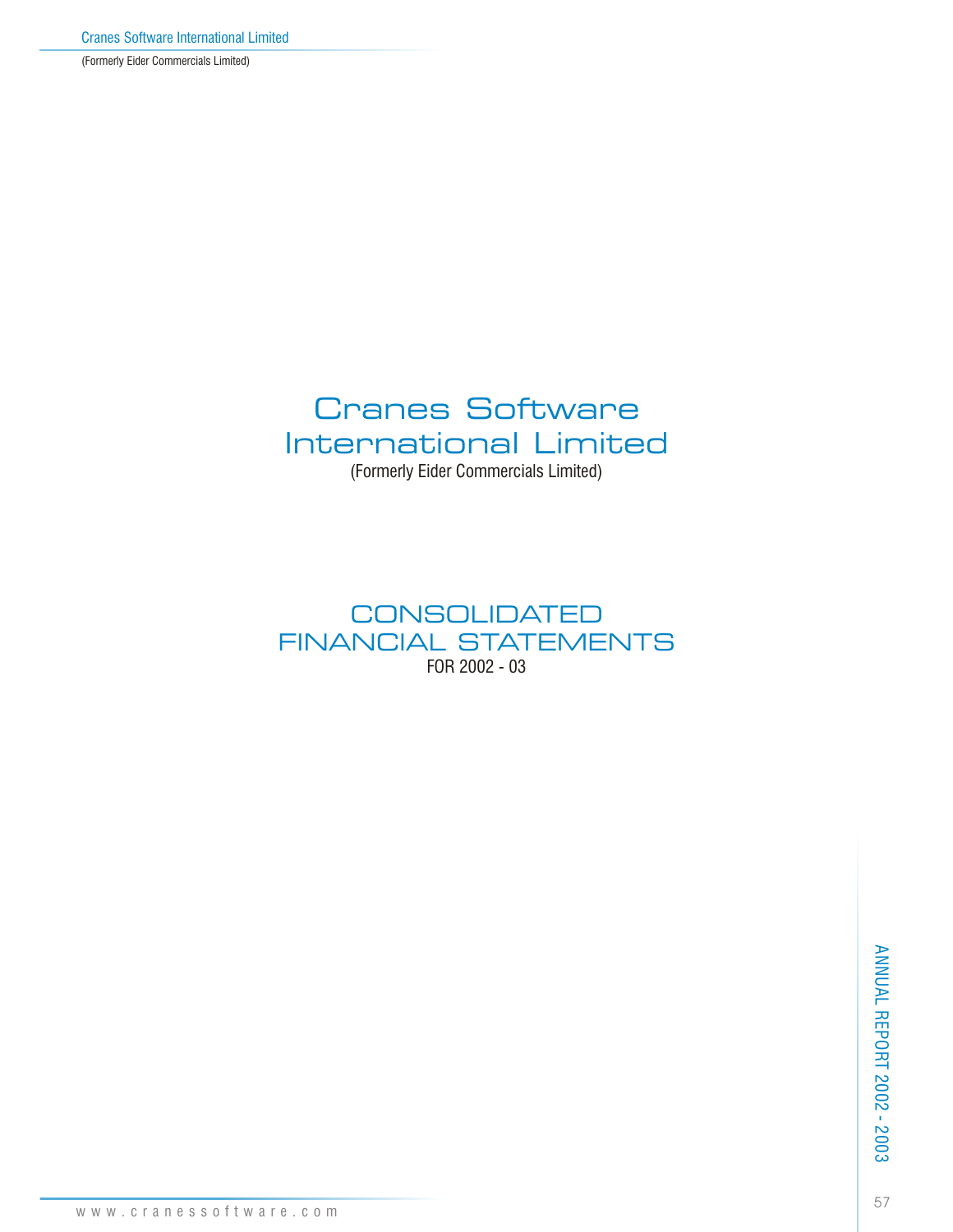# Cranes Software International Limited

(Formerly Eider Commercials Limited)

## CONSOLIDATED FINANCIAL STATEMENTS

FOR 2002 - 03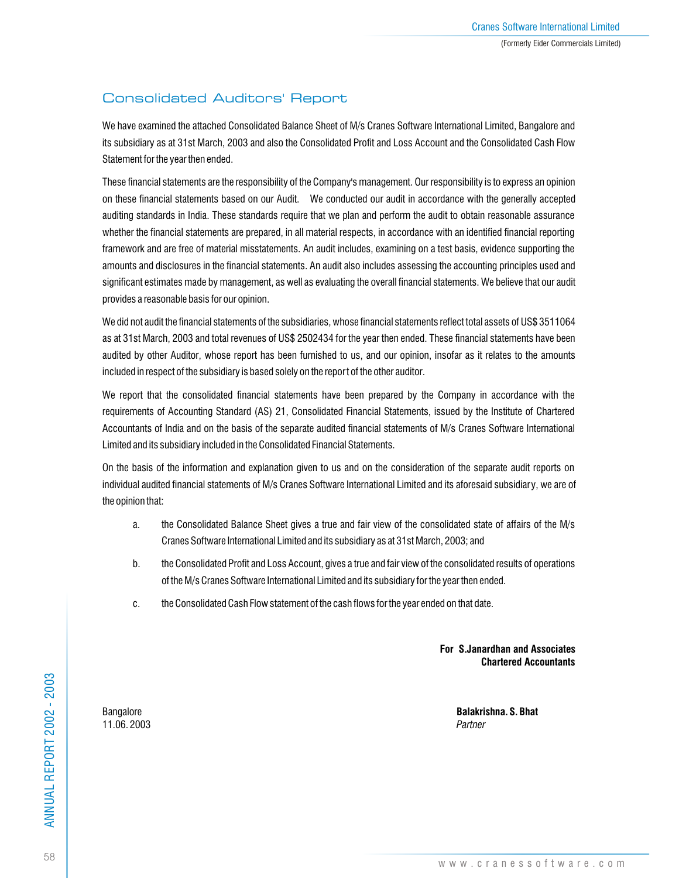# Consolidated Auditors' Report

We have examined the attached Consolidated Balance Sheet of M/s Cranes Software International Limited, Bangalore and its subsidiary as at 31st March, 2003 and also the Consolidated Profit and Loss Account and the Consolidated Cash Flow Statement for the year then ended.

These financial statements are the responsibility of the Company's management. Our responsibility is to express an opinion on these financial statements based on our Audit. We conducted our audit in accordance with the generally accepted auditing standards in India. These standards require that we plan and perform the audit to obtain reasonable assurance whether the financial statements are prepared, in all material respects, in accordance with an identified financial reporting framework and are free of material misstatements. An audit includes, examining on a test basis, evidence supporting the amounts and disclosures in the financial statements. An audit also includes assessing the accounting principles used and significant estimates made by management, as well as evaluating the overall financial statements. We believe that our audit provides a reasonable basis for our opinion.

We did not audit the financial statements of the subsidiaries, whose financial statements reflect total assets of US$ 3511064 as at 31st March, 2003 and total revenues of US$ 2502434 for the year then ended. These financial statements have been audited by other Auditor, whose report has been furnished to us, and our opinion, insofar as it relates to the amounts included in respect of the subsidiary is based solely on the report of the other auditor.

We report that the consolidated financial statements have been prepared by the Company in accordance with the requirements of Accounting Standard (AS) 21, Consolidated Financial Statements, issued by the Institute of Chartered Accountants of India and on the basis of the separate audited financial statements of M/s Cranes Software International Limited and its subsidiary included in the Consolidated Financial Statements.

On the basis of the information and explanation given to us and on the consideration of the separate audit reports on individual audited financial statements of M/s Cranes Software International Limited and its aforesaid subsidiary, we are of the opinion that:

a. the Consolidated Balance Sheet gives a true and fair view of the consolidated state of affairs of the M/s Cranes Software International Limited and its subsidiary as at 31st March, 2003; and

b. the Consolidated Profit and Loss Account, gives a true and fair view of the consolidated results of operations of the M/s Cranes Software International Limited and its subsidiary for the year then ended.

c. the Consolidated Cash Flow statement of the cash flows for the year ended on that date.

**For S.Janardhan and Associates**
**Chartered Accountants**

Bangalore
11.06. 2003

**Balakrishna. S. Bhat**
*Partner*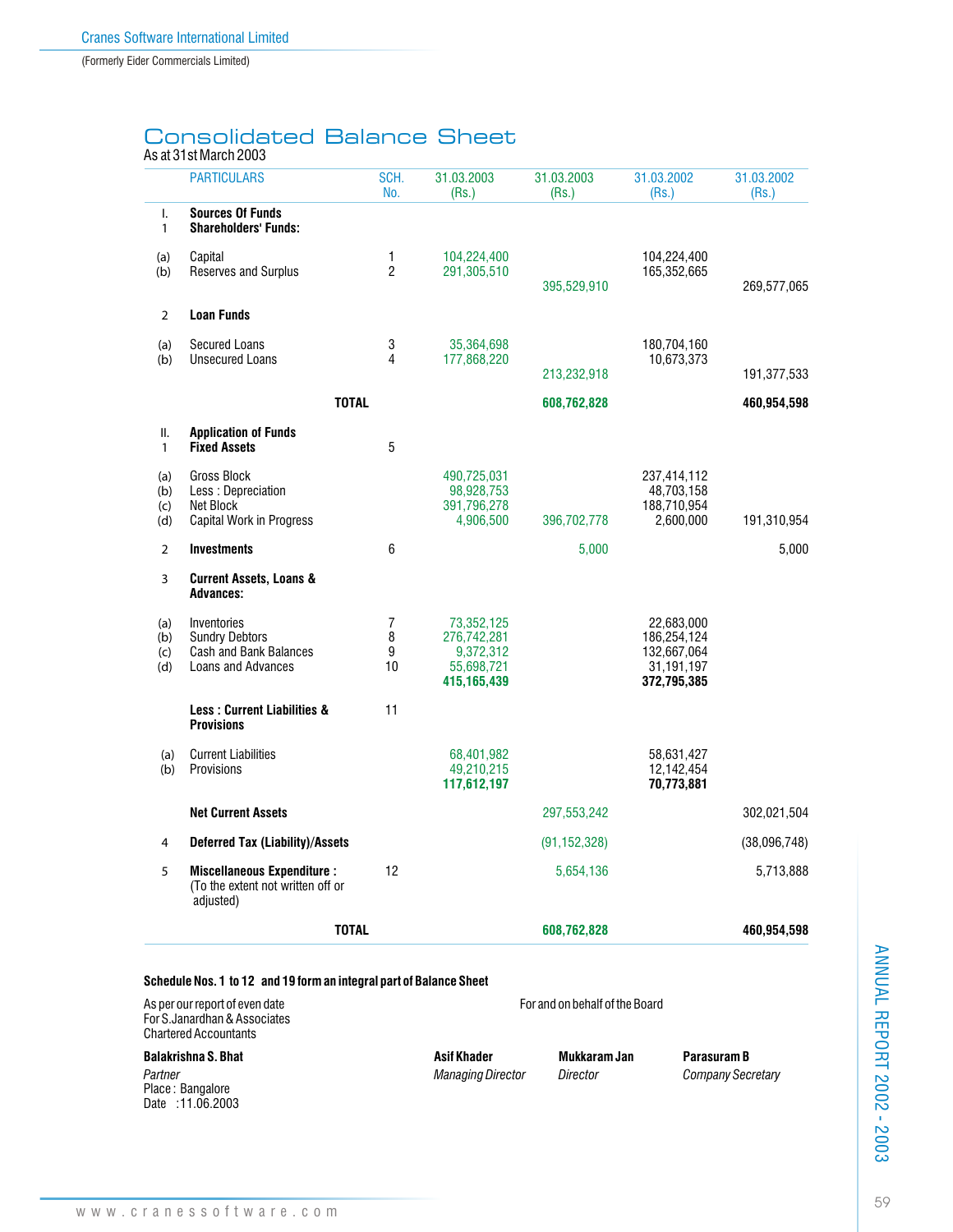# Consolidated Balance Sheet

As at 31st March 2003

| | PARTICULARS | SCH. No. | 31.03.2003 (Rs.) | 31.03.2003 (Rs.) | 31.03.2002 (Rs.) | 31.03.2002 (Rs.) |
|---|---|---|---|---|---|---|
| I. 1 | **Sources Of Funds Shareholders' Funds:** | | | | | |
| (a) | Capital | 1 | 104,224,400 | | 104,224,400 | |
| (b) | Reserves and Surplus | 2 | 291,305,510 | 395,529,910 | 165,352,665 | 269,577,065 |
| 2 | **Loan Funds** | | | | | |
| (a) | Secured Loans | 3 | 35,364,698 | | 180,704,160 | |
| (b) | Unsecured Loans | 4 | 177,868,220 | 213,232,918 | 10,673,373 | 191,377,533 |
| | **TOTAL** | | | **608,762,828** | | **460,954,598** |
| II. 1 | **Application of Funds Fixed Assets** | 5 | | | | |
| (a) | Gross Block | | 490,725,031 | | 237,414,112 | |
| (b) | Less : Depreciation | | 98,928,753 | | 48,703,158 | |
| (c) | Net Block | | 391,796,278 | | 188,710,954 | |
| (d) | Capital Work in Progress | | 4,906,500 | 396,702,778 | 2,600,000 | 191,310,954 |
| 2 | **Investments** | 6 | | 5,000 | | 5,000 |
| 3 | **Current Assets, Loans & Advances:** | | | | | |
| (a) | Inventories | 7 | 73,352,125 | | 22,683,000 | |
| (b) | Sundry Debtors | 8 | 276,742,281 | | 186,254,124 | |
| (c) | Cash and Bank Balances | 9 | 9,372,312 | | 132,667,064 | |
| (d) | Loans and Advances | 10 | 55,698,721 | | 31,191,197 | |
| | | | **415,165,439** | | **372,795,385** | |
| | **Less : Current Liabilities & Provisions** | 11 | | | | |
| (a) | Current Liabilities | | 68,401,982 | | 58,631,427 | |
| (b) | Provisions | | 49,210,215 | | 12,142,454 | |
| | | | **117,612,197** | | **70,773,881** | |
| | **Net Current Assets** | | | 297,553,242 | | 302,021,504 |
| 4 | **Deferred Tax (Liability)/Assets** | | | (91,152,328) | | (38,096,748) |
| 5 | **Miscellaneous Expenditure :** (To the extent not written off or adjusted) | 12 | | 5,654,136 | | 5,713,888 |
| | **TOTAL** | | | **608,762,828** | | **460,954,598** |

**Schedule Nos. 1 to 12 and 19 form an integral part of Balance Sheet**

As per our report of even date
For S.Janardhan & Associates
Chartered Accountants

**Balakrishna S. Bhat**
*Partner*
Place : Bangalore
Date : 11.06.2003

For and on behalf of the Board

**Asif Khader** — *Managing Director*

**Mukkaram Jan** — *Director*

**Parasuram B** — *Company Secretary*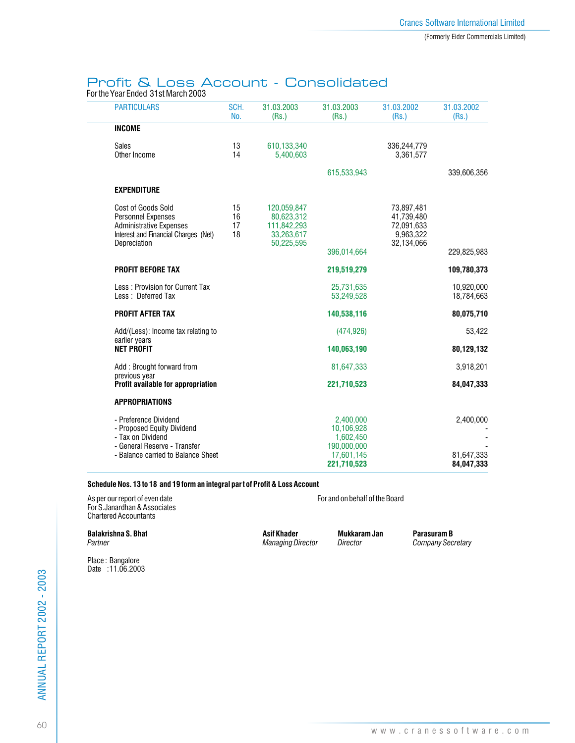# Profit & Loss Account - Consolidated

For the Year Ended 31st March 2003

| PARTICULARS | SCH. No. | 31.03.2003 (Rs.) | 31.03.2003 (Rs.) | 31.03.2002 (Rs.) | 31.03.2002 (Rs.) |
|---|---|---|---|---|---|
| **INCOME** | | | | | |
| Sales | 13 | 610,133,340 | | 336,244,779 | |
| Other Income | 14 | 5,400,603 | | 3,361,577 | |
| | | | 615,533,943 | | 339,606,356 |
| **EXPENDITURE** | | | | | |
| Cost of Goods Sold | 15 | 120,059,847 | | 73,897,481 | |
| Personnel Expenses | 16 | 80,623,312 | | 41,739,480 | |
| Administrative Expenses | 17 | 111,842,293 | | 72,091,633 | |
| Interest and Financial Charges (Net) | 18 | 33,263,617 | | 9,963,322 | |
| Depreciation | | 50,225,595 | | 32,134,066 | |
| | | | 396,014,664 | | 229,825,983 |
| **PROFIT BEFORE TAX** | | | **219,519,279** | | **109,780,373** |
| Less : Provision for Current Tax | | | 25,731,635 | | 10,920,000 |
| Less : Deferred Tax | | | 53,249,528 | | 18,784,663 |
| **PROFIT AFTER TAX** | | | **140,538,116** | | **80,075,710** |
| Add/(Less): Income tax relating to earlier years | | | (474,926) | | 53,422 |
| **NET PROFIT** | | | **140,063,190** | | **80,129,132** |
| Add : Brought forward from previous year | | | 81,647,333 | | 3,918,201 |
| **Profit available for appropriation** | | | **221,710,523** | | **84,047,333** |
| **APPROPRIATIONS** | | | | | |
| - Preference Dividend | | | 2,400,000 | | 2,400,000 |
| - Proposed Equity Dividend | | | 10,106,928 | | - |
| - Tax on Dividend | | | 1,602,450 | | - |
| - General Reserve - Transfer | | | 190,000,000 | | - |
| - Balance carried to Balance Sheet | | | 17,601,145 | | 81,647,333 |
| | | | **221,710,523** | | **84,047,333** |

**Schedule Nos. 13 to 18 and 19 form an integral part of Profit & Loss Account**

As per our report of even date
For S.Janardhan & Associates
Chartered Accountants

For and on behalf of the Board

**Balakrishna S. Bhat**
*Partner*

**Asif Khader**
*Managing Director*

**Mukkaram Jan**
*Director*

**Parasuram B**
*Company Secretary*

Place : Bangalore
Date : 11.06.2003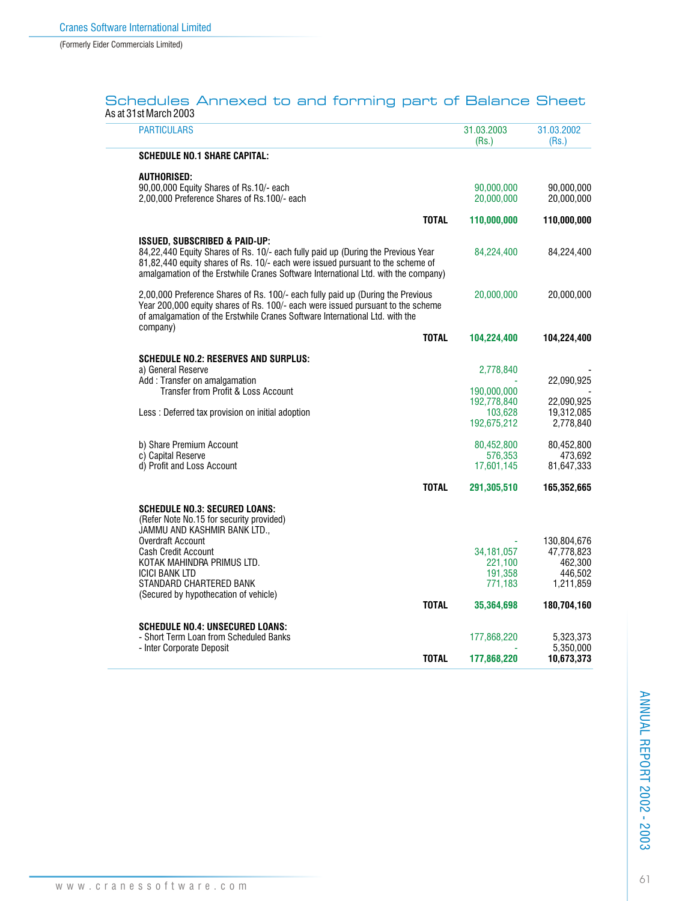## Schedules Annexed to and forming part of Balance Sheet

As at 31st March 2003

| PARTICULARS | | 31.03.2003 (Rs.) | 31.03.2002 (Rs.) |
|---|---|---|---|
| **SCHEDULE NO.1 SHARE CAPITAL:** | | | |
| **AUTHORISED:** | | | |
| 90,00,000 Equity Shares of Rs.10/- each | | 90,000,000 | 90,000,000 |
| 2,00,000 Preference Shares of Rs.100/- each | | 20,000,000 | 20,000,000 |
| | **TOTAL** | **110,000,000** | **110,000,000** |
| **ISSUED, SUBSCRIBED & PAID-UP:** | | | |
| 84,22,440 Equity Shares of Rs. 10/- each fully paid up (During the Previous Year 81,82,440 equity shares of Rs. 10/- each were issued pursuant to the scheme of amalgamation of the Erstwhile Cranes Software International Ltd. with the company) | | 84,224,400 | 84,224,400 |
| 2,00,000 Preference Shares of Rs. 100/- each fully paid up (During the Previous Year 200,000 equity shares of Rs. 100/- each were issued pursuant to the scheme of amalgamation of the Erstwhile Cranes Software International Ltd. with the company) | | 20,000,000 | 20,000,000 |
| | **TOTAL** | **104,224,400** | **104,224,400** |
| **SCHEDULE NO.2: RESERVES AND SURPLUS:** | | | |
| a) General Reserve | | 2,778,840 | - |
| Add : Transfer on amalgamation | | - | 22,090,925 |
| Transfer from Profit & Loss Account | | 190,000,000 | - |
| | | 192,778,840 | 22,090,925 |
| Less : Deferred tax provision on initial adoption | | 103,628 | 19,312,085 |
| | | 192,675,212 | 2,778,840 |
| b) Share Premium Account | | 80,452,800 | 80,452,800 |
| c) Capital Reserve | | 576,353 | 473,692 |
| d) Profit and Loss Account | | 17,601,145 | 81,647,333 |
| | **TOTAL** | **291,305,510** | **165,352,665** |
| **SCHEDULE NO.3: SECURED LOANS:** | | | |
| (Refer Note No.15 for security provided) | | | |
| JAMMU AND KASHMIR BANK LTD., | | | |
| Overdraft Account | | - | 130,804,676 |
| Cash Credit Account | | 34,181,057 | 47,778,823 |
| KOTAK MAHINDRA PRIMUS LTD. | | 221,100 | 462,300 |
| ICICI BANK LTD | | 191,358 | 446,502 |
| STANDARD CHARTERED BANK | | 771,183 | 1,211,859 |
| (Secured by hypothecation of vehicle) | | | |
| | **TOTAL** | **35,364,698** | **180,704,160** |
| **SCHEDULE NO.4: UNSECURED LOANS:** | | | |
| - Short Term Loan from Scheduled Banks | | 177,868,220 | 5,323,373 |
| - Inter Corporate Deposit | | - | 5,350,000 |
| | **TOTAL** | **177,868,220** | **10,673,373** |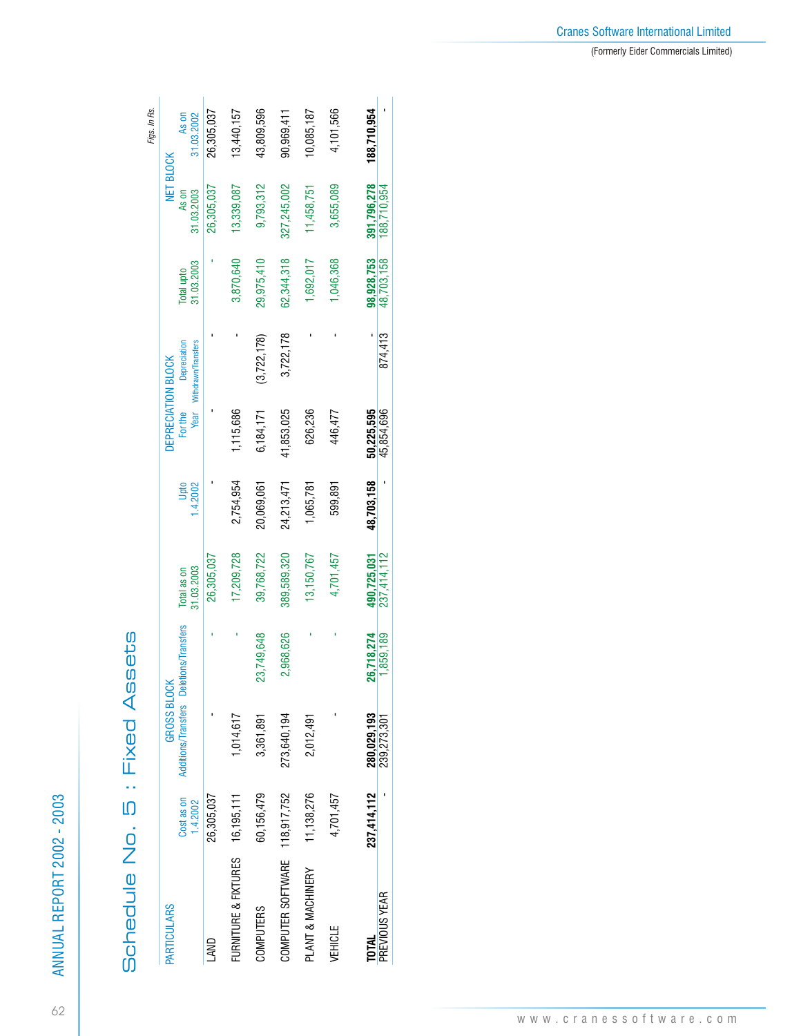# Schedule No. 5 : Fixed Assets

*Figs. In Rs.*

| PARTICULARS | GROSS BLOCK | | | | DEPRECIATION BLOCK | | | | NET BLOCK | |
|---|---|---|---|---|---|---|---|---|---|---|
| | Cost as on 1.4.2002 | Additions/Transfers | Deletions/Transfers | Total as on 31.03.2003 | Upto 1.4.2002 | For the Year | Depreciation Withdrawn/Transfers | Total upto 31.03.2003 | As on 31.03.2003 | As on 31.03.2002 |
| LAND | 26,305,037 | - | - | 26,305,037 | - | - | - | - | 26,305,037 | 26,305,037 |
| FURNITURE & FIXTURES | 16,195,111 | 1,014,617 | - | 17,209,728 | 2,754,954 | 1,115,686 | - | 3,870,640 | 13,339,087 | 13,440,157 |
| COMPUTERS | 60,156,479 | 3,361,891 | 23,749,648 | 39,768,722 | 20,069,061 | 6,184,171 | (3,722,178) | 29,975,410 | 9,793,312 | 43,809,596 |
| COMPUTER SOFTWARE | 118,917,752 | 273,640,194 | 2,968,626 | 389,589,320 | 24,213,471 | 41,853,025 | 3,722,178 | 62,344,318 | 327,245,002 | 90,969,411 |
| PLANT & MACHINERY | 11,138,276 | 2,012,491 | - | 13,150,767 | 1,065,781 | 626,236 | - | 1,692,017 | 11,458,751 | 10,085,187 |
| VEHICLE | 4,701,457 | - | - | 4,701,457 | 599,891 | 446,477 | - | 1,046,368 | 3,655,089 | 4,101,566 |
| **TOTAL** | **237,414,112** | **280,029,193** | **26,718,274** | **490,725,031** | **48,703,158** | **50,225,595** | **-** | **98,928,753** | **391,796,278** | **188,710,954** |
| PREVIOUS YEAR | - | 239,273,301 | 1,859,189 | 237,414,112 | - | 45,854,696 | 874,413 | 48,703,158 | 188,710,954 | - |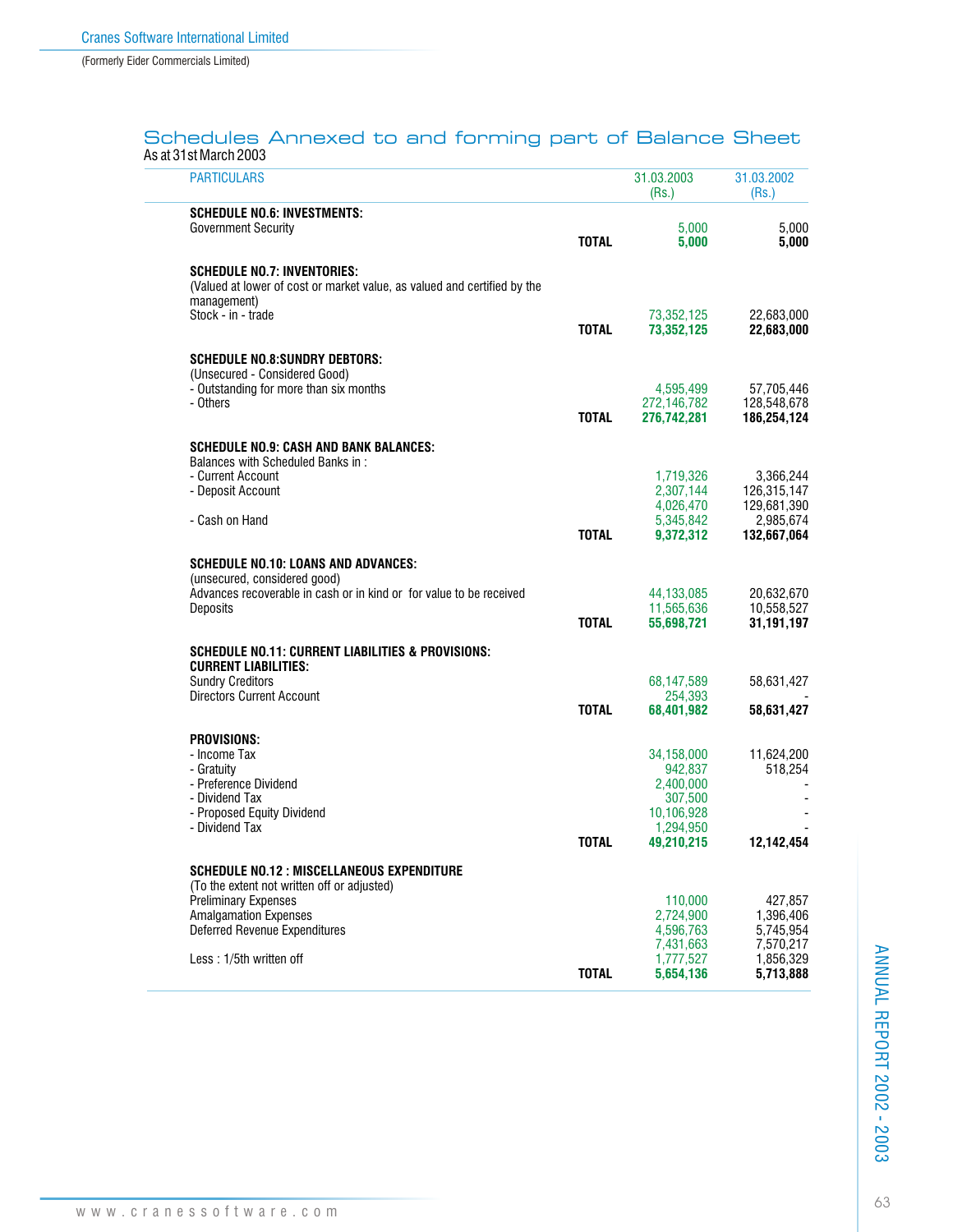## Schedules Annexed to and forming part of Balance Sheet

As at 31st March 2003

| PARTICULARS | | 31.03.2003 (Rs.) | 31.03.2002 (Rs.) |
|---|---|---|---|
| **SCHEDULE NO.6: INVESTMENTS:** | | | |
| Government Security | | 5,000 | 5,000 |
| | **TOTAL** | **5,000** | **5,000** |
| **SCHEDULE NO.7: INVENTORIES:** | | | |
| (Valued at lower of cost or market value, as valued and certified by the management) | | | |
| Stock - in - trade | | 73,352,125 | 22,683,000 |
| | **TOTAL** | **73,352,125** | **22,683,000** |
| **SCHEDULE NO.8:SUNDRY DEBTORS:** | | | |
| (Unsecured - Considered Good) | | | |
| - Outstanding for more than six months | | 4,595,499 | 57,705,446 |
| - Others | | 272,146,782 | 128,548,678 |
| | **TOTAL** | **276,742,281** | **186,254,124** |
| **SCHEDULE NO.9: CASH AND BANK BALANCES:** | | | |
| Balances with Scheduled Banks in : | | | |
| - Current Account | | 1,719,326 | 3,366,244 |
| - Deposit Account | | 2,307,144 | 126,315,147 |
| | | 4,026,470 | 129,681,390 |
| - Cash on Hand | | 5,345,842 | 2,985,674 |
| | **TOTAL** | **9,372,312** | **132,667,064** |
| **SCHEDULE NO.10: LOANS AND ADVANCES:** | | | |
| (unsecured, considered good) | | | |
| Advances recoverable in cash or in kind or for value to be received | | 44,133,085 | 20,632,670 |
| Deposits | | 11,565,636 | 10,558,527 |
| | **TOTAL** | **55,698,721** | **31,191,197** |
| **SCHEDULE NO.11: CURRENT LIABILITIES & PROVISIONS:** | | | |
| **CURRENT LIABILITIES:** | | | |
| Sundry Creditors | | 68,147,589 | 58,631,427 |
| Directors Current Account | | 254,393 | - |
| | **TOTAL** | **68,401,982** | **58,631,427** |
| **PROVISIONS:** | | | |
| - Income Tax | | 34,158,000 | 11,624,200 |
| - Gratuity | | 942,837 | 518,254 |
| - Preference Dividend | | 2,400,000 | - |
| - Dividend Tax | | 307,500 | - |
| - Proposed Equity Dividend | | 10,106,928 | - |
| - Dividend Tax | | 1,294,950 | - |
| | **TOTAL** | **49,210,215** | **12,142,454** |
| **SCHEDULE NO.12 : MISCELLANEOUS EXPENDITURE** | | | |
| (To the extent not written off or adjusted) | | | |
| Preliminary Expenses | | 110,000 | 427,857 |
| Amalgamation Expenses | | 2,724,900 | 1,396,406 |
| Deferred Revenue Expenditures | | 4,596,763 | 5,745,954 |
| | | 7,431,663 | 7,570,217 |
| Less : 1/5th written off | | 1,777,527 | 1,856,329 |
| | **TOTAL** | **5,654,136** | **5,713,888** |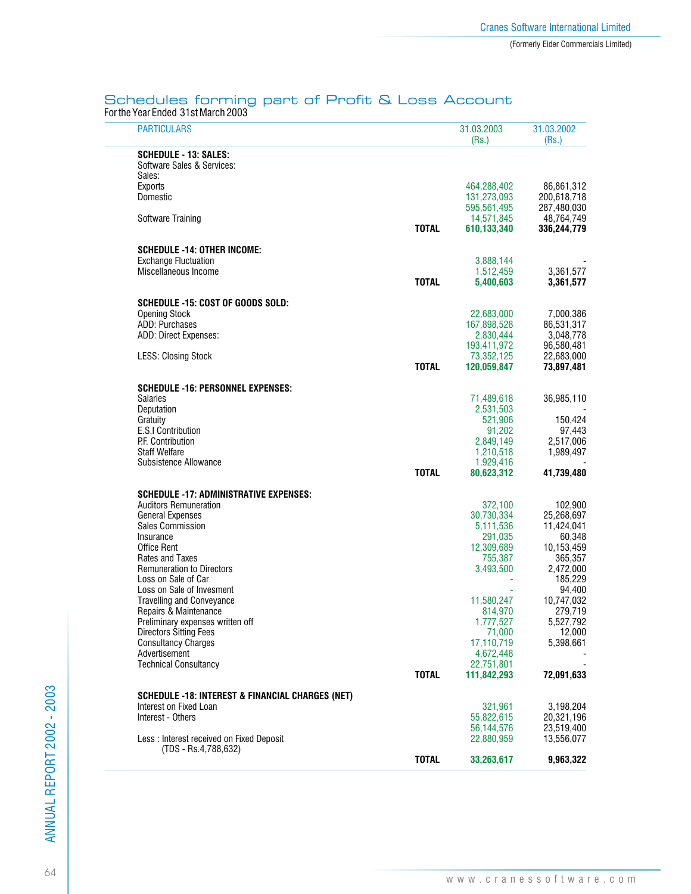## Schedules forming part of Profit & Loss Account

For the Year Ended 31st March 2003

| PARTICULARS | | 31.03.2003 (Rs.) | 31.03.2002 (Rs.) |
|---|---|---|---|
| **SCHEDULE - 13: SALES:** | | | |
| Software Sales & Services: | | | |
| Sales: | | | |
| Exports | | 464,288,402 | 86,861,312 |
| Domestic | | 131,273,093 | 200,618,718 |
| | | 595,561,495 | 287,480,030 |
| Software Training | | 14,571,845 | 48,764,749 |
| | **TOTAL** | **610,133,340** | **336,244,779** |
| **SCHEDULE -14: OTHER INCOME:** | | | |
| Exchange Fluctuation | | 3,888,144 | - |
| Miscellaneous Income | | 1,512,459 | 3,361,577 |
| | **TOTAL** | **5,400,603** | **3,361,577** |
| **SCHEDULE -15: COST OF GOODS SOLD:** | | | |
| Opening Stock | | 22,683,000 | 7,000,386 |
| ADD: Purchases | | 167,898,528 | 86,531,317 |
| ADD: Direct Expenses: | | 2,830,444 | 3,048,778 |
| | | 193,411,972 | 96,580,481 |
| LESS: Closing Stock | | 73,352,125 | 22,683,000 |
| | **TOTAL** | **120,059,847** | **73,897,481** |
| **SCHEDULE -16: PERSONNEL EXPENSES:** | | | |
| Salaries | | 71,489,618 | 36,985,110 |
| Deputation | | 2,531,503 | - |
| Gratuity | | 521,906 | 150,424 |
| E.S.I Contribution | | 91,202 | 97,443 |
| P.F. Contribution | | 2,849,149 | 2,517,006 |
| Staff Welfare | | 1,210,518 | 1,989,497 |
| Subsistence Allowance | | 1,929,416 | - |
| | **TOTAL** | **80,623,312** | **41,739,480** |
| **SCHEDULE -17: ADMINISTRATIVE EXPENSES:** | | | |
| Auditors Remuneration | | 372,100 | 102,900 |
| General Expenses | | 30,730,334 | 25,268,697 |
| Sales Commission | | 5,111,536 | 11,424,041 |
| Insurance | | 291,035 | 60,348 |
| Office Rent | | 12,309,689 | 10,153,459 |
| Rates and Taxes | | 755,387 | 365,357 |
| Remuneration to Directors | | 3,493,500 | 2,472,000 |
| Loss on Sale of Car | | - | 185,229 |
| Loss on Sale of Invesment | | - | 94,400 |
| Travelling and Conveyance | | 11,580,247 | 10,747,032 |
| Repairs & Maintenance | | 814,970 | 279,719 |
| Preliminary expenses written off | | 1,777,527 | 5,527,792 |
| Directors Sitting Fees | | 71,000 | 12,000 |
| Consultancy Charges | | 17,110,719 | 5,398,661 |
| Advertisement | | 4,672,448 | - |
| Technical Consultancy | | 22,751,801 | - |
| | **TOTAL** | **111,842,293** | **72,091,633** |
| **SCHEDULE -18: INTEREST & FINANCIAL CHARGES (NET)** | | | |
| Interest on Fixed Loan | | 321,961 | 3,198,204 |
| Interest - Others | | 55,822,615 | 20,321,196 |
| | | 56,144,576 | 23,519,400 |
| Less : Interest received on Fixed Deposit (TDS - Rs.4,788,632) | | 22,880,959 | 13,556,077 |
| | **TOTAL** | **33,263,617** | **9,963,322** |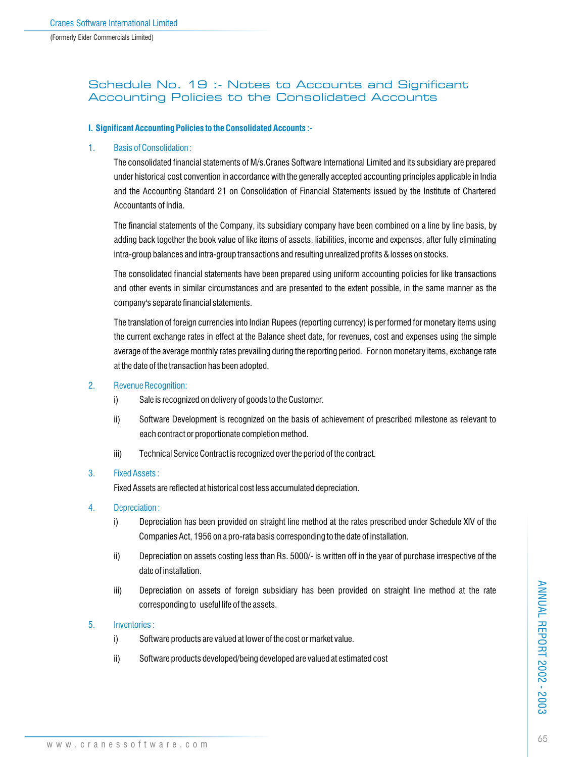# Schedule No. 19 :- Notes to Accounts and Significant Accounting Policies to the Consolidated Accounts

## I. Significant Accounting Policies to the Consolidated Accounts :-

1. Basis of Consolidation :

   The consolidated financial statements of M/s.Cranes Software International Limited and its subsidiary are prepared under historical cost convention in accordance with the generally accepted accounting principles applicable in India and the Accounting Standard 21 on Consolidation of Financial Statements issued by the Institute of Chartered Accountants of India.

   The financial statements of the Company, its subsidiary company have been combined on a line by line basis, by adding back together the book value of like items of assets, liabilities, income and expenses, after fully eliminating intra-group balances and intra-group transactions and resulting unrealized profits & losses on stocks.

   The consolidated financial statements have been prepared using uniform accounting policies for like transactions and other events in similar circumstances and are presented to the extent possible, in the same manner as the company's separate financial statements.

   The translation of foreign currencies into Indian Rupees (reporting currency) is performed for monetary items using the current exchange rates in effect at the Balance sheet date, for revenues, cost and expenses using the simple average of the average monthly rates prevailing during the reporting period. For non monetary items, exchange rate at the date of the transaction has been adopted.

2. Revenue Recognition:

   i) Sale is recognized on delivery of goods to the Customer.

   ii) Software Development is recognized on the basis of achievement of prescribed milestone as relevant to each contract or proportionate completion method.

   iii) Technical Service Contract is recognized over the period of the contract.

3. Fixed Assets :

   Fixed Assets are reflected at historical cost less accumulated depreciation.

4. Depreciation :

   i) Depreciation has been provided on straight line method at the rates prescribed under Schedule XIV of the Companies Act, 1956 on a pro-rata basis corresponding to the date of installation.

   ii) Depreciation on assets costing less than Rs. 5000/- is written off in the year of purchase irrespective of the date of installation.

   iii) Depreciation on assets of foreign subsidiary has been provided on straight line method at the rate corresponding to useful life of the assets.

5. Inventories :

   i) Software products are valued at lower of the cost or market value.

   ii) Software products developed/being developed are valued at estimated cost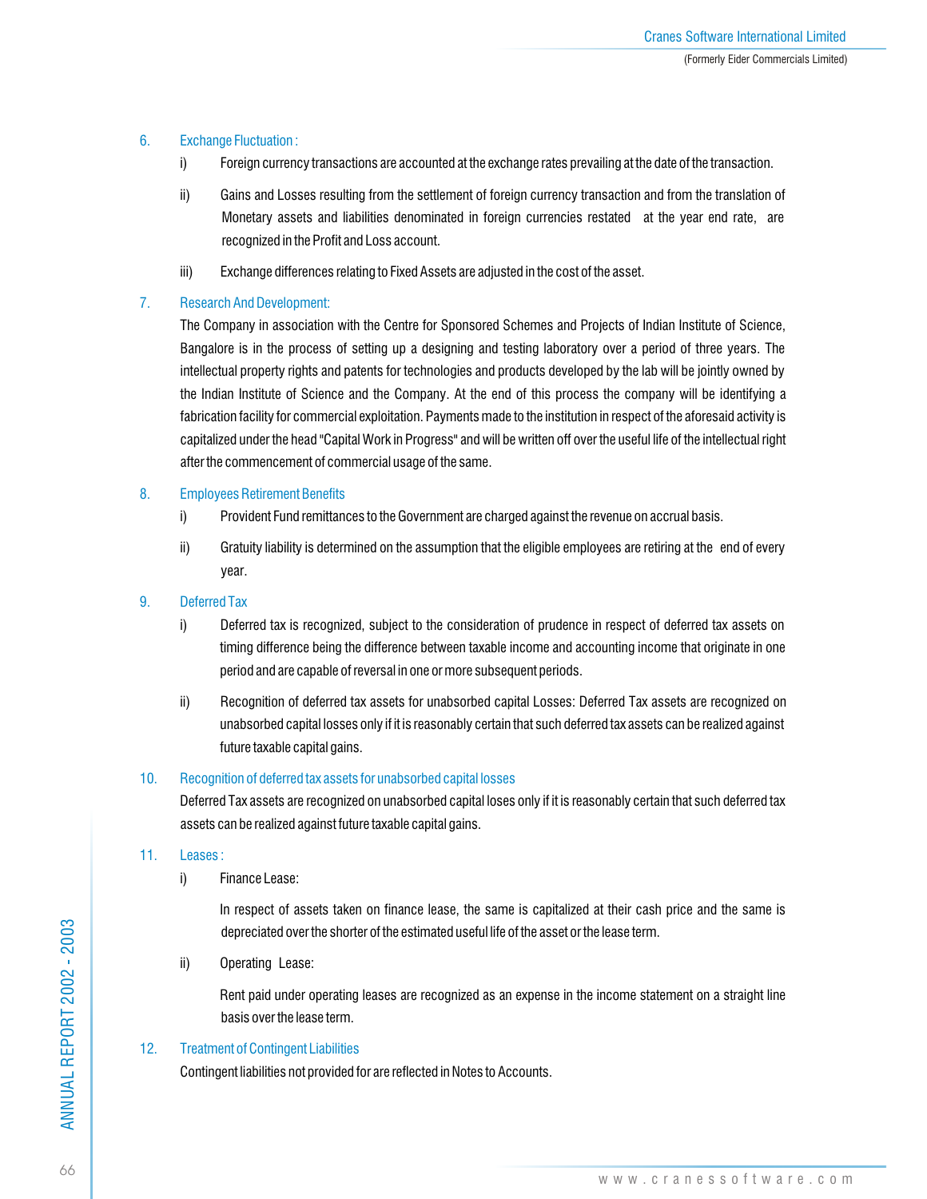6. Exchange Fluctuation :

i) Foreign currency transactions are accounted at the exchange rates prevailing at the date of the transaction.

ii) Gains and Losses resulting from the settlement of foreign currency transaction and from the translation of Monetary assets and liabilities denominated in foreign currencies restated at the year end rate, are recognized in the Profit and Loss account.

iii) Exchange differences relating to Fixed Assets are adjusted in the cost of the asset.

7. Research And Development:

The Company in association with the Centre for Sponsored Schemes and Projects of Indian Institute of Science, Bangalore is in the process of setting up a designing and testing laboratory over a period of three years. The intellectual property rights and patents for technologies and products developed by the lab will be jointly owned by the Indian Institute of Science and the Company. At the end of this process the company will be identifying a fabrication facility for commercial exploitation. Payments made to the institution in respect of the aforesaid activity is capitalized under the head "Capital Work in Progress" and will be written off over the useful life of the intellectual right after the commencement of commercial usage of the same.

8. Employees Retirement Benefits

i) Provident Fund remittances to the Government are charged against the revenue on accrual basis.

ii) Gratuity liability is determined on the assumption that the eligible employees are retiring at the end of every year.

9. Deferred Tax

i) Deferred tax is recognized, subject to the consideration of prudence in respect of deferred tax assets on timing difference being the difference between taxable income and accounting income that originate in one period and are capable of reversal in one or more subsequent periods.

ii) Recognition of deferred tax assets for unabsorbed capital Losses: Deferred Tax assets are recognized on unabsorbed capital losses only if it is reasonably certain that such deferred tax assets can be realized against future taxable capital gains.

10. Recognition of deferred tax assets for unabsorbed capital losses

Deferred Tax assets are recognized on unabsorbed capital loses only if it is reasonably certain that such deferred tax assets can be realized against future taxable capital gains.

11. Leases :

i) Finance Lease:

In respect of assets taken on finance lease, the same is capitalized at their cash price and the same is depreciated over the shorter of the estimated useful life of the asset or the lease term.

ii) Operating Lease:

Rent paid under operating leases are recognized as an expense in the income statement on a straight line basis over the lease term.

12. Treatment of Contingent Liabilities

Contingent liabilities not provided for are reflected in Notes to Accounts.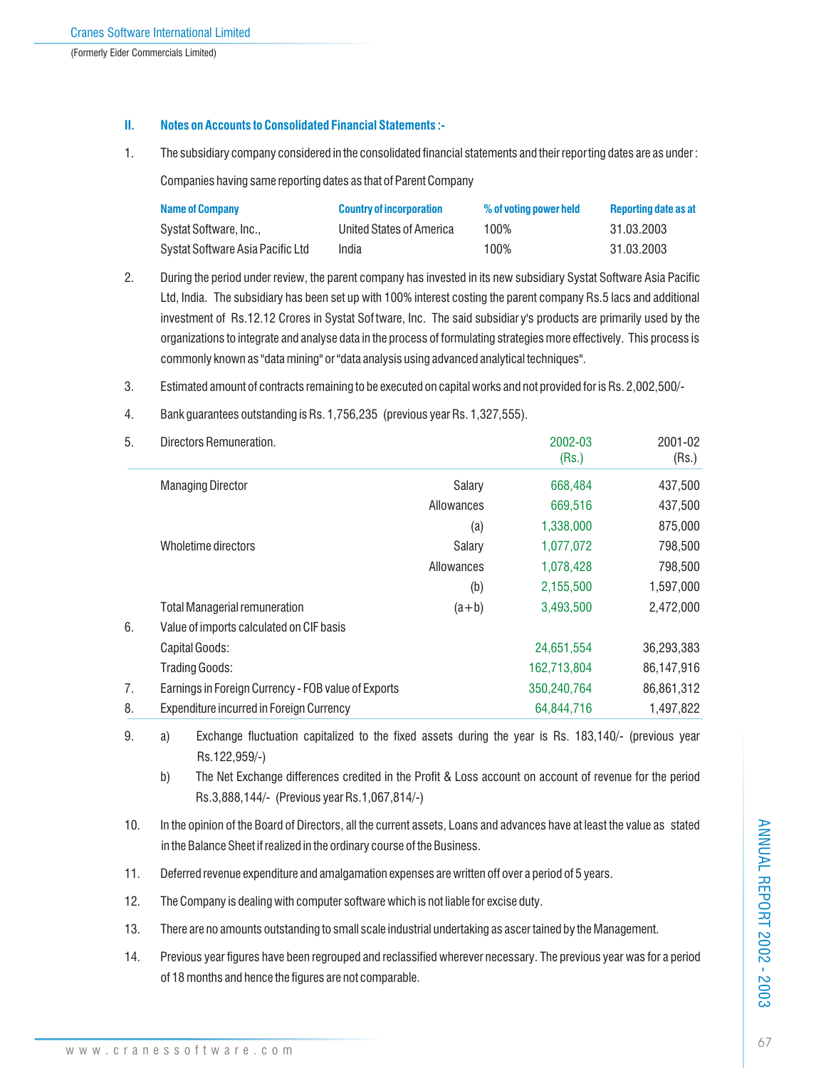## II. Notes on Accounts to Consolidated Financial Statements :-

1. The subsidiary company considered in the consolidated financial statements and their reporting dates are as under :

   Companies having same reporting dates as that of Parent Company

| Name of Company | Country of incorporation | % of voting power held | Reporting date as at |
|---|---|---|---|
| Systat Software, Inc., | United States of America | 100% | 31.03.2003 |
| Systat Software Asia Pacific Ltd | India | 100% | 31.03.2003 |

2. During the period under review, the parent company has invested in its new subsidiary Systat Software Asia Pacific Ltd, India. The subsidiary has been set up with 100% interest costing the parent company Rs.5 lacs and additional investment of Rs.12.12 Crores in Systat Software, Inc. The said subsidiary's products are primarily used by the organizations to integrate and analyse data in the process of formulating strategies more effectively. This process is commonly known as "data mining" or "data analysis using advanced analytical techniques".

3. Estimated amount of contracts remaining to be executed on capital works and not provided for is Rs. 2,002,500/-

4. Bank guarantees outstanding is Rs. 1,756,235 (previous year Rs. 1,327,555).

| | | | 2002-03 (Rs.) | 2001-02 (Rs.) |
|---|---|---|---|---|
| 5. | Directors Remuneration. | | | |
| | Managing Director | Salary | 668,484 | 437,500 |
| | | Allowances | 669,516 | 437,500 |
| | | (a) | 1,338,000 | 875,000 |
| | Wholetime directors | Salary | 1,077,072 | 798,500 |
| | | Allowances | 1,078,428 | 798,500 |
| | | (b) | 2,155,500 | 1,597,000 |
| | Total Managerial remuneration | (a+b) | 3,493,500 | 2,472,000 |
| 6. | Value of imports calculated on CIF basis | | | |
| | Capital Goods: | | 24,651,554 | 36,293,383 |
| | Trading Goods: | | 162,713,804 | 86,147,916 |
| 7. | Earnings in Foreign Currency - FOB value of Exports | | 350,240,764 | 86,861,312 |
| 8. | Expenditure incurred in Foreign Currency | | 64,844,716 | 1,497,822 |

9. a) Exchange fluctuation capitalized to the fixed assets during the year is Rs. 183,140/- (previous year Rs.122,959/-)

   b) The Net Exchange differences credited in the Profit & Loss account on account of revenue for the period Rs.3,888,144/- (Previous year Rs.1,067,814/-)

10. In the opinion of the Board of Directors, all the current assets, Loans and advances have at least the value as stated in the Balance Sheet if realized in the ordinary course of the Business.

11. Deferred revenue expenditure and amalgamation expenses are written off over a period of 5 years.

12. The Company is dealing with computer software which is not liable for excise duty.

13. There are no amounts outstanding to small scale industrial undertaking as ascertained by the Management.

14. Previous year figures have been regrouped and reclassified wherever necessary. The previous year was for a period of 18 months and hence the figures are not comparable.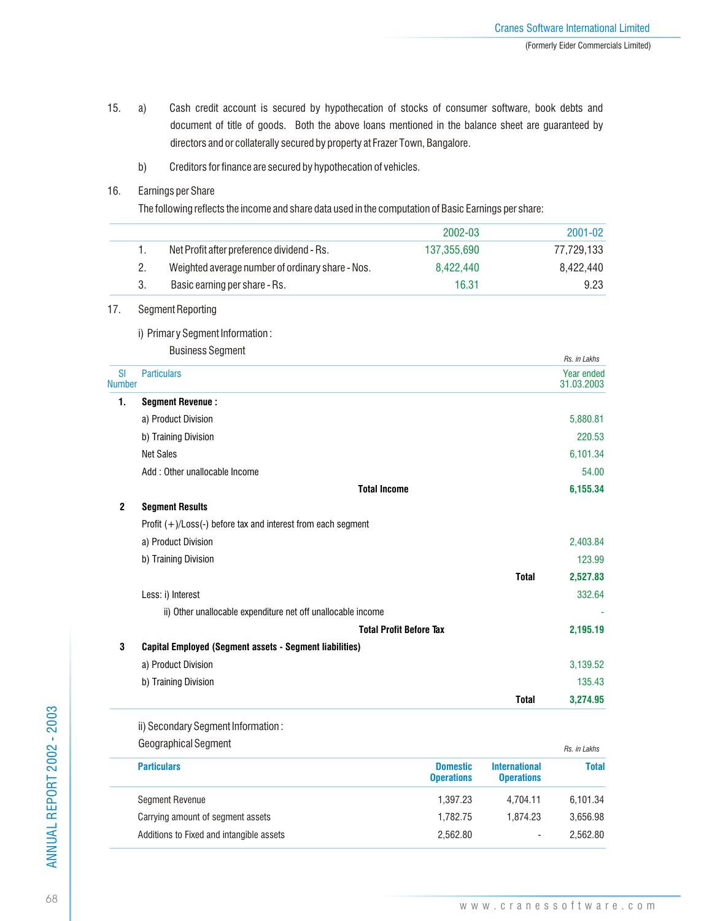15. a) Cash credit account is secured by hypothecation of stocks of consumer software, book debts and document of title of goods. Both the above loans mentioned in the balance sheet are guaranteed by directors and or collaterally secured by property at Frazer Town, Bangalore.

    b) Creditors for finance are secured by hypothecation of vehicles.

16. Earnings per Share

    The following reflects the income and share data used in the computation of Basic Earnings per share:

| | | 2002-03 | 2001-02 |
|---|---|---|---|
| 1. | Net Profit after preference dividend - Rs. | 137,355,690 | 77,729,133 |
| 2. | Weighted average number of ordinary share - Nos. | 8,422,440 | 8,422,440 |
| 3. | Basic earning per share - Rs. | 16.31 | 9.23 |

17. Segment Reporting

    i) Primary Segment Information :

    Business Segment

*Rs. in Lakhs*

| Sl Number | Particulars | | Year ended 31.03.2003 |
|---|---|---|---|
| **1.** | **Segment Revenue :** | | |
| | a) Product Division | | 5,880.81 |
| | b) Training Division | | 220.53 |
| | Net Sales | | 6,101.34 |
| | Add : Other unallocable Income | | 54.00 |
| | **Total Income** | | **6,155.34** |
| **2** | **Segment Results** | | |
| | Profit (+)/Loss(-) before tax and interest from each segment | | |
| | a) Product Division | | 2,403.84 |
| | b) Training Division | | 123.99 |
| | | **Total** | **2,527.83** |
| | Less: i) Interest | | 332.64 |
| | ii) Other unallocable expenditure net off unallocable income | | - |
| | **Total Profit Before Tax** | | **2,195.19** |
| **3** | **Capital Employed (Segment assets - Segment liabilities)** | | |
| | a) Product Division | | 3,139.52 |
| | b) Training Division | | 135.43 |
| | | **Total** | **3,274.95** |

ii) Secondary Segment Information :

Geographical Segment

*Rs. in Lakhs*

| **Particulars** | **Domestic Operations** | **International Operations** | **Total** |
|---|---|---|---|
| Segment Revenue | 1,397.23 | 4,704.11 | 6,101.34 |
| Carrying amount of segment assets | 1,782.75 | 1,874.23 | 3,656.98 |
| Additions to Fixed and intangible assets | 2,562.80 | - | 2,562.80 |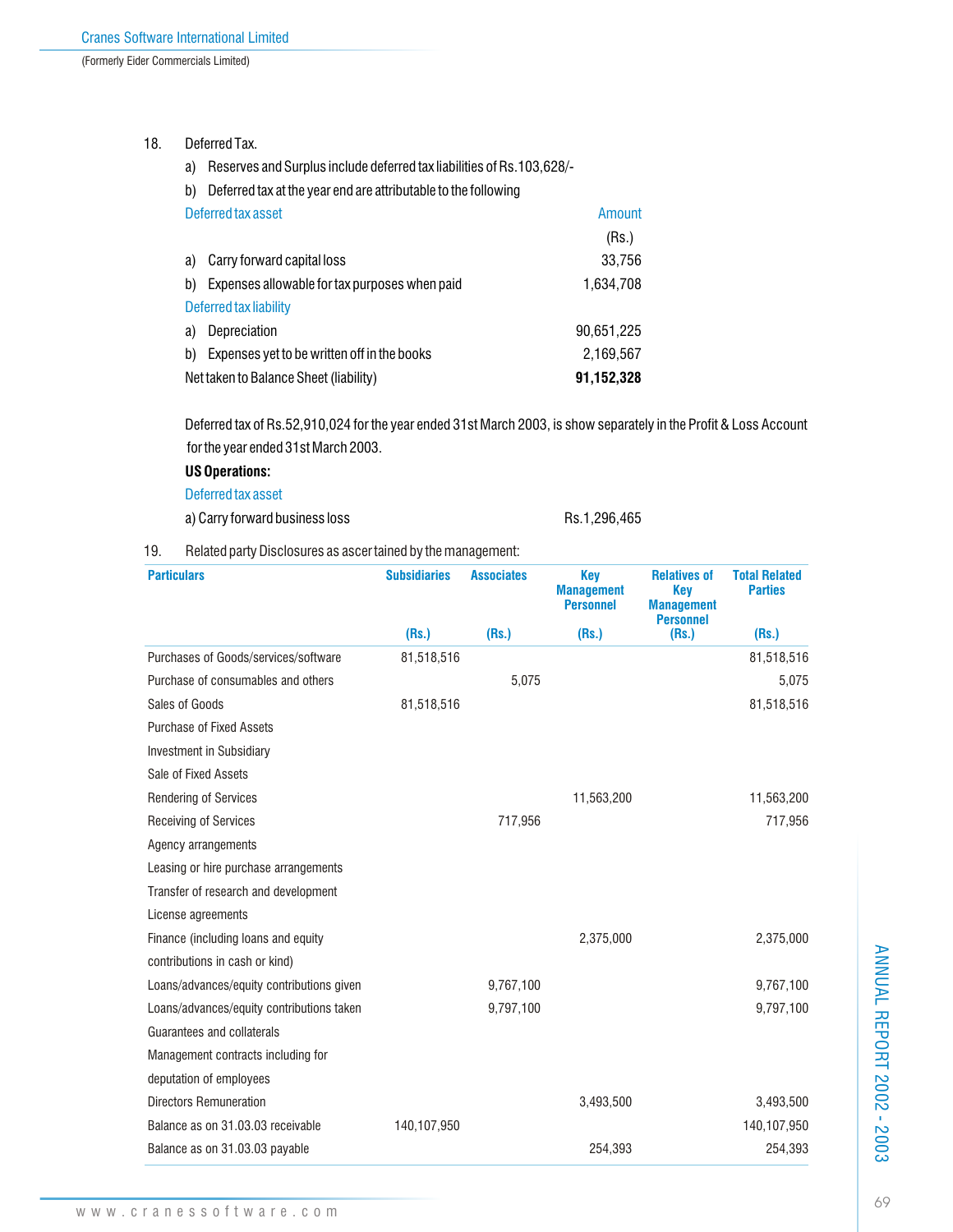18. Deferred Tax.

a) Reserves and Surplus include deferred tax liabilities of Rs.103,628/-

b) Deferred tax at the year end are attributable to the following

| Deferred tax asset | Amount (Rs.) |
|---|---|
| a) Carry forward capital loss | 33,756 |
| b) Expenses allowable for tax purposes when paid | 1,634,708 |
| **Deferred tax liability** | |
| a) Depreciation | 90,651,225 |
| b) Expenses yet to be written off in the books | 2,169,567 |
| Net taken to Balance Sheet (liability) | **91,152,328** |

Deferred tax of Rs.52,910,024 for the year ended 31st March 2003, is show separately in the Profit & Loss Account for the year ended 31st March 2003.

**US Operations:**

Deferred tax asset

a) Carry forward business loss Rs.1,296,465

19. Related party Disclosures as ascertained by the management:

| Particulars | Subsidiaries (Rs.) | Associates (Rs.) | Key Management Personnel (Rs.) | Relatives of Key Management Personnel (Rs.) | Total Related Parties (Rs.) |
|---|---|---|---|---|---|
| Purchases of Goods/services/software | 81,518,516 | | | | 81,518,516 |
| Purchase of consumables and others | | 5,075 | | | 5,075 |
| Sales of Goods | 81,518,516 | | | | 81,518,516 |
| Purchase of Fixed Assets | | | | | |
| Investment in Subsidiary | | | | | |
| Sale of Fixed Assets | | | | | |
| Rendering of Services | | | 11,563,200 | | 11,563,200 |
| Receiving of Services | | 717,956 | | | 717,956 |
| Agency arrangements | | | | | |
| Leasing or hire purchase arrangements | | | | | |
| Transfer of research and development | | | | | |
| License agreements | | | | | |
| Finance (including loans and equity contributions in cash or kind) | | | 2,375,000 | | 2,375,000 |
| Loans/advances/equity contributions given | | 9,767,100 | | | 9,767,100 |
| Loans/advances/equity contributions taken | | 9,797,100 | | | 9,797,100 |
| Guarantees and collaterals | | | | | |
| Management contracts including for deputation of employees | | | | | |
| Directors Remuneration | | | 3,493,500 | | 3,493,500 |
| Balance as on 31.03.03 receivable | 140,107,950 | | | | 140,107,950 |
| Balance as on 31.03.03 payable | | | 254,393 | | 254,393 |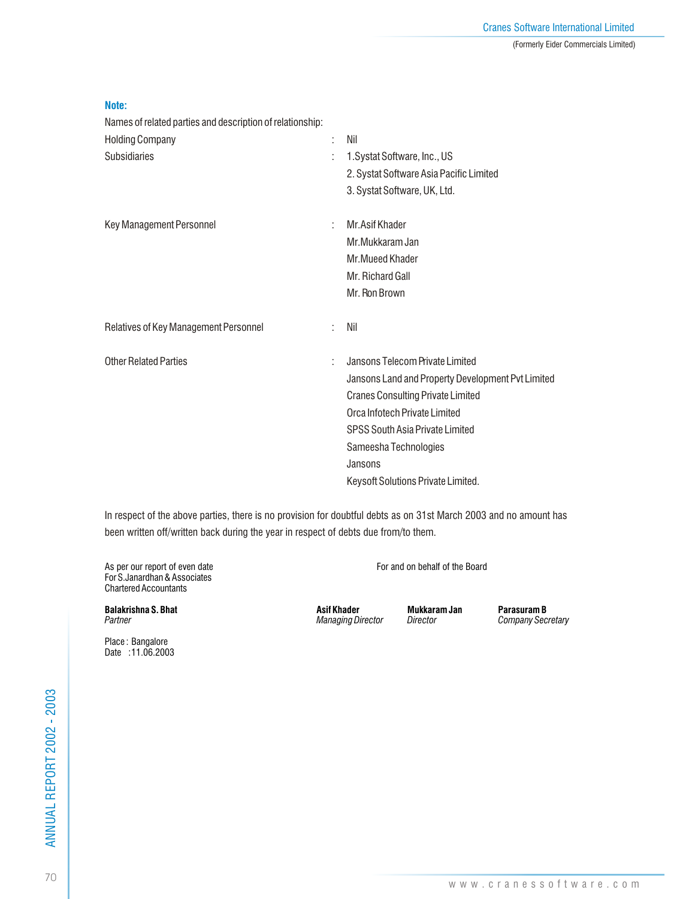**Note:**

Names of related parties and description of relationship:

| | | |
|---|---|---|
| Holding Company | : | Nil |
| Subsidiaries | : | 1.Systat Software, Inc., US<br>2. Systat Software Asia Pacific Limited<br>3. Systat Software, UK, Ltd. |
| Key Management Personnel | : | Mr.Asif Khader<br>Mr.Mukkaram Jan<br>Mr.Mueed Khader<br>Mr. Richard Gall<br>Mr. Ron Brown |
| Relatives of Key Management Personnel | : | Nil |
| Other Related Parties | : | Jansons Telecom Private Limited<br>Jansons Land and Property Development Pvt Limited<br>Cranes Consulting Private Limited<br>Orca Infotech Private Limited<br>SPSS South Asia Private Limited<br>Sameesha Technologies<br>Jansons<br>Keysoft Solutions Private Limited. |

In respect of the above parties, there is no provision for doubtful debts as on 31st March 2003 and no amount has been written off/written back during the year in respect of debts due from/to them.

As per our report of even date
For S.Janardhan & Associates
Chartered Accountants

**Balakrishna S. Bhat**
*Partner*

Place : Bangalore
Date : 11.06.2003

For and on behalf of the Board

**Asif Khader**
*Managing Director*

**Mukkaram Jan**
*Director*

**Parasuram B**
*Company Secretary*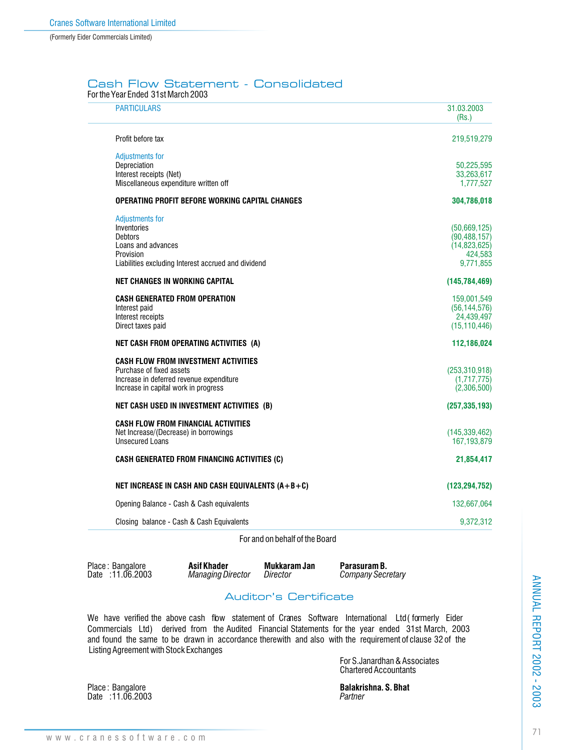## Cash Flow Statement - Consolidated

For the Year Ended 31st March 2003

| PARTICULARS | 31.03.2003 (Rs.) |
|---|---|
| Profit before tax | 219,519,279 |
| Adjustments for | |
| Depreciation | 50,225,595 |
| Interest receipts (Net) | 33,263,617 |
| Miscellaneous expenditure written off | 1,777,527 |
| **OPERATING PROFIT BEFORE WORKING CAPITAL CHANGES** | **304,786,018** |
| Adjustments for | |
| Inventories | (50,669,125) |
| Debtors | (90,488,157) |
| Loans and advances | (14,823,625) |
| Provision | 424,583 |
| Liabilities excluding Interest accrued and dividend | 9,771,855 |
| **NET CHANGES IN WORKING CAPITAL** | **(145,784,469)** |
| **CASH GENERATED FROM OPERATION** | 159,001,549 |
| Interest paid | (56,144,576) |
| Interest receipts | 24,439,497 |
| Direct taxes paid | (15,110,446) |
| **NET CASH FROM OPERATING ACTIVITIES (A)** | **112,186,024** |
| **CASH FLOW FROM INVESTMENT ACTIVITIES** | |
| Purchase of fixed assets | (253,310,918) |
| Increase in deferred revenue expenditure | (1,717,775) |
| Increase in capital work in progress | (2,306,500) |
| **NET CASH USED IN INVESTMENT ACTIVITIES (B)** | **(257,335,193)** |
| **CASH FLOW FROM FINANCIAL ACTIVITIES** | |
| Net Increase/(Decrease) in borrowings | (145,339,462) |
| Unsecured Loans | 167,193,879 |
| **CASH GENERATED FROM FINANCING ACTIVITIES (C)** | **21,854,417** |
| **NET INCREASE IN CASH AND CASH EQUIVALENTS (A+B+C)** | **(123,294,752)** |
| Opening Balance - Cash & Cash equivalents | 132,667,064 |
| Closing balance - Cash & Cash Equivalents | 9,372,312 |

For and on behalf of the Board

Place : Bangalore
Date : 11.06.2003

**Asif Khader**
*Managing Director*

**Mukkaram Jan**
*Director*

**Parasuram B.**
*Company Secretary*

## Auditor's Certificate

We have verified the above cash flow statement of Cranes Software International Ltd (formerly Eider Commercials Ltd) derived from the Audited Financial Statements for the year ended 31st March, 2003 and found the same to be drawn in accordance therewith and also with the requirement of clause 32 of the Listing Agreement with Stock Exchanges

For S.Janardhan & Associates
Chartered Accountants

Place : Bangalore
Date : 11.06.2003

**Balakrishna. S. Bhat**
*Partner*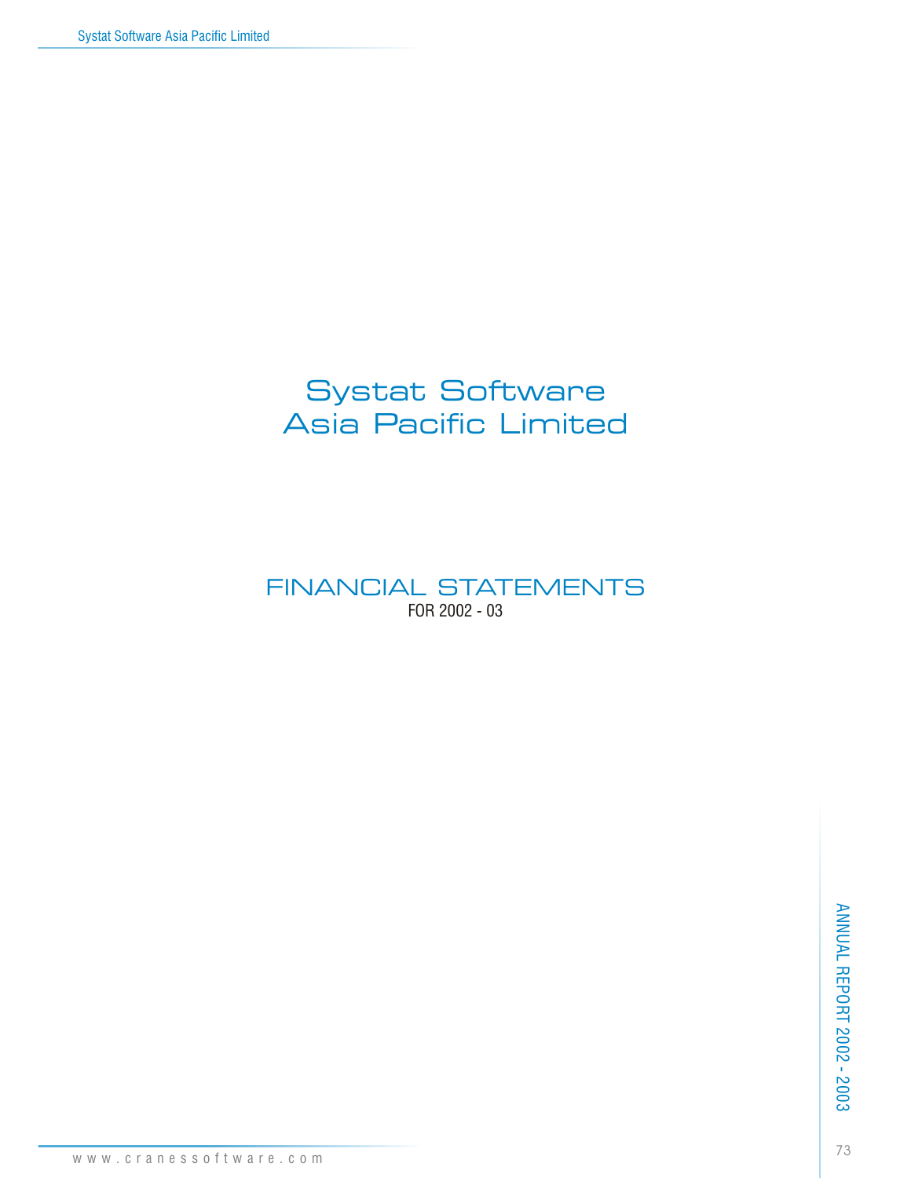# Systat Software Asia Pacific Limited

## FINANCIAL STATEMENTS

FOR 2002 - 03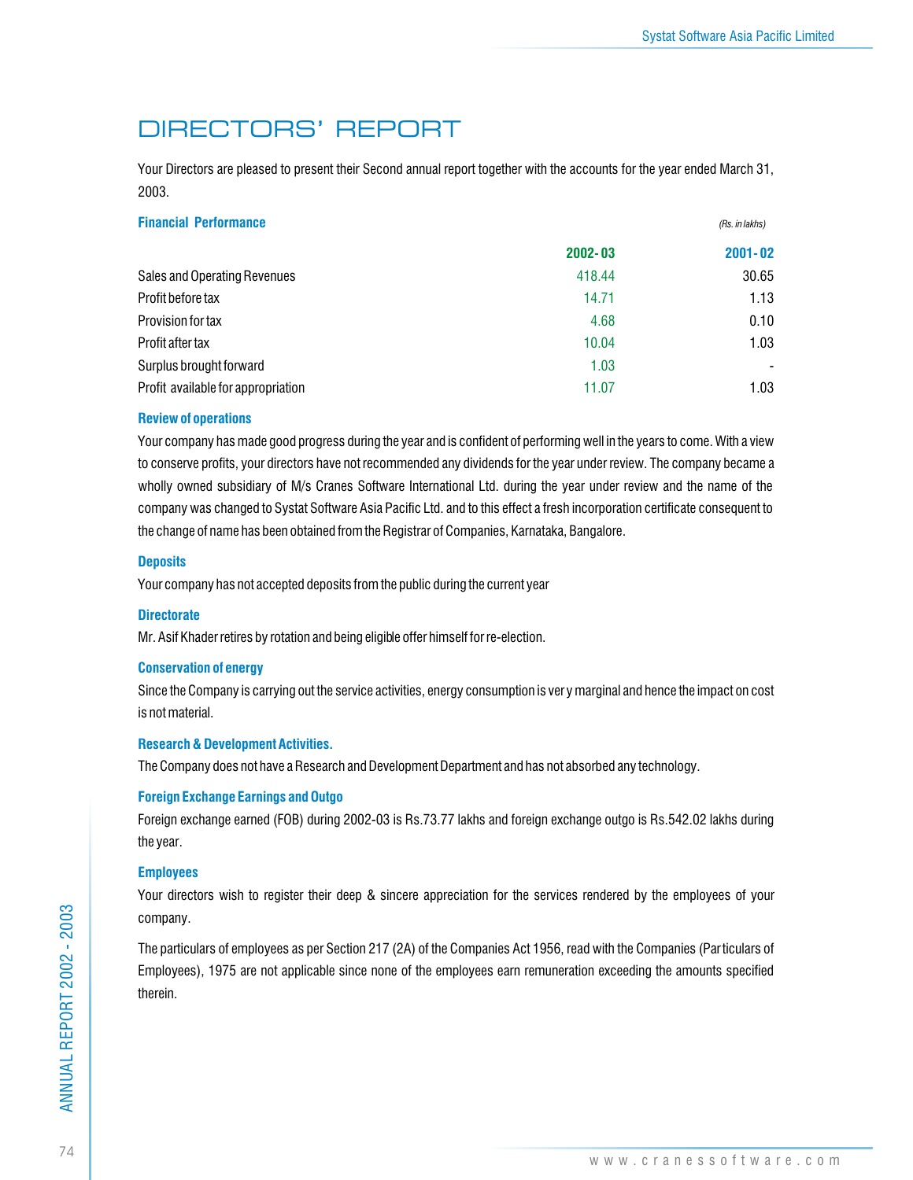# DIRECTORS' REPORT

Your Directors are pleased to present their Second annual report together with the accounts for the year ended March 31, 2003.

### Financial Performance

*(Rs. in lakhs)*

| | 2002-03 | 2001-02 |
|---|---|---|
| Sales and Operating Revenues | 418.44 | 30.65 |
| Profit before tax | 14.71 | 1.13 |
| Provision for tax | 4.68 | 0.10 |
| Profit after tax | 10.04 | 1.03 |
| Surplus brought forward | 1.03 | - |
| Profit available for appropriation | 11.07 | 1.03 |

### Review of operations

Your company has made good progress during the year and is confident of performing well in the years to come. With a view to conserve profits, your directors have not recommended any dividends for the year under review. The company became a wholly owned subsidiary of M/s Cranes Software International Ltd. during the year under review and the name of the company was changed to Systat Software Asia Pacific Ltd. and to this effect a fresh incorporation certificate consequent to the change of name has been obtained from the Registrar of Companies, Karnataka, Bangalore.

### Deposits

Your company has not accepted deposits from the public during the current year

### Directorate

Mr. Asif Khader retires by rotation and being eligible offer himself for re-election.

### Conservation of energy

Since the Company is carrying out the service activities, energy consumption is ver y marginal and hence the impact on cost is not material.

### Research & Development Activities.

The Company does not have a Research and Development Department and has not absorbed any technology.

### Foreign Exchange Earnings and Outgo

Foreign exchange earned (FOB) during 2002-03 is Rs.73.77 lakhs and foreign exchange outgo is Rs.542.02 lakhs during the year.

### Employees

Your directors wish to register their deep & sincere appreciation for the services rendered by the employees of your company.

The particulars of employees as per Section 217 (2A) of the Companies Act 1956, read with the Companies (Particulars of Employees), 1975 are not applicable since none of the employees earn remuneration exceeding the amounts specified therein.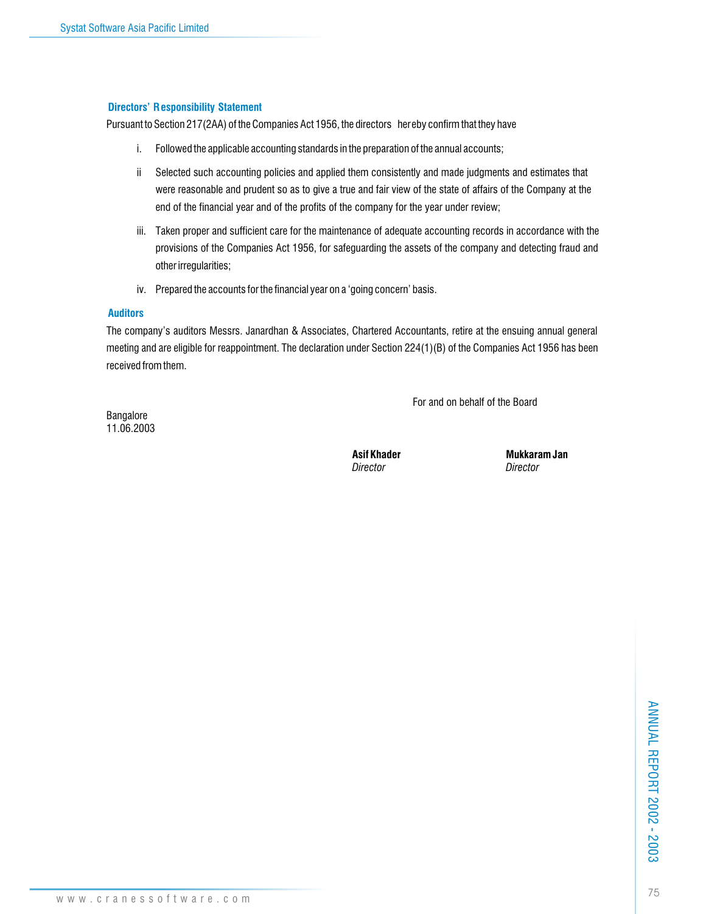### Directors' Responsibility Statement

Pursuant to Section 217(2AA) of the Companies Act 1956, the directors hereby confirm that they have

i. Followed the applicable accounting standards in the preparation of the annual accounts;

ii Selected such accounting policies and applied them consistently and made judgments and estimates that were reasonable and prudent so as to give a true and fair view of the state of affairs of the Company at the end of the financial year and of the profits of the company for the year under review;

iii. Taken proper and sufficient care for the maintenance of adequate accounting records in accordance with the provisions of the Companies Act 1956, for safeguarding the assets of the company and detecting fraud and other irregularities;

iv. Prepared the accounts for the financial year on a 'going concern' basis.

### Auditors

The company's auditors Messrs. Janardhan & Associates, Chartered Accountants, retire at the ensuing annual general meeting and are eligible for reappointment. The declaration under Section 224(1)(B) of the Companies Act 1956 has been received from them.

For and on behalf of the Board

Bangalore
11.06.2003

**Asif Khader**
*Director*

**Mukkaram Jan**
*Director*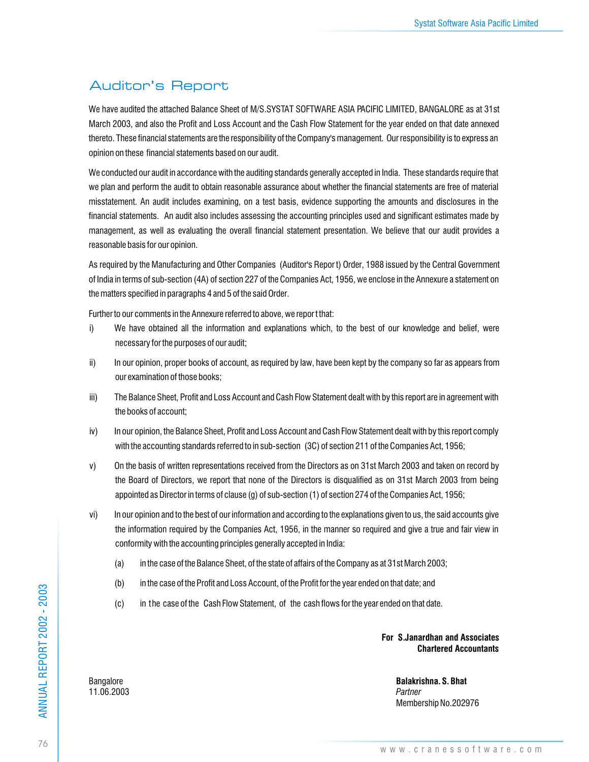# Auditor's Report

We have audited the attached Balance Sheet of M/S.SYSTAT SOFTWARE ASIA PACIFIC LIMITED, BANGALORE as at 31st March 2003, and also the Profit and Loss Account and the Cash Flow Statement for the year ended on that date annexed thereto. These financial statements are the responsibility of the Company's management. Our responsibility is to express an opinion on these financial statements based on our audit.

We conducted our audit in accordance with the auditing standards generally accepted in India. These standards require that we plan and perform the audit to obtain reasonable assurance about whether the financial statements are free of material misstatement. An audit includes examining, on a test basis, evidence supporting the amounts and disclosures in the financial statements. An audit also includes assessing the accounting principles used and significant estimates made by management, as well as evaluating the overall financial statement presentation. We believe that our audit provides a reasonable basis for our opinion.

As required by the Manufacturing and Other Companies (Auditor's Report) Order, 1988 issued by the Central Government of India in terms of sub-section (4A) of section 227 of the Companies Act, 1956, we enclose in the Annexure a statement on the matters specified in paragraphs 4 and 5 of the said Order.

Further to our comments in the Annexure referred to above, we report that:

i) We have obtained all the information and explanations which, to the best of our knowledge and belief, were necessary for the purposes of our audit;

ii) In our opinion, proper books of account, as required by law, have been kept by the company so far as appears from our examination of those books;

iii) The Balance Sheet, Profit and Loss Account and Cash Flow Statement dealt with by this report are in agreement with the books of account;

iv) In our opinion, the Balance Sheet, Profit and Loss Account and Cash Flow Statement dealt with by this report comply with the accounting standards referred to in sub-section (3C) of section 211 of the Companies Act, 1956;

v) On the basis of written representations received from the Directors as on 31st March 2003 and taken on record by the Board of Directors, we report that none of the Directors is disqualified as on 31st March 2003 from being appointed as Director in terms of clause (g) of sub-section (1) of section 274 of the Companies Act, 1956;

vi) In our opinion and to the best of our information and according to the explanations given to us, the said accounts give the information required by the Companies Act, 1956, in the manner so required and give a true and fair view in conformity with the accounting principles generally accepted in India:

   (a) in the case of the Balance Sheet, of the state of affairs of the Company as at 31st March 2003;

   (b) in the case of the Profit and Loss Account, of the Profit for the year ended on that date; and

   (c) in the case of the Cash Flow Statement, of the cash flows for the year ended on that date.

**For S.Janardhan and Associates**
**Chartered Accountants**

Bangalore
11.06.2003

**Balakrishna. S. Bhat**
*Partner*
Membership No.202976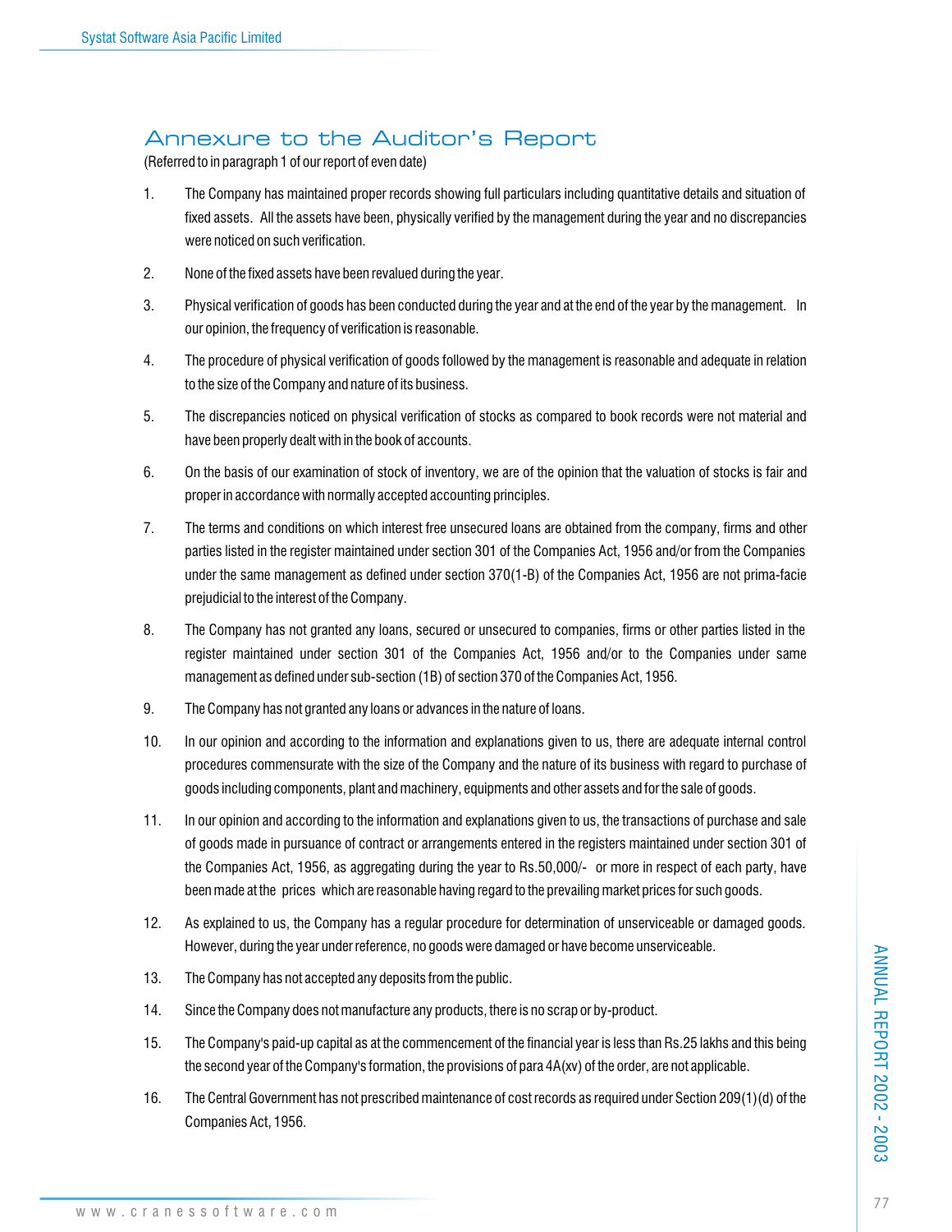# Annexure to the Auditor's Report

(Referred to in paragraph 1 of our report of even date)

1. The Company has maintained proper records showing full particulars including quantitative details and situation of fixed assets. All the assets have been, physically verified by the management during the year and no discrepancies were noticed on such verification.

2. None of the fixed assets have been revalued during the year.

3. Physical verification of goods has been conducted during the year and at the end of the year by the management. In our opinion, the frequency of verification is reasonable.

4. The procedure of physical verification of goods followed by the management is reasonable and adequate in relation to the size of the Company and nature of its business.

5. The discrepancies noticed on physical verification of stocks as compared to book records were not material and have been properly dealt with in the book of accounts.

6. On the basis of our examination of stock of inventory, we are of the opinion that the valuation of stocks is fair and proper in accordance with normally accepted accounting principles.

7. The terms and conditions on which interest free unsecured loans are obtained from the company, firms and other parties listed in the register maintained under section 301 of the Companies Act, 1956 and/or from the Companies under the same management as defined under section 370(1-B) of the Companies Act, 1956 are not prima-facie prejudicial to the interest of the Company.

8. The Company has not granted any loans, secured or unsecured to companies, firms or other parties listed in the register maintained under section 301 of the Companies Act, 1956 and/or to the Companies under same management as defined under sub-section (1B) of section 370 of the Companies Act, 1956.

9. The Company has not granted any loans or advances in the nature of loans.

10. In our opinion and according to the information and explanations given to us, there are adequate internal control procedures commensurate with the size of the Company and the nature of its business with regard to purchase of goods including components, plant and machinery, equipments and other assets and for the sale of goods.

11. In our opinion and according to the information and explanations given to us, the transactions of purchase and sale of goods made in pursuance of contract or arrangements entered in the registers maintained under section 301 of the Companies Act, 1956, as aggregating during the year to Rs.50,000/- or more in respect of each party, have been made at the prices which are reasonable having regard to the prevailing market prices for such goods.

12. As explained to us, the Company has a regular procedure for determination of unserviceable or damaged goods. However, during the year under reference, no goods were damaged or have become unserviceable.

13. The Company has not accepted any deposits from the public.

14. Since the Company does not manufacture any products, there is no scrap or by-product.

15. The Company's paid-up capital as at the commencement of the financial year is less than Rs.25 lakhs and this being the second year of the Company's formation, the provisions of para 4A(xv) of the order, are not applicable.

16. The Central Government has not prescribed maintenance of cost records as required under Section 209(1)(d) of the Companies Act, 1956.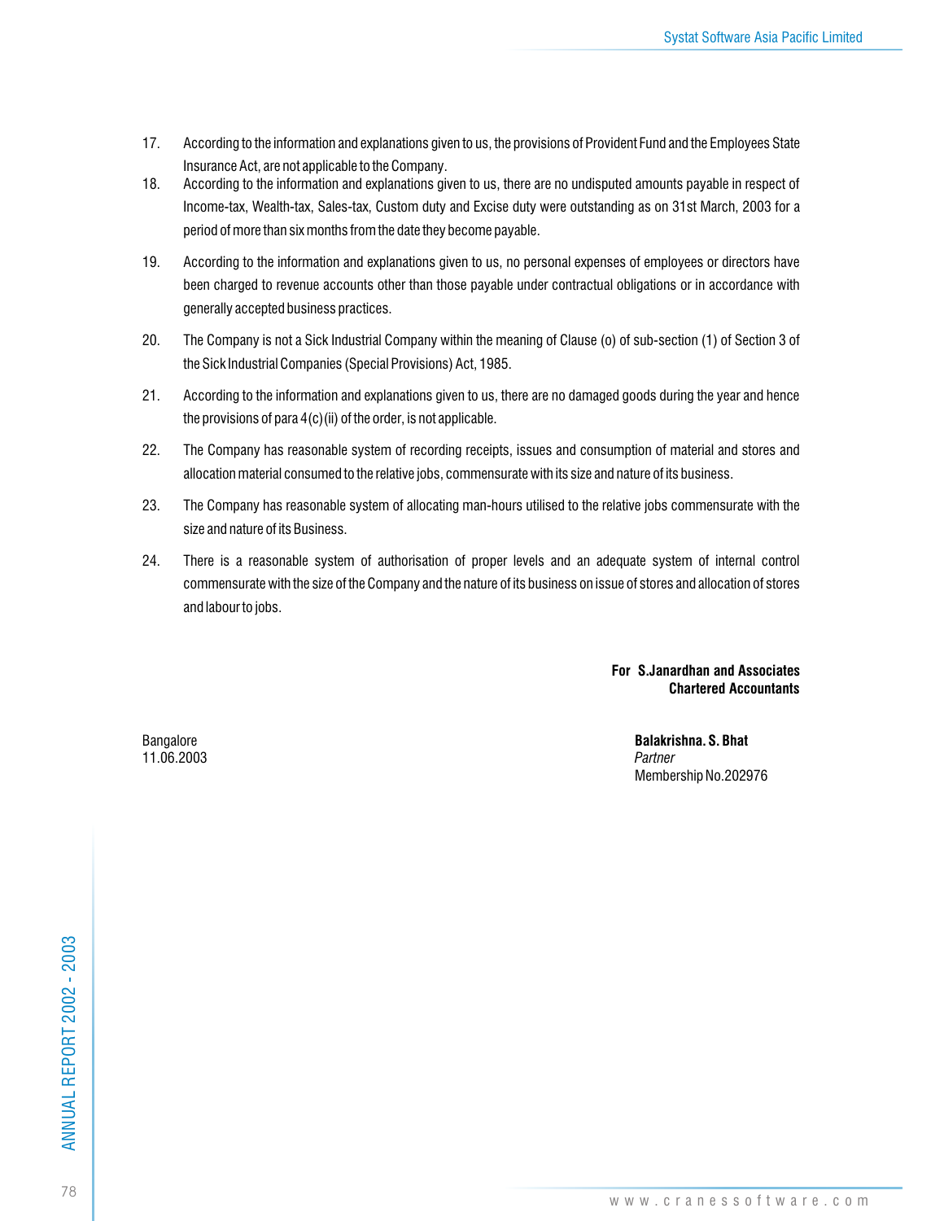17. According to the information and explanations given to us, the provisions of Provident Fund and the Employees State Insurance Act, are not applicable to the Company.
18. According to the information and explanations given to us, there are no undisputed amounts payable in respect of Income-tax, Wealth-tax, Sales-tax, Custom duty and Excise duty were outstanding as on 31st March, 2003 for a period of more than six months from the date they become payable.
19. According to the information and explanations given to us, no personal expenses of employees or directors have been charged to revenue accounts other than those payable under contractual obligations or in accordance with generally accepted business practices.
20. The Company is not a Sick Industrial Company within the meaning of Clause (o) of sub-section (1) of Section 3 of the Sick Industrial Companies (Special Provisions) Act, 1985.
21. According to the information and explanations given to us, there are no damaged goods during the year and hence the provisions of para 4(c)(ii) of the order, is not applicable.
22. The Company has reasonable system of recording receipts, issues and consumption of material and stores and allocation material consumed to the relative jobs, commensurate with its size and nature of its business.
23. The Company has reasonable system of allocating man-hours utilised to the relative jobs commensurate with the size and nature of its Business.
24. There is a reasonable system of authorisation of proper levels and an adequate system of internal control commensurate with the size of the Company and the nature of its business on issue of stores and allocation of stores and labour to jobs.

**For S.Janardhan and Associates**
**Chartered Accountants**

Bangalore
11.06.2003

**Balakrishna. S. Bhat**
*Partner*
Membership No.202976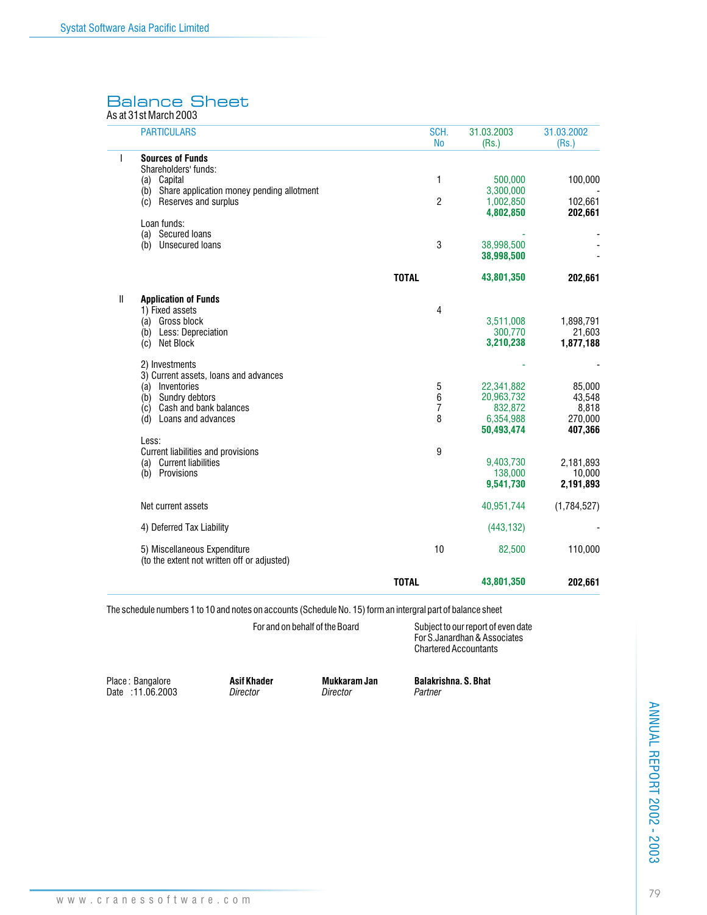# Balance Sheet

As at 31st March 2003

| | PARTICULARS | SCH. No | 31.03.2003 (Rs.) | 31.03.2002 (Rs.) |
|---|---|---|---|---|
| I | **Sources of Funds** | | | |
| | Shareholders' funds: | | | |
| | (a) Capital | 1 | 500,000 | 100,000 |
| | (b) Share application money pending allotment | | 3,300,000 | - |
| | (c) Reserves and surplus | 2 | 1,002,850 | 102,661 |
| | | | **4,802,850** | **202,661** |
| | Loan funds: | | | |
| | (a) Secured loans | | - | - |
| | (b) Unsecured loans | 3 | 38,998,500 | - |
| | | | **38,998,500** | - |
| | **TOTAL** | | **43,801,350** | **202,661** |
| II | **Application of Funds** | | | |
| | 1) Fixed assets | 4 | | |
| | (a) Gross block | | 3,511,008 | 1,898,791 |
| | (b) Less: Depreciation | | 300,770 | 21,603 |
| | (c) Net Block | | **3,210,238** | **1,877,188** |
| | 2) Investments | | - | - |
| | 3) Current assets, loans and advances | | | |
| | (a) Inventories | 5 | 22,341,882 | 85,000 |
| | (b) Sundry debtors | 6 | 20,963,732 | 43,548 |
| | (c) Cash and bank balances | 7 | 832,872 | 8,818 |
| | (d) Loans and advances | 8 | 6,354,988 | 270,000 |
| | | | **50,493,474** | **407,366** |
| | Less: | | | |
| | Current liabilities and provisions | 9 | | |
| | (a) Current liabilities | | 9,403,730 | 2,181,893 |
| | (b) Provisions | | 138,000 | 10,000 |
| | | | **9,541,730** | **2,191,893** |
| | Net current assets | | 40,951,744 | (1,784,527) |
| | 4) Deferred Tax Liability | | (443,132) | - |
| | 5) Miscellaneous Expenditure (to the extent not written off or adjusted) | 10 | 82,500 | 110,000 |
| | **TOTAL** | | **43,801,350** | **202,661** |

The schedule numbers 1 to 10 and notes on accounts (Schedule No. 15) form an intergral part of balance sheet

For and on behalf of the Board

Subject to our report of even date
For S.Janardhan & Associates
Chartered Accountants

Place : Bangalore
Date : 11.06.2003

**Asif Khader**
*Director*

**Mukkaram Jan**
*Director*

**Balakrishna. S. Bhat**
*Partner*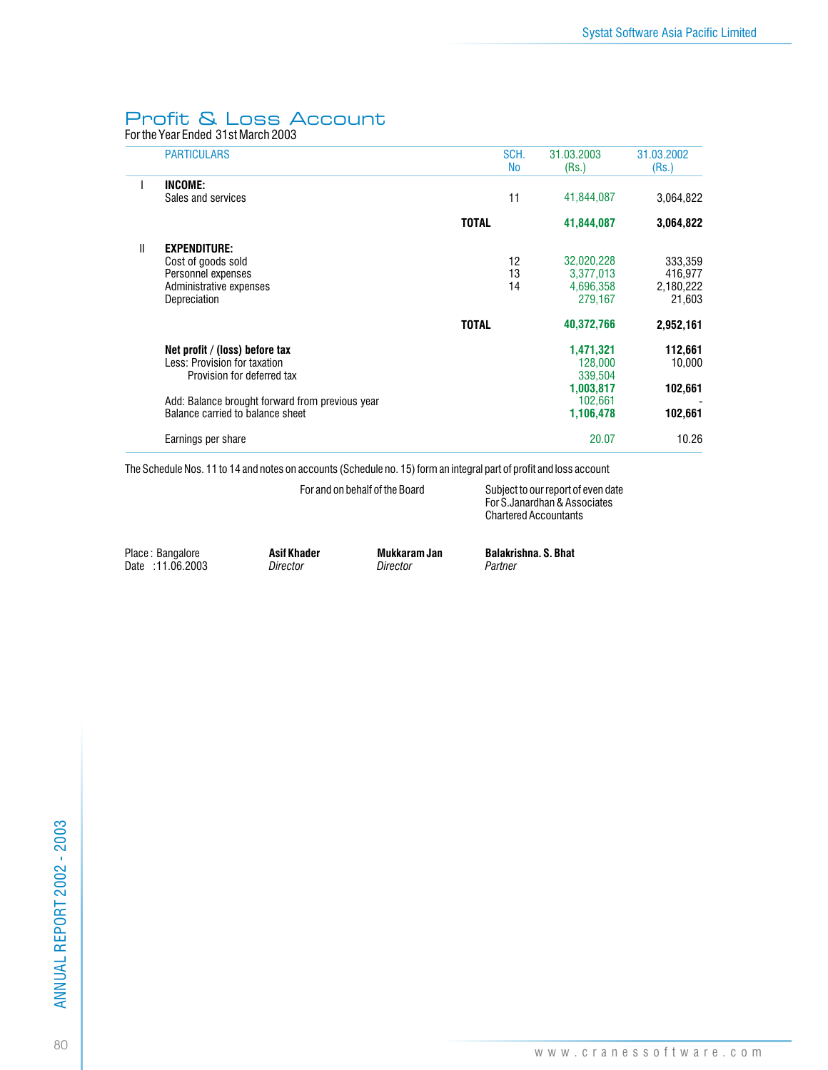# Profit & Loss Account

For the Year Ended 31st March 2003

| | PARTICULARS | SCH. No | 31.03.2003 (Rs.) | 31.03.2002 (Rs.) |
|---|---|---|---|---|
| I | **INCOME:** | | | |
| | Sales and services | 11 | 41,844,087 | 3,064,822 |
| | **TOTAL** | | **41,844,087** | **3,064,822** |
| II | **EXPENDITURE:** | | | |
| | Cost of goods sold | 12 | 32,020,228 | 333,359 |
| | Personnel expenses | 13 | 3,377,013 | 416,977 |
| | Administrative expenses | 14 | 4,696,358 | 2,180,222 |
| | Depreciation | | 279,167 | 21,603 |
| | **TOTAL** | | **40,372,766** | **2,952,161** |
| | **Net profit / (loss) before tax** | | **1,471,321** | **112,661** |
| | Less: Provision for taxation | | 128,000 | 10,000 |
| | Provision for deferred tax | | 339,504 | |
| | | | **1,003,817** | **102,661** |
| | Add: Balance brought forward from previous year | | 102,661 | - |
| | Balance carried to balance sheet | | **1,106,478** | **102,661** |
| | Earnings per share | | 20.07 | 10.26 |

The Schedule Nos. 11 to 14 and notes on accounts (Schedule no. 15) form an integral part of profit and loss account

For and on behalf of the Board

Subject to our report of even date
For S.Janardhan & Associates
Chartered Accountants

Place : Bangalore
Date : 11.06.2003

**Asif Khader**
*Director*

**Mukkaram Jan**
*Director*

**Balakrishna. S. Bhat**
*Partner*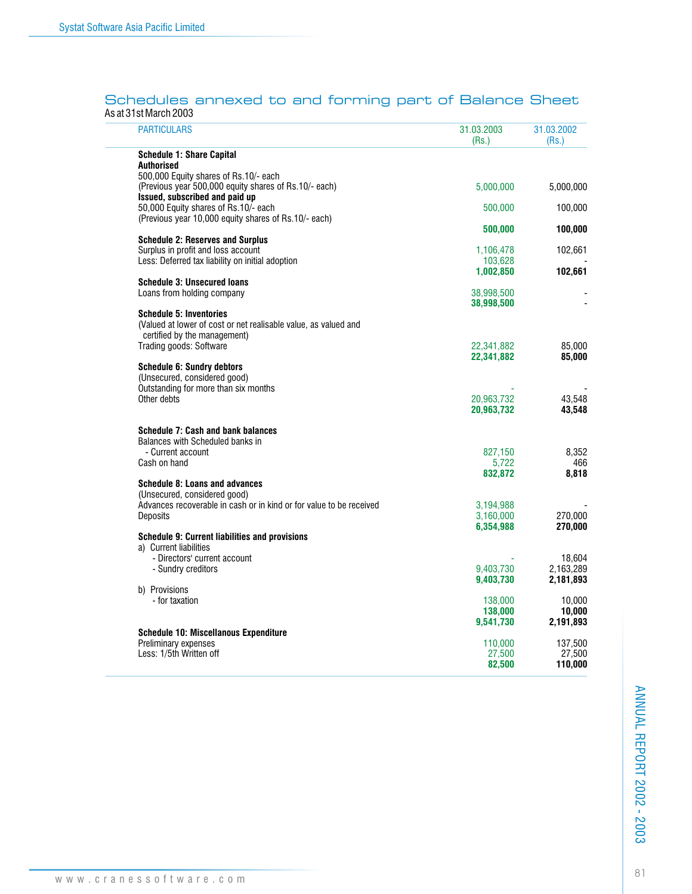## Schedules annexed to and forming part of Balance Sheet

As at 31st March 2003

| PARTICULARS | 31.03.2003 (Rs.) | 31.03.2002 (Rs.) |
|---|---|---|
| **Schedule 1: Share Capital** | | |
| **Authorised** | | |
| 500,000 Equity shares of Rs.10/- each | | |
| (Previous year 500,000 equity shares of Rs.10/- each) | 5,000,000 | 5,000,000 |
| **Issued, subscribed and paid up** | | |
| 50,000 Equity shares of Rs.10/- each | 500,000 | 100,000 |
| (Previous year 10,000 equity shares of Rs.10/- each) | | |
| | **500,000** | **100,000** |
| **Schedule 2: Reserves and Surplus** | | |
| Surplus in profit and loss account | 1,106,478 | 102,661 |
| Less: Deferred tax liability on initial adoption | 103,628 | - |
| | **1,002,850** | **102,661** |
| **Schedule 3: Unsecured loans** | | |
| Loans from holding company | 38,998,500 | - |
| | **38,998,500** | - |
| **Schedule 5: Inventories** | | |
| (Valued at lower of cost or net realisable value, as valued and certified by the management) | | |
| Trading goods: Software | 22,341,882 | 85,000 |
| | **22,341,882** | **85,000** |
| **Schedule 6: Sundry debtors** | | |
| (Unsecured, considered good) | | |
| Outstanding for more than six months | - | - |
| Other debts | 20,963,732 | 43,548 |
| | **20,963,732** | **43,548** |
| **Schedule 7: Cash and bank balances** | | |
| Balances with Scheduled banks in | | |
| - Current account | 827,150 | 8,352 |
| Cash on hand | 5,722 | 466 |
| | **832,872** | **8,818** |
| **Schedule 8: Loans and advances** | | |
| (Unsecured, considered good) | | |
| Advances recoverable in cash or in kind or for value to be received | 3,194,988 | - |
| Deposits | 3,160,000 | 270,000 |
| | **6,354,988** | **270,000** |
| **Schedule 9: Current liabilities and provisions** | | |
| a) Current liabilities | | |
| - Directors' current account | - | 18,604 |
| - Sundry creditors | 9,403,730 | 2,163,289 |
| | **9,403,730** | **2,181,893** |
| b) Provisions | | |
| - for taxation | 138,000 | 10,000 |
| | **138,000** | **10,000** |
| | **9,541,730** | **2,191,893** |
| **Schedule 10: Miscellanous Expenditure** | | |
| Preliminary expenses | 110,000 | 137,500 |
| Less: 1/5th Written off | 27,500 | 27,500 |
| | **82,500** | **110,000** |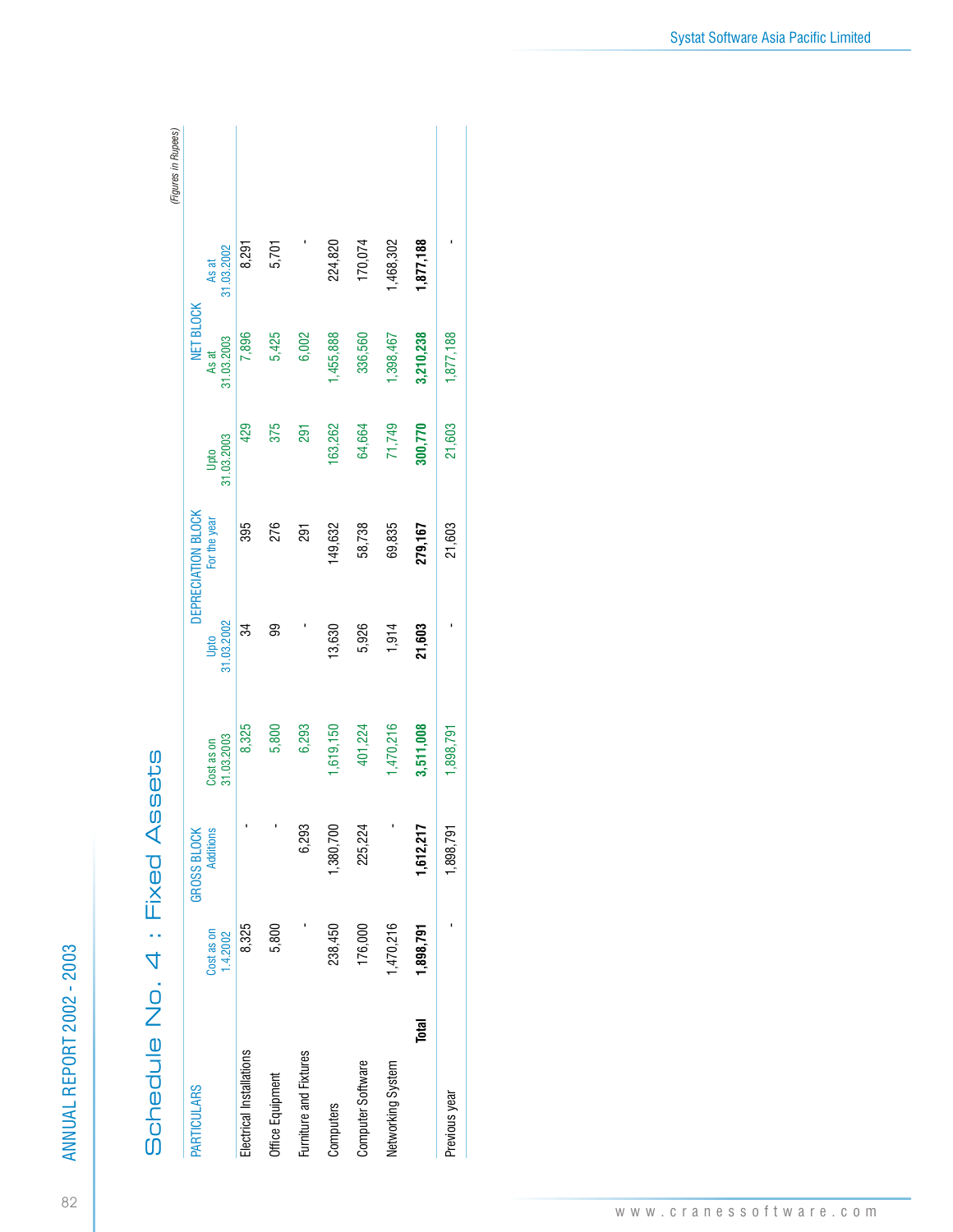# Schedule No. 4 : Fixed Assets

*(Figures in Rupees)*

| PARTICULARS | GROSS BLOCK | | | DEPRECIATION BLOCK | | | NET BLOCK | |
|---|---|---|---|---|---|---|---|---|
| | Cost as on 1.4.2002 | Additions | Cost as on 31.03.2003 | Upto 31.03.2002 | For the year | Upto 31.03.2003 | As at 31.03.2003 | As at 31.03.2002 |
| Electrical Installations | 8,325 | - | 8,325 | 34 | 395 | 429 | 7,896 | 8,291 |
| Office Equipment | 5,800 | - | 5,800 | 99 | 276 | 375 | 5,425 | 5,701 |
| Furniture and Fixtures | - | 6,293 | 6,293 | - | 291 | 291 | 6,002 | - |
| Computers | 238,450 | 1,380,700 | 1,619,150 | 13,630 | 149,632 | 163,262 | 1,455,888 | 224,820 |
| Computer Software | 176,000 | 225,224 | 401,224 | 5,926 | 58,738 | 64,664 | 336,560 | 170,074 |
| Networking System | 1,470,216 | - | 1,470,216 | 1,914 | 69,835 | 71,749 | 1,398,467 | 1,468,302 |
| **Total** | **1,898,791** | **1,612,217** | **3,511,008** | **21,603** | **279,167** | **300,770** | **3,210,238** | **1,877,188** |
| Previous year | - | 1,898,791 | 1,898,791 | - | 21,603 | 21,603 | 1,877,188 | - |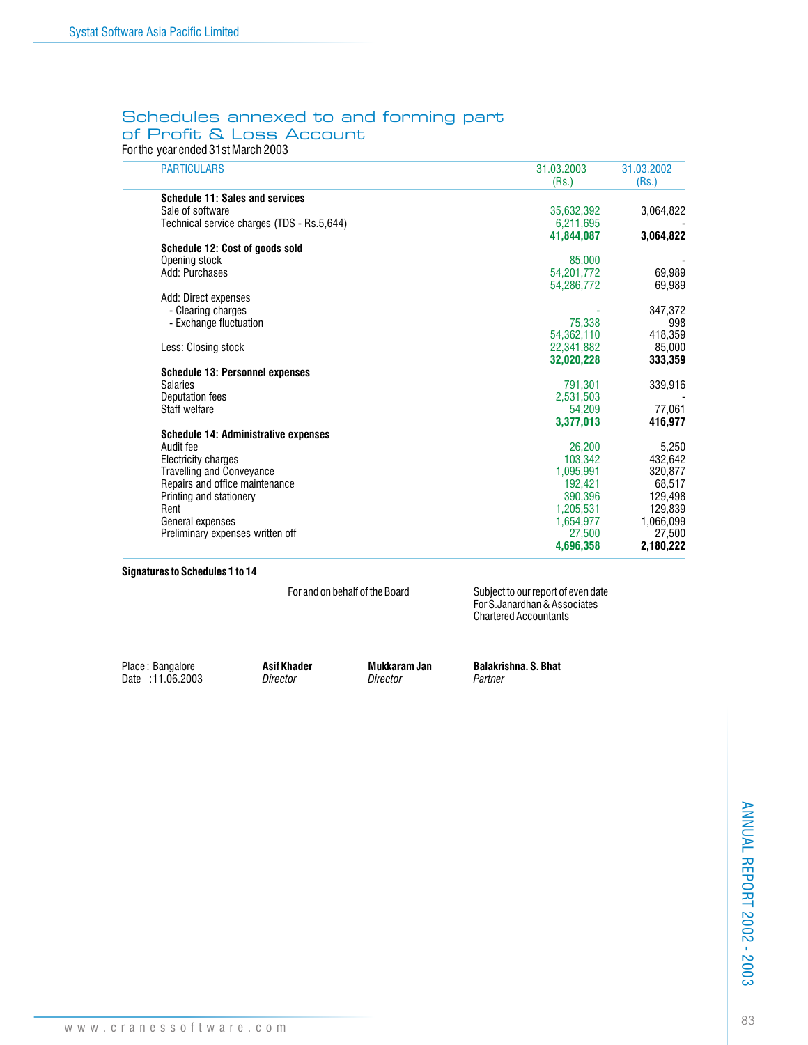# Schedules annexed to and forming part of Profit & Loss Account

For the year ended 31st March 2003

| PARTICULARS | 31.03.2003 (Rs.) | 31.03.2002 (Rs.) |
|---|---|---|
| **Schedule 11: Sales and services** | | |
| Sale of software | 35,632,392 | 3,064,822 |
| Technical service charges (TDS - Rs.5,644) | 6,211,695 | - |
| | **41,844,087** | **3,064,822** |
| **Schedule 12: Cost of goods sold** | | |
| Opening stock | 85,000 | - |
| Add: Purchases | 54,201,772 | 69,989 |
| | 54,286,772 | 69,989 |
| Add: Direct expenses | | |
| - Clearing charges | - | 347,372 |
| - Exchange fluctuation | 75,338 | 998 |
| | 54,362,110 | 418,359 |
| Less: Closing stock | 22,341,882 | 85,000 |
| | **32,020,228** | **333,359** |
| **Schedule 13: Personnel expenses** | | |
| Salaries | 791,301 | 339,916 |
| Deputation fees | 2,531,503 | - |
| Staff welfare | 54,209 | 77,061 |
| | **3,377,013** | **416,977** |
| **Schedule 14: Administrative expenses** | | |
| Audit fee | 26,200 | 5,250 |
| Electricity charges | 103,342 | 432,642 |
| Travelling and Conveyance | 1,095,991 | 320,877 |
| Repairs and office maintenance | 192,421 | 68,517 |
| Printing and stationery | 390,396 | 129,498 |
| Rent | 1,205,531 | 129,839 |
| General expenses | 1,654,977 | 1,066,099 |
| Preliminary expenses written off | 27,500 | 27,500 |
| | **4,696,358** | **2,180,222** |

**Signatures to Schedules 1 to 14**

For and on behalf of the Board

Subject to our report of even date
For S.Janardhan & Associates
Chartered Accountants

Place : Bangalore
Date : 11.06.2003

**Asif Khader**
*Director*

**Mukkaram Jan**
*Director*

**Balakrishna. S. Bhat**
*Partner*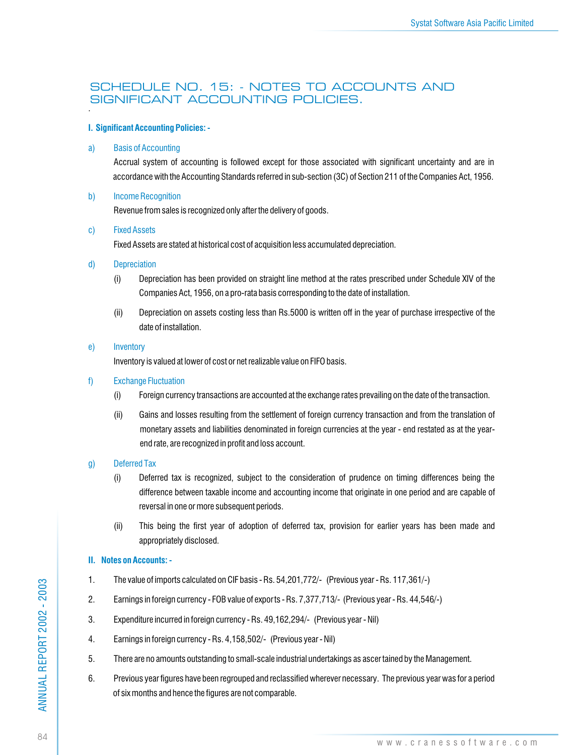## SCHEDULE NO. 15: - NOTES TO ACCOUNTS AND SIGNIFICANT ACCOUNTING POLICIES.

### I. Significant Accounting Policies: -

a) Basis of Accounting

Accrual system of accounting is followed except for those associated with significant uncertainty and are in accordance with the Accounting Standards referred in sub-section (3C) of Section 211 of the Companies Act, 1956.

b) Income Recognition

Revenue from sales is recognized only after the delivery of goods.

c) Fixed Assets

Fixed Assets are stated at historical cost of acquisition less accumulated depreciation.

d) Depreciation

(i) Depreciation has been provided on straight line method at the rates prescribed under Schedule XIV of the Companies Act, 1956, on a pro-rata basis corresponding to the date of installation.

(ii) Depreciation on assets costing less than Rs.5000 is written off in the year of purchase irrespective of the date of installation.

e) Inventory

Inventory is valued at lower of cost or net realizable value on FIFO basis.

f) Exchange Fluctuation

(i) Foreign currency transactions are accounted at the exchange rates prevailing on the date of the transaction.

(ii) Gains and losses resulting from the settlement of foreign currency transaction and from the translation of monetary assets and liabilities denominated in foreign currencies at the year - end restated as at the year-end rate, are recognized in profit and loss account.

g) Deferred Tax

(i) Deferred tax is recognized, subject to the consideration of prudence on timing differences being the difference between taxable income and accounting income that originate in one period and are capable of reversal in one or more subsequent periods.

(ii) This being the first year of adoption of deferred tax, provision for earlier years has been made and appropriately disclosed.

### II. Notes on Accounts: -

1. The value of imports calculated on CIF basis - Rs. 54,201,772/- (Previous year - Rs. 117,361/-)
2. Earnings in foreign currency - FOB value of exports - Rs. 7,377,713/- (Previous year - Rs. 44,546/-)
3. Expenditure incurred in foreign currency - Rs. 49,162,294/- (Previous year - Nil)
4. Earnings in foreign currency - Rs. 4,158,502/- (Previous year - Nil)
5. There are no amounts outstanding to small-scale industrial undertakings as ascertained by the Management.
6. Previous year figures have been regrouped and reclassified wherever necessary. The previous year was for a period of six months and hence the figures are not comparable.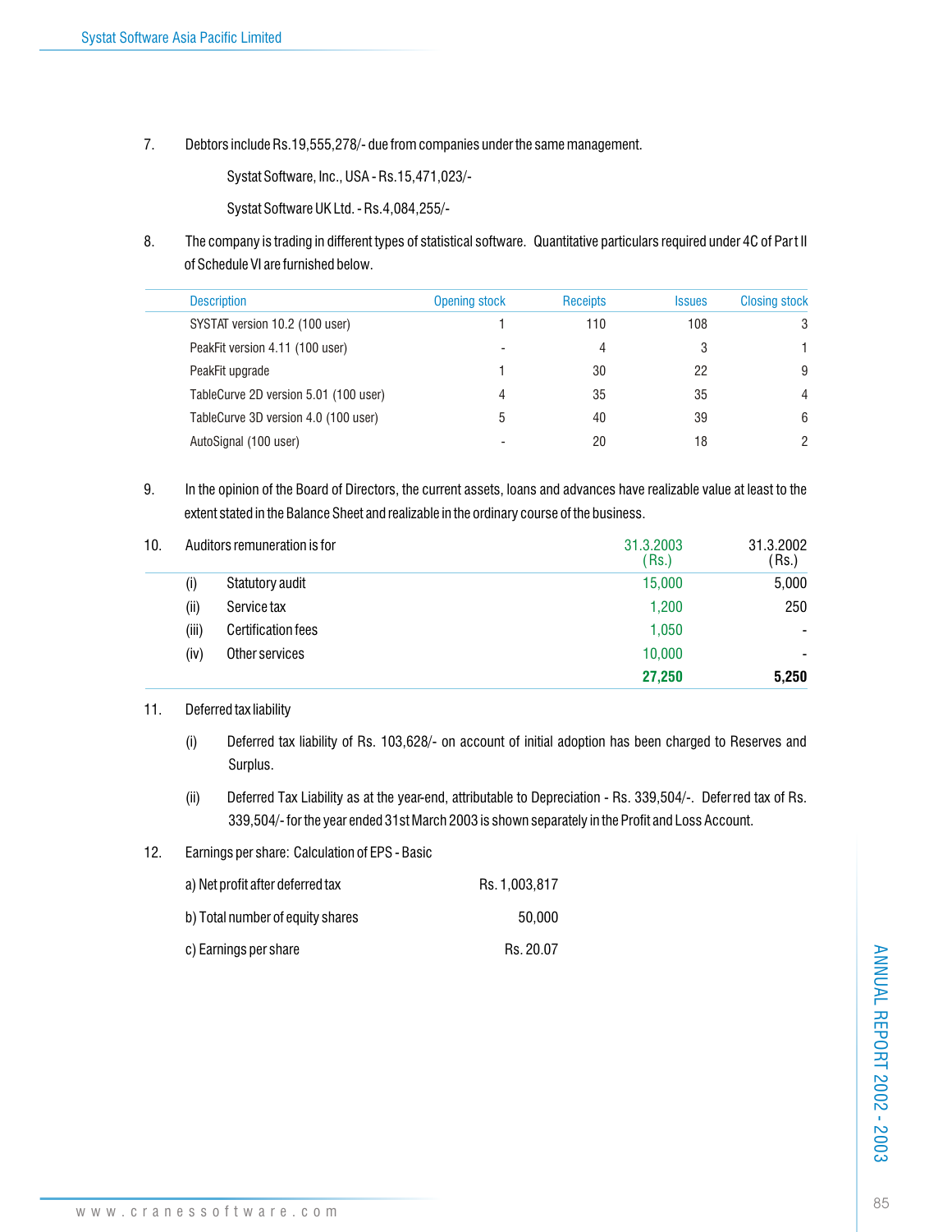7. Debtors include Rs.19,555,278/- due from companies under the same management.

   Systat Software, Inc., USA - Rs.15,471,023/-

   Systat Software UK Ltd. - Rs.4,084,255/-

8. The company is trading in different types of statistical software. Quantitative particulars required under 4C of Part II of Schedule VI are furnished below.

| Description | Opening stock | Receipts | Issues | Closing stock |
|---|---|---|---|---|
| SYSTAT version 10.2 (100 user) | 1 | 110 | 108 | 3 |
| PeakFit version 4.11 (100 user) | - | 4 | 3 | 1 |
| PeakFit upgrade | 1 | 30 | 22 | 9 |
| TableCurve 2D version 5.01 (100 user) | 4 | 35 | 35 | 4 |
| TableCurve 3D version 4.0 (100 user) | 5 | 40 | 39 | 6 |
| AutoSignal (100 user) | - | 20 | 18 | 2 |

9. In the opinion of the Board of Directors, the current assets, loans and advances have realizable value at least to the extent stated in the Balance Sheet and realizable in the ordinary course of the business.

10. Auditors remuneration is for

| | | 31.3.2003 (Rs.) | 31.3.2002 (Rs.) |
|---|---|---|---|
| (i) | Statutory audit | 15,000 | 5,000 |
| (ii) | Service tax | 1,200 | 250 |
| (iii) | Certification fees | 1,050 | - |
| (iv) | Other services | 10,000 | - |
| | | **27,250** | **5,250** |

11. Deferred tax liability

    (i) Deferred tax liability of Rs. 103,628/- on account of initial adoption has been charged to Reserves and Surplus.

    (ii) Deferred Tax Liability as at the year-end, attributable to Depreciation - Rs. 339,504/-. Deferred tax of Rs. 339,504/- for the year ended 31st March 2003 is shown separately in the Profit and Loss Account.

12. Earnings per share: Calculation of EPS - Basic

| | |
|---|---|
| a) Net profit after deferred tax | Rs. 1,003,817 |
| b) Total number of equity shares | 50,000 |
| c) Earnings per share | Rs. 20.07 |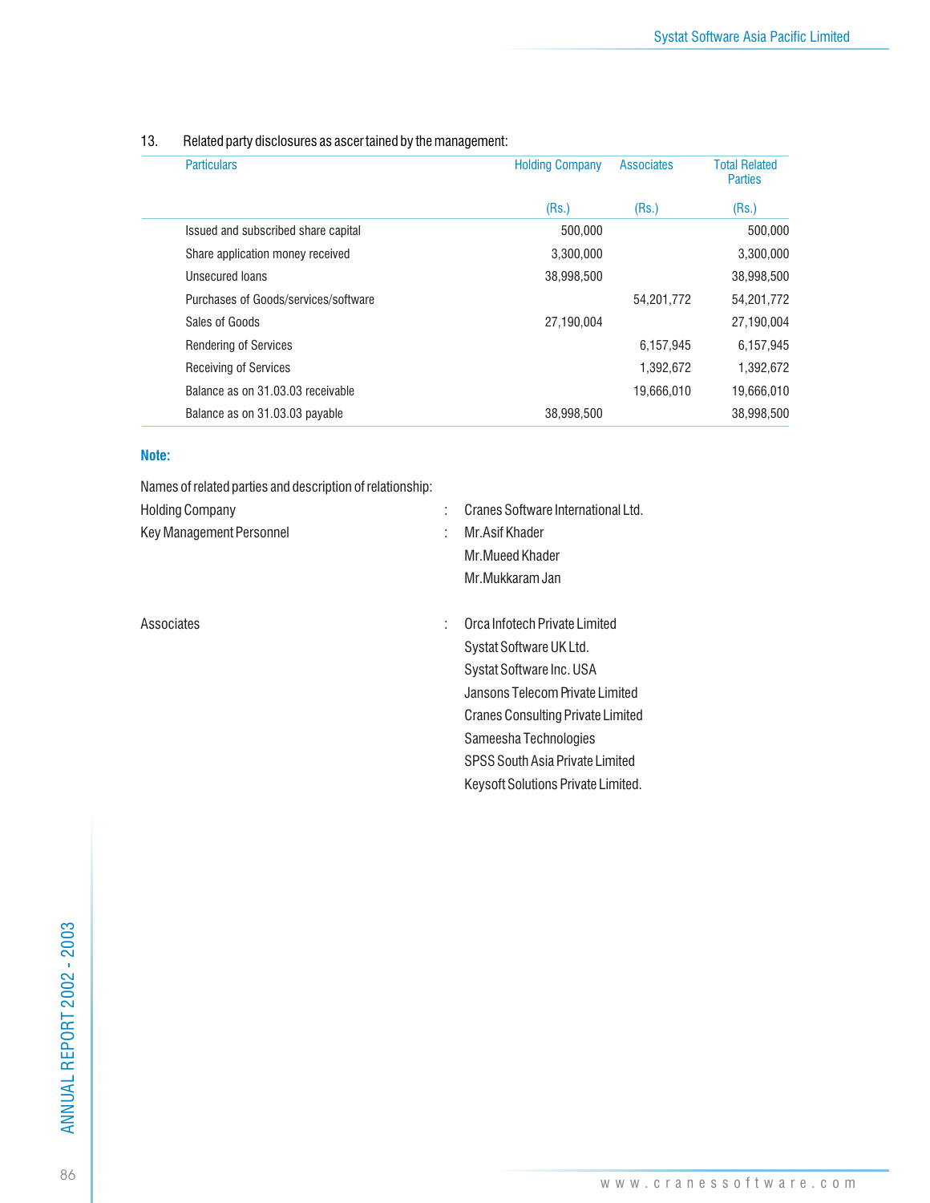13. Related party disclosures as ascertained by the management:

| Particulars | Holding Company | Associates | Total Related Parties |
|---|---|---|---|
| | (Rs.) | (Rs.) | (Rs.) |
| Issued and subscribed share capital | 500,000 | | 500,000 |
| Share application money received | 3,300,000 | | 3,300,000 |
| Unsecured loans | 38,998,500 | | 38,998,500 |
| Purchases of Goods/services/software | | 54,201,772 | 54,201,772 |
| Sales of Goods | 27,190,004 | | 27,190,004 |
| Rendering of Services | | 6,157,945 | 6,157,945 |
| Receiving of Services | | 1,392,672 | 1,392,672 |
| Balance as on 31.03.03 receivable | | 19,666,010 | 19,666,010 |
| Balance as on 31.03.03 payable | 38,998,500 | | 38,998,500 |

**Note:**

Names of related parties and description of relationship:

Holding Company : Cranes Software International Ltd.

Key Management Personnel : Mr.Asif Khader
Mr.Mueed Khader
Mr.Mukkaram Jan

Associates : Orca Infotech Private Limited
Systat Software UK Ltd.
Systat Software Inc. USA
Jansons Telecom Private Limited
Cranes Consulting Private Limited
Sameesha Technologies
SPSS South Asia Private Limited
Keysoft Solutions Private Limited.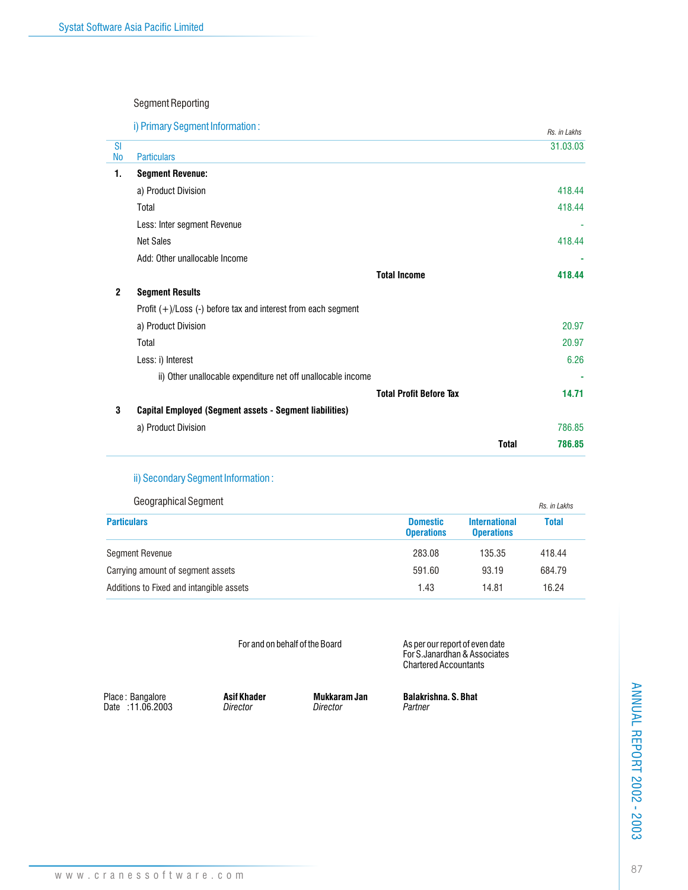## Segment Reporting

### i) Primary Segment Information :

*Rs. in Lakhs*

| Sl No | Particulars | | 31.03.03 |
|---|---|---|---|
| 1. | **Segment Revenue:** | | |
| | a) Product Division | | 418.44 |
| | Total | | 418.44 |
| | Less: Inter segment Revenue | | - |
| | Net Sales | | 418.44 |
| | Add: Other unallocable Income | | - |
| | | **Total Income** | **418.44** |
| 2 | **Segment Results** | | |
| | Profit (+)/Loss (-) before tax and interest from each segment | | |
| | a) Product Division | | 20.97 |
| | Total | | 20.97 |
| | Less: i) Interest | | 6.26 |
| | ii) Other unallocable expenditure net off unallocable income | | - |
| | | **Total Profit Before Tax** | **14.71** |
| 3 | **Capital Employed (Segment assets - Segment liabilities)** | | |
| | a) Product Division | | 786.85 |
| | | **Total** | **786.85** |

### ii) Secondary Segment Information :

Geographical Segment

*Rs. in Lakhs*

| Particulars | Domestic Operations | International Operations | Total |
|---|---|---|---|
| Segment Revenue | 283.08 | 135.35 | 418.44 |
| Carrying amount of segment assets | 591.60 | 93.19 | 684.79 |
| Additions to Fixed and intangible assets | 1.43 | 14.81 | 16.24 |

For and on behalf of the Board

As per our report of even date
For S.Janardhan & Associates
Chartered Accountants

Place : Bangalore
Date : 11.06.2003

**Asif Khader**
*Director*

**Mukkaram Jan**
*Director*

**Balakrishna. S. Bhat**
*Partner*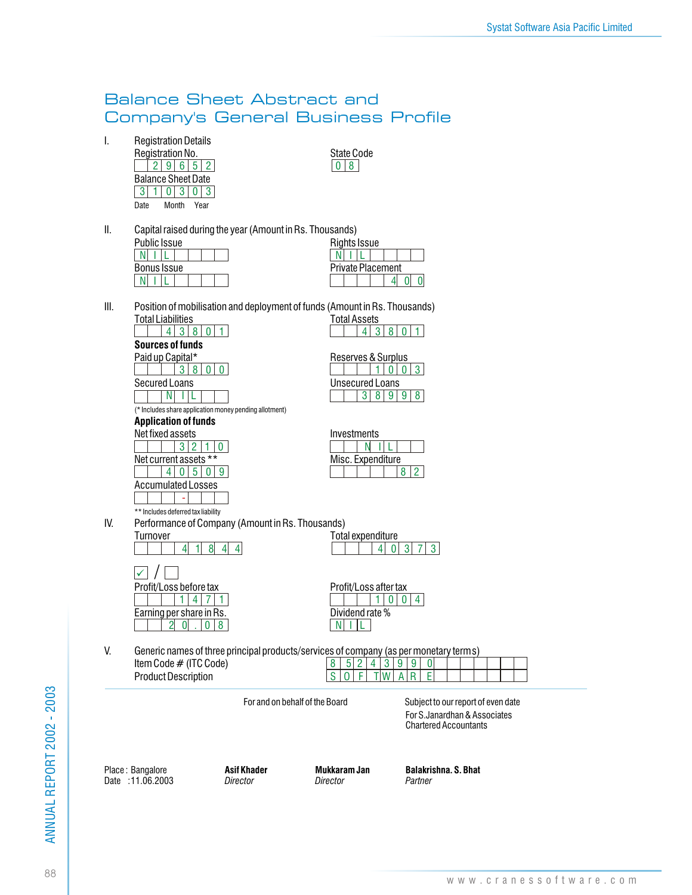# Balance Sheet Abstract and Company's General Business Profile

**I. Registration Details**

| Registration No. | State Code |
|---|---|
| 29652 | 08 |

Balance Sheet Date: 31 03 03 (Date Month Year)

**II. Capital raised during the year (Amount in Rs. Thousands)**

| Public Issue | Rights Issue |
|---|---|
| NIL | NIL |
| **Bonus Issue** | **Private Placement** |
| NIL | 400 |

**III. Position of mobilisation and deployment of funds (Amount in Rs. Thousands)**

| Total Liabilities | Total Assets |
|---|---|
| 43801 | 43801 |

**Sources of funds**

| Paid up Capital* | Reserves & Surplus |
|---|---|
| 3800 | 1003 |
| **Secured Loans** | **Unsecured Loans** |
| NIL | 38998 |

(* Includes share application money pending allotment)

**Application of funds**

| Net fixed assets | Investments |
|---|---|
| 3210 | NIL |
| **Net current assets \*\*** | **Misc. Expenditure** |
| 40509 | 82 |
| **Accumulated Losses** | |
| - | |

\*\* Includes deferred tax liability

**IV. Performance of Company (Amount in Rs. Thousands)**

| Turnover | Total expenditure |
|---|---|
| 41844 | 40373 |

✓ / ☐

| Profit/Loss before tax | Profit/Loss after tax |
|---|---|
| 1471 | 1004 |
| **Earning per share in Rs.** | **Dividend rate %** |
| 20.08 | NIL |

**V. Generic names of three principal products/services of company (as per monetary terms)**

| | |
|---|---|
| Item Code # (ITC Code) | 85243990 |
| Product Description | SOFTWARE |

For and on behalf of the Board

Subject to our report of even date
For S.Janardhan & Associates
Chartered Accountants

Place : Bangalore
Date : 11.06.2003

**Asif Khader**
*Director*

**Mukkaram Jan**
*Director*

**Balakrishna. S. Bhat**
*Partner*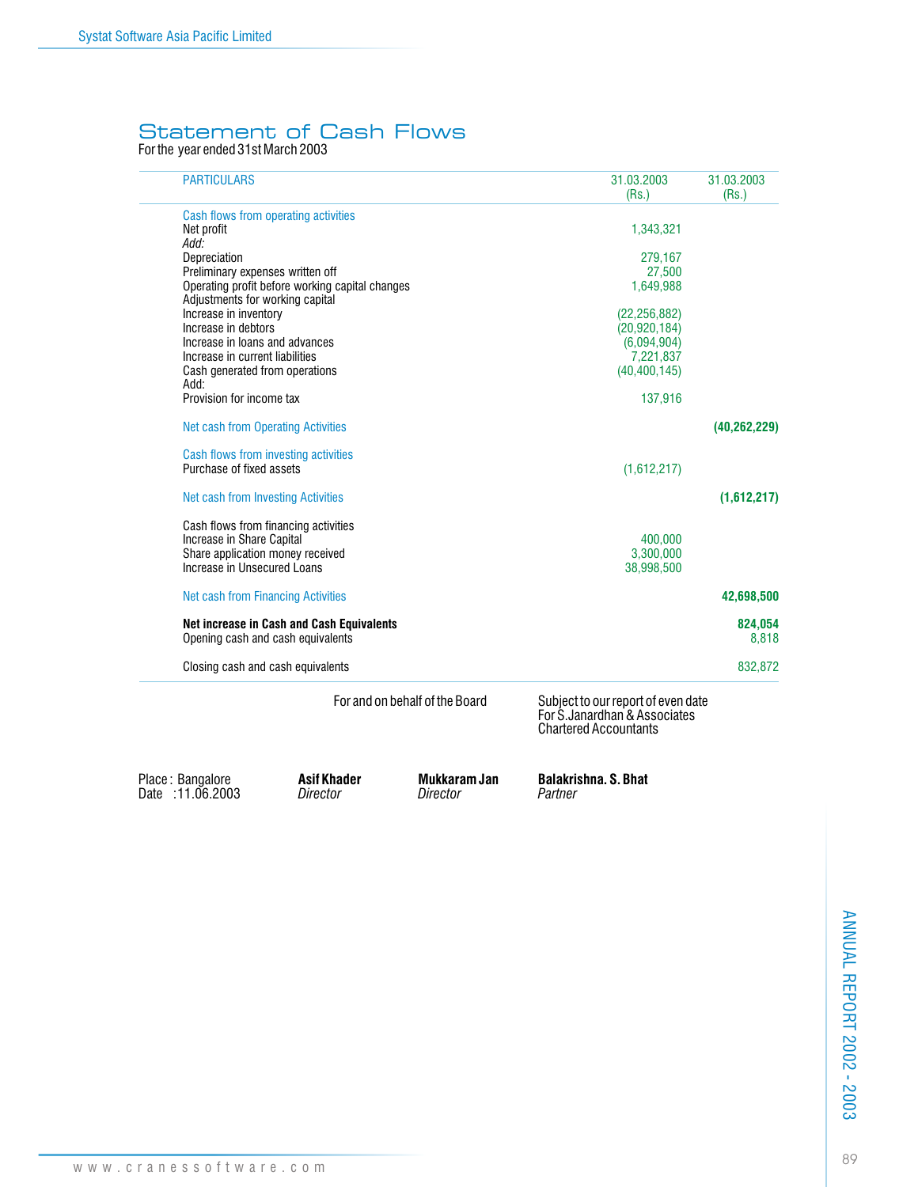# Statement of Cash Flows

For the year ended 31st March 2003

| PARTICULARS | 31.03.2003 (Rs.) | 31.03.2003 (Rs.) |
|---|---|---|
| Cash flows from operating activities | | |
| Net profit | 1,343,321 | |
| *Add:* | | |
| Depreciation | 279,167 | |
| Preliminary expenses written off | 27,500 | |
| Operating profit before working capital changes | 1,649,988 | |
| Adjustments for working capital | | |
| Increase in inventory | (22,256,882) | |
| Increase in debtors | (20,920,184) | |
| Increase in loans and advances | (6,094,904) | |
| Increase in current liabilities | 7,221,837 | |
| Cash generated from operations | (40,400,145) | |
| Add: | | |
| Provision for income tax | 137,916 | |
| Net cash from Operating Activities | | **(40,262,229)** |
| Cash flows from investing activities | | |
| Purchase of fixed assets | (1,612,217) | |
| Net cash from Investing Activities | | **(1,612,217)** |
| Cash flows from financing activities | | |
| Increase in Share Capital | 400,000 | |
| Share application money received | 3,300,000 | |
| Increase in Unsecured Loans | 38,998,500 | |
| Net cash from Financing Activities | | **42,698,500** |
| **Net increase in Cash and Cash Equivalents** | | **824,054** |
| Opening cash and cash equivalents | | 8,818 |
| Closing cash and cash equivalents | | 832,872 |

For and on behalf of the Board

Subject to our report of even date
For S.Janardhan & Associates
Chartered Accountants

Place : Bangalore
Date : 11.06.2003

**Asif Khader**
*Director*

**Mukkaram Jan**
*Director*

**Balakrishna. S. Bhat**
*Partner*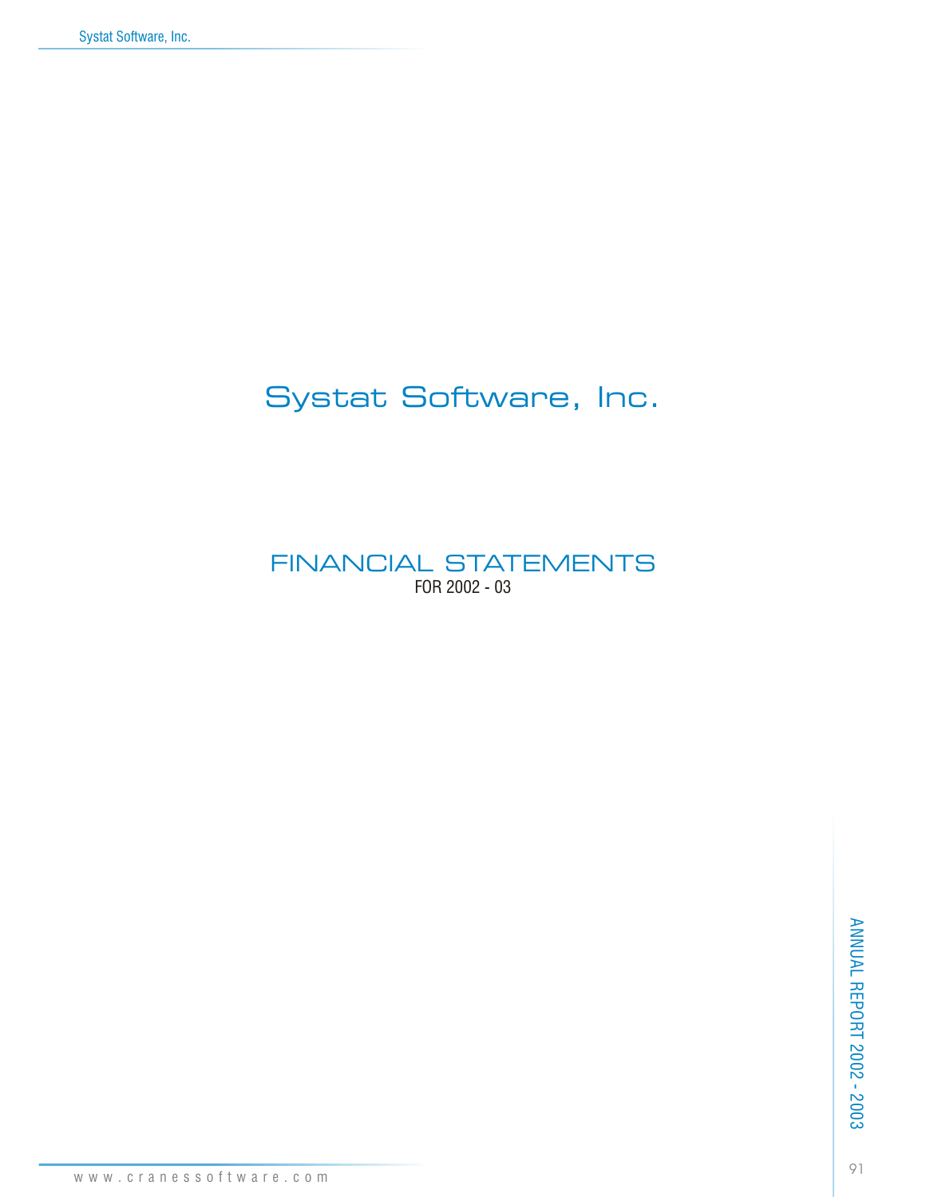# Systat Software, Inc.

## FINANCIAL STATEMENTS

FOR 2002 - 03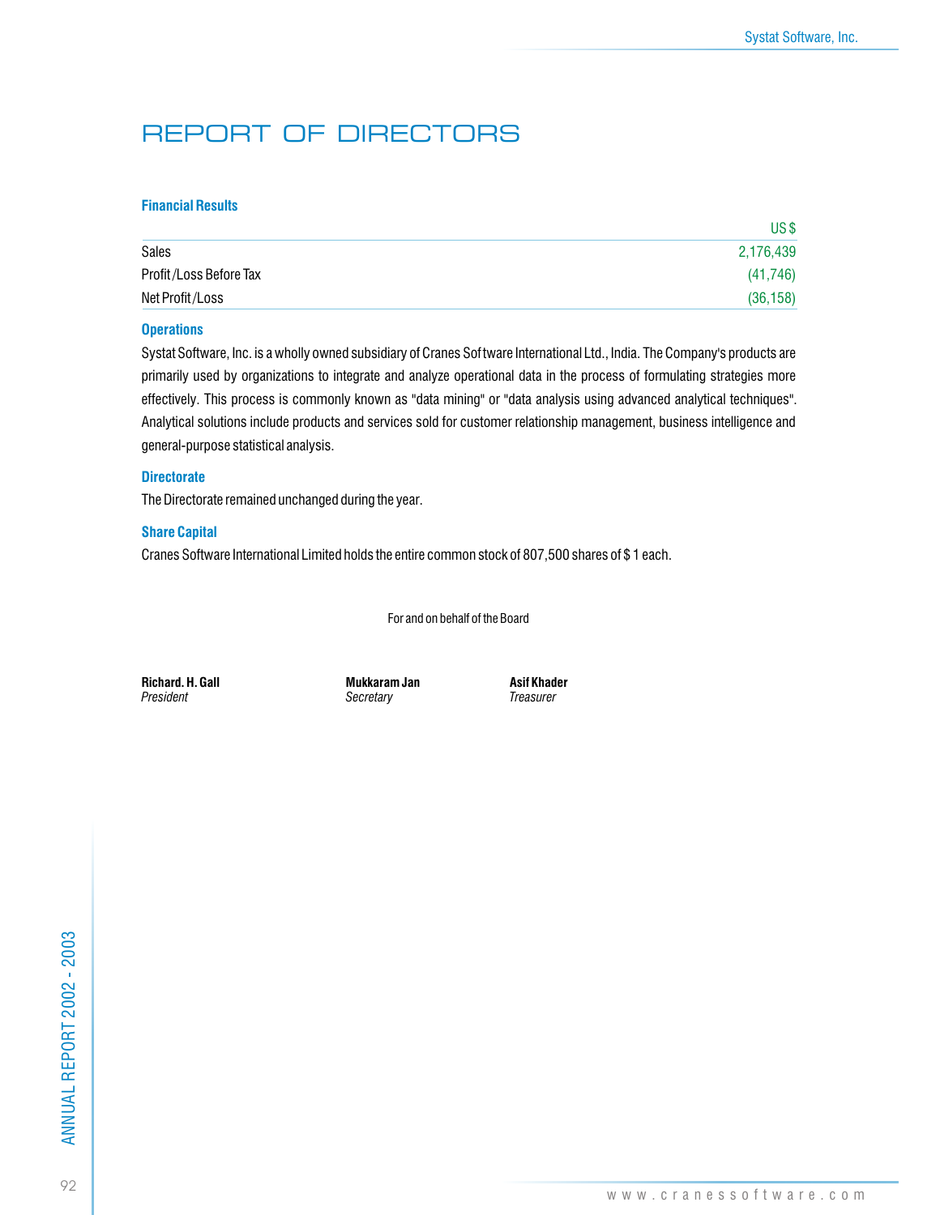# REPORT OF DIRECTORS

### Financial Results

| | US $ |
|---|---|
| Sales | 2,176,439 |
| Profit/Loss Before Tax | (41,746) |
| Net Profit/Loss | (36,158) |

### Operations

Systat Software, Inc. is a wholly owned subsidiary of Cranes Software International Ltd., India. The Company's products are primarily used by organizations to integrate and analyze operational data in the process of formulating strategies more effectively. This process is commonly known as "data mining" or "data analysis using advanced analytical techniques". Analytical solutions include products and services sold for customer relationship management, business intelligence and general-purpose statistical analysis.

### Directorate

The Directorate remained unchanged during the year.

### Share Capital

Cranes Software International Limited holds the entire common stock of 807,500 shares of $ 1 each.

For and on behalf of the Board

**Richard. H. Gall**
*President*

**Mukkaram Jan**
*Secretary*

**Asif Khader**
*Treasurer*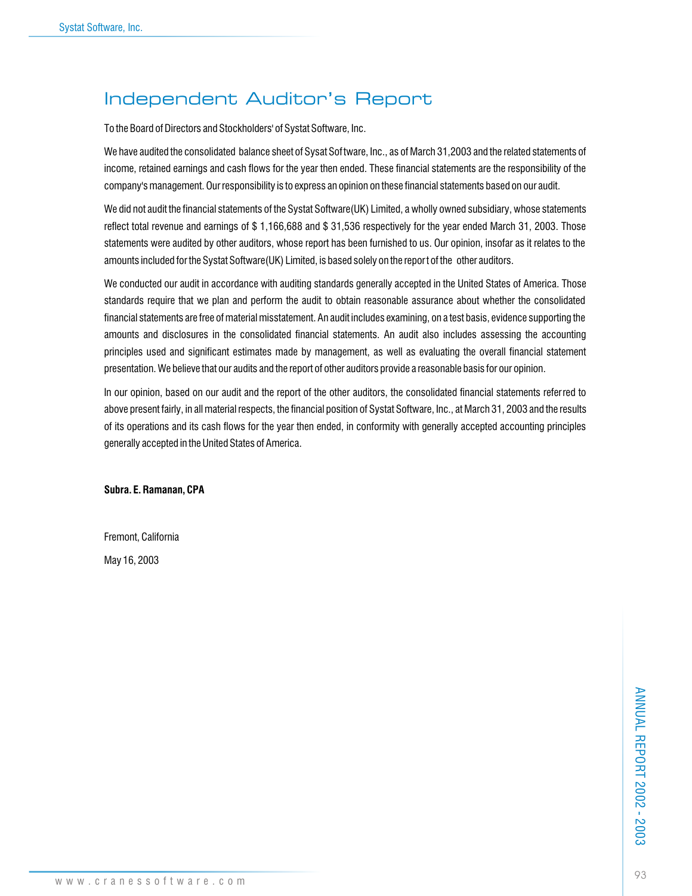# Independent Auditor's Report

To the Board of Directors and Stockholders' of Systat Software, Inc.

We have audited the consolidated balance sheet of Sysat Software, Inc., as of March 31,2003 and the related statements of income, retained earnings and cash flows for the year then ended. These financial statements are the responsibility of the company's management. Our responsibility is to express an opinion on these financial statements based on our audit.

We did not audit the financial statements of the Systat Software(UK) Limited, a wholly owned subsidiary, whose statements reflect total revenue and earnings of $ 1,166,688 and $ 31,536 respectively for the year ended March 31, 2003. Those statements were audited by other auditors, whose report has been furnished to us. Our opinion, insofar as it relates to the amounts included for the Systat Software(UK) Limited, is based solely on the report of the other auditors.

We conducted our audit in accordance with auditing standards generally accepted in the United States of America. Those standards require that we plan and perform the audit to obtain reasonable assurance about whether the consolidated financial statements are free of material misstatement. An audit includes examining, on a test basis, evidence supporting the amounts and disclosures in the consolidated financial statements. An audit also includes assessing the accounting principles used and significant estimates made by management, as well as evaluating the overall financial statement presentation. We believe that our audits and the report of other auditors provide a reasonable basis for our opinion.

In our opinion, based on our audit and the report of the other auditors, the consolidated financial statements referred to above present fairly, in all material respects, the financial position of Systat Software, Inc., at March 31, 2003 and the results of its operations and its cash flows for the year then ended, in conformity with generally accepted accounting principles generally accepted in the United States of America.

**Subra. E. Ramanan, CPA**

Fremont, California

May 16, 2003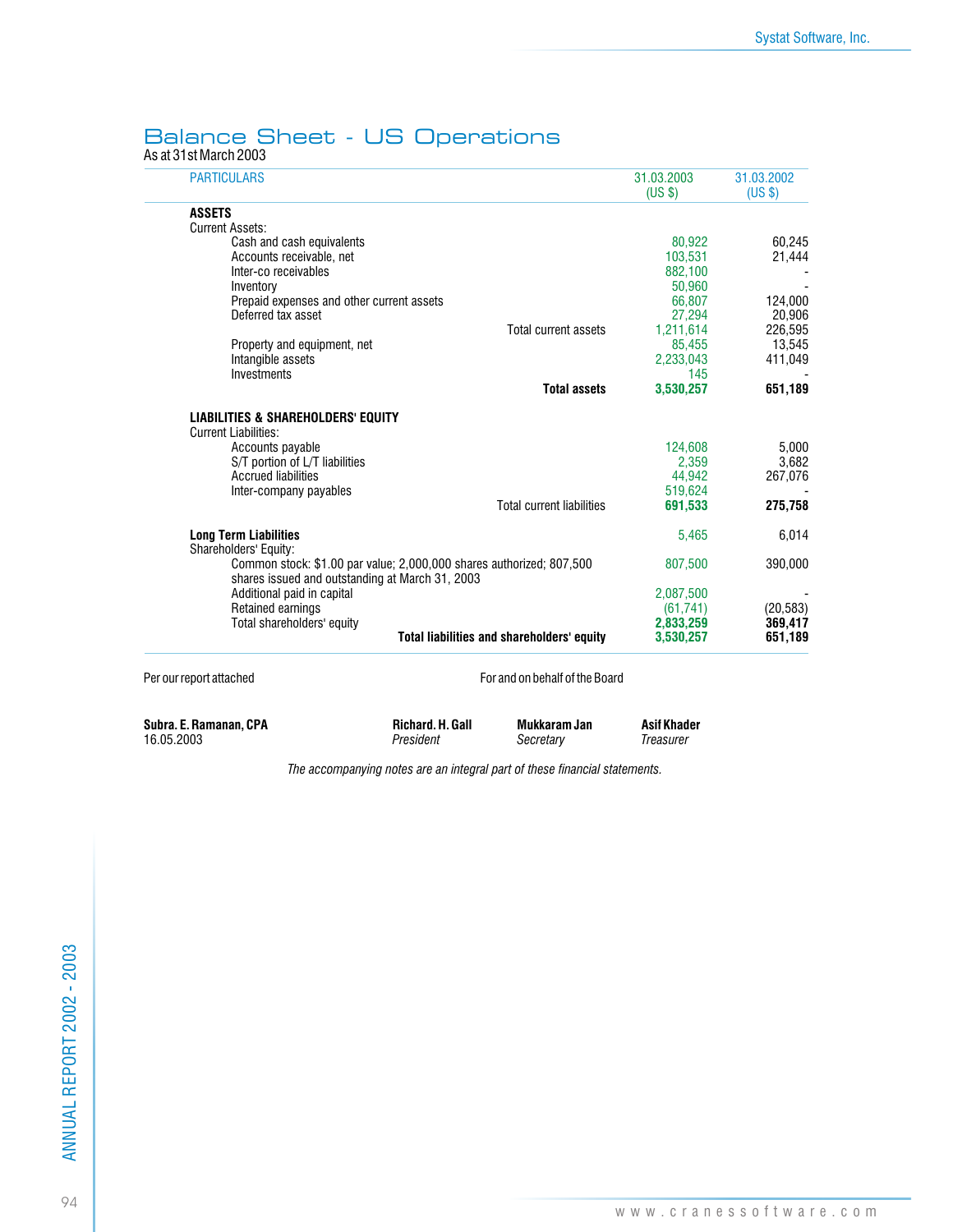## Balance Sheet - US Operations

As at 31st March 2003

| PARTICULARS | 31.03.2003 (US $) | 31.03.2002 (US $) |
|---|---|---|
| **ASSETS** | | |
| Current Assets: | | |
| Cash and cash equivalents | 80,922 | 60,245 |
| Accounts receivable, net | 103,531 | 21,444 |
| Inter-co receivables | 882,100 | - |
| Inventory | 50,960 | - |
| Prepaid expenses and other current assets | 66,807 | 124,000 |
| Deferred tax asset | 27,294 | 20,906 |
| Total current assets | 1,211,614 | 226,595 |
| Property and equipment, net | 85,455 | 13,545 |
| Intangible assets | 2,233,043 | 411,049 |
| Investments | 145 | - |
| **Total assets** | **3,530,257** | **651,189** |
| **LIABILITIES & SHAREHOLDERS' EQUITY** | | |
| Current Liabilities: | | |
| Accounts payable | 124,608 | 5,000 |
| S/T portion of L/T liabilities | 2,359 | 3,682 |
| Accrued liabilities | 44,942 | 267,076 |
| Inter-company payables | 519,624 | - |
| Total current liabilities | **691,533** | **275,758** |
| **Long Term Liabilities** | 5,465 | 6,014 |
| Shareholders' Equity: | | |
| Common stock: $1.00 par value; 2,000,000 shares authorized; 807,500 shares issued and outstanding at March 31, 2003 | 807,500 | 390,000 |
| Additional paid in capital | 2,087,500 | - |
| Retained earnings | (61,741) | (20,583) |
| Total shareholders' equity | **2,833,259** | **369,417** |
| **Total liabilities and shareholders' equity** | **3,530,257** | **651,189** |

Per our report attached

For and on behalf of the Board

**Subra. E. Ramanan, CPA**
16.05.2003

**Richard. H. Gall**
*President*

**Mukkaram Jan**
*Secretary*

**Asif Khader**
*Treasurer*

*The accompanying notes are an integral part of these financial statements.*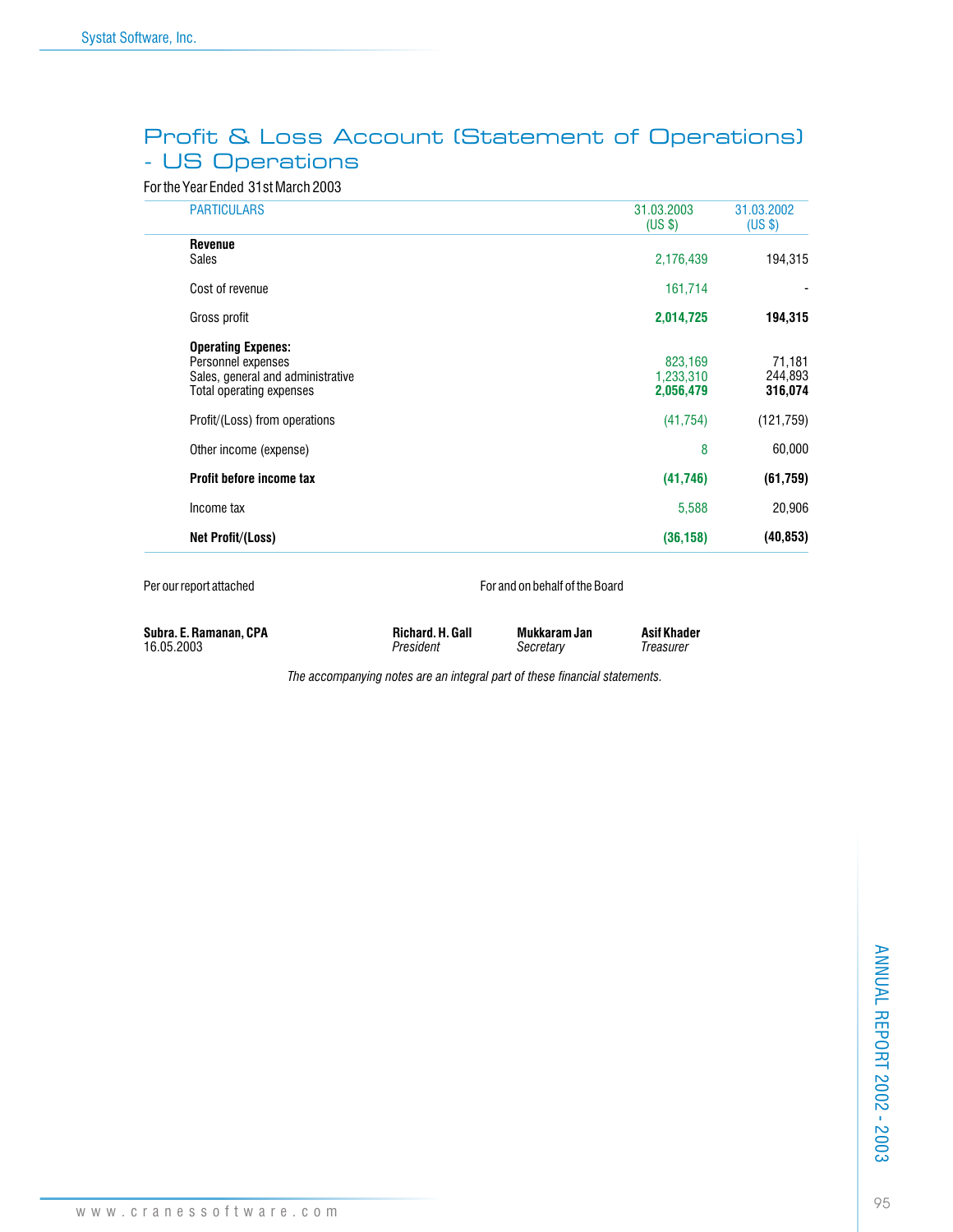# Profit & Loss Account (Statement of Operations) - US Operations

For the Year Ended 31st March 2003

| PARTICULARS | 31.03.2003 (US $) | 31.03.2002 (US $) |
|---|---|---|
| **Revenue** | | |
| Sales | 2,176,439 | 194,315 |
| Cost of revenue | 161,714 | - |
| Gross profit | **2,014,725** | **194,315** |
| **Operating Expenes:** | | |
| Personnel expenses | 823,169 | 71,181 |
| Sales, general and administrative | 1,233,310 | 244,893 |
| Total operating expenses | **2,056,479** | **316,074** |
| Profit/(Loss) from operations | (41,754) | (121,759) |
| Other income (expense) | 8 | 60,000 |
| **Profit before income tax** | **(41,746)** | **(61,759)** |
| Income tax | 5,588 | 20,906 |
| **Net Profit/(Loss)** | **(36,158)** | **(40,853)** |

Per our report attached

For and on behalf of the Board

**Subra. E. Ramanan, CPA**
16.05.2003

**Richard. H. Gall**
*President*

**Mukkaram Jan**
*Secretary*

**Asif Khader**
*Treasurer*

*The accompanying notes are an integral part of these financial statements.*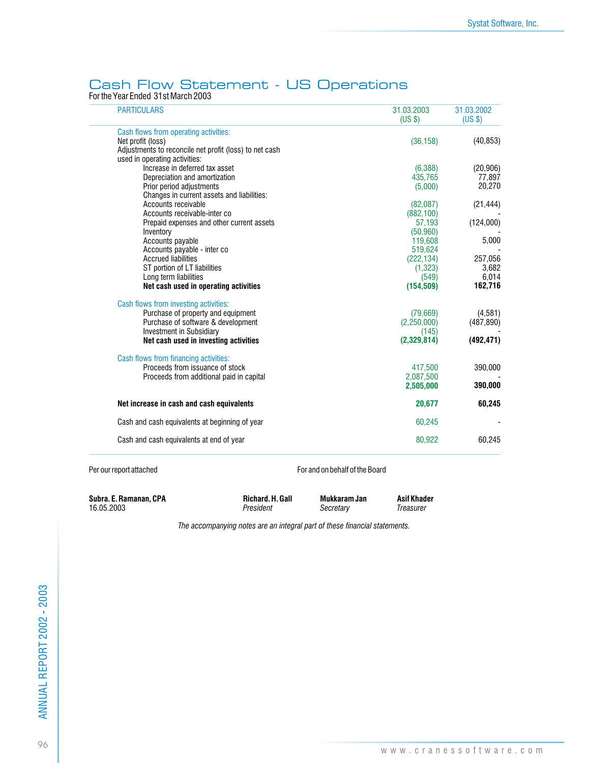# Cash Flow Statement - US Operations

For the Year Ended 31st March 2003

| PARTICULARS | 31.03.2003 (US $) | 31.03.2002 (US $) |
|---|---|---|
| **Cash flows from operating activities:** | | |
| Net profit (loss) | (36,158) | (40,853) |
| Adjustments to reconcile net profit (loss) to net cash used in operating activities: | | |
| Increase in deferred tax asset | (6,388) | (20,906) |
| Depreciation and amortization | 435,765 | 77,897 |
| Prior period adjustments | (5,000) | 20,270 |
| Changes in current assets and liabilities: | | |
| Accounts receivable | (82,087) | (21,444) |
| Accounts receivable-inter co | (882,100) | - |
| Prepaid expenses and other current assets | 57,193 | (124,000) |
| Inventory | (50,960) | - |
| Accounts payable | 119,608 | 5,000 |
| Accounts payable - inter co | 519,624 | - |
| Accrued liabilities | (222,134) | 257,056 |
| ST portion of LT liabilities | (1,323) | 3,682 |
| Long term liabilities | (549) | 6,014 |
| **Net cash used in operating activities** | **(154,509)** | **162,716** |
| **Cash flows from investing activities:** | | |
| Purchase of property and equipment | (79,669) | (4,581) |
| Purchase of software & development | (2,250,000) | (487,890) |
| Investment in Subsidiary | (145) | - |
| **Net cash used in investing activities** | **(2,329,814)** | **(492,471)** |
| **Cash flows from financing activities:** | | |
| Proceeds from issuance of stock | 417,500 | 390,000 |
| Proceeds from additional paid in capital | 2,087,500 | - |
| | **2,505,000** | **390,000** |
| **Net increase in cash and cash equivalents** | **20,677** | **60,245** |
| Cash and cash equivalents at beginning of year | 60,245 | - |
| Cash and cash equivalents at end of year | 80,922 | 60,245 |

Per our report attached

For and on behalf of the Board

**Subra. E. Ramanan, CPA**
16.05.2003

**Richard. H. Gall**
*President*

**Mukkaram Jan**
*Secretary*

**Asif Khader**
*Treasurer*

*The accompanying notes are an integral part of these financial statements.*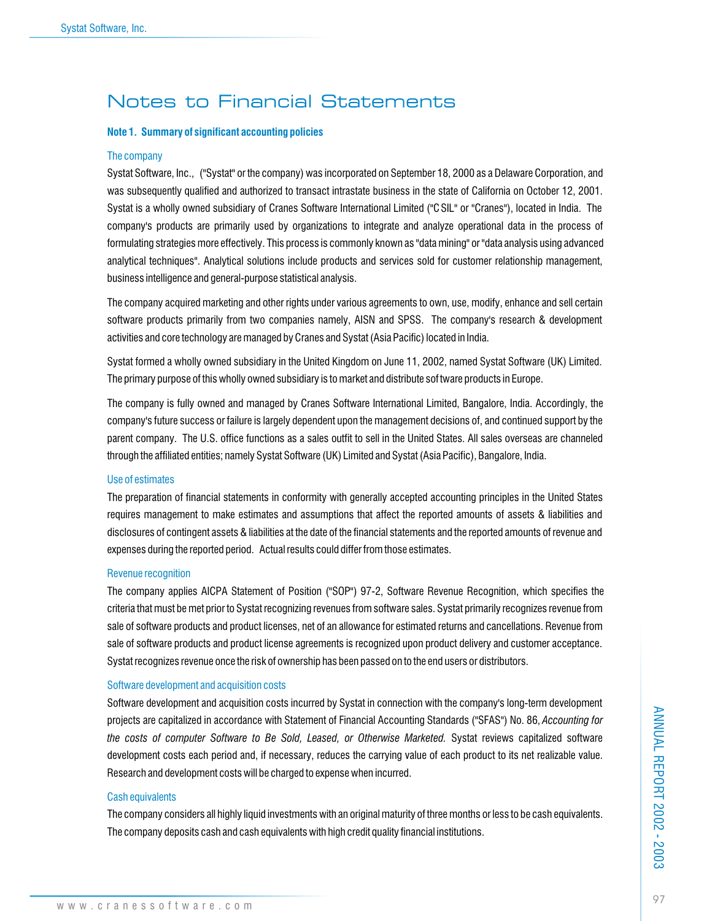# Notes to Financial Statements

**Note 1. Summary of significant accounting policies**

### The company

Systat Software, Inc., ("Systat" or the company) was incorporated on September 18, 2000 as a Delaware Corporation, and was subsequently qualified and authorized to transact intrastate business in the state of California on October 12, 2001. Systat is a wholly owned subsidiary of Cranes Software International Limited ("C SIL" or "Cranes"), located in India. The company's products are primarily used by organizations to integrate and analyze operational data in the process of formulating strategies more effectively. This process is commonly known as "data mining" or "data analysis using advanced analytical techniques". Analytical solutions include products and services sold for customer relationship management, business intelligence and general-purpose statistical analysis.

The company acquired marketing and other rights under various agreements to own, use, modify, enhance and sell certain software products primarily from two companies namely, AISN and SPSS. The company's research & development activities and core technology are managed by Cranes and Systat (Asia Pacific) located in India.

Systat formed a wholly owned subsidiary in the United Kingdom on June 11, 2002, named Systat Software (UK) Limited. The primary purpose of this wholly owned subsidiary is to market and distribute software products in Europe.

The company is fully owned and managed by Cranes Software International Limited, Bangalore, India. Accordingly, the company's future success or failure is largely dependent upon the management decisions of, and continued support by the parent company. The U.S. office functions as a sales outfit to sell in the United States. All sales overseas are channeled through the affiliated entities; namely Systat Software (UK) Limited and Systat (Asia Pacific), Bangalore, India.

### Use of estimates

The preparation of financial statements in conformity with generally accepted accounting principles in the United States requires management to make estimates and assumptions that affect the reported amounts of assets & liabilities and disclosures of contingent assets & liabilities at the date of the financial statements and the reported amounts of revenue and expenses during the reported period. Actual results could differ from those estimates.

### Revenue recognition

The company applies AICPA Statement of Position ("SOP") 97-2, Software Revenue Recognition, which specifies the criteria that must be met prior to Systat recognizing revenues from software sales. Systat primarily recognizes revenue from sale of software products and product licenses, net of an allowance for estimated returns and cancellations. Revenue from sale of software products and product license agreements is recognized upon product delivery and customer acceptance. Systat recognizes revenue once the risk of ownership has been passed on to the end users or distributors.

### Software development and acquisition costs

Software development and acquisition costs incurred by Systat in connection with the company's long-term development projects are capitalized in accordance with Statement of Financial Accounting Standards ("SFAS") No. 86, *Accounting for the costs of computer Software to Be Sold, Leased, or Otherwise Marketed.* Systat reviews capitalized software development costs each period and, if necessary, reduces the carrying value of each product to its net realizable value. Research and development costs will be charged to expense when incurred.

### Cash equivalents

The company considers all highly liquid investments with an original maturity of three months or less to be cash equivalents. The company deposits cash and cash equivalents with high credit quality financial institutions.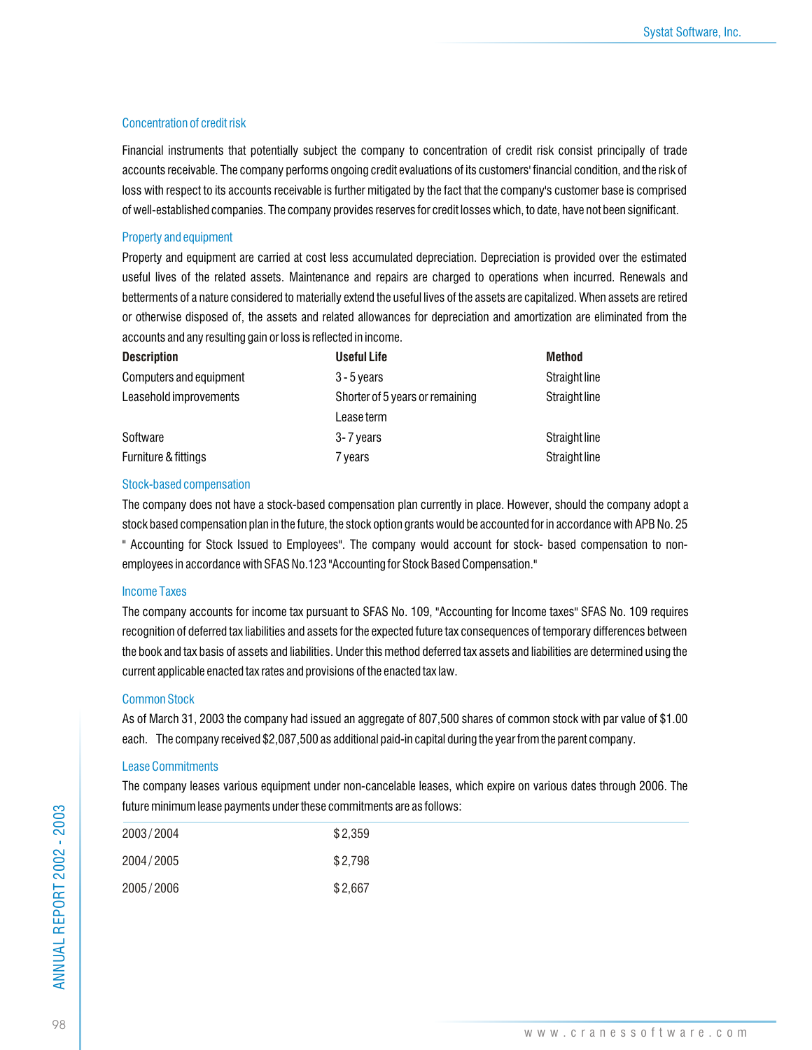### Concentration of credit risk

Financial instruments that potentially subject the company to concentration of credit risk consist principally of trade accounts receivable. The company performs ongoing credit evaluations of its customers' financial condition, and the risk of loss with respect to its accounts receivable is further mitigated by the fact that the company's customer base is comprised of well-established companies. The company provides reserves for credit losses which, to date, have not been significant.

### Property and equipment

Property and equipment are carried at cost less accumulated depreciation. Depreciation is provided over the estimated useful lives of the related assets. Maintenance and repairs are charged to operations when incurred. Renewals and betterments of a nature considered to materially extend the useful lives of the assets are capitalized. When assets are retired or otherwise disposed of, the assets and related allowances for depreciation and amortization are eliminated from the accounts and any resulting gain or loss is reflected in income.

| Description | Useful Life | Method |
|---|---|---|
| Computers and equipment | 3 - 5 years | Straight line |
| Leasehold improvements | Shorter of 5 years or remaining Lease term | Straight line |
| Software | 3- 7 years | Straight line |
| Furniture & fittings | 7 years | Straight line |

### Stock-based compensation

The company does not have a stock-based compensation plan currently in place. However, should the company adopt a stock based compensation plan in the future, the stock option grants would be accounted for in accordance with APB No. 25 " Accounting for Stock Issued to Employees". The company would account for stock- based compensation to non-employees in accordance with SFAS No.123 "Accounting for Stock Based Compensation."

### Income Taxes

The company accounts for income tax pursuant to SFAS No. 109, "Accounting for Income taxes" SFAS No. 109 requires recognition of deferred tax liabilities and assets for the expected future tax consequences of temporary differences between the book and tax basis of assets and liabilities. Under this method deferred tax assets and liabilities are determined using the current applicable enacted tax rates and provisions of the enacted tax law.

### Common Stock

As of March 31, 2003 the company had issued an aggregate of 807,500 shares of common stock with par value of $1.00 each. The company received $2,087,500 as additional paid-in capital during the year from the parent company.

### Lease Commitments

The company leases various equipment under non-cancelable leases, which expire on various dates through 2006. The future minimum lease payments under these commitments are as follows:

| | |
|---|---|
| 2003 / 2004 | $ 2,359 |
| 2004 / 2005 | $ 2,798 |
| 2005 / 2006 | $ 2,667 |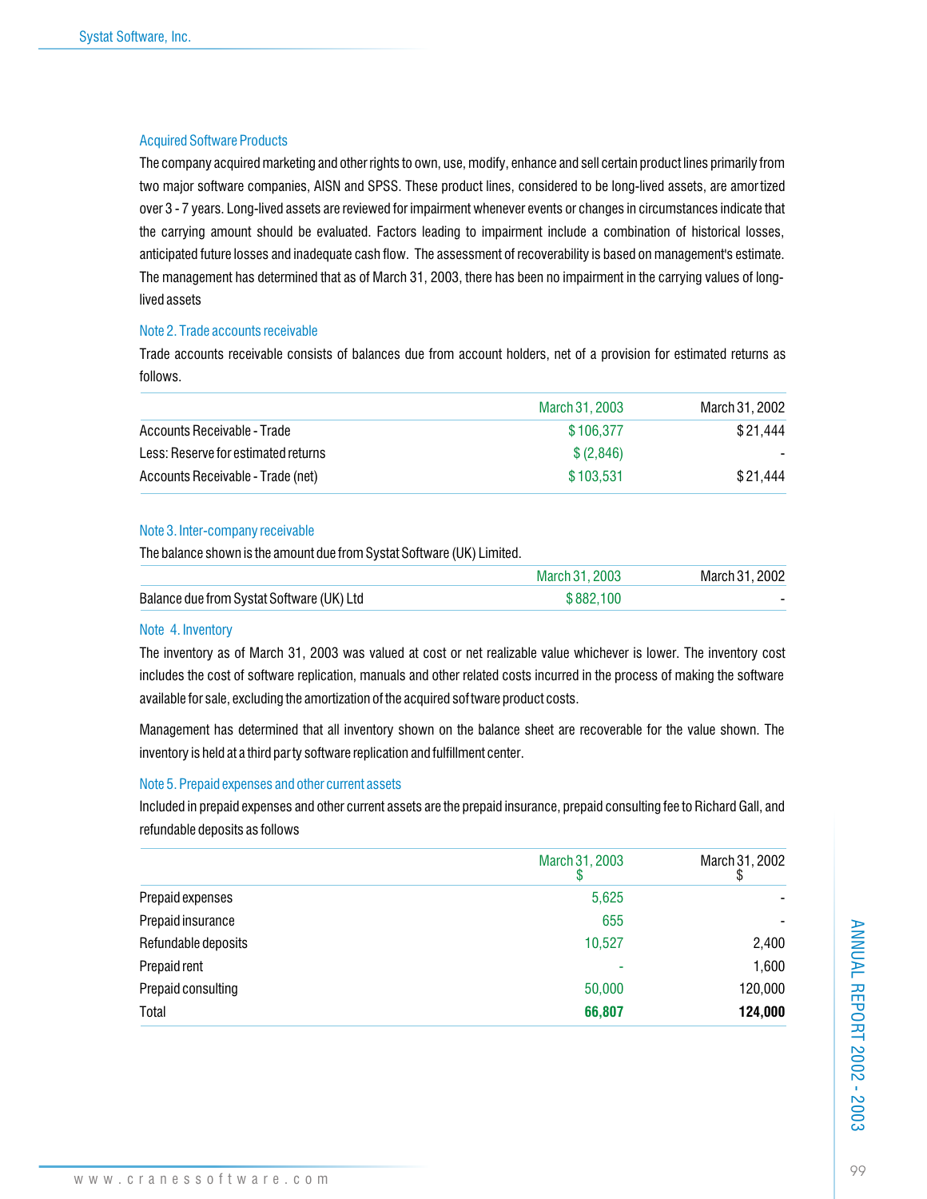### Acquired Software Products

The company acquired marketing and other rights to own, use, modify, enhance and sell certain product lines primarily from two major software companies, AISN and SPSS. These product lines, considered to be long-lived assets, are amortized over 3 - 7 years. Long-lived assets are reviewed for impairment whenever events or changes in circumstances indicate that the carrying amount should be evaluated. Factors leading to impairment include a combination of historical losses, anticipated future losses and inadequate cash flow. The assessment of recoverability is based on management's estimate. The management has determined that as of March 31, 2003, there has been no impairment in the carrying values of long-lived assets

### Note 2. Trade accounts receivable

Trade accounts receivable consists of balances due from account holders, net of a provision for estimated returns as follows.

| | March 31, 2003 | March 31, 2002 |
|---|---|---|
| Accounts Receivable - Trade | $ 106,377 | $ 21,444 |
| Less: Reserve for estimated returns | $ (2,846) | - |
| Accounts Receivable - Trade (net) | $ 103,531 | $ 21,444 |

### Note 3. Inter-company receivable

The balance shown is the amount due from Systat Software (UK) Limited.

| | March 31, 2003 | March 31, 2002 |
|---|---|---|
| Balance due from Systat Software (UK) Ltd | $ 882,100 | - |

### Note 4. Inventory

The inventory as of March 31, 2003 was valued at cost or net realizable value whichever is lower. The inventory cost includes the cost of software replication, manuals and other related costs incurred in the process of making the software available for sale, excluding the amortization of the acquired software product costs.

Management has determined that all inventory shown on the balance sheet are recoverable for the value shown. The inventory is held at a third party software replication and fulfillment center.

### Note 5. Prepaid expenses and other current assets

Included in prepaid expenses and other current assets are the prepaid insurance, prepaid consulting fee to Richard Gall, and refundable deposits as follows

| | March 31, 2003<br>$ | March 31, 2002<br>$ |
|---|---|---|
| Prepaid expenses | 5,625 | - |
| Prepaid insurance | 655 | - |
| Refundable deposits | 10,527 | 2,400 |
| Prepaid rent | - | 1,600 |
| Prepaid consulting | 50,000 | 120,000 |
| Total | **66,807** | **124,000** |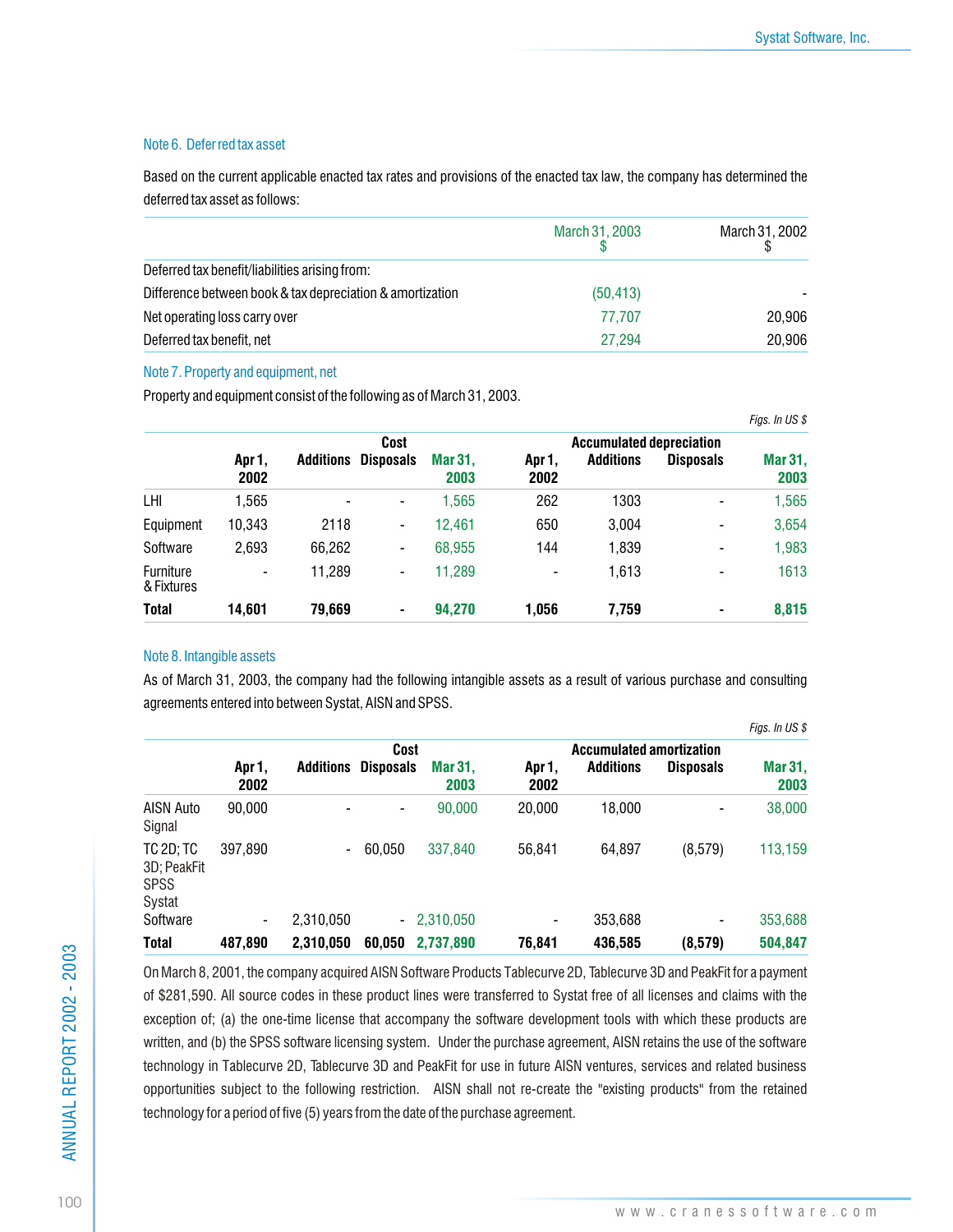### Note 6. Deferred tax asset

Based on the current applicable enacted tax rates and provisions of the enacted tax law, the company has determined the deferred tax asset as follows:

| | March 31, 2003 $ | March 31, 2002 $ |
|---|---|---|
| Deferred tax benefit/liabilities arising from: | | |
| Difference between book & tax depreciation & amortization | (50,413) | - |
| Net operating loss carry over | 77,707 | 20,906 |
| Deferred tax benefit, net | 27,294 | 20,906 |

### Note 7. Property and equipment, net

Property and equipment consist of the following as of March 31, 2003.

*Figs. In US $*

| | Cost | | | | Accumulated depreciation | | | |
|---|---|---|---|---|---|---|---|---|
| | Apr 1, 2002 | Additions | Disposals | Mar 31, 2003 | Apr 1, 2002 | Additions | Disposals | Mar 31, 2003 |
| LHI | 1,565 | - | - | 1,565 | 262 | 1303 | - | 1,565 |
| Equipment | 10,343 | 2118 | - | 12,461 | 650 | 3,004 | - | 3,654 |
| Software | 2,693 | 66,262 | - | 68,955 | 144 | 1,839 | - | 1,983 |
| Furniture & Fixtures | - | 11,289 | - | 11,289 | - | 1,613 | - | 1613 |
| **Total** | **14,601** | **79,669** | **-** | **94,270** | **1,056** | **7,759** | **-** | **8,815** |

### Note 8. Intangible assets

As of March 31, 2003, the company had the following intangible assets as a result of various purchase and consulting agreements entered into between Systat, AISN and SPSS.

*Figs. In US $*

| | Cost | | | | Accumulated amortization | | | |
|---|---|---|---|---|---|---|---|---|
| | Apr 1, 2002 | Additions | Disposals | Mar 31, 2003 | Apr 1, 2002 | Additions | Disposals | Mar 31, 2003 |
| AISN Auto Signal | 90,000 | - | - | 90,000 | 20,000 | 18,000 | - | 38,000 |
| TC 2D; TC 3D; PeakFit SPSS | 397,890 | - | 60,050 | 337,840 | 56,841 | 64,897 | (8,579) | 113,159 |
| Systat Software | - | 2,310,050 | - | 2,310,050 | - | 353,688 | - | 353,688 |
| **Total** | **487,890** | **2,310,050** | **60,050** | **2,737,890** | **76,841** | **436,585** | **(8,579)** | **504,847** |

On March 8, 2001, the company acquired AISN Software Products Tablecurve 2D, Tablecurve 3D and PeakFit for a payment of $281,590. All source codes in these product lines were transferred to Systat free of all licenses and claims with the exception of; (a) the one-time license that accompany the software development tools with which these products are written, and (b) the SPSS software licensing system. Under the purchase agreement, AISN retains the use of the software technology in Tablecurve 2D, Tablecurve 3D and PeakFit for use in future AISN ventures, services and related business opportunities subject to the following restriction. AISN shall not re-create the "existing products" from the retained technology for a period of five (5) years from the date of the purchase agreement.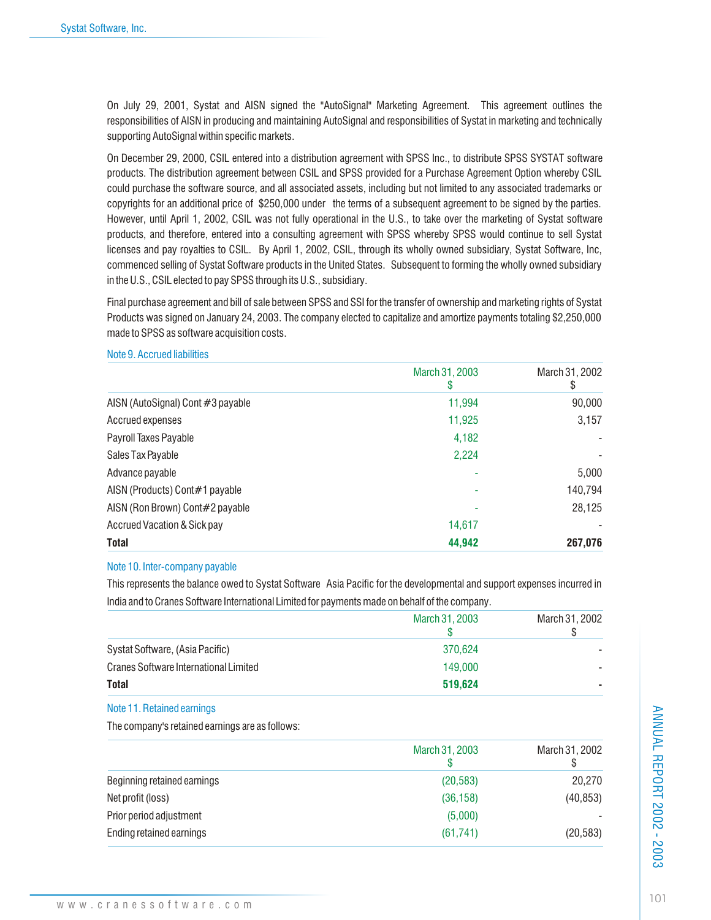On July 29, 2001, Systat and AISN signed the "AutoSignal" Marketing Agreement. This agreement outlines the responsibilities of AISN in producing and maintaining AutoSignal and responsibilities of Systat in marketing and technically supporting AutoSignal within specific markets.

On December 29, 2000, CSIL entered into a distribution agreement with SPSS Inc., to distribute SPSS SYSTAT software products. The distribution agreement between CSIL and SPSS provided for a Purchase Agreement Option whereby CSIL could purchase the software source, and all associated assets, including but not limited to any associated trademarks or copyrights for an additional price of $250,000 under the terms of a subsequent agreement to be signed by the parties. However, until April 1, 2002, CSIL was not fully operational in the U.S., to take over the marketing of Systat software products, and therefore, entered into a consulting agreement with SPSS whereby SPSS would continue to sell Systat licenses and pay royalties to CSIL. By April 1, 2002, CSIL, through its wholly owned subsidiary, Systat Software, Inc, commenced selling of Systat Software products in the United States. Subsequent to forming the wholly owned subsidiary in the U.S., CSIL elected to pay SPSS through its U.S., subsidiary.

Final purchase agreement and bill of sale between SPSS and SSI for the transfer of ownership and marketing rights of Systat Products was signed on January 24, 2003. The company elected to capitalize and amortize payments totaling $2,250,000 made to SPSS as software acquisition costs.

### Note 9. Accrued liabilities

| | March 31, 2003 $ | March 31, 2002 $ |
|---|---|---|
| AISN (AutoSignal) Cont #3 payable | 11,994 | 90,000 |
| Accrued expenses | 11,925 | 3,157 |
| Payroll Taxes Payable | 4,182 | - |
| Sales Tax Payable | 2,224 | - |
| Advance payable | - | 5,000 |
| AISN (Products) Cont#1 payable | - | 140,794 |
| AISN (Ron Brown) Cont#2 payable | - | 28,125 |
| Accrued Vacation & Sick pay | 14,617 | - |
| **Total** | **44,942** | **267,076** |

### Note 10. Inter-company payable

This represents the balance owed to Systat Software Asia Pacific for the developmental and support expenses incurred in India and to Cranes Software International Limited for payments made on behalf of the company.

| | March 31, 2003 $ | March 31, 2002 $ |
|---|---|---|
| Systat Software, (Asia Pacific) | 370,624 | - |
| Cranes Software International Limited | 149,000 | - |
| **Total** | **519,624** | **-** |

### Note 11. Retained earnings

The company's retained earnings are as follows:

| | March 31, 2003 $ | March 31, 2002 $ |
|---|---|---|
| Beginning retained earnings | (20,583) | 20,270 |
| Net profit (loss) | (36,158) | (40,853) |
| Prior period adjustment | (5,000) | - |
| Ending retained earnings | (61,741) | (20,583) |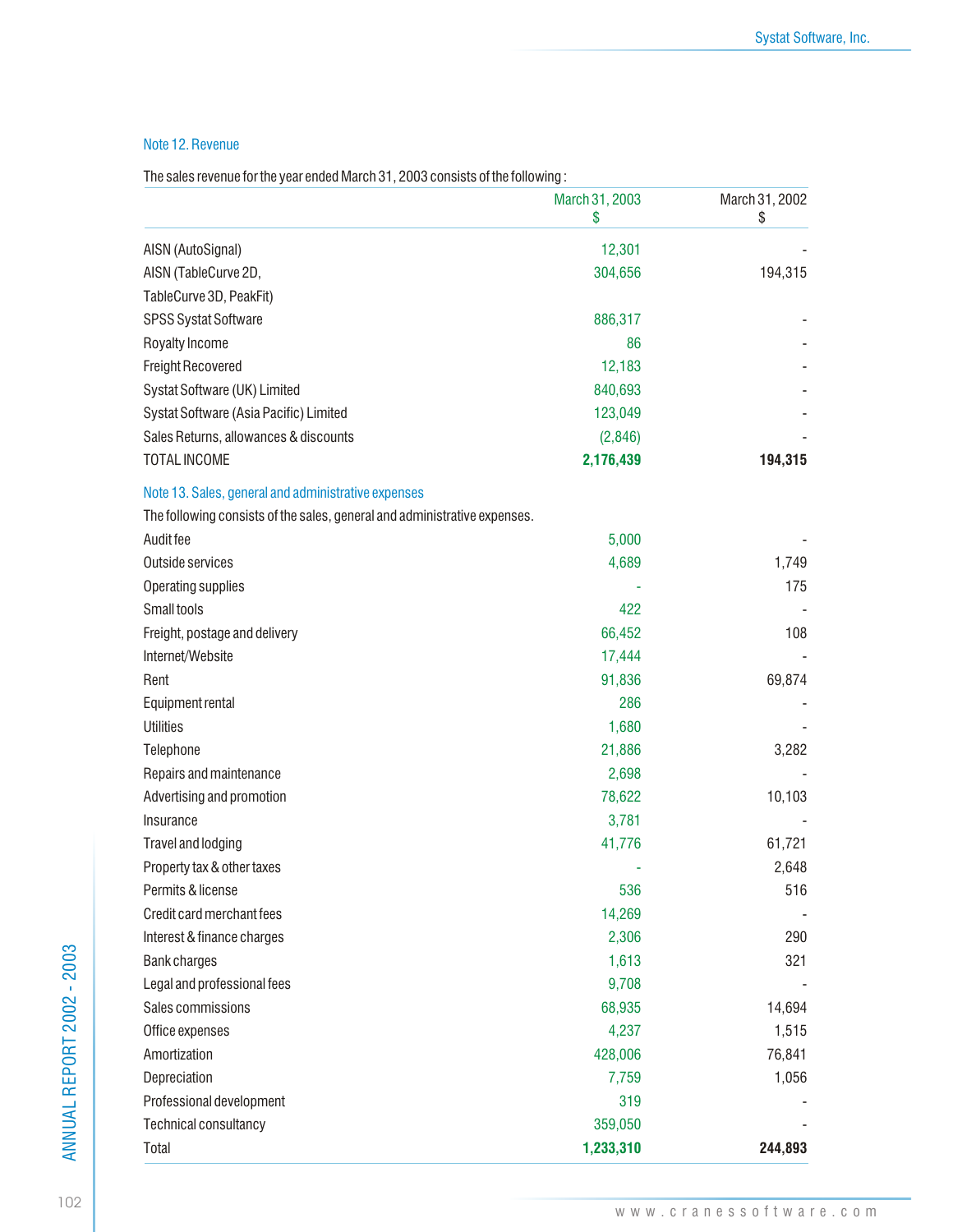### Note 12. Revenue

The sales revenue for the year ended March 31, 2003 consists of the following :

| | March 31, 2003<br>$ | March 31, 2002<br>$ |
|---|---|---|
| AISN (AutoSignal) | 12,301 | - |
| AISN (TableCurve 2D, TableCurve 3D, PeakFit) | 304,656 | 194,315 |
| SPSS Systat Software | 886,317 | - |
| Royalty Income | 86 | - |
| Freight Recovered | 12,183 | - |
| Systat Software (UK) Limited | 840,693 | - |
| Systat Software (Asia Pacific) Limited | 123,049 | - |
| Sales Returns, allowances & discounts | (2,846) | - |
| TOTAL INCOME | **2,176,439** | **194,315** |

### Note 13. Sales, general and administrative expenses

The following consists of the sales, general and administrative expenses.

| | March 31, 2003<br>$ | March 31, 2002<br>$ |
|---|---|---|
| Audit fee | 5,000 | - |
| Outside services | 4,689 | 1,749 |
| Operating supplies | - | 175 |
| Small tools | 422 | - |
| Freight, postage and delivery | 66,452 | 108 |
| Internet/Website | 17,444 | - |
| Rent | 91,836 | 69,874 |
| Equipment rental | 286 | - |
| Utilities | 1,680 | - |
| Telephone | 21,886 | 3,282 |
| Repairs and maintenance | 2,698 | - |
| Advertising and promotion | 78,622 | 10,103 |
| Insurance | 3,781 | - |
| Travel and lodging | 41,776 | 61,721 |
| Property tax & other taxes | - | 2,648 |
| Permits & license | 536 | 516 |
| Credit card merchant fees | 14,269 | - |
| Interest & finance charges | 2,306 | 290 |
| Bank charges | 1,613 | 321 |
| Legal and professional fees | 9,708 | - |
| Sales commissions | 68,935 | 14,694 |
| Office expenses | 4,237 | 1,515 |
| Amortization | 428,006 | 76,841 |
| Depreciation | 7,759 | 1,056 |
| Professional development | 319 | - |
| Technical consultancy | 359,050 | - |
| Total | **1,233,310** | **244,893** |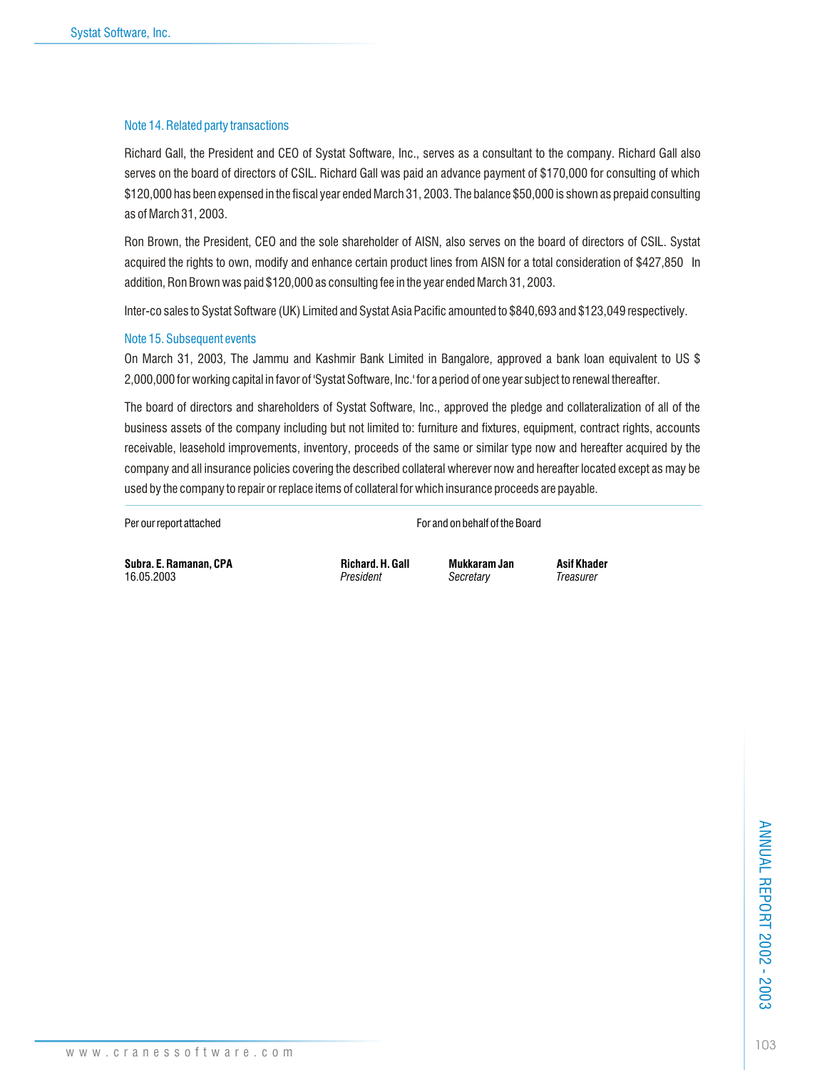### Note 14. Related party transactions

Richard Gall, the President and CEO of Systat Software, Inc., serves as a consultant to the company. Richard Gall also serves on the board of directors of CSIL. Richard Gall was paid an advance payment of $170,000 for consulting of which $120,000 has been expensed in the fiscal year ended March 31, 2003. The balance $50,000 is shown as prepaid consulting as of March 31, 2003.

Ron Brown, the President, CEO and the sole shareholder of AISN, also serves on the board of directors of CSIL. Systat acquired the rights to own, modify and enhance certain product lines from AISN for a total consideration of $427,850 In addition, Ron Brown was paid $120,000 as consulting fee in the year ended March 31, 2003.

Inter-co sales to Systat Software (UK) Limited and Systat Asia Pacific amounted to $840,693 and $123,049 respectively.

### Note 15. Subsequent events

On March 31, 2003, The Jammu and Kashmir Bank Limited in Bangalore, approved a bank loan equivalent to US $ 2,000,000 for working capital in favor of 'Systat Software, Inc.' for a period of one year subject to renewal thereafter.

The board of directors and shareholders of Systat Software, Inc., approved the pledge and collateralization of all of the business assets of the company including but not limited to: furniture and fixtures, equipment, contract rights, accounts receivable, leasehold improvements, inventory, proceeds of the same or similar type now and hereafter acquired by the company and all insurance policies covering the described collateral wherever now and hereafter located except as may be used by the company to repair or replace items of collateral for which insurance proceeds are payable.

Per our report attached

For and on behalf of the Board

**Subra. E. Ramanan, CPA**
16.05.2003

**Richard. H. Gall**
*President*

**Mukkaram Jan**
*Secretary*

**Asif Khader**
*Treasurer*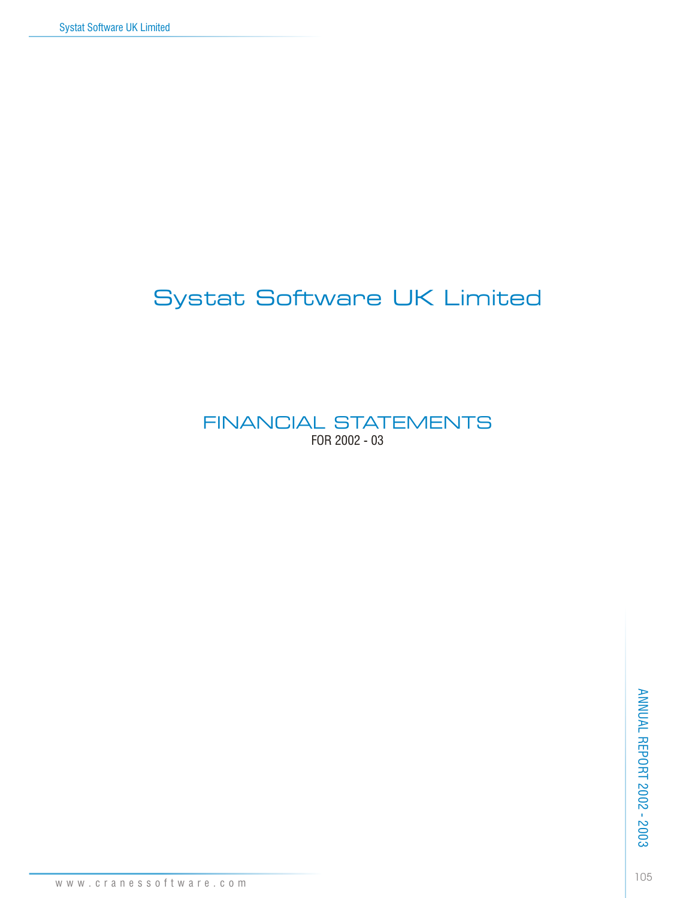# Systat Software UK Limited

## FINANCIAL STATEMENTS

FOR 2002 - 03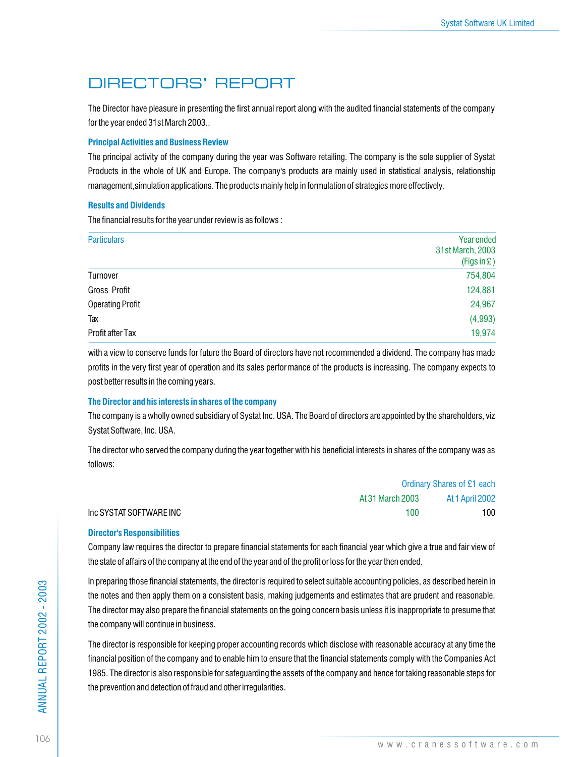# DIRECTORS' REPORT

The Director have pleasure in presenting the first annual report along with the audited financial statements of the company for the year ended 31st March 2003..

### Principal Activities and Business Review

The principal activity of the company during the year was Software retailing. The company is the sole supplier of Systat Products in the whole of UK and Europe. The company's products are mainly used in statistical analysis, relationship management,simulation applications. The products mainly help in formulation of strategies more effectively.

### Results and Dividends

The financial results for the year under review is as follows :

| Particulars | Year ended 31st March, 2003 (Figs in £ ) |
|---|---|
| Turnover | 754,804 |
| Gross Profit | 124,881 |
| Operating Profit | 24,967 |
| Tax | (4,993) |
| Profit after Tax | 19,974 |

with a view to conserve funds for future the Board of directors have not recommended a dividend. The company has made profits in the very first year of operation and its sales performance of the products is increasing. The company expects to post better results in the coming years.

### The Director and his interests in shares of the company

The company is a wholly owned subsidiary of Systat Inc. USA. The Board of directors are appointed by the shareholders, viz Systat Software, Inc. USA.

The director who served the company during the year together with his beneficial interests in shares of the company was as follows:

| | Ordinary Shares of £1 each | |
|---|---|---|
| | At 31 March 2003 | At 1 April 2002 |
| Inc SYSTAT SOFTWARE INC | 100 | 100 |

### Director's Responsibilities

Company law requires the director to prepare financial statements for each financial year which give a true and fair view of the state of affairs of the company at the end of the year and of the profit or loss for the year then ended.

In preparing those financial statements, the director is required to select suitable accounting policies, as described herein in the notes and then apply them on a consistent basis, making judgements and estimates that are prudent and reasonable. The director may also prepare the financial statements on the going concern basis unless it is inappropriate to presume that the company will continue in business.

The director is responsible for keeping proper accounting records which disclose with reasonable accuracy at any time the financial position of the company and to enable him to ensure that the financial statements comply with the Companies Act 1985. The director is also responsible for safeguarding the assets of the company and hence for taking reasonable steps for the prevention and detection of fraud and other irregularities.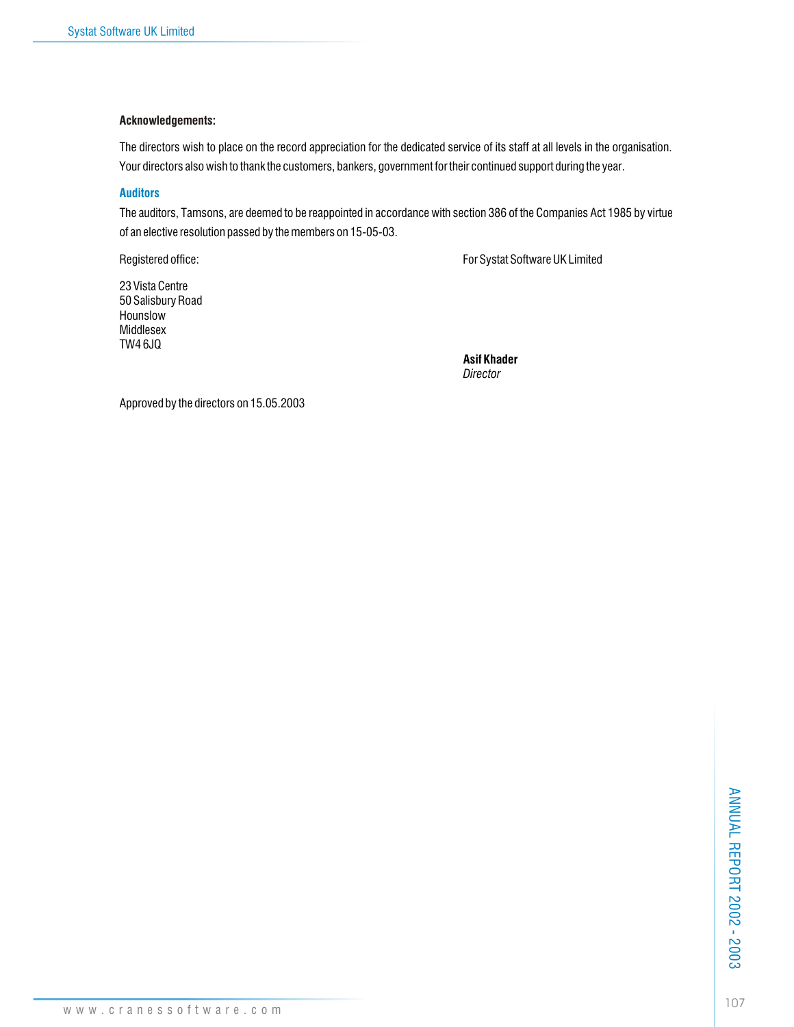**Acknowledgements:**

The directors wish to place on the record appreciation for the dedicated service of its staff at all levels in the organisation. Your directors also wish to thank the customers, bankers, government for their continued support during the year.

### Auditors

The auditors, Tamsons, are deemed to be reappointed in accordance with section 386 of the Companies Act 1985 by virtue of an elective resolution passed by the members on 15-05-03.

Registered office:

23 Vista Centre
50 Salisbury Road
Hounslow
Middlesex
TW4 6JQ

For Systat Software UK Limited

**Asif Khader**
*Director*

Approved by the directors on 15.05.2003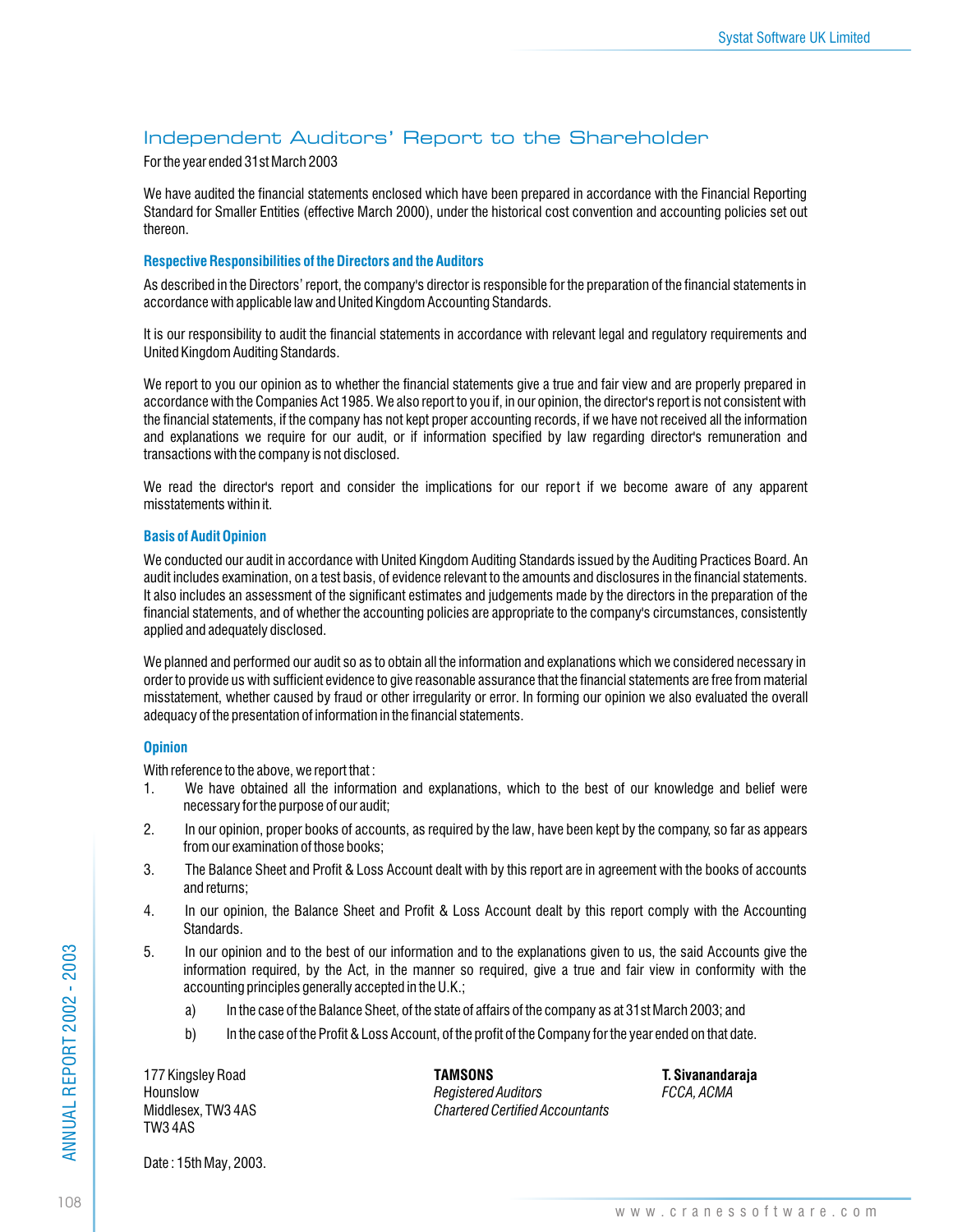## Independent Auditors' Report to the Shareholder

For the year ended 31st March 2003

We have audited the financial statements enclosed which have been prepared in accordance with the Financial Reporting Standard for Smaller Entities (effective March 2000), under the historical cost convention and accounting policies set out thereon.

### Respective Responsibilities of the Directors and the Auditors

As described in the Directors' report, the company's director is responsible for the preparation of the financial statements in accordance with applicable law and United Kingdom Accounting Standards.

It is our responsibility to audit the financial statements in accordance with relevant legal and regulatory requirements and United Kingdom Auditing Standards.

We report to you our opinion as to whether the financial statements give a true and fair view and are properly prepared in accordance with the Companies Act 1985. We also report to you if, in our opinion, the director's report is not consistent with the financial statements, if the company has not kept proper accounting records, if we have not received all the information and explanations we require for our audit, or if information specified by law regarding director's remuneration and transactions with the company is not disclosed.

We read the director's report and consider the implications for our report if we become aware of any apparent misstatements within it.

### Basis of Audit Opinion

We conducted our audit in accordance with United Kingdom Auditing Standards issued by the Auditing Practices Board. An audit includes examination, on a test basis, of evidence relevant to the amounts and disclosures in the financial statements. It also includes an assessment of the significant estimates and judgements made by the directors in the preparation of the financial statements, and of whether the accounting policies are appropriate to the company's circumstances, consistently applied and adequately disclosed.

We planned and performed our audit so as to obtain all the information and explanations which we considered necessary in order to provide us with sufficient evidence to give reasonable assurance that the financial statements are free from material misstatement, whether caused by fraud or other irregularity or error. In forming our opinion we also evaluated the overall adequacy of the presentation of information in the financial statements.

### Opinion

With reference to the above, we report that :

1. We have obtained all the information and explanations, which to the best of our knowledge and belief were necessary for the purpose of our audit;
2. In our opinion, proper books of accounts, as required by the law, have been kept by the company, so far as appears from our examination of those books;
3. The Balance Sheet and Profit & Loss Account dealt with by this report are in agreement with the books of accounts and returns;
4. In our opinion, the Balance Sheet and Profit & Loss Account dealt by this report comply with the Accounting Standards.
5. In our opinion and to the best of our information and to the explanations given to us, the said Accounts give the information required, by the Act, in the manner so required, give a true and fair view in conformity with the accounting principles generally accepted in the U.K.;
    a) In the case of the Balance Sheet, of the state of affairs of the company as at 31st March 2003; and
    b) In the case of the Profit & Loss Account, of the profit of the Company for the year ended on that date.

177 Kingsley Road
Hounslow
Middlesex, TW3 4AS
TW3 4AS

**TAMSONS**
*Registered Auditors*
*Chartered Certified Accountants*

**T. Sivanandaraja**
*FCCA, ACMA*

Date : 15th May, 2003.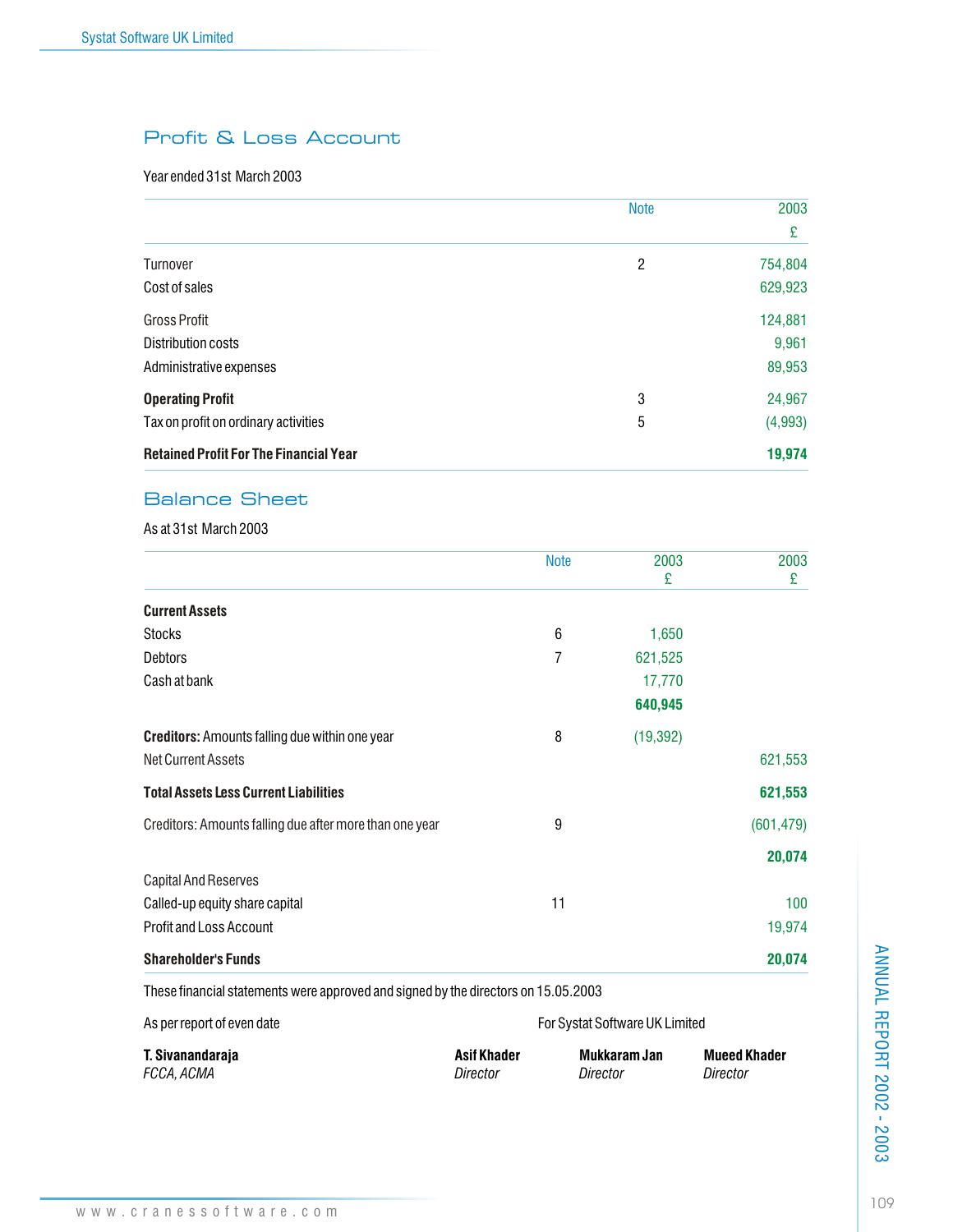## Profit & Loss Account

Year ended 31st March 2003

| | Note | 2003 |
|---|---|---|
| | | £ |
| Turnover | 2 | 754,804 |
| Cost of sales | | 629,923 |
| Gross Profit | | 124,881 |
| Distribution costs | | 9,961 |
| Administrative expenses | | 89,953 |
| **Operating Profit** | 3 | 24,967 |
| Tax on profit on ordinary activities | 5 | (4,993) |
| **Retained Profit For The Financial Year** | | **19,974** |

## Balance Sheet

As at 31st March 2003

| | Note | 2003 £ | 2003 £ |
|---|---|---|---|
| **Current Assets** | | | |
| Stocks | 6 | 1,650 | |
| Debtors | 7 | 621,525 | |
| Cash at bank | | 17,770 | |
| | | **640,945** | |
| **Creditors:** Amounts falling due within one year | 8 | (19,392) | |
| Net Current Assets | | | 621,553 |
| **Total Assets Less Current Liabilities** | | | **621,553** |
| Creditors: Amounts falling due after more than one year | 9 | | (601,479) |
| | | | **20,074** |
| Capital And Reserves | | | |
| Called-up equity share capital | 11 | | 100 |
| Profit and Loss Account | | | 19,974 |
| **Shareholder's Funds** | | | **20,074** |

These financial statements were approved and signed by the directors on 15.05.2003

As per report of even date

For Systat Software UK Limited

**T. Sivanandaraja**
*FCCA, ACMA*

**Asif Khader**
*Director*

**Mukkaram Jan**
*Director*

**Mueed Khader**
*Director*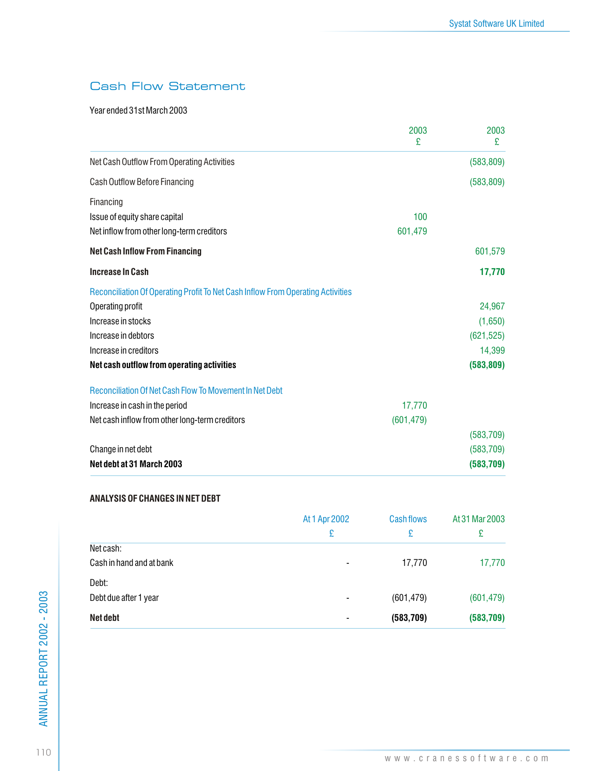## Cash Flow Statement

Year ended 31st March 2003

| | 2003 £ | 2003 £ |
|---|---|---|
| Net Cash Outflow From Operating Activities | | (583,809) |
| Cash Outflow Before Financing | | (583,809) |
| Financing | | |
| Issue of equity share capital | 100 | |
| Net inflow from other long-term creditors | 601,479 | |
| **Net Cash Inflow From Financing** | | 601,579 |
| **Increase In Cash** | | **17,770** |
| Reconciliation Of Operating Profit To Net Cash Inflow From Operating Activities | | |
| Operating profit | | 24,967 |
| Increase in stocks | | (1,650) |
| Increase in debtors | | (621,525) |
| Increase in creditors | | 14,399 |
| **Net cash outflow from operating activities** | | **(583,809)** |
| Reconciliation Of Net Cash Flow To Movement In Net Debt | | |
| Increase in cash in the period | 17,770 | |
| Net cash inflow from other long-term creditors | (601,479) | |
| | | (583,709) |
| Change in net debt | | (583,709) |
| **Net debt at 31 March 2003** | | **(583,709)** |

**ANALYSIS OF CHANGES IN NET DEBT**

| | At 1 Apr 2002 £ | Cash flows £ | At 31 Mar 2003 £ |
|---|---|---|---|
| Net cash: | | | |
| Cash in hand and at bank | - | 17,770 | 17,770 |
| Debt: | | | |
| Debt due after 1 year | - | (601,479) | (601,479) |
| **Net debt** | - | **(583,709)** | **(583,709)** |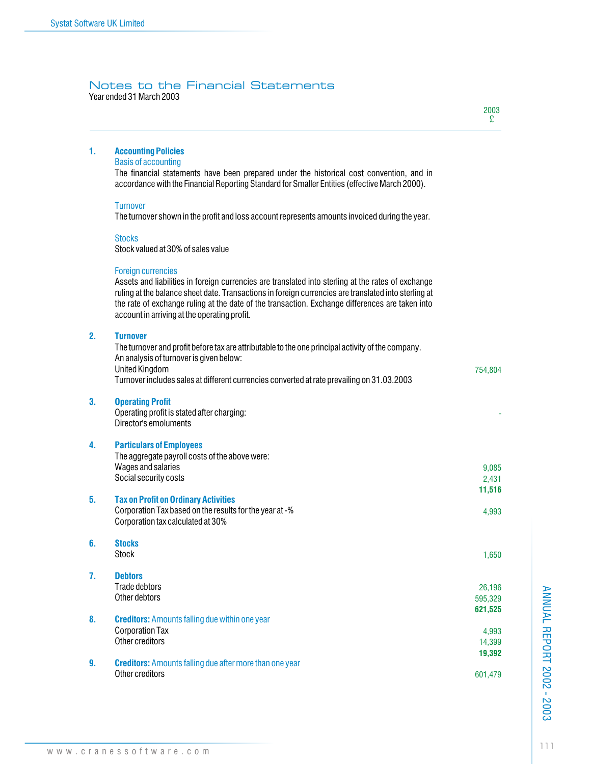# Notes to the Financial Statements

Year ended 31 March 2003

| | | 2003 £ |
|---|---|---|
| **1.** | **Accounting Policies** | |
| | Basis of accounting | |
| | The financial statements have been prepared under the historical cost convention, and in accordance with the Financial Reporting Standard for Smaller Entities (effective March 2000). | |
| | Turnover | |
| | The turnover shown in the profit and loss account represents amounts invoiced during the year. | |
| | Stocks | |
| | Stock valued at 30% of sales value | |
| | Foreign currencies | |
| | Assets and liabilities in foreign currencies are translated into sterling at the rates of exchange ruling at the balance sheet date. Transactions in foreign currencies are translated into sterling at the rate of exchange ruling at the date of the transaction. Exchange differences are taken into account in arriving at the operating profit. | |
| **2.** | **Turnover** | |
| | The turnover and profit before tax are attributable to the one principal activity of the company. | |
| | An analysis of turnover is given below: | |
| | United Kingdom | 754,804 |
| | Turnover includes sales at different currencies converted at rate prevailing on 31.03.2003 | |
| **3.** | **Operating Profit** | |
| | Operating profit is stated after charging: | - |
| | Director's emoluments | |
| **4.** | **Particulars of Employees** | |
| | The aggregate payroll costs of the above were: | |
| | Wages and salaries | 9,085 |
| | Social security costs | 2,431 |
| | | **11,516** |
| **5.** | **Tax on Profit on Ordinary Activities** | |
| | Corporation Tax based on the results for the year at -% | 4,993 |
| | Corporation tax calculated at 30% | |
| **6.** | **Stocks** | |
| | Stock | 1,650 |
| **7.** | **Debtors** | |
| | Trade debtors | 26,196 |
| | Other debtors | 595,329 |
| | | **621,525** |
| **8.** | **Creditors:** Amounts falling due within one year | |
| | Corporation Tax | 4,993 |
| | Other creditors | 14,399 |
| | | **19,392** |
| **9.** | **Creditors:** Amounts falling due after more than one year | |
| | Other creditors | 601,479 |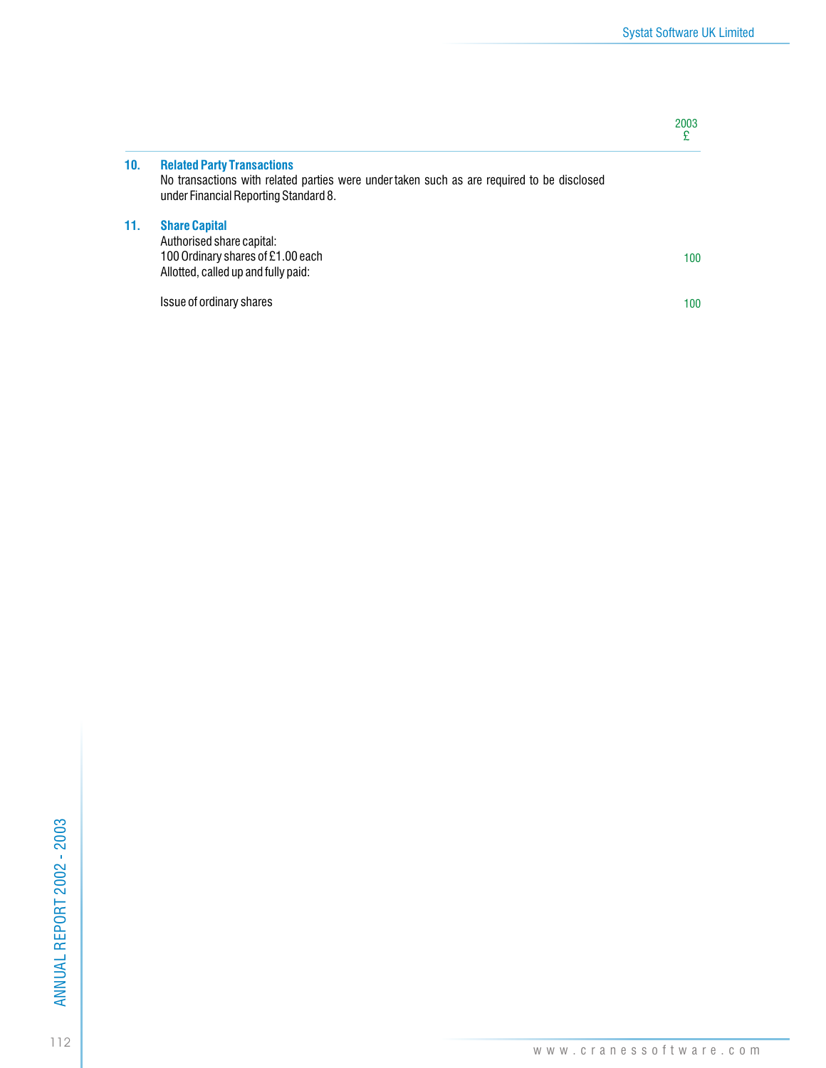| | 2003 £ |
|---|---|
| **10. Related Party Transactions** | |
| No transactions with related parties were under taken such as are required to be disclosed under Financial Reporting Standard 8. | |
| **11. Share Capital** | |
| Authorised share capital: | |
| 100 Ordinary shares of £1.00 each | 100 |
| Allotted, called up and fully paid: | |
| Issue of ordinary shares | 100 |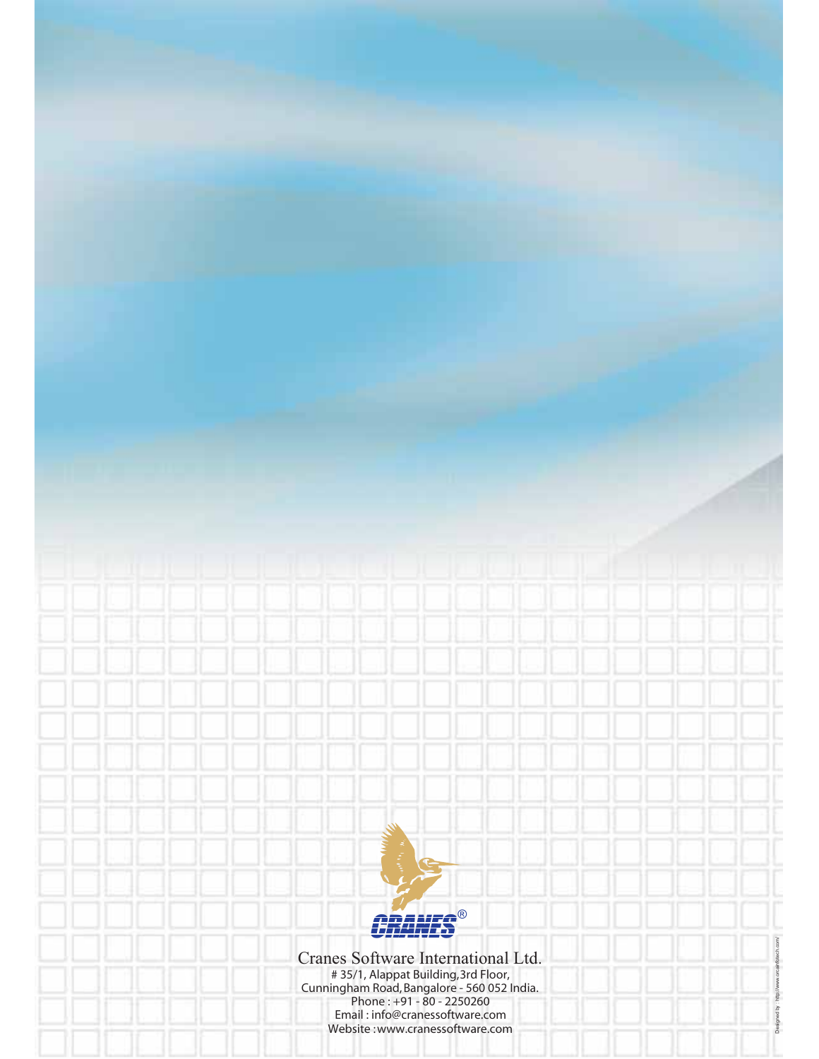CRANES®

Cranes Software International Ltd.

# 35/1, Alappat Building, 3rd Floor,
Cunningham Road, Bangalore - 560 052 India.
Phone : +91 - 80 - 2250260
Email : info@cranessoftware.com
Website : www.cranessoftware.com